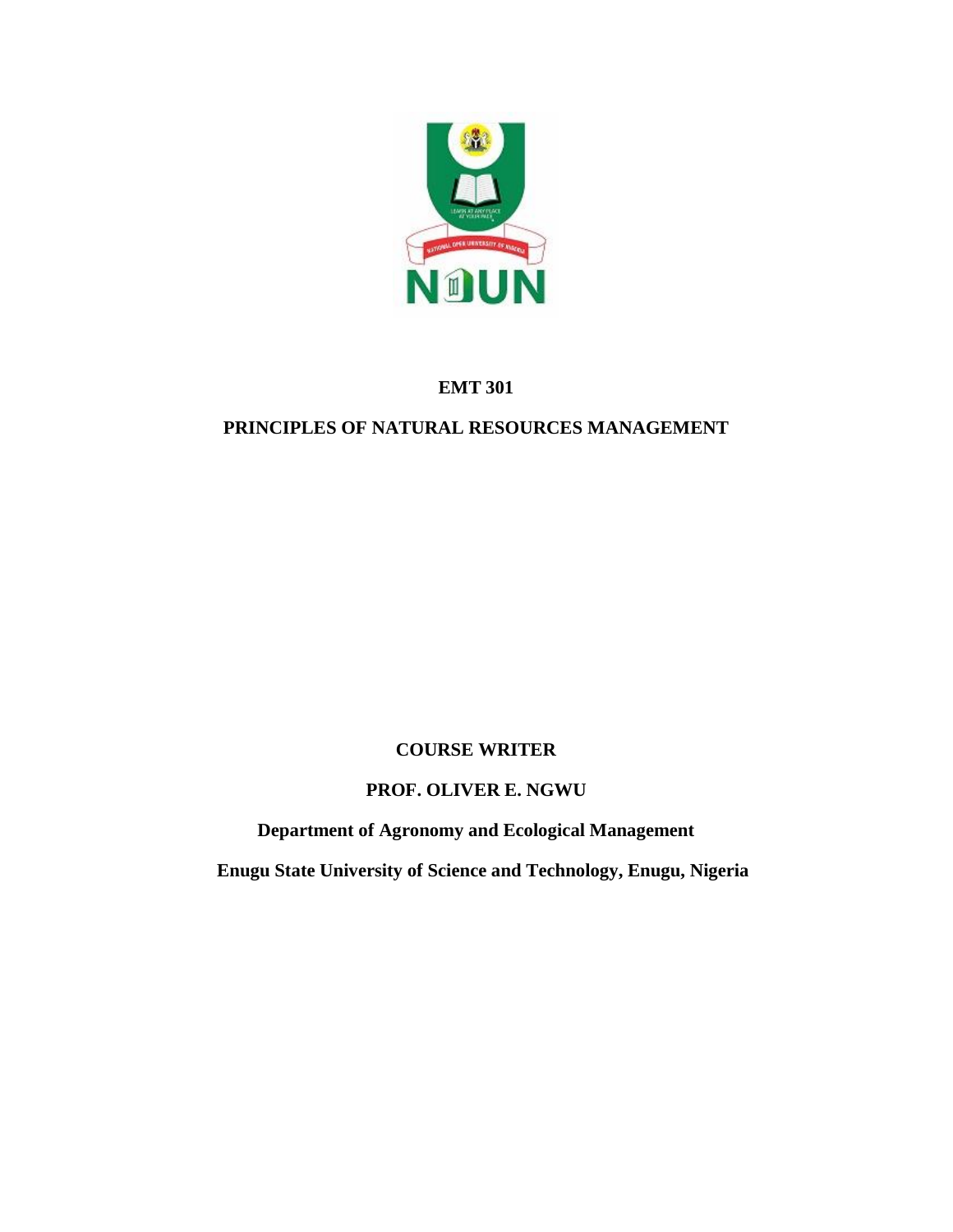# EMT 301

# PRINCIPLES OF NATURAL RESOURCES MANAGEMENT

**COURSE WRITER**

**PROF. OLIVER E. NGWU**

**Department of Agronomy and Ecological Management**

**Enugu State University of Science and Technology, Enugu, Nigeria**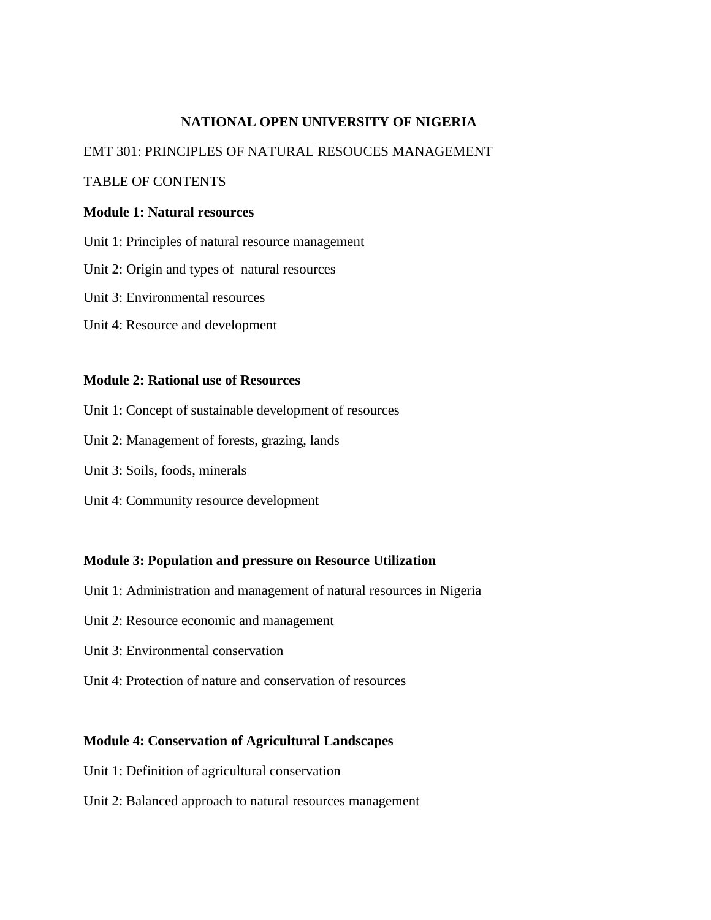**NATIONAL OPEN UNIVERSITY OF NIGERIA**

EMT 301: PRINCIPLES OF NATURAL RESOUCES MANAGEMENT

TABLE OF CONTENTS

**Module 1: Natural resources**

Unit 1: Principles of natural resource management

Unit 2: Origin and types of natural resources

Unit 3: Environmental resources

Unit 4: Resource and development

**Module 2: Rational use of Resources**

Unit 1: Concept of sustainable development of resources

Unit 2: Management of forests, grazing, lands

Unit 3: Soils, foods, minerals

Unit 4: Community resource development

**Module 3: Population and pressure on Resource Utilization**

Unit 1: Administration and management of natural resources in Nigeria

Unit 2: Resource economic and management

Unit 3: Environmental conservation

Unit 4: Protection of nature and conservation of resources

**Module 4: Conservation of Agricultural Landscapes**

Unit 1: Definition of agricultural conservation

Unit 2: Balanced approach to natural resources management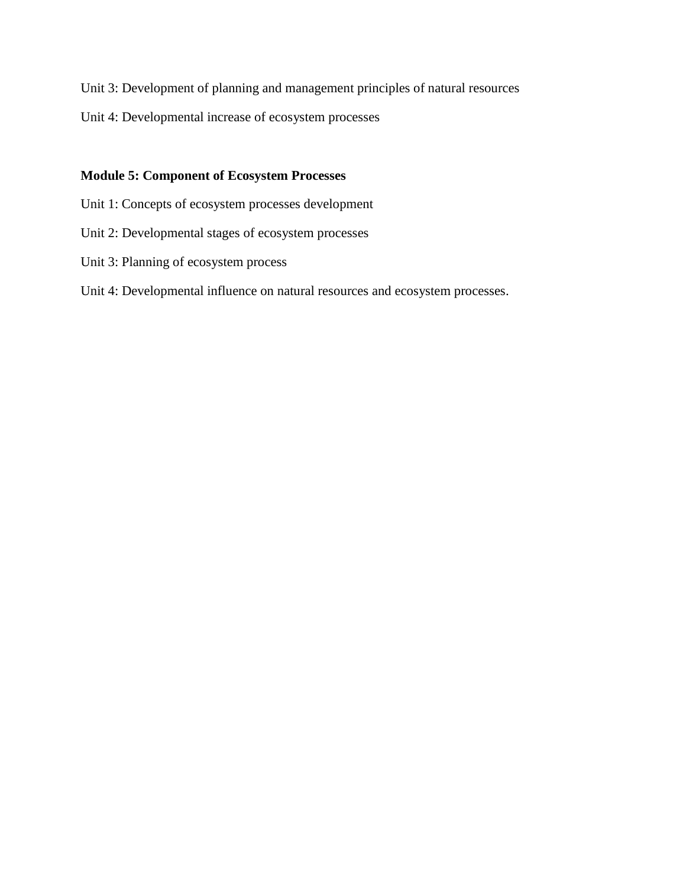Unit 3: Development of planning and management principles of natural resources

Unit 4: Developmental increase of ecosystem processes

**Module 5: Component of Ecosystem Processes**

Unit 1: Concepts of ecosystem processes development

Unit 2: Developmental stages of ecosystem processes

Unit 3: Planning of ecosystem process

Unit 4: Developmental influence on natural resources and ecosystem processes.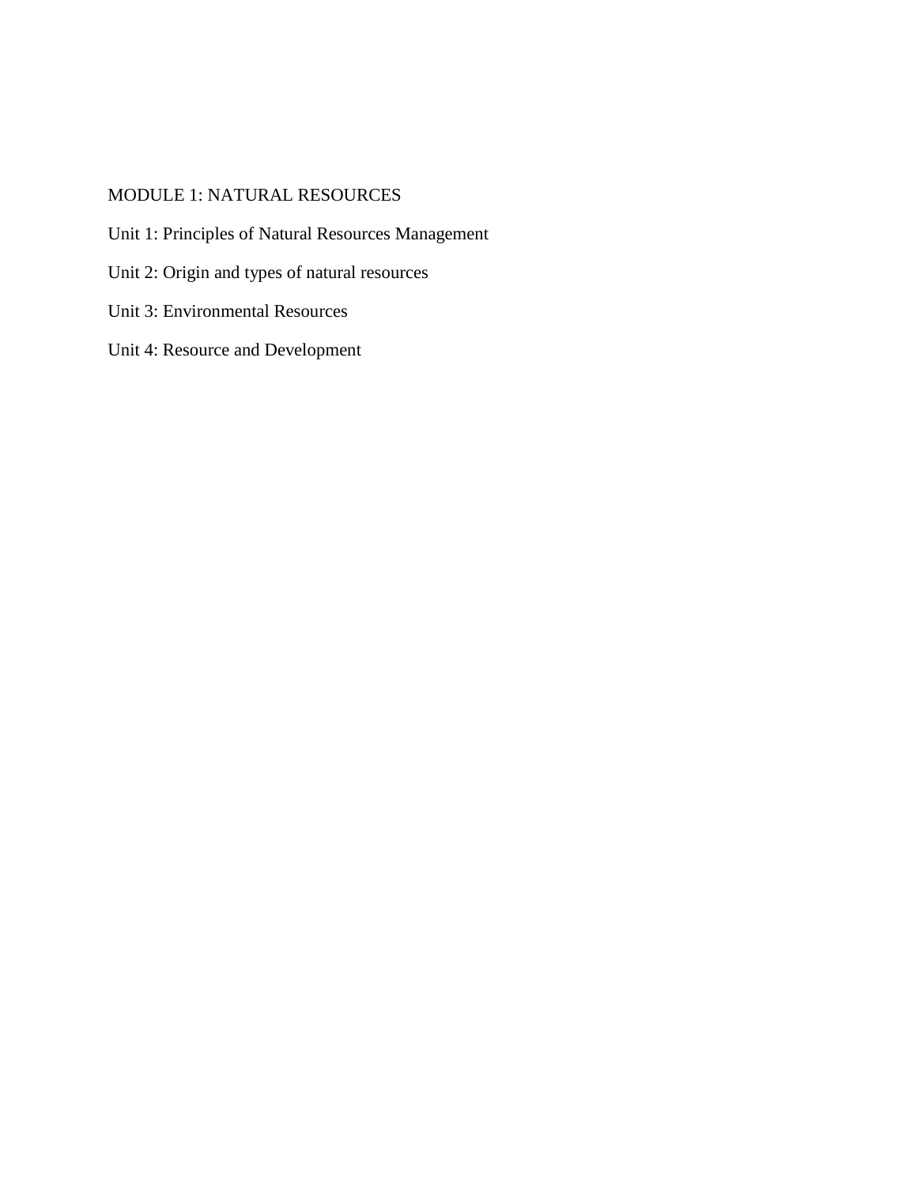## MODULE 1: NATURAL RESOURCES

Unit 1: Principles of Natural Resources Management

Unit 2: Origin and types of natural resources

Unit 3: Environmental Resources

Unit 4: Resource and Development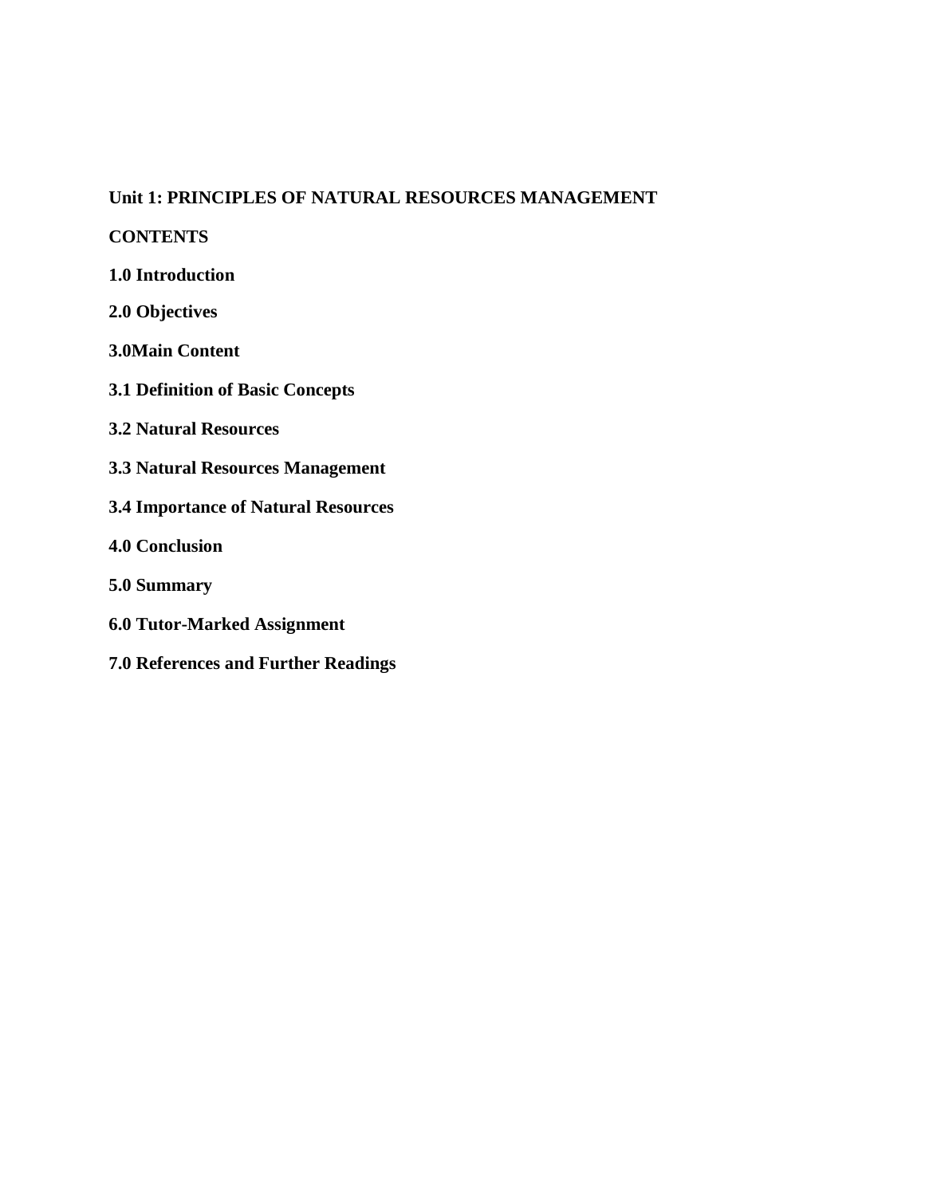## Unit 1: PRINCIPLES OF NATURAL RESOURCES MANAGEMENT

**CONTENTS**

**1.0 Introduction**

**2.0 Objectives**

**3.0Main Content**

**3.1 Definition of Basic Concepts**

**3.2 Natural Resources**

**3.3 Natural Resources Management**

**3.4 Importance of Natural Resources**

**4.0 Conclusion**

**5.0 Summary**

**6.0 Tutor-Marked Assignment**

**7.0 References and Further Readings**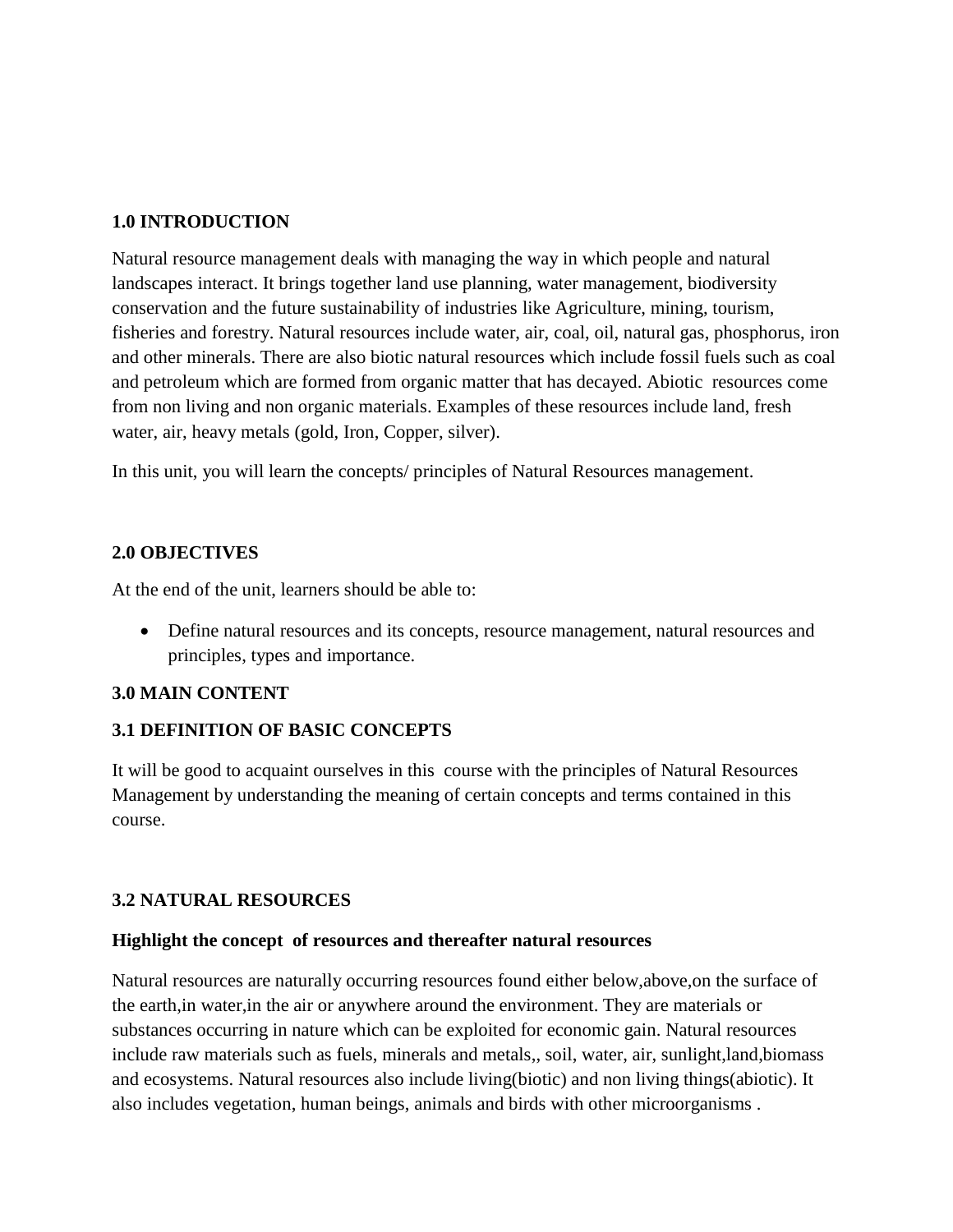## 1.0 INTRODUCTION

Natural resource management deals with managing the way in which people and natural landscapes interact. It brings together land use planning, water management, biodiversity conservation and the future sustainability of industries like Agriculture, mining, tourism, fisheries and forestry. Natural resources include water, air, coal, oil, natural gas, phosphorus, iron and other minerals. There are also biotic natural resources which include fossil fuels such as coal and petroleum which are formed from organic matter that has decayed. Abiotic resources come from non living and non organic materials. Examples of these resources include land, fresh water, air, heavy metals (gold, Iron, Copper, silver).

In this unit, you will learn the concepts/ principles of Natural Resources management.

## 2.0 OBJECTIVES

At the end of the unit, learners should be able to:

- Define natural resources and its concepts, resource management, natural resources and principles, types and importance.

## 3.0 MAIN CONTENT

### 3.1 DEFINITION OF BASIC CONCEPTS

It will be good to acquaint ourselves in this course with the principles of Natural Resources Management by understanding the meaning of certain concepts and terms contained in this course.

### 3.2 NATURAL RESOURCES

**Highlight the concept of resources and thereafter natural resources**

Natural resources are naturally occurring resources found either below,above,on the surface of the earth,in water,in the air or anywhere around the environment. They are materials or substances occurring in nature which can be exploited for economic gain. Natural resources include raw materials such as fuels, minerals and metals,, soil, water, air, sunlight,land,biomass and ecosystems. Natural resources also include living(biotic) and non living things(abiotic). It also includes vegetation, human beings, animals and birds with other microorganisms .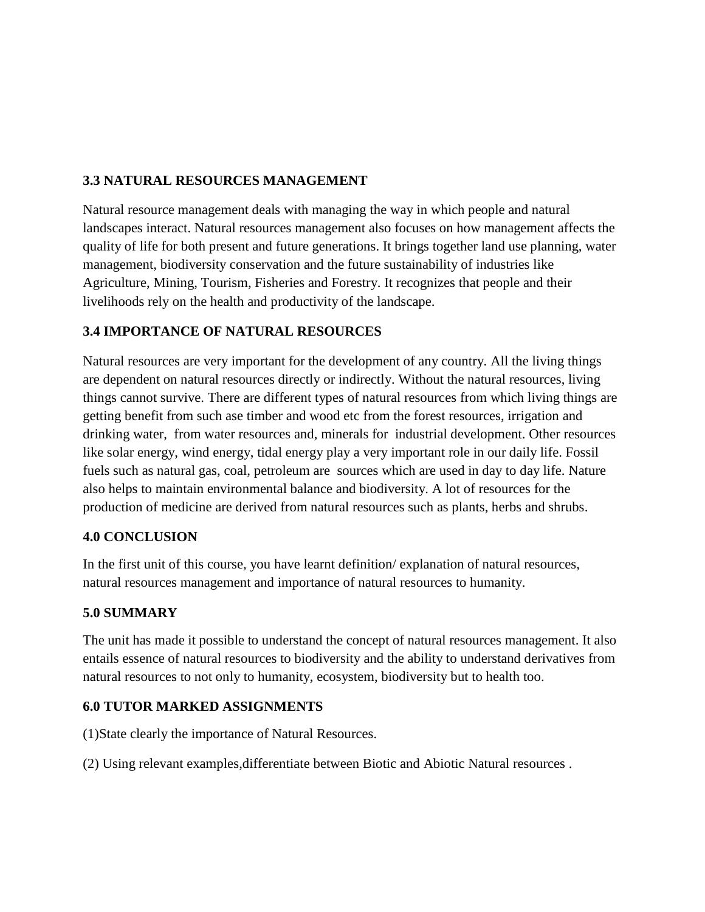## 3.3 NATURAL RESOURCES MANAGEMENT

Natural resource management deals with managing the way in which people and natural landscapes interact. Natural resources management also focuses on how management affects the quality of life for both present and future generations. It brings together land use planning, water management, biodiversity conservation and the future sustainability of industries like Agriculture, Mining, Tourism, Fisheries and Forestry. It recognizes that people and their livelihoods rely on the health and productivity of the landscape.

## 3.4 IMPORTANCE OF NATURAL RESOURCES

Natural resources are very important for the development of any country. All the living things are dependent on natural resources directly or indirectly. Without the natural resources, living things cannot survive. There are different types of natural resources from which living things are getting benefit from such ase timber and wood etc from the forest resources, irrigation and drinking water, from water resources and, minerals for industrial development. Other resources like solar energy, wind energy, tidal energy play a very important role in our daily life. Fossil fuels such as natural gas, coal, petroleum are sources which are used in day to day life. Nature also helps to maintain environmental balance and biodiversity. A lot of resources for the production of medicine are derived from natural resources such as plants, herbs and shrubs.

## 4.0 CONCLUSION

In the first unit of this course, you have learnt definition/ explanation of natural resources, natural resources management and importance of natural resources to humanity.

## 5.0 SUMMARY

The unit has made it possible to understand the concept of natural resources management. It also entails essence of natural resources to biodiversity and the ability to understand derivatives from natural resources to not only to humanity, ecosystem, biodiversity but to health too.

## 6.0 TUTOR MARKED ASSIGNMENTS

(1)State clearly the importance of Natural Resources.

(2) Using relevant examples,differentiate between Biotic and Abiotic Natural resources .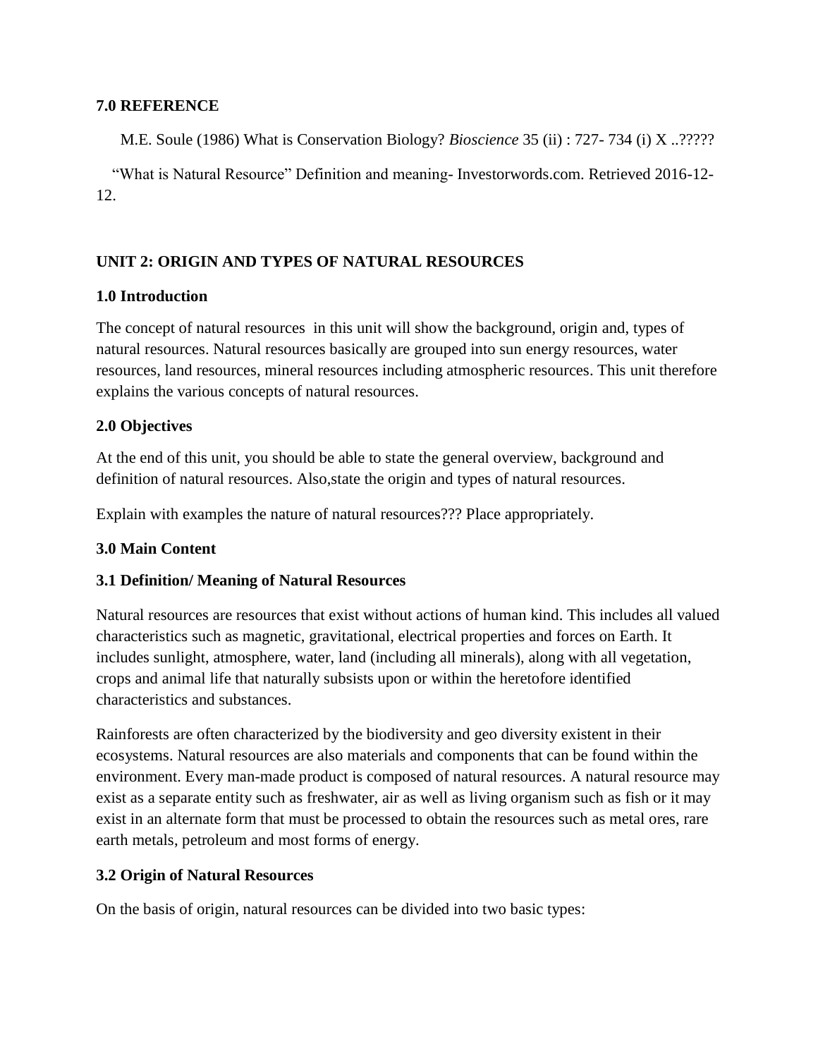**7.0 REFERENCE**

M.E. Soule (1986) What is Conservation Biology? *Bioscience* 35 (ii) : 727- 734 (i) X ..?????

"What is Natural Resource" Definition and meaning- Investorwords.com. Retrieved 2016-12-12.

## UNIT 2: ORIGIN AND TYPES OF NATURAL RESOURCES

### 1.0 Introduction

The concept of natural resources in this unit will show the background, origin and, types of natural resources. Natural resources basically are grouped into sun energy resources, water resources, land resources, mineral resources including atmospheric resources. This unit therefore explains the various concepts of natural resources.

### 2.0 Objectives

At the end of this unit, you should be able to state the general overview, background and definition of natural resources. Also,state the origin and types of natural resources.

Explain with examples the nature of natural resources??? Place appropriately.

### 3.0 Main Content

#### 3.1 Definition/ Meaning of Natural Resources

Natural resources are resources that exist without actions of human kind. This includes all valued characteristics such as magnetic, gravitational, electrical properties and forces on Earth. It includes sunlight, atmosphere, water, land (including all minerals), along with all vegetation, crops and animal life that naturally subsists upon or within the heretofore identified characteristics and substances.

Rainforests are often characterized by the biodiversity and geo diversity existent in their ecosystems. Natural resources are also materials and components that can be found within the environment. Every man-made product is composed of natural resources. A natural resource may exist as a separate entity such as freshwater, air as well as living organism such as fish or it may exist in an alternate form that must be processed to obtain the resources such as metal ores, rare earth metals, petroleum and most forms of energy.

#### 3.2 Origin of Natural Resources

On the basis of origin, natural resources can be divided into two basic types: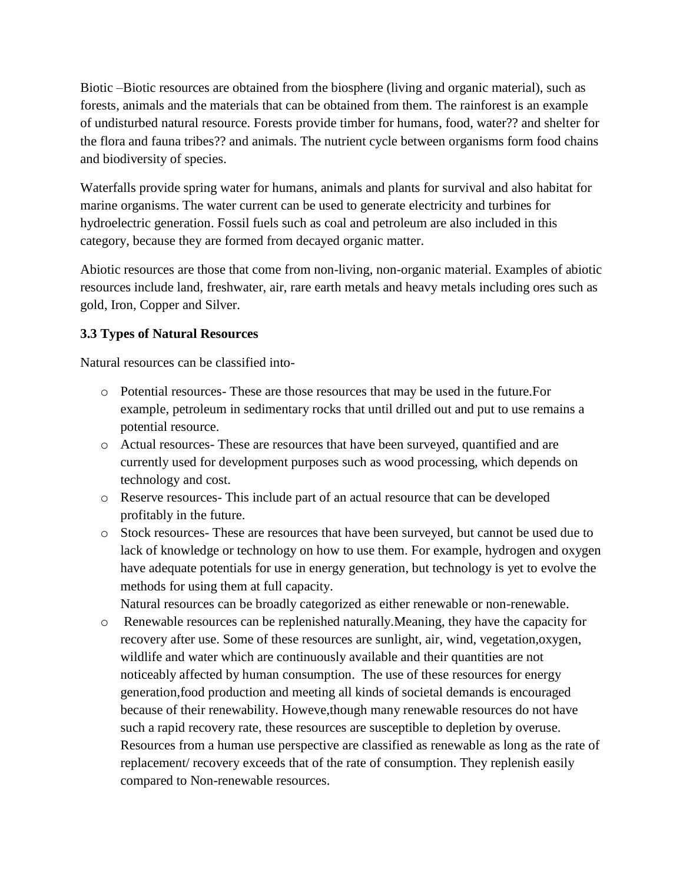Biotic –Biotic resources are obtained from the biosphere (living and organic material), such as forests, animals and the materials that can be obtained from them. The rainforest is an example of undisturbed natural resource. Forests provide timber for humans, food, water?? and shelter for the flora and fauna tribes?? and animals. The nutrient cycle between organisms form food chains and biodiversity of species.

Waterfalls provide spring water for humans, animals and plants for survival and also habitat for marine organisms. The water current can be used to generate electricity and turbines for hydroelectric generation. Fossil fuels such as coal and petroleum are also included in this category, because they are formed from decayed organic matter.

Abiotic resources are those that come from non-living, non-organic material. Examples of abiotic resources include land, freshwater, air, rare earth metals and heavy metals including ores such as gold, Iron, Copper and Silver.

### 3.3 Types of Natural Resources

Natural resources can be classified into-

- Potential resources- These are those resources that may be used in the future.For example, petroleum in sedimentary rocks that until drilled out and put to use remains a potential resource.
- Actual resources- These are resources that have been surveyed, quantified and are currently used for development purposes such as wood processing, which depends on technology and cost.
- Reserve resources- This include part of an actual resource that can be developed profitably in the future.
- Stock resources- These are resources that have been surveyed, but cannot be used due to lack of knowledge or technology on how to use them. For example, hydrogen and oxygen have adequate potentials for use in energy generation, but technology is yet to evolve the methods for using them at full capacity.

  Natural resources can be broadly categorized as either renewable or non-renewable.
- Renewable resources can be replenished naturally.Meaning, they have the capacity for recovery after use. Some of these resources are sunlight, air, wind, vegetation,oxygen, wildlife and water which are continuously available and their quantities are not noticeably affected by human consumption. The use of these resources for energy generation,food production and meeting all kinds of societal demands is encouraged because of their renewability. Howeve,though many renewable resources do not have such a rapid recovery rate, these resources are susceptible to depletion by overuse. Resources from a human use perspective are classified as renewable as long as the rate of replacement/ recovery exceeds that of the rate of consumption. They replenish easily compared to Non-renewable resources.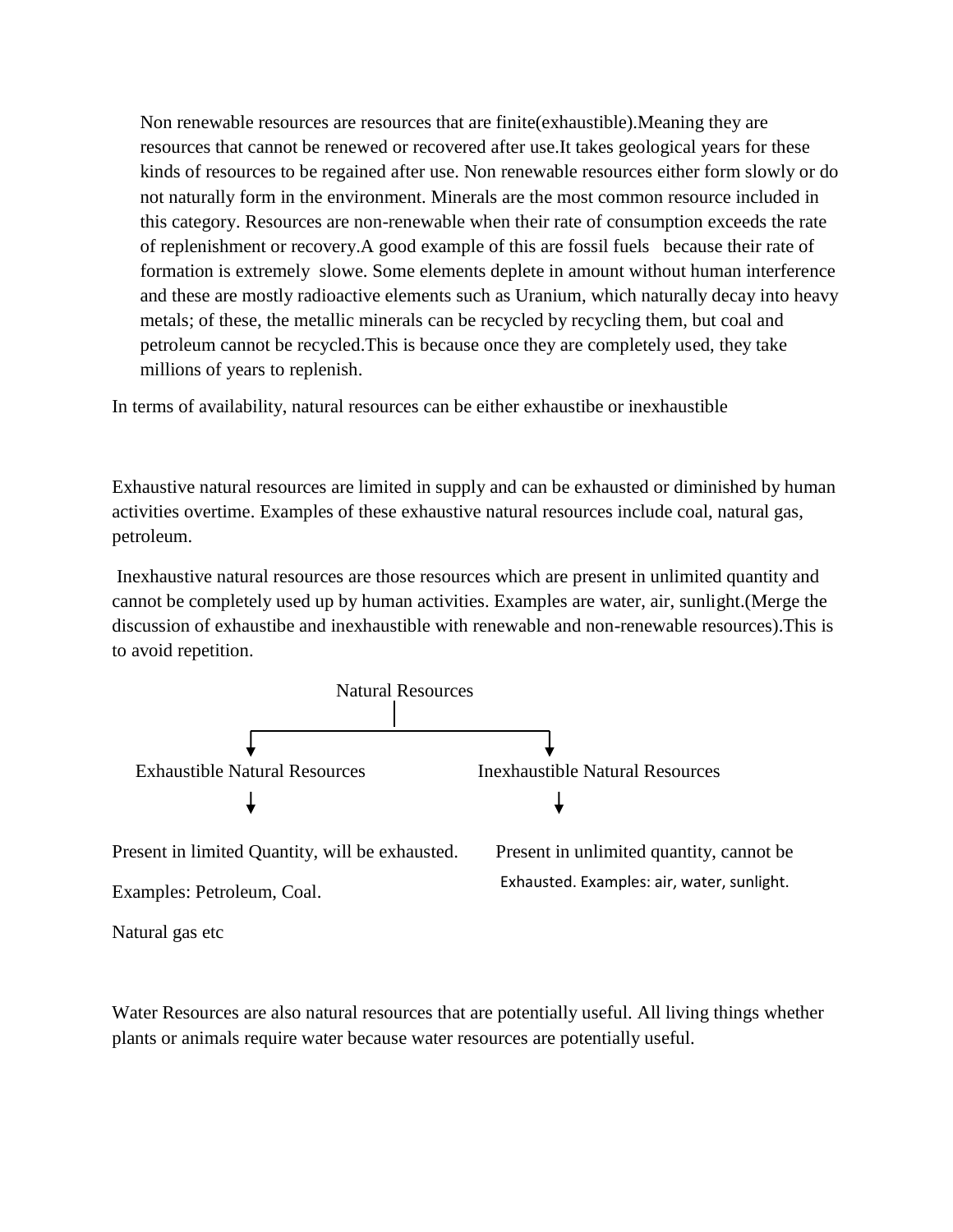Non renewable resources are resources that are finite(exhaustible).Meaning they are resources that cannot be renewed or recovered after use.It takes geological years for these kinds of resources to be regained after use. Non renewable resources either form slowly or do not naturally form in the environment. Minerals are the most common resource included in this category. Resources are non-renewable when their rate of consumption exceeds the rate of replenishment or recovery.A good example of this are fossil fuels because their rate of formation is extremely slowe. Some elements deplete in amount without human interference and these are mostly radioactive elements such as Uranium, which naturally decay into heavy metals; of these, the metallic minerals can be recycled by recycling them, but coal and petroleum cannot be recycled.This is because once they are completely used, they take millions of years to replenish.

In terms of availability, natural resources can be either exhaustibe or inexhaustible

Exhaustive natural resources are limited in supply and can be exhausted or diminished by human activities overtime. Examples of these exhaustive natural resources include coal, natural gas, petroleum.

Inexhaustive natural resources are those resources which are present in unlimited quantity and cannot be completely used up by human activities. Examples are water, air, sunlight.(Merge the discussion of exhaustibe and inexhaustible with renewable and non-renewable resources).This is to avoid repetition.

Natural Resources

- Exhaustible Natural Resources
  - Present in limited Quantity, will be exhausted.
    Examples: Petroleum, Coal.
    Natural gas etc
- Inexhaustible Natural Resources
  - Present in unlimited quantity, cannot be Exhausted. Examples: air, water, sunlight.

Water Resources are also natural resources that are potentially useful. All living things whether plants or animals require water because water resources are potentially useful.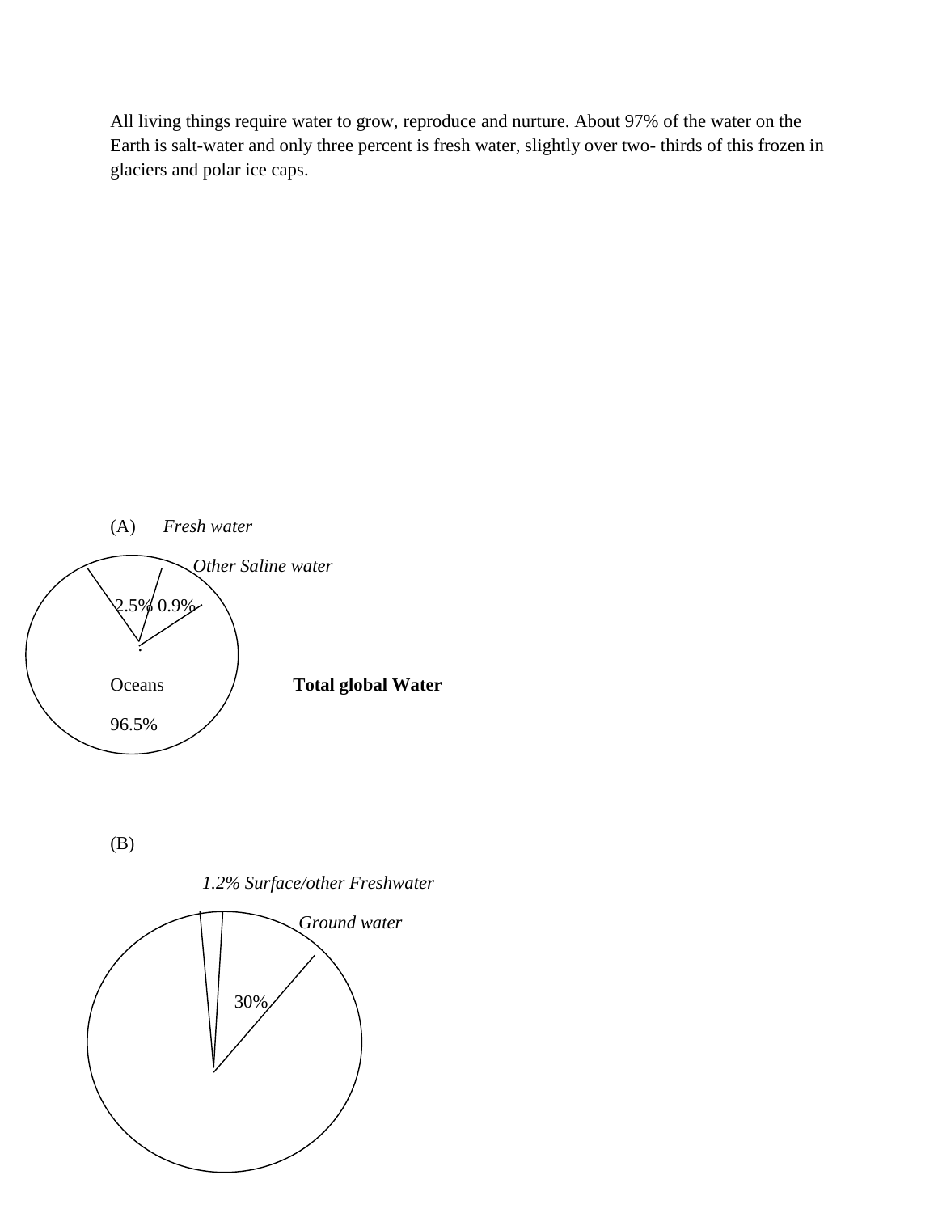All living things require water to grow, reproduce and nurture. About 97% of the water on the Earth is salt-water and only three percent is fresh water, slightly over two- thirds of this frozen in glaciers and polar ice caps.

(A) *Fresh water*

*Other Saline water*

2.5% 0.9%

Oceans

96.5%

**Total global Water**

(B)

*1.2% Surface/other Freshwater*

*Ground water*

30%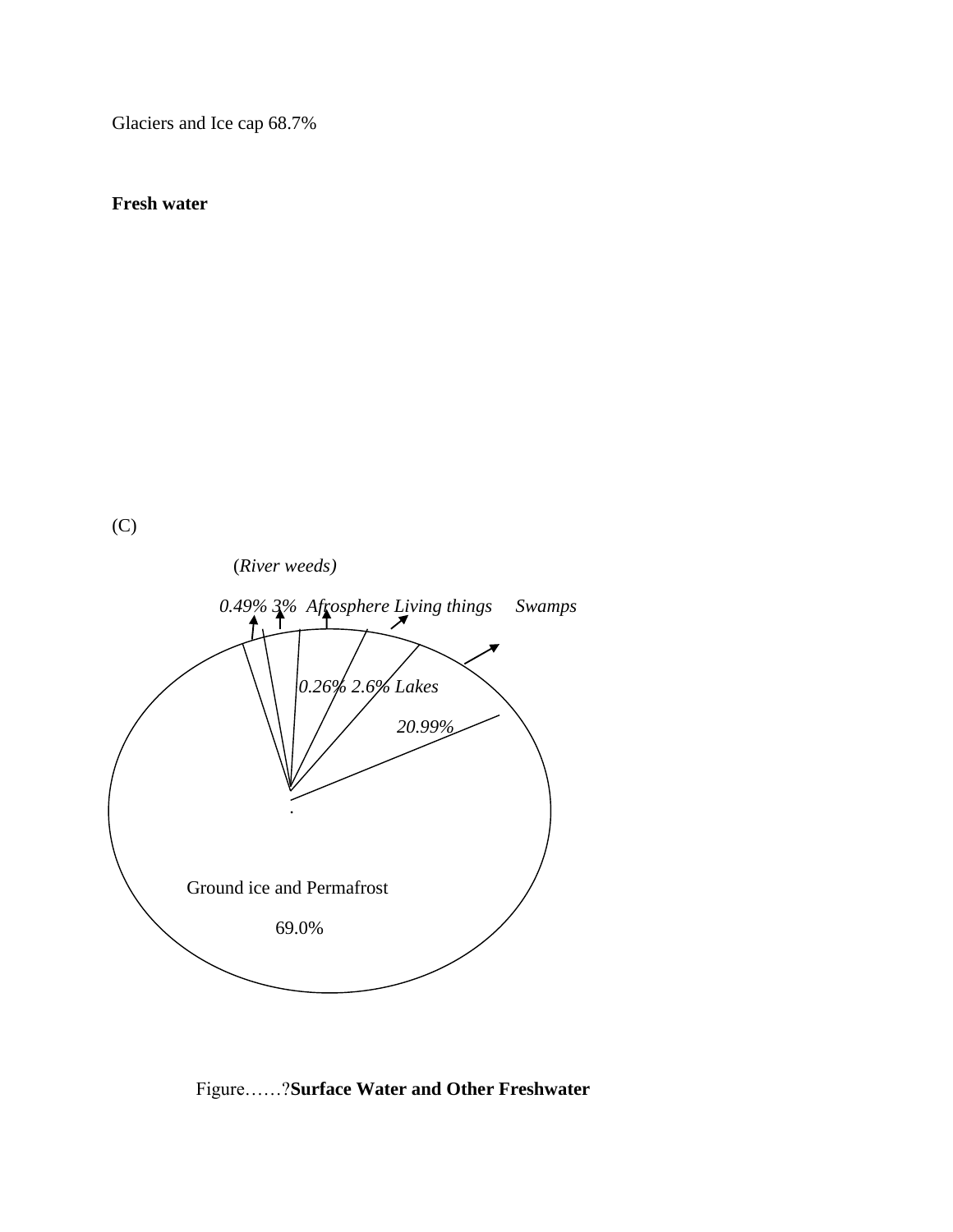Glaciers and Ice cap 68.7%

**Fresh water**

(C)

(*River weeds)*

*0.49% 3% Afrosphere Living things Swamps*

*0.26% 2.6% Lakes*

*20.99%*

Ground ice and Permafrost

69.0%

Figure……?**Surface Water and Other Freshwater**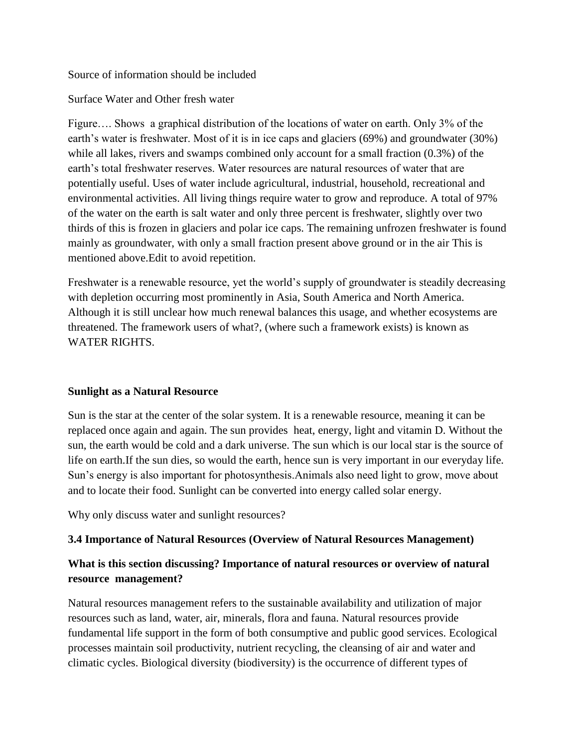Source of information should be included

Surface Water and Other fresh water

Figure…. Shows a graphical distribution of the locations of water on earth. Only 3% of the earth's water is freshwater. Most of it is in ice caps and glaciers (69%) and groundwater (30%) while all lakes, rivers and swamps combined only account for a small fraction (0.3%) of the earth's total freshwater reserves. Water resources are natural resources of water that are potentially useful. Uses of water include agricultural, industrial, household, recreational and environmental activities. All living things require water to grow and reproduce. A total of 97% of the water on the earth is salt water and only three percent is freshwater, slightly over two thirds of this is frozen in glaciers and polar ice caps. The remaining unfrozen freshwater is found mainly as groundwater, with only a small fraction present above ground or in the air This is mentioned above.Edit to avoid repetition.

Freshwater is a renewable resource, yet the world's supply of groundwater is steadily decreasing with depletion occurring most prominently in Asia, South America and North America. Although it is still unclear how much renewal balances this usage, and whether ecosystems are threatened. The framework users of what?, (where such a framework exists) is known as WATER RIGHTS.

**Sunlight as a Natural Resource**

Sun is the star at the center of the solar system. It is a renewable resource, meaning it can be replaced once again and again. The sun provides heat, energy, light and vitamin D. Without the sun, the earth would be cold and a dark universe. The sun which is our local star is the source of life on earth.If the sun dies, so would the earth, hence sun is very important in our everyday life. Sun's energy is also important for photosynthesis.Animals also need light to grow, move about and to locate their food. Sunlight can be converted into energy called solar energy.

Why only discuss water and sunlight resources?

**3.4 Importance of Natural Resources (Overview of Natural Resources Management)**

**What is this section discussing? Importance of natural resources or overview of natural resource management?**

Natural resources management refers to the sustainable availability and utilization of major resources such as land, water, air, minerals, flora and fauna. Natural resources provide fundamental life support in the form of both consumptive and public good services. Ecological processes maintain soil productivity, nutrient recycling, the cleansing of air and water and climatic cycles. Biological diversity (biodiversity) is the occurrence of different types of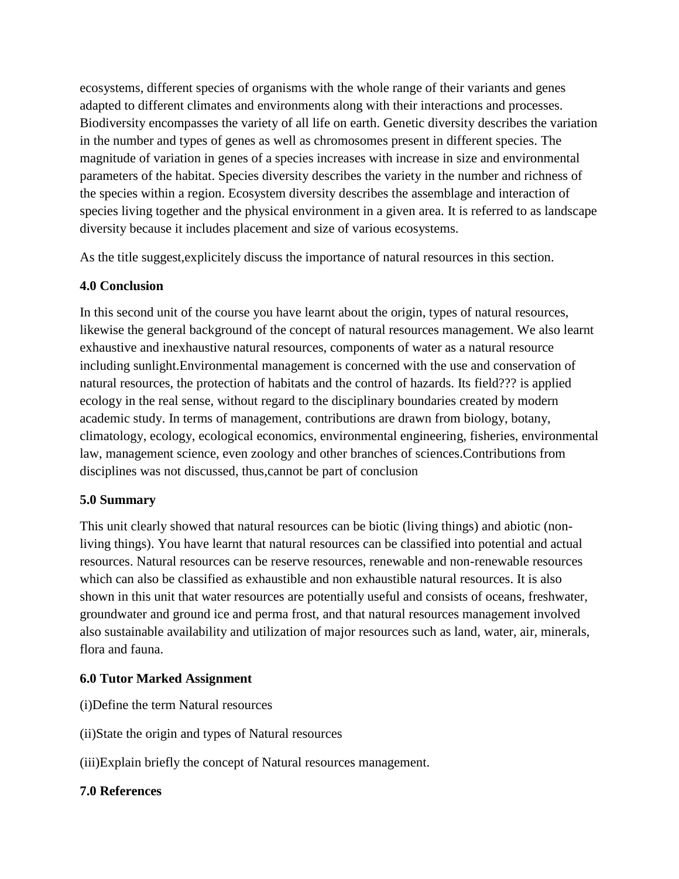ecosystems, different species of organisms with the whole range of their variants and genes adapted to different climates and environments along with their interactions and processes. Biodiversity encompasses the variety of all life on earth. Genetic diversity describes the variation in the number and types of genes as well as chromosomes present in different species. The magnitude of variation in genes of a species increases with increase in size and environmental parameters of the habitat. Species diversity describes the variety in the number and richness of the species within a region. Ecosystem diversity describes the assemblage and interaction of species living together and the physical environment in a given area. It is referred to as landscape diversity because it includes placement and size of various ecosystems.

As the title suggest,explicitely discuss the importance of natural resources in this section.

### 4.0 Conclusion

In this second unit of the course you have learnt about the origin, types of natural resources, likewise the general background of the concept of natural resources management. We also learnt exhaustive and inexhaustive natural resources, components of water as a natural resource including sunlight.Environmental management is concerned with the use and conservation of natural resources, the protection of habitats and the control of hazards. Its field??? is applied ecology in the real sense, without regard to the disciplinary boundaries created by modern academic study. In terms of management, contributions are drawn from biology, botany, climatology, ecology, ecological economics, environmental engineering, fisheries, environmental law, management science, even zoology and other branches of sciences.Contributions from disciplines was not discussed, thus,cannot be part of conclusion

### 5.0 Summary

This unit clearly showed that natural resources can be biotic (living things) and abiotic (non-living things). You have learnt that natural resources can be classified into potential and actual resources. Natural resources can be reserve resources, renewable and non-renewable resources which can also be classified as exhaustible and non exhaustible natural resources. It is also shown in this unit that water resources are potentially useful and consists of oceans, freshwater, groundwater and ground ice and perma frost, and that natural resources management involved also sustainable availability and utilization of major resources such as land, water, air, minerals, flora and fauna.

### 6.0 Tutor Marked Assignment

(i)Define the term Natural resources

(ii)State the origin and types of Natural resources

(iii)Explain briefly the concept of Natural resources management.

### 7.0 References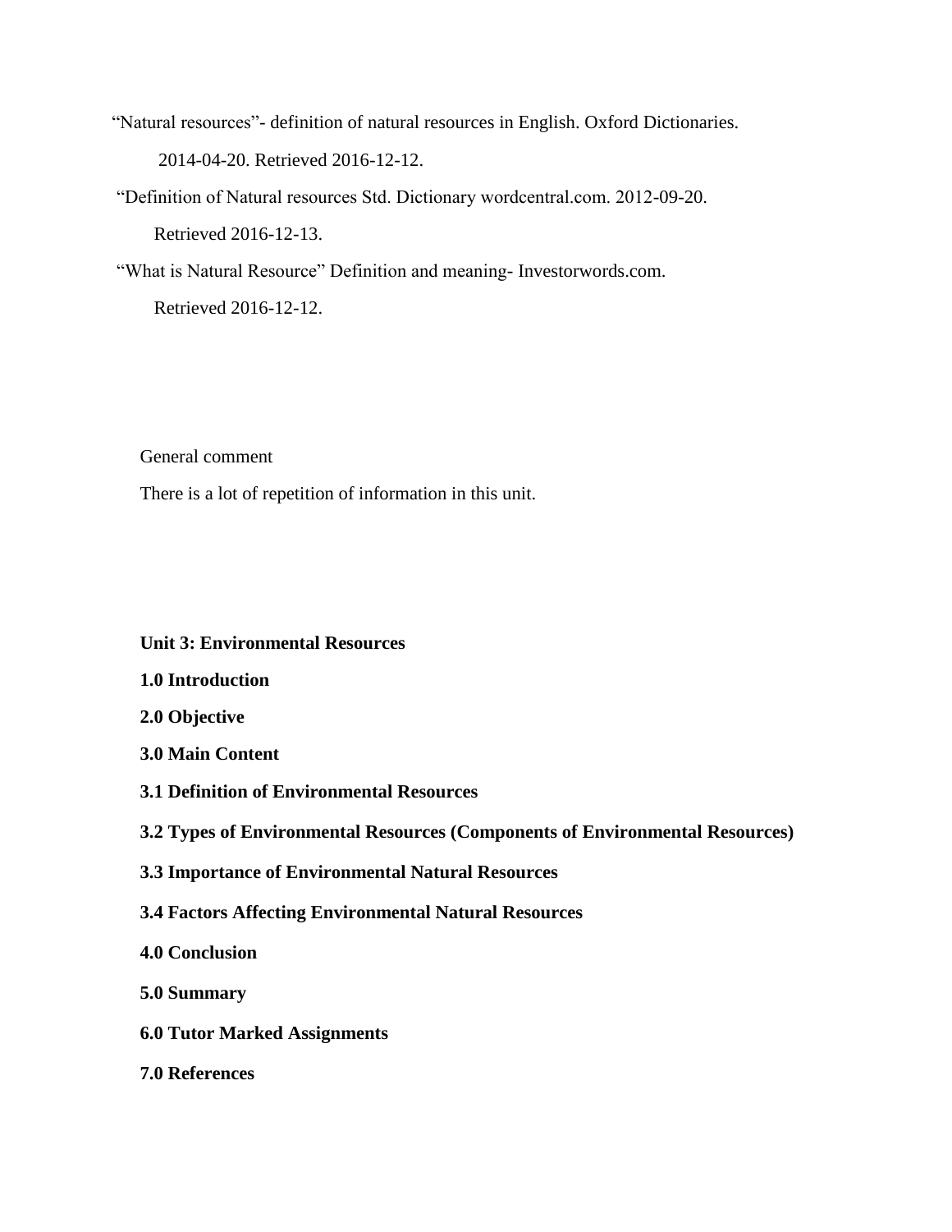"Natural resources"- definition of natural resources in English. Oxford Dictionaries. 2014-04-20. Retrieved 2016-12-12.

"Definition of Natural resources Std. Dictionary wordcentral.com. 2012-09-20. Retrieved 2016-12-13.

"What is Natural Resource" Definition and meaning- Investorwords.com. Retrieved 2016-12-12.

General comment

There is a lot of repetition of information in this unit.

**Unit 3: Environmental Resources**

**1.0 Introduction**

**2.0 Objective**

**3.0 Main Content**

**3.1 Definition of Environmental Resources**

**3.2 Types of Environmental Resources (Components of Environmental Resources)**

**3.3 Importance of Environmental Natural Resources**

**3.4 Factors Affecting Environmental Natural Resources**

**4.0 Conclusion**

**5.0 Summary**

**6.0 Tutor Marked Assignments**

**7.0 References**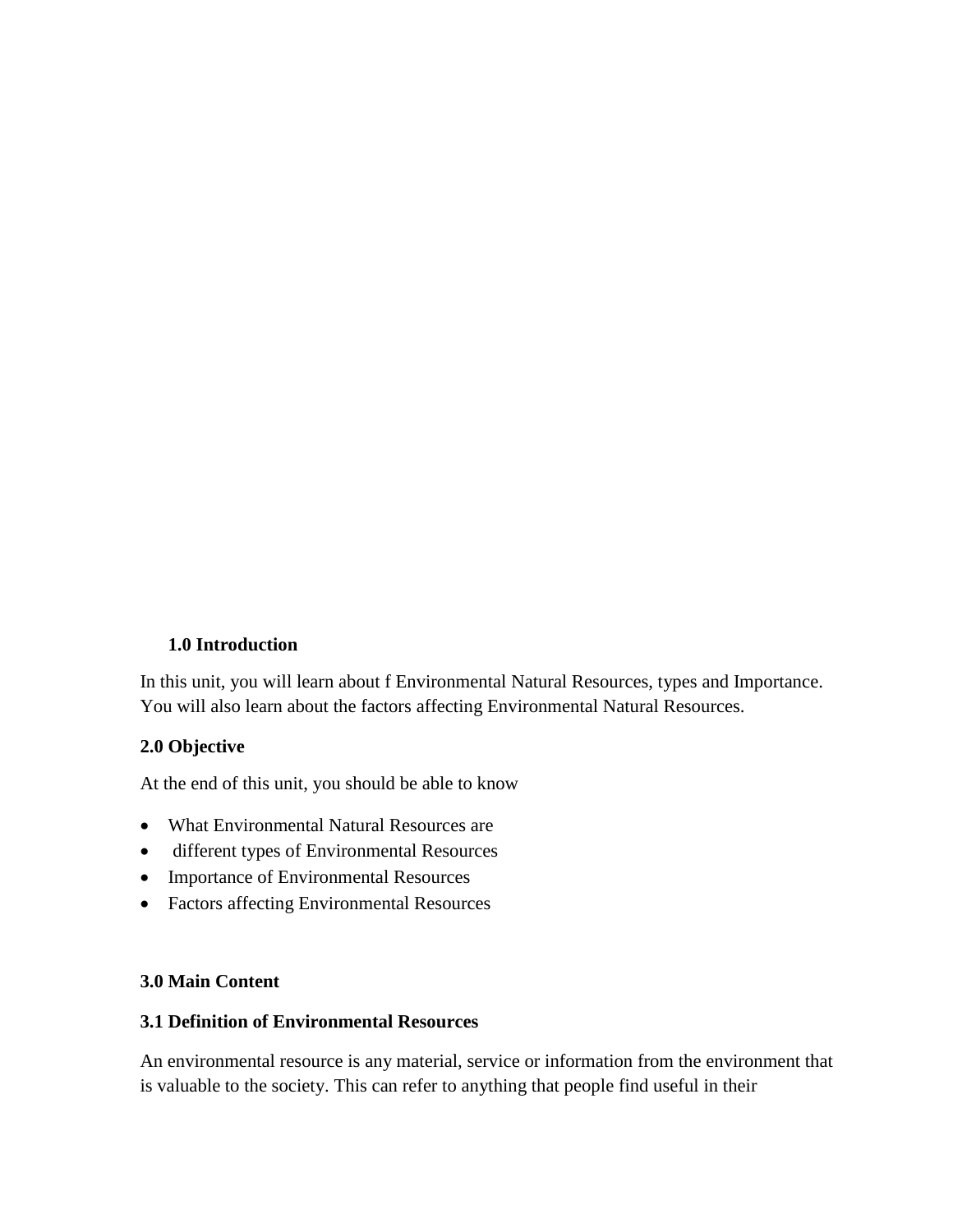**1.0 Introduction**

In this unit, you will learn about f Environmental Natural Resources, types and Importance. You will also learn about the factors affecting Environmental Natural Resources.

**2.0 Objective**

At the end of this unit, you should be able to know

- What Environmental Natural Resources are
- different types of Environmental Resources
- Importance of Environmental Resources
- Factors affecting Environmental Resources

**3.0 Main Content**

**3.1 Definition of Environmental Resources**

An environmental resource is any material, service or information from the environment that is valuable to the society. This can refer to anything that people find useful in their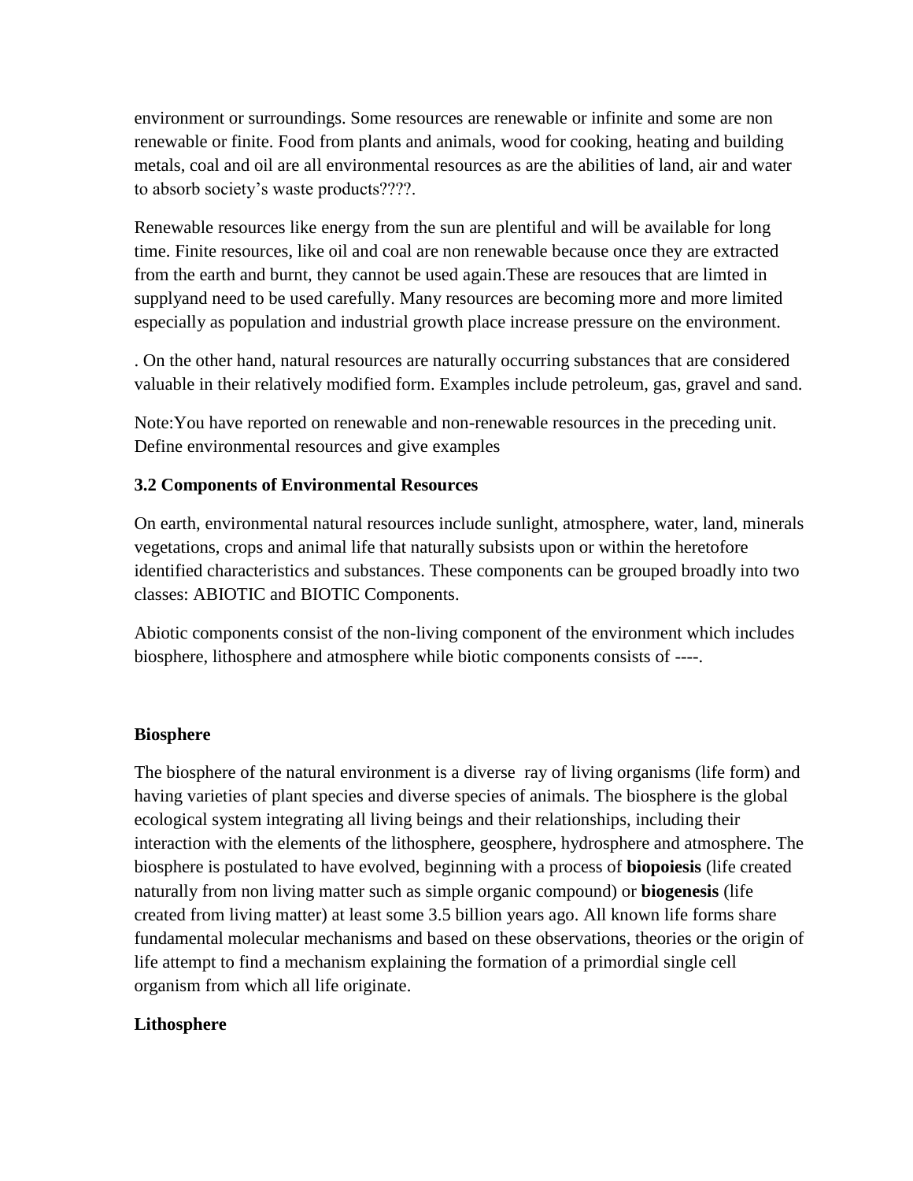environment or surroundings. Some resources are renewable or infinite and some are non renewable or finite. Food from plants and animals, wood for cooking, heating and building metals, coal and oil are all environmental resources as are the abilities of land, air and water to absorb society's waste products????.

Renewable resources like energy from the sun are plentiful and will be available for long time. Finite resources, like oil and coal are non renewable because once they are extracted from the earth and burnt, they cannot be used again.These are resouces that are limted in supplyand need to be used carefully. Many resources are becoming more and more limited especially as population and industrial growth place increase pressure on the environment.

. On the other hand, natural resources are naturally occurring substances that are considered valuable in their relatively modified form. Examples include petroleum, gas, gravel and sand.

Note:You have reported on renewable and non-renewable resources in the preceding unit. Define environmental resources and give examples

**3.2 Components of Environmental Resources**

On earth, environmental natural resources include sunlight, atmosphere, water, land, minerals vegetations, crops and animal life that naturally subsists upon or within the heretofore identified characteristics and substances. These components can be grouped broadly into two classes: ABIOTIC and BIOTIC Components.

Abiotic components consist of the non-living component of the environment which includes biosphere, lithosphere and atmosphere while biotic components consists of ----.

**Biosphere**

The biosphere of the natural environment is a diverse ray of living organisms (life form) and having varieties of plant species and diverse species of animals. The biosphere is the global ecological system integrating all living beings and their relationships, including their interaction with the elements of the lithosphere, geosphere, hydrosphere and atmosphere. The biosphere is postulated to have evolved, beginning with a process of **biopoiesis** (life created naturally from non living matter such as simple organic compound) or **biogenesis** (life created from living matter) at least some 3.5 billion years ago. All known life forms share fundamental molecular mechanisms and based on these observations, theories or the origin of life attempt to find a mechanism explaining the formation of a primordial single cell organism from which all life originate.

**Lithosphere**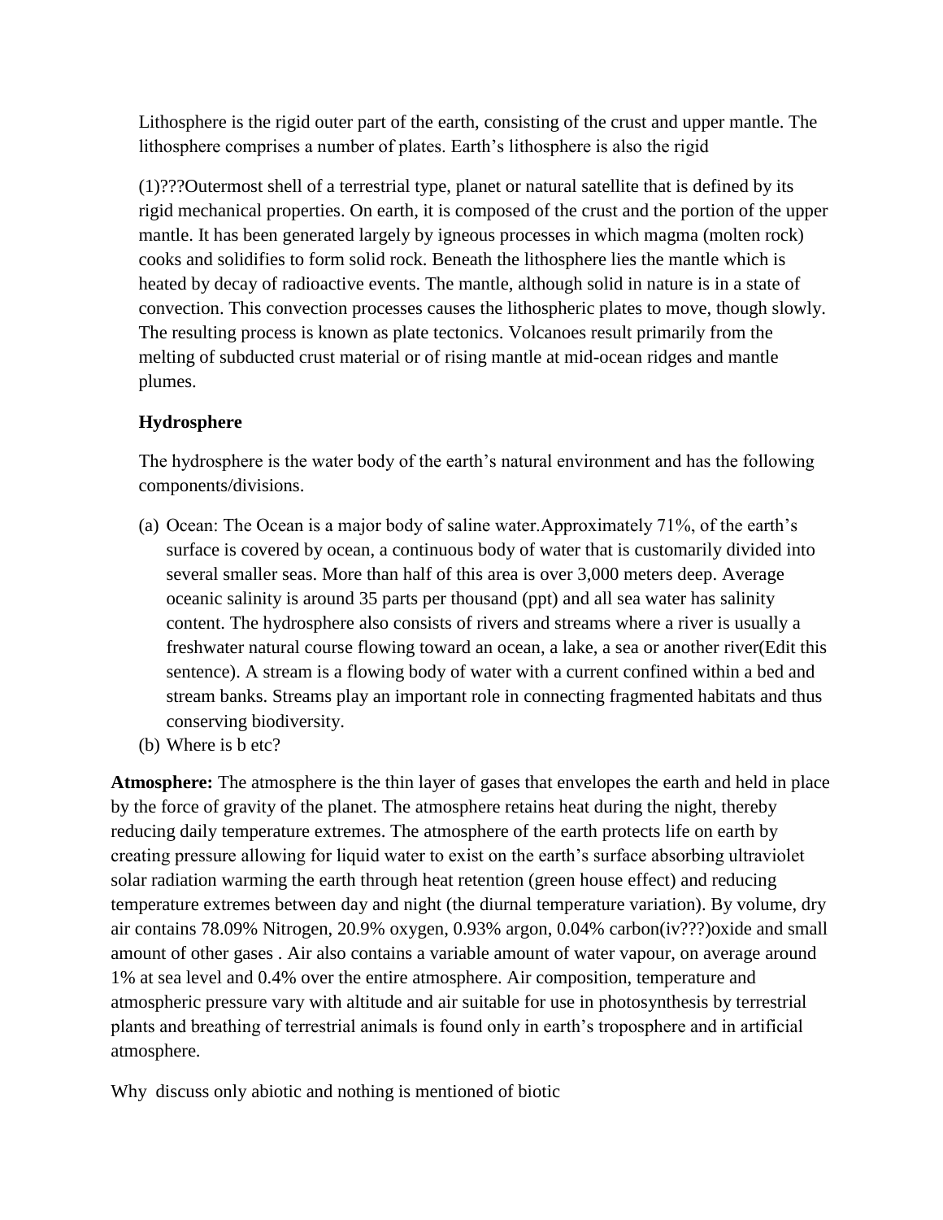Lithosphere is the rigid outer part of the earth, consisting of the crust and upper mantle. The lithosphere comprises a number of plates. Earth's lithosphere is also the rigid

(1)???Outermost shell of a terrestrial type, planet or natural satellite that is defined by its rigid mechanical properties. On earth, it is composed of the crust and the portion of the upper mantle. It has been generated largely by igneous processes in which magma (molten rock) cooks and solidifies to form solid rock. Beneath the lithosphere lies the mantle which is heated by decay of radioactive events. The mantle, although solid in nature is in a state of convection. This convection processes causes the lithospheric plates to move, though slowly. The resulting process is known as plate tectonics. Volcanoes result primarily from the melting of subducted crust material or of rising mantle at mid-ocean ridges and mantle plumes.

**Hydrosphere**

The hydrosphere is the water body of the earth's natural environment and has the following components/divisions.

(a) Ocean: The Ocean is a major body of saline water.Approximately 71%, of the earth's surface is covered by ocean, a continuous body of water that is customarily divided into several smaller seas. More than half of this area is over 3,000 meters deep. Average oceanic salinity is around 35 parts per thousand (ppt) and all sea water has salinity content. The hydrosphere also consists of rivers and streams where a river is usually a freshwater natural course flowing toward an ocean, a lake, a sea or another river(Edit this sentence). A stream is a flowing body of water with a current confined within a bed and stream banks. Streams play an important role in connecting fragmented habitats and thus conserving biodiversity.

(b) Where is b etc?

**Atmosphere:** The atmosphere is the thin layer of gases that envelopes the earth and held in place by the force of gravity of the planet. The atmosphere retains heat during the night, thereby reducing daily temperature extremes. The atmosphere of the earth protects life on earth by creating pressure allowing for liquid water to exist on the earth's surface absorbing ultraviolet solar radiation warming the earth through heat retention (green house effect) and reducing temperature extremes between day and night (the diurnal temperature variation). By volume, dry air contains 78.09% Nitrogen, 20.9% oxygen, 0.93% argon, 0.04% carbon(iv???)oxide and small amount of other gases . Air also contains a variable amount of water vapour, on average around 1% at sea level and 0.4% over the entire atmosphere. Air composition, temperature and atmospheric pressure vary with altitude and air suitable for use in photosynthesis by terrestrial plants and breathing of terrestrial animals is found only in earth's troposphere and in artificial atmosphere.

Why discuss only abiotic and nothing is mentioned of biotic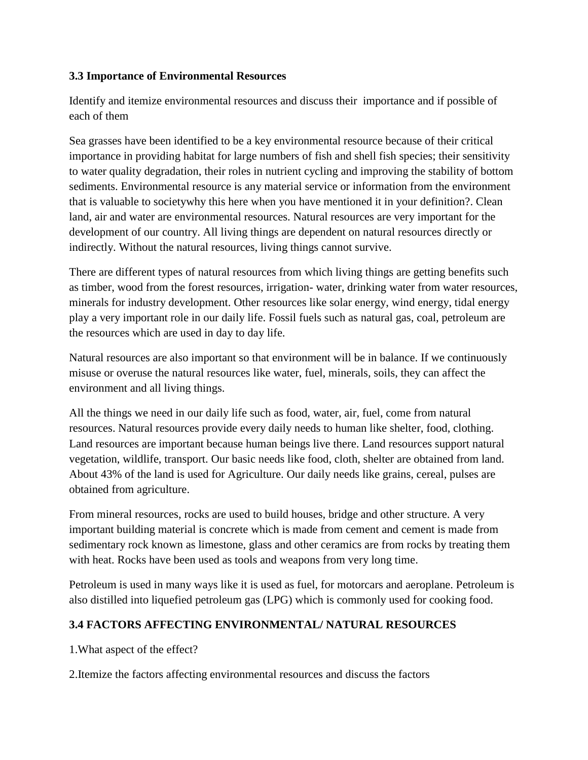### 3.3 Importance of Environmental Resources

Identify and itemize environmental resources and discuss their importance and if possible of each of them

Sea grasses have been identified to be a key environmental resource because of their critical importance in providing habitat for large numbers of fish and shell fish species; their sensitivity to water quality degradation, their roles in nutrient cycling and improving the stability of bottom sediments. Environmental resource is any material service or information from the environment that is valuable to societywhy this here when you have mentioned it in your definition?. Clean land, air and water are environmental resources. Natural resources are very important for the development of our country. All living things are dependent on natural resources directly or indirectly. Without the natural resources, living things cannot survive.

There are different types of natural resources from which living things are getting benefits such as timber, wood from the forest resources, irrigation- water, drinking water from water resources, minerals for industry development. Other resources like solar energy, wind energy, tidal energy play a very important role in our daily life. Fossil fuels such as natural gas, coal, petroleum are the resources which are used in day to day life.

Natural resources are also important so that environment will be in balance. If we continuously misuse or overuse the natural resources like water, fuel, minerals, soils, they can affect the environment and all living things.

All the things we need in our daily life such as food, water, air, fuel, come from natural resources. Natural resources provide every daily needs to human like shelter, food, clothing. Land resources are important because human beings live there. Land resources support natural vegetation, wildlife, transport. Our basic needs like food, cloth, shelter are obtained from land. About 43% of the land is used for Agriculture. Our daily needs like grains, cereal, pulses are obtained from agriculture.

From mineral resources, rocks are used to build houses, bridge and other structure. A very important building material is concrete which is made from cement and cement is made from sedimentary rock known as limestone, glass and other ceramics are from rocks by treating them with heat. Rocks have been used as tools and weapons from very long time.

Petroleum is used in many ways like it is used as fuel, for motorcars and aeroplane. Petroleum is also distilled into liquefied petroleum gas (LPG) which is commonly used for cooking food.

### 3.4 FACTORS AFFECTING ENVIRONMENTAL/ NATURAL RESOURCES

1.What aspect of the effect?

2.Itemize the factors affecting environmental resources and discuss the factors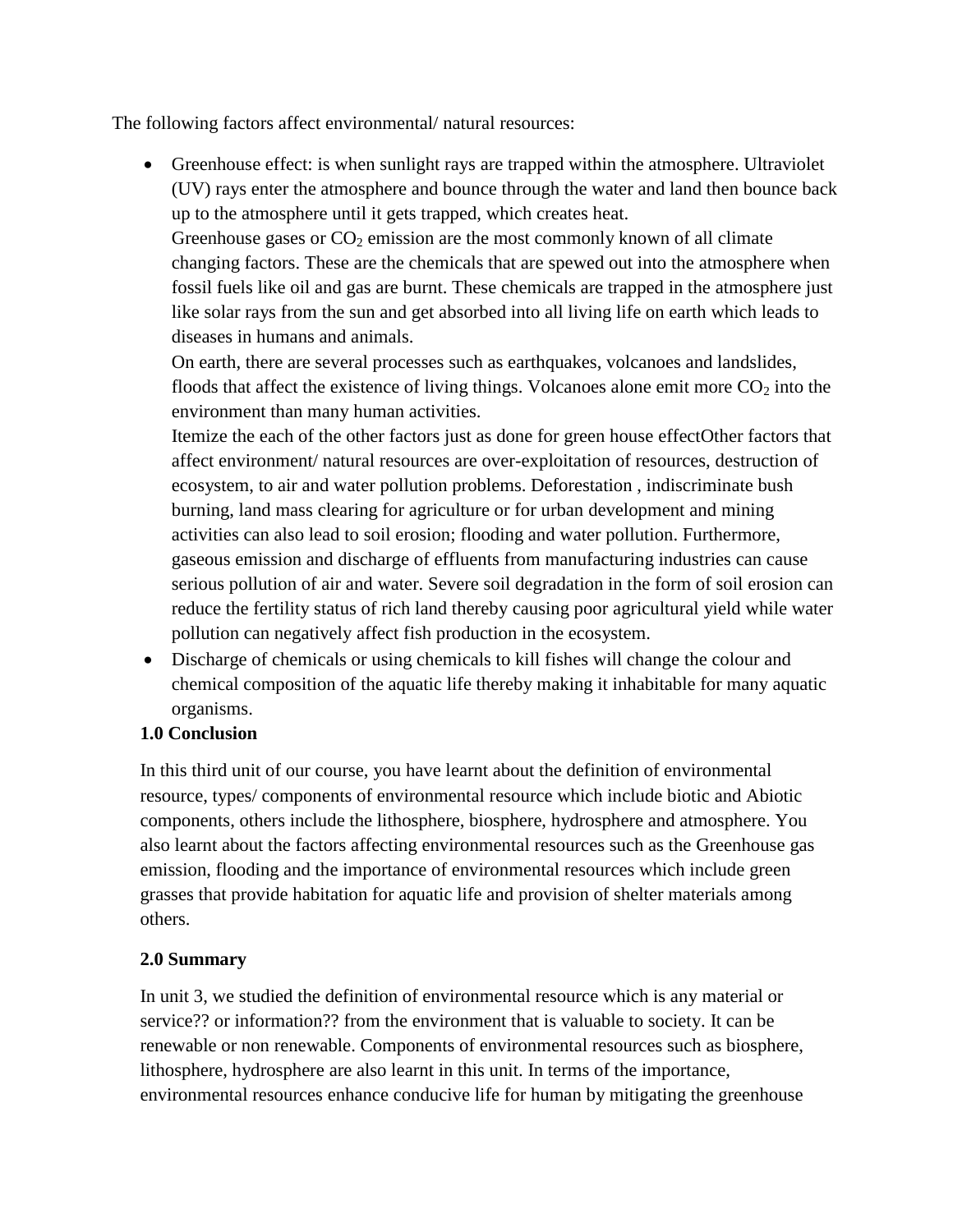The following factors affect environmental/ natural resources:

- Greenhouse effect: is when sunlight rays are trapped within the atmosphere. Ultraviolet (UV) rays enter the atmosphere and bounce through the water and land then bounce back up to the atmosphere until it gets trapped, which creates heat.
  Greenhouse gases or $CO_2$ emission are the most commonly known of all climate changing factors. These are the chemicals that are spewed out into the atmosphere when fossil fuels like oil and gas are burnt. These chemicals are trapped in the atmosphere just like solar rays from the sun and get absorbed into all living life on earth which leads to diseases in humans and animals.
  On earth, there are several processes such as earthquakes, volcanoes and landslides, floods that affect the existence of living things. Volcanoes alone emit more $CO_2$ into the environment than many human activities.
  Itemize the each of the other factors just as done for green house effectOther factors that affect environment/ natural resources are over-exploitation of resources, destruction of ecosystem, to air and water pollution problems. Deforestation , indiscriminate bush burning, land mass clearing for agriculture or for urban development and mining activities can also lead to soil erosion; flooding and water pollution. Furthermore, gaseous emission and discharge of effluents from manufacturing industries can cause serious pollution of air and water. Severe soil degradation in the form of soil erosion can reduce the fertility status of rich land thereby causing poor agricultural yield while water pollution can negatively affect fish production in the ecosystem.
- Discharge of chemicals or using chemicals to kill fishes will change the colour and chemical composition of the aquatic life thereby making it inhabitable for many aquatic organisms.

**1.0 Conclusion**

In this third unit of our course, you have learnt about the definition of environmental resource, types/ components of environmental resource which include biotic and Abiotic components, others include the lithosphere, biosphere, hydrosphere and atmosphere. You also learnt about the factors affecting environmental resources such as the Greenhouse gas emission, flooding and the importance of environmental resources which include green grasses that provide habitation for aquatic life and provision of shelter materials among others.

**2.0 Summary**

In unit 3, we studied the definition of environmental resource which is any material or service?? or information?? from the environment that is valuable to society. It can be renewable or non renewable. Components of environmental resources such as biosphere, lithosphere, hydrosphere are also learnt in this unit. In terms of the importance, environmental resources enhance conducive life for human by mitigating the greenhouse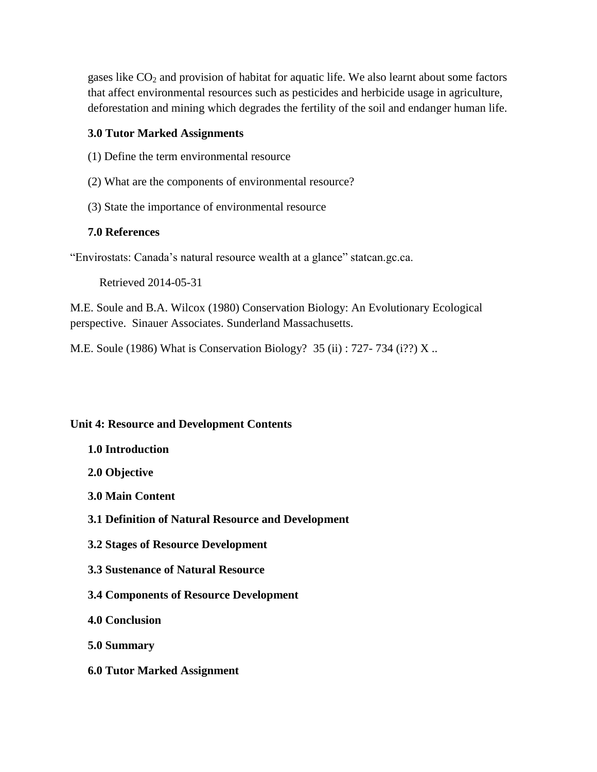gases like $CO_2$ and provision of habitat for aquatic life. We also learnt about some factors that affect environmental resources such as pesticides and herbicide usage in agriculture, deforestation and mining which degrades the fertility of the soil and endanger human life.

**3.0 Tutor Marked Assignments**

(1) Define the term environmental resource

(2) What are the components of environmental resource?

(3) State the importance of environmental resource

**7.0 References**

"Envirostats: Canada's natural resource wealth at a glance" statcan.gc.ca.

Retrieved 2014-05-31

M.E. Soule and B.A. Wilcox (1980) Conservation Biology: An Evolutionary Ecological perspective. Sinauer Associates. Sunderland Massachusetts.

M.E. Soule (1986) What is Conservation Biology? 35 (ii) : 727- 734 (i??) X ..

**Unit 4: Resource and Development Contents**

**1.0 Introduction**

**2.0 Objective**

**3.0 Main Content**

**3.1 Definition of Natural Resource and Development**

**3.2 Stages of Resource Development**

**3.3 Sustenance of Natural Resource**

**3.4 Components of Resource Development**

**4.0 Conclusion**

**5.0 Summary**

**6.0 Tutor Marked Assignment**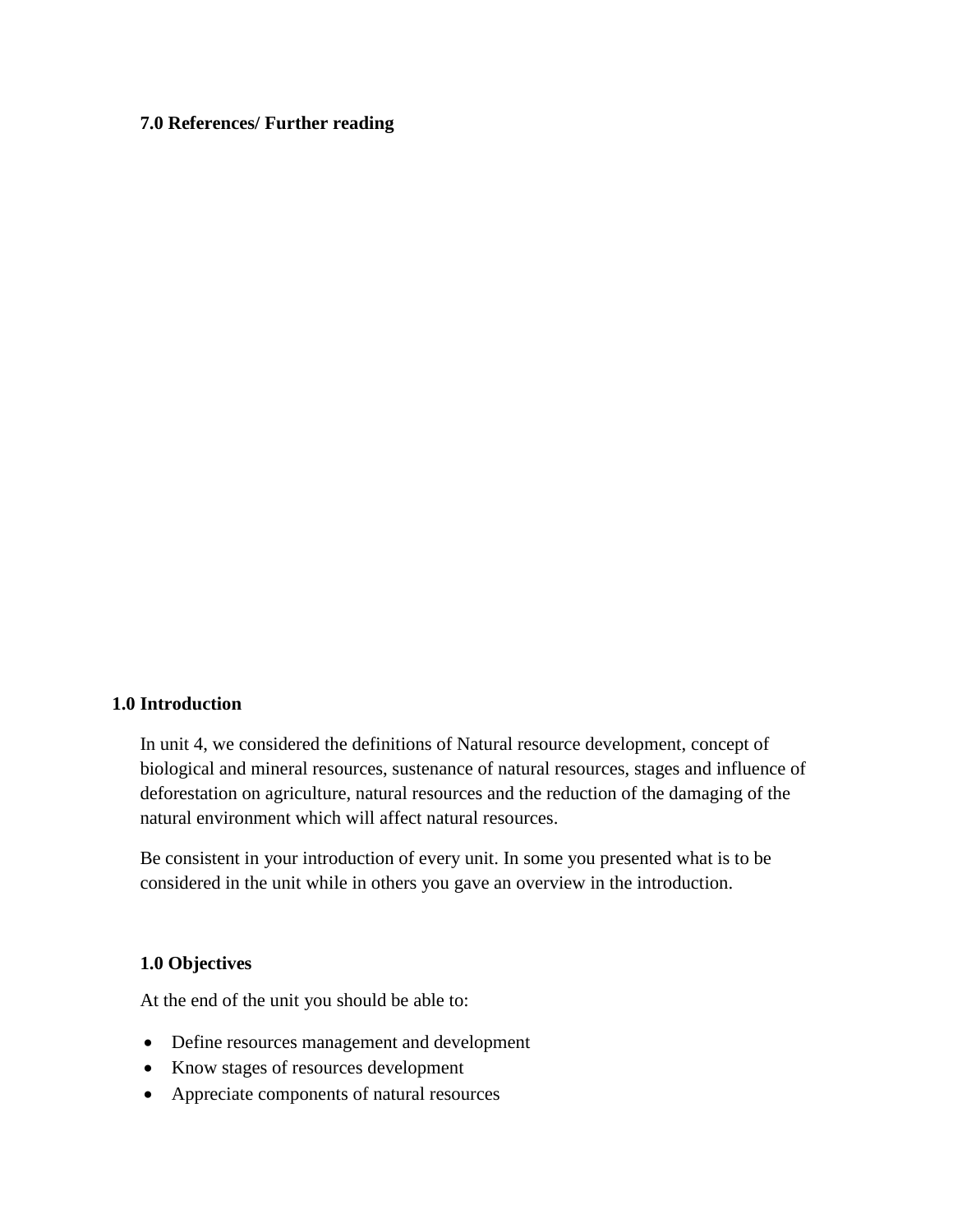**7.0 References/ Further reading**

**1.0 Introduction**

In unit 4, we considered the definitions of Natural resource development, concept of biological and mineral resources, sustenance of natural resources, stages and influence of deforestation on agriculture, natural resources and the reduction of the damaging of the natural environment which will affect natural resources.

Be consistent in your introduction of every unit. In some you presented what is to be considered in the unit while in others you gave an overview in the introduction.

**1.0 Objectives**

At the end of the unit you should be able to:

- Define resources management and development
- Know stages of resources development
- Appreciate components of natural resources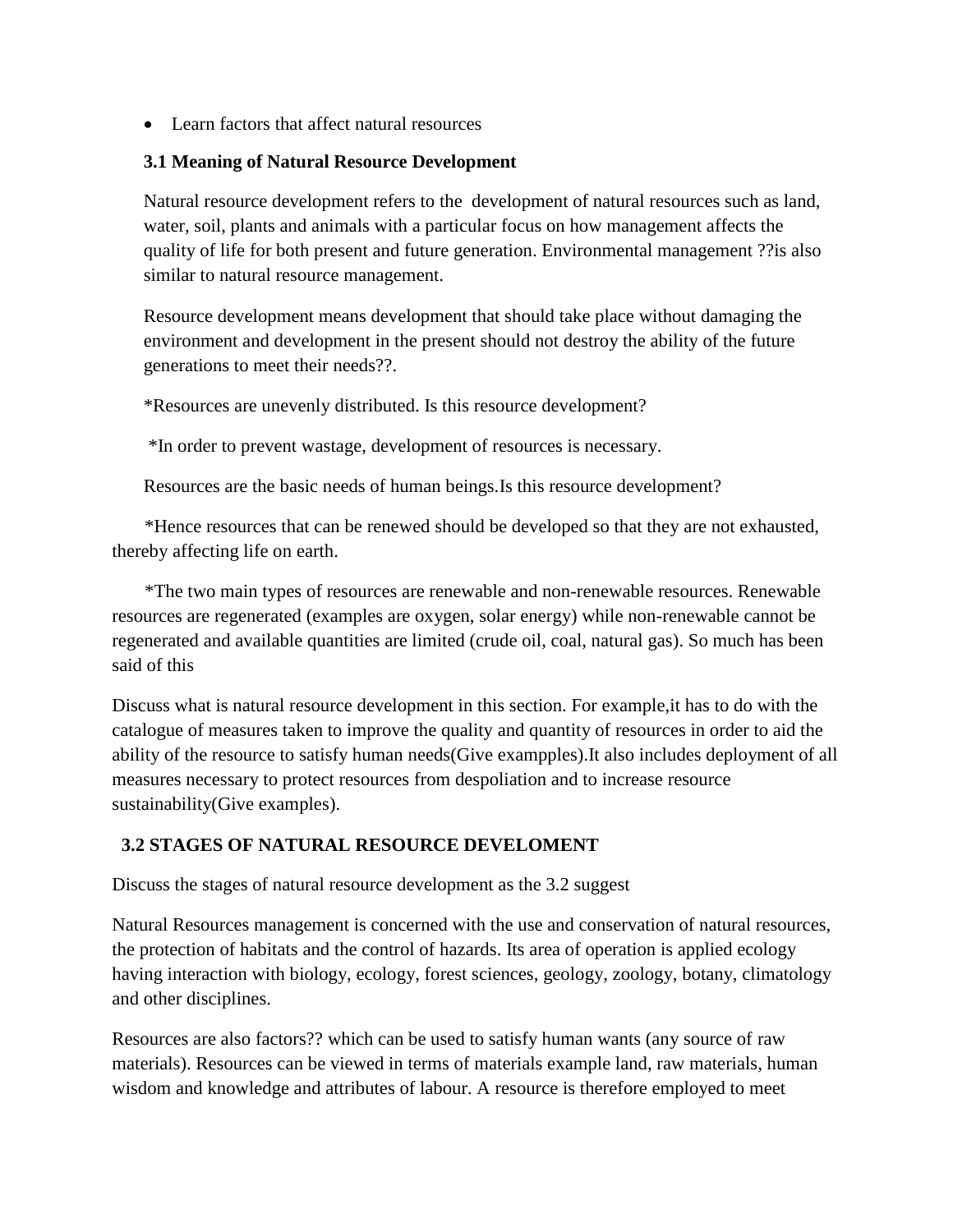- Learn factors that affect natural resources

### 3.1 Meaning of Natural Resource Development

Natural resource development refers to the  development of natural resources such as land, water, soil, plants and animals with a particular focus on how management affects the quality of life for both present and future generation. Environmental management ??is also similar to natural resource management.

Resource development means development that should take place without damaging the environment and development in the present should not destroy the ability of the future generations to meet their needs??.

*Resources are unevenly distributed. Is this resource development?

*In order to prevent wastage, development of resources is necessary.

Resources are the basic needs of human beings.Is this resource development?

*Hence resources that can be renewed should be developed so that they are not exhausted, thereby affecting life on earth.

*The two main types of resources are renewable and non-renewable resources. Renewable resources are regenerated (examples are oxygen, solar energy) while non-renewable cannot be regenerated and available quantities are limited (crude oil, coal, natural gas). So much has been said of this

Discuss what is natural resource development in this section. For example,it has to do with the catalogue of measures taken to improve the quality and quantity of resources in order to aid the ability of the resource to satisfy human needs(Give exampples).It also includes deployment of all measures necessary to protect resources from despoliation and to increase resource sustainability(Give examples).

### 3.2 STAGES OF NATURAL RESOURCE DEVELOMENT

Discuss the stages of natural resource development as the 3.2 suggest

Natural Resources management is concerned with the use and conservation of natural resources, the protection of habitats and the control of hazards. Its area of operation is applied ecology having interaction with biology, ecology, forest sciences, geology, zoology, botany, climatology and other disciplines.

Resources are also factors?? which can be used to satisfy human wants (any source of raw materials). Resources can be viewed in terms of materials example land, raw materials, human wisdom and knowledge and attributes of labour. A resource is therefore employed to meet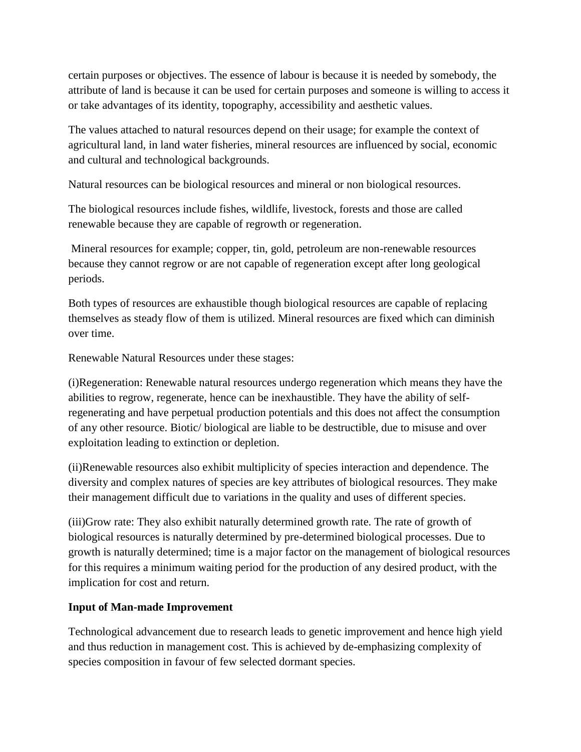certain purposes or objectives. The essence of labour is because it is needed by somebody, the attribute of land is because it can be used for certain purposes and someone is willing to access it or take advantages of its identity, topography, accessibility and aesthetic values.

The values attached to natural resources depend on their usage; for example the context of agricultural land, in land water fisheries, mineral resources are influenced by social, economic and cultural and technological backgrounds.

Natural resources can be biological resources and mineral or non biological resources.

The biological resources include fishes, wildlife, livestock, forests and those are called renewable because they are capable of regrowth or regeneration.

Mineral resources for example; copper, tin, gold, petroleum are non-renewable resources because they cannot regrow or are not capable of regeneration except after long geological periods.

Both types of resources are exhaustible though biological resources are capable of replacing themselves as steady flow of them is utilized. Mineral resources are fixed which can diminish over time.

Renewable Natural Resources under these stages:

(i)Regeneration: Renewable natural resources undergo regeneration which means they have the abilities to regrow, regenerate, hence can be inexhaustible. They have the ability of self-regenerating and have perpetual production potentials and this does not affect the consumption of any other resource. Biotic/ biological are liable to be destructible, due to misuse and over exploitation leading to extinction or depletion.

(ii)Renewable resources also exhibit multiplicity of species interaction and dependence. The diversity and complex natures of species are key attributes of biological resources. They make their management difficult due to variations in the quality and uses of different species.

(iii)Grow rate: They also exhibit naturally determined growth rate. The rate of growth of biological resources is naturally determined by pre-determined biological processes. Due to growth is naturally determined; time is a major factor on the management of biological resources for this requires a minimum waiting period for the production of any desired product, with the implication for cost and return.

**Input of Man-made Improvement**

Technological advancement due to research leads to genetic improvement and hence high yield and thus reduction in management cost. This is achieved by de-emphasizing complexity of species composition in favour of few selected dormant species.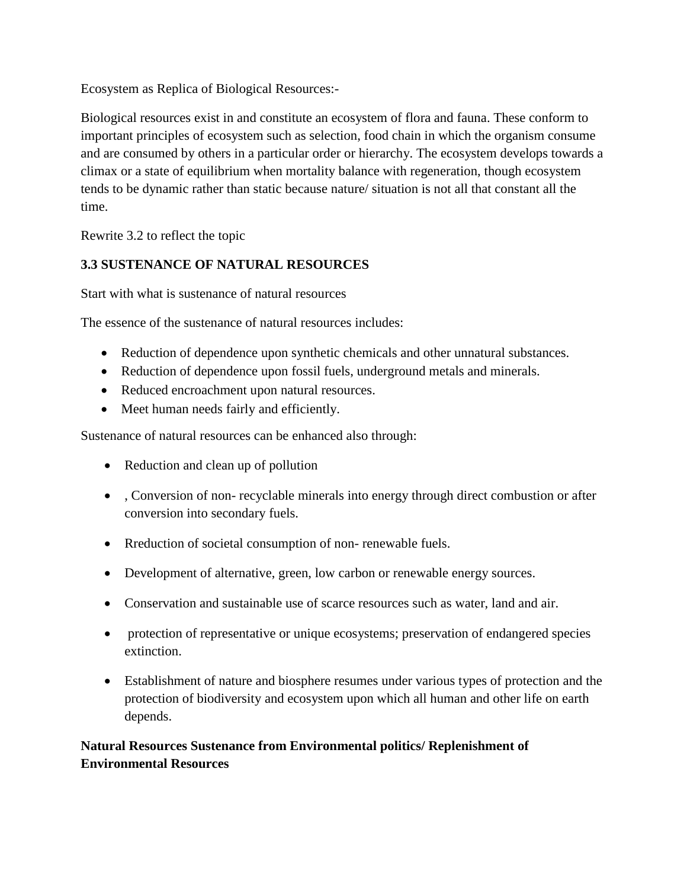Ecosystem as Replica of Biological Resources:-

Biological resources exist in and constitute an ecosystem of flora and fauna. These conform to important principles of ecosystem such as selection, food chain in which the organism consume and are consumed by others in a particular order or hierarchy. The ecosystem develops towards a climax or a state of equilibrium when mortality balance with regeneration, though ecosystem tends to be dynamic rather than static because nature/ situation is not all that constant all the time.

Rewrite 3.2 to reflect the topic

**3.3 SUSTENANCE OF NATURAL RESOURCES**

Start with what is sustenance of natural resources

The essence of the sustenance of natural resources includes:

- Reduction of dependence upon synthetic chemicals and other unnatural substances.
- Reduction of dependence upon fossil fuels, underground metals and minerals.
- Reduced encroachment upon natural resources.
- Meet human needs fairly and efficiently.

Sustenance of natural resources can be enhanced also through:

- Reduction and clean up of pollution
- , Conversion of non- recyclable minerals into energy through direct combustion or after conversion into secondary fuels.
- Rreduction of societal consumption of non- renewable fuels.
- Development of alternative, green, low carbon or renewable energy sources.
- Conservation and sustainable use of scarce resources such as water, land and air.
- protection of representative or unique ecosystems; preservation of endangered species extinction.
- Establishment of nature and biosphere resumes under various types of protection and the protection of biodiversity and ecosystem upon which all human and other life on earth depends.

**Natural Resources Sustenance from Environmental politics/ Replenishment of Environmental Resources**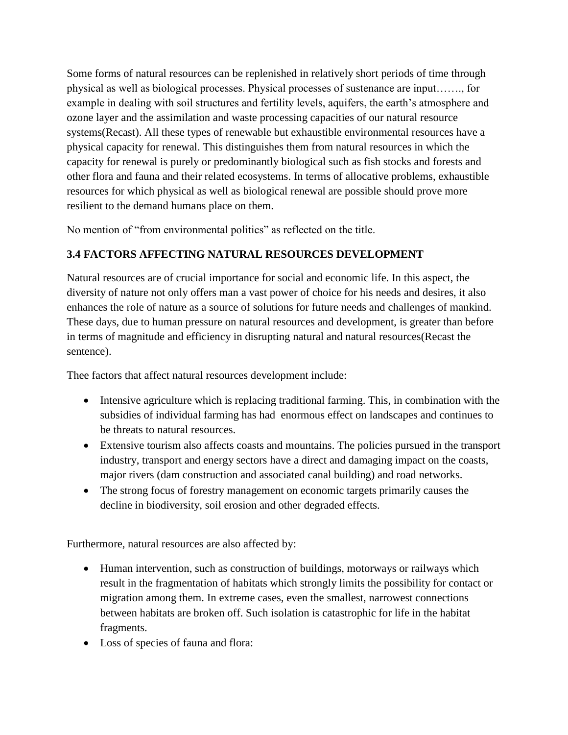Some forms of natural resources can be replenished in relatively short periods of time through physical as well as biological processes. Physical processes of sustenance are input……., for example in dealing with soil structures and fertility levels, aquifers, the earth's atmosphere and ozone layer and the assimilation and waste processing capacities of our natural resource systems(Recast). All these types of renewable but exhaustible environmental resources have a physical capacity for renewal. This distinguishes them from natural resources in which the capacity for renewal is purely or predominantly biological such as fish stocks and forests and other flora and fauna and their related ecosystems. In terms of allocative problems, exhaustible resources for which physical as well as biological renewal are possible should prove more resilient to the demand humans place on them.

No mention of "from environmental politics" as reflected on the title.

### 3.4 FACTORS AFFECTING NATURAL RESOURCES DEVELOPMENT

Natural resources are of crucial importance for social and economic life. In this aspect, the diversity of nature not only offers man a vast power of choice for his needs and desires, it also enhances the role of nature as a source of solutions for future needs and challenges of mankind. These days, due to human pressure on natural resources and development, is greater than before in terms of magnitude and efficiency in disrupting natural and natural resources(Recast the sentence).

Thee factors that affect natural resources development include:

- Intensive agriculture which is replacing traditional farming. This, in combination with the subsidies of individual farming has had enormous effect on landscapes and continues to be threats to natural resources.
- Extensive tourism also affects coasts and mountains. The policies pursued in the transport industry, transport and energy sectors have a direct and damaging impact on the coasts, major rivers (dam construction and associated canal building) and road networks.
- The strong focus of forestry management on economic targets primarily causes the decline in biodiversity, soil erosion and other degraded effects.

Furthermore, natural resources are also affected by:

- Human intervention, such as construction of buildings, motorways or railways which result in the fragmentation of habitats which strongly limits the possibility for contact or migration among them. In extreme cases, even the smallest, narrowest connections between habitats are broken off. Such isolation is catastrophic for life in the habitat fragments.
- Loss of species of fauna and flora: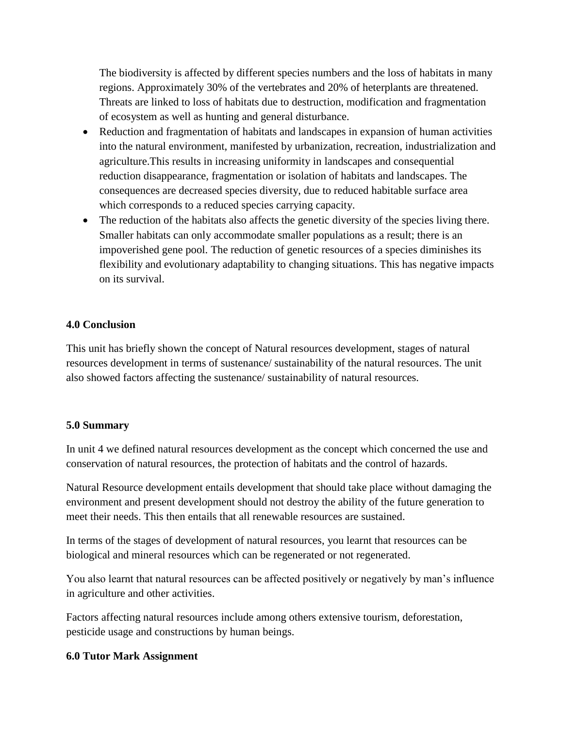The biodiversity is affected by different species numbers and the loss of habitats in many regions. Approximately 30% of the vertebrates and 20% of heterplants are threatened. Threats are linked to loss of habitats due to destruction, modification and fragmentation of ecosystem as well as hunting and general disturbance.

- Reduction and fragmentation of habitats and landscapes in expansion of human activities into the natural environment, manifested by urbanization, recreation, industrialization and agriculture.This results in increasing uniformity in landscapes and consequential reduction disappearance, fragmentation or isolation of habitats and landscapes. The consequences are decreased species diversity, due to reduced habitable surface area which corresponds to a reduced species carrying capacity.
- The reduction of the habitats also affects the genetic diversity of the species living there. Smaller habitats can only accommodate smaller populations as a result; there is an impoverished gene pool. The reduction of genetic resources of a species diminishes its flexibility and evolutionary adaptability to changing situations. This has negative impacts on its survival.

**4.0 Conclusion**

This unit has briefly shown the concept of Natural resources development, stages of natural resources development in terms of sustenance/ sustainability of the natural resources. The unit also showed factors affecting the sustenance/ sustainability of natural resources.

**5.0 Summary**

In unit 4 we defined natural resources development as the concept which concerned the use and conservation of natural resources, the protection of habitats and the control of hazards.

Natural Resource development entails development that should take place without damaging the environment and present development should not destroy the ability of the future generation to meet their needs. This then entails that all renewable resources are sustained.

In terms of the stages of development of natural resources, you learnt that resources can be biological and mineral resources which can be regenerated or not regenerated.

You also learnt that natural resources can be affected positively or negatively by man's influence in agriculture and other activities.

Factors affecting natural resources include among others extensive tourism, deforestation, pesticide usage and constructions by human beings.

**6.0 Tutor Mark Assignment**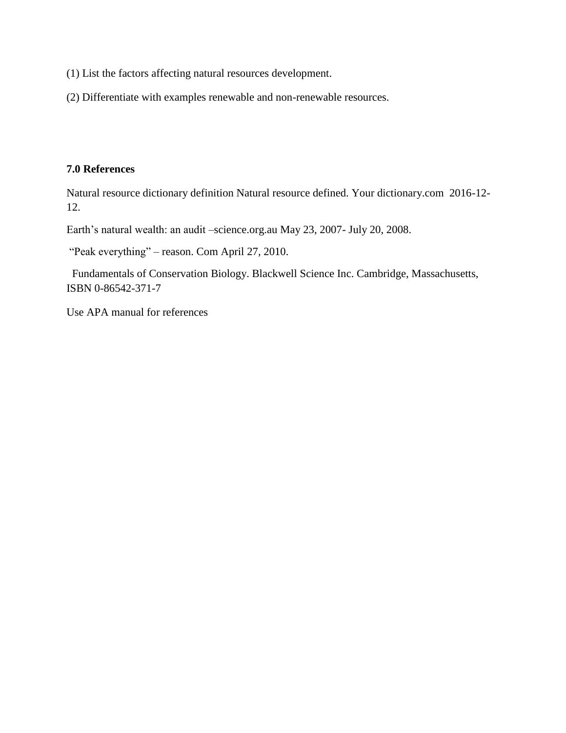(1) List the factors affecting natural resources development.

(2) Differentiate with examples renewable and non-renewable resources.

## 7.0 References

Natural resource dictionary definition Natural resource defined. Your dictionary.com 2016-12-12.

Earth's natural wealth: an audit –science.org.au May 23, 2007- July 20, 2008.

"Peak everything" – reason. Com April 27, 2010.

Fundamentals of Conservation Biology. Blackwell Science Inc. Cambridge, Massachusetts, ISBN 0-86542-371-7

Use APA manual for references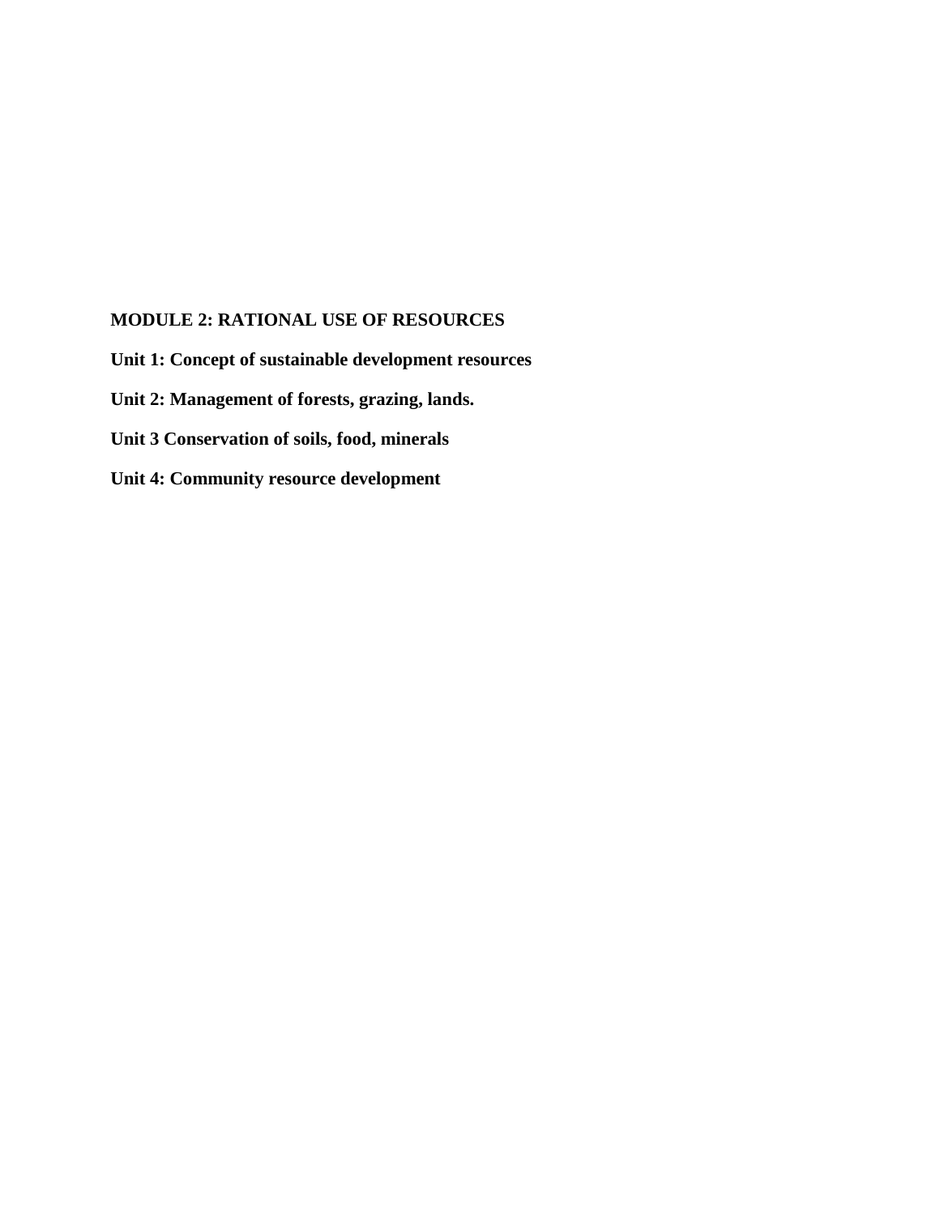## MODULE 2: RATIONAL USE OF RESOURCES

**Unit 1: Concept of sustainable development resources**

**Unit 2: Management of forests, grazing, lands.**

**Unit 3 Conservation of soils, food, minerals**

**Unit 4: Community resource development**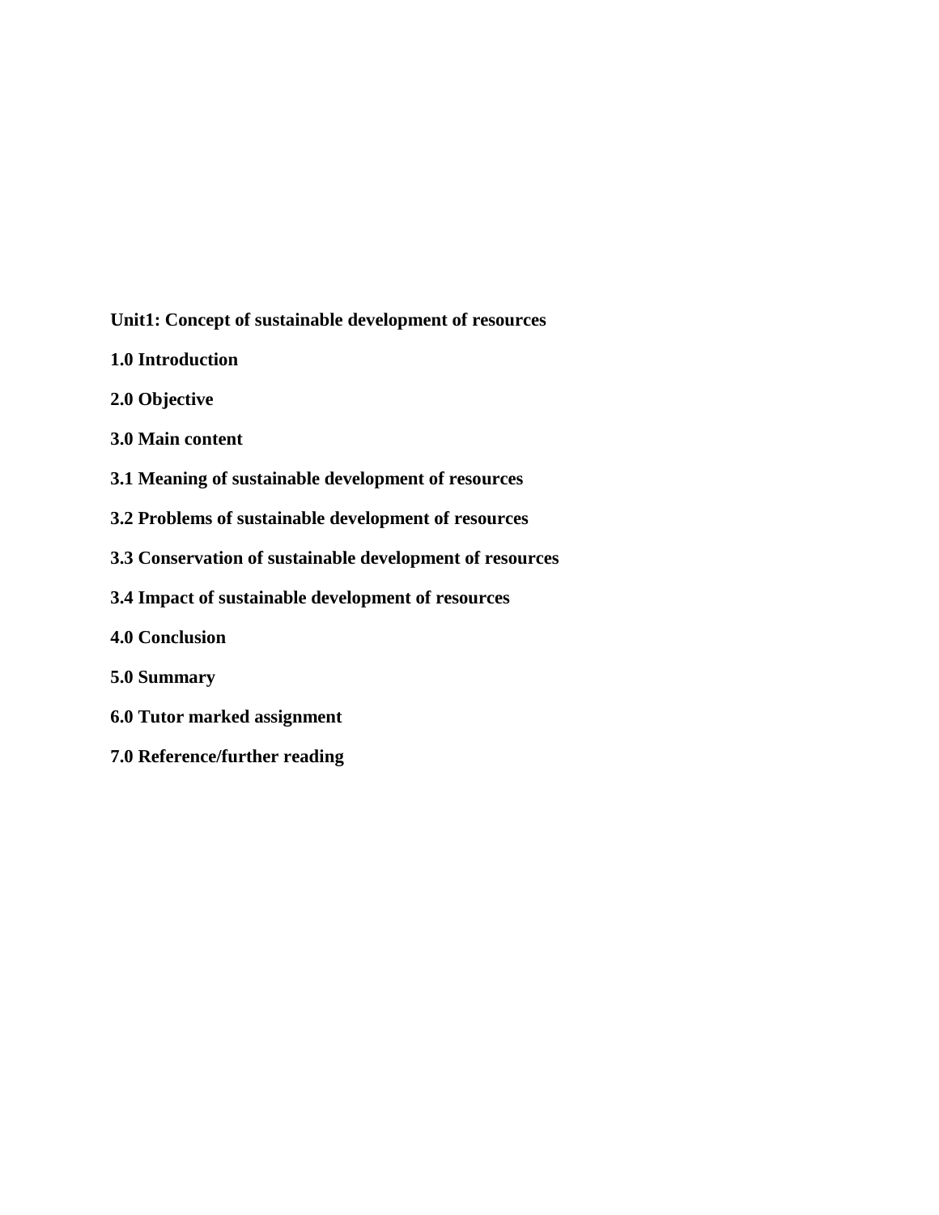**Unit1: Concept of sustainable development of resources**

**1.0 Introduction**

**2.0 Objective**

**3.0 Main content**

**3.1 Meaning of sustainable development of resources**

**3.2 Problems of sustainable development of resources**

**3.3 Conservation of sustainable development of resources**

**3.4 Impact of sustainable development of resources**

**4.0 Conclusion**

**5.0 Summary**

**6.0 Tutor marked assignment**

**7.0 Reference/further reading**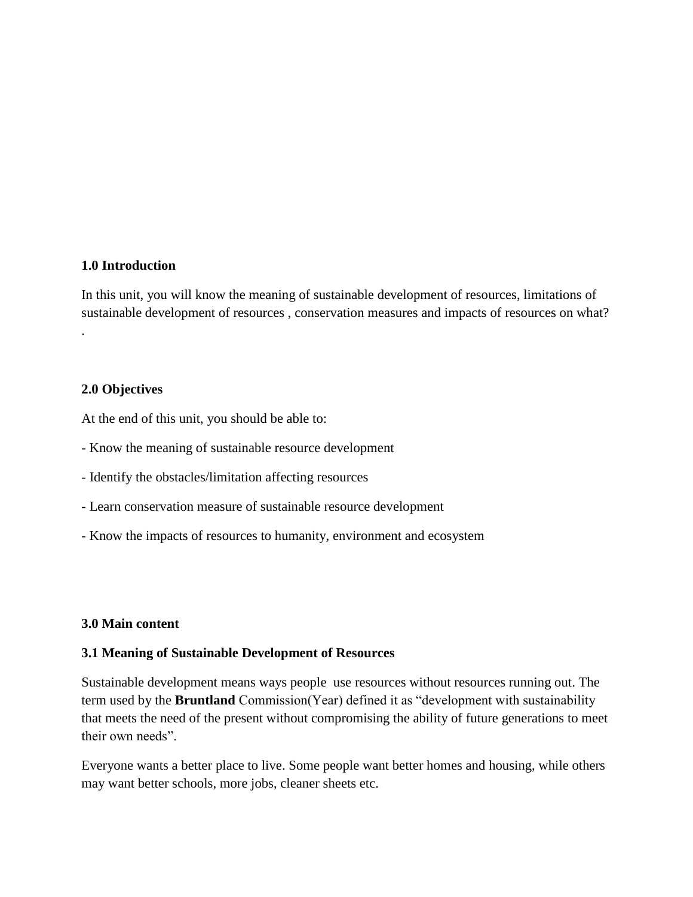## 1.0 Introduction

In this unit, you will know the meaning of sustainable development of resources, limitations of sustainable development of resources , conservation measures and impacts of resources on what?
.

## 2.0 Objectives

At the end of this unit, you should be able to:

- Know the meaning of sustainable resource development

- Identify the obstacles/limitation affecting resources

- Learn conservation measure of sustainable resource development

- Know the impacts of resources to humanity, environment and ecosystem

## 3.0 Main content

### 3.1 Meaning of Sustainable Development of Resources

Sustainable development means ways people use resources without resources running out. The term used by the **Bruntland** Commission(Year) defined it as "development with sustainability that meets the need of the present without compromising the ability of future generations to meet their own needs".

Everyone wants a better place to live. Some people want better homes and housing, while others may want better schools, more jobs, cleaner sheets etc.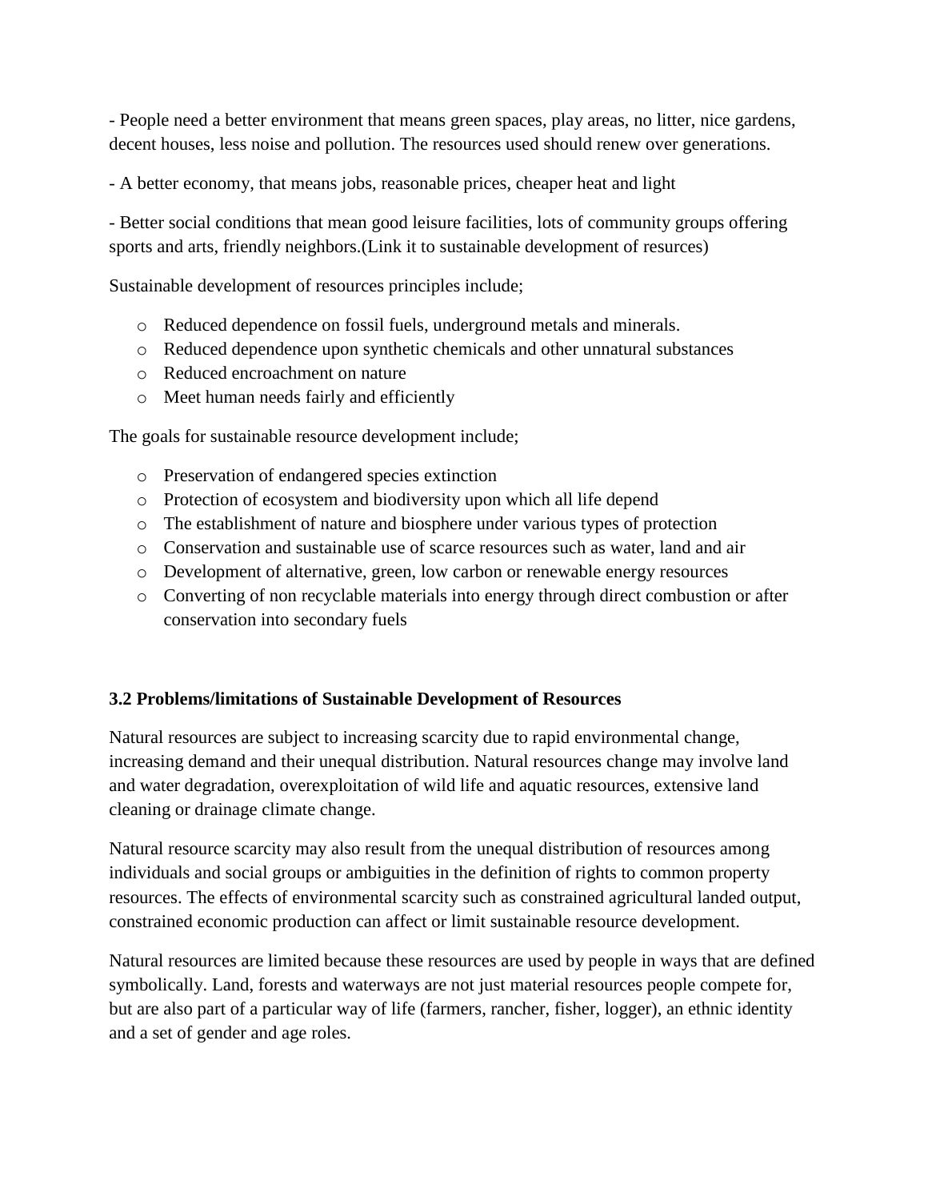- People need a better environment that means green spaces, play areas, no litter, nice gardens, decent houses, less noise and pollution. The resources used should renew over generations.

- A better economy, that means jobs, reasonable prices, cheaper heat and light

- Better social conditions that mean good leisure facilities, lots of community groups offering sports and arts, friendly neighbors.(Link it to sustainable development of resurces)

Sustainable development of resources principles include;

- Reduced dependence on fossil fuels, underground metals and minerals.
- Reduced dependence upon synthetic chemicals and other unnatural substances
- Reduced encroachment on nature
- Meet human needs fairly and efficiently

The goals for sustainable resource development include;

- Preservation of endangered species extinction
- Protection of ecosystem and biodiversity upon which all life depend
- The establishment of nature and biosphere under various types of protection
- Conservation and sustainable use of scarce resources such as water, land and air
- Development of alternative, green, low carbon or renewable energy resources
- Converting of non recyclable materials into energy through direct combustion or after conservation into secondary fuels

### 3.2 Problems/limitations of Sustainable Development of Resources

Natural resources are subject to increasing scarcity due to rapid environmental change, increasing demand and their unequal distribution. Natural resources change may involve land and water degradation, overexploitation of wild life and aquatic resources, extensive land cleaning or drainage climate change.

Natural resource scarcity may also result from the unequal distribution of resources among individuals and social groups or ambiguities in the definition of rights to common property resources. The effects of environmental scarcity such as constrained agricultural landed output, constrained economic production can affect or limit sustainable resource development.

Natural resources are limited because these resources are used by people in ways that are defined symbolically. Land, forests and waterways are not just material resources people compete for, but are also part of a particular way of life (farmers, rancher, fisher, logger), an ethnic identity and a set of gender and age roles.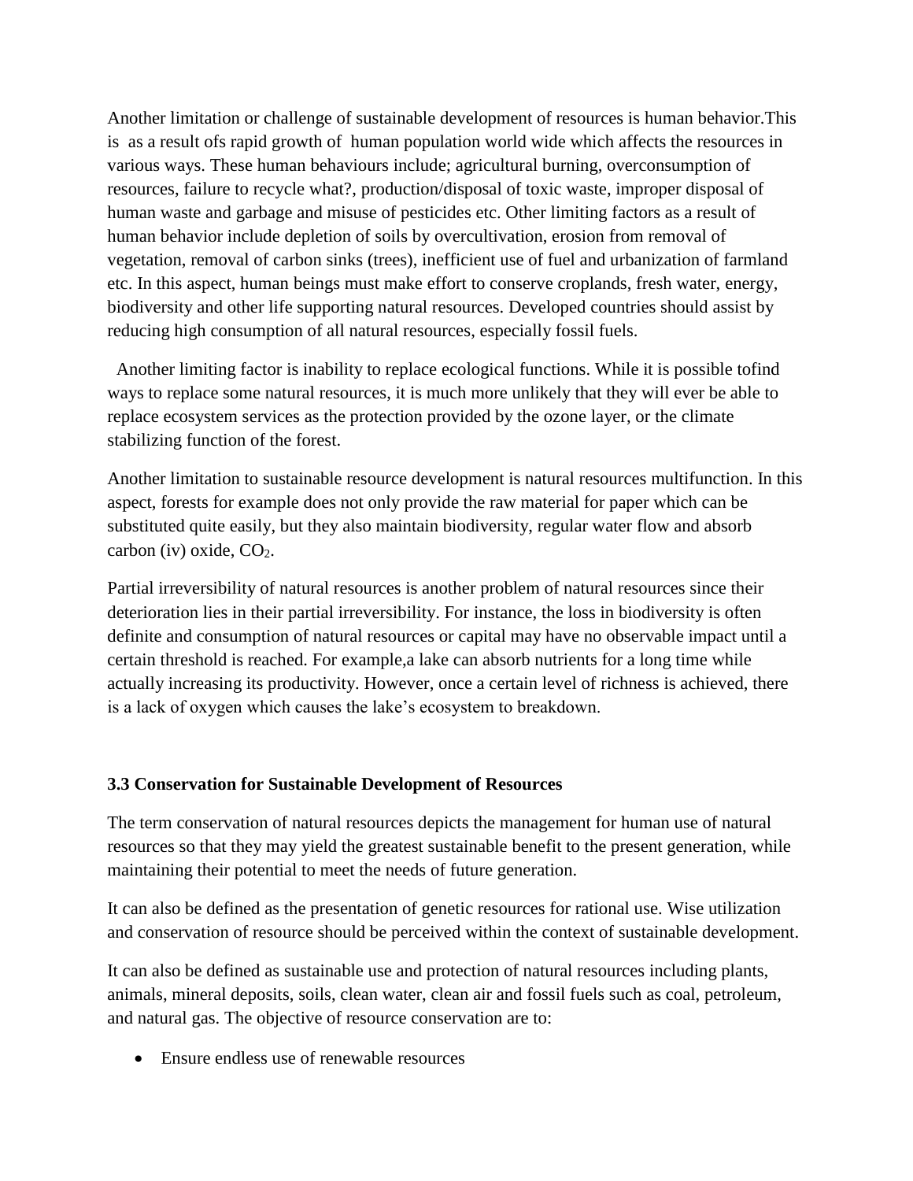Another limitation or challenge of sustainable development of resources is human behavior.This is as a result ofs rapid growth of human population world wide which affects the resources in various ways. These human behaviours include; agricultural burning, overconsumption of resources, failure to recycle what?, production/disposal of toxic waste, improper disposal of human waste and garbage and misuse of pesticides etc. Other limiting factors as a result of human behavior include depletion of soils by overcultivation, erosion from removal of vegetation, removal of carbon sinks (trees), inefficient use of fuel and urbanization of farmland etc. In this aspect, human beings must make effort to conserve croplands, fresh water, energy, biodiversity and other life supporting natural resources. Developed countries should assist by reducing high consumption of all natural resources, especially fossil fuels.

Another limiting factor is inability to replace ecological functions. While it is possible tofind ways to replace some natural resources, it is much more unlikely that they will ever be able to replace ecosystem services as the protection provided by the ozone layer, or the climate stabilizing function of the forest.

Another limitation to sustainable resource development is natural resources multifunction. In this aspect, forests for example does not only provide the raw material for paper which can be substituted quite easily, but they also maintain biodiversity, regular water flow and absorb carbon (iv) oxide, $CO_2$.

Partial irreversibility of natural resources is another problem of natural resources since their deterioration lies in their partial irreversibility. For instance, the loss in biodiversity is often definite and consumption of natural resources or capital may have no observable impact until a certain threshold is reached. For example,a lake can absorb nutrients for a long time while actually increasing its productivity. However, once a certain level of richness is achieved, there is a lack of oxygen which causes the lake's ecosystem to breakdown.

### 3.3 Conservation for Sustainable Development of Resources

The term conservation of natural resources depicts the management for human use of natural resources so that they may yield the greatest sustainable benefit to the present generation, while maintaining their potential to meet the needs of future generation.

It can also be defined as the presentation of genetic resources for rational use. Wise utilization and conservation of resource should be perceived within the context of sustainable development.

It can also be defined as sustainable use and protection of natural resources including plants, animals, mineral deposits, soils, clean water, clean air and fossil fuels such as coal, petroleum, and natural gas. The objective of resource conservation are to:

- Ensure endless use of renewable resources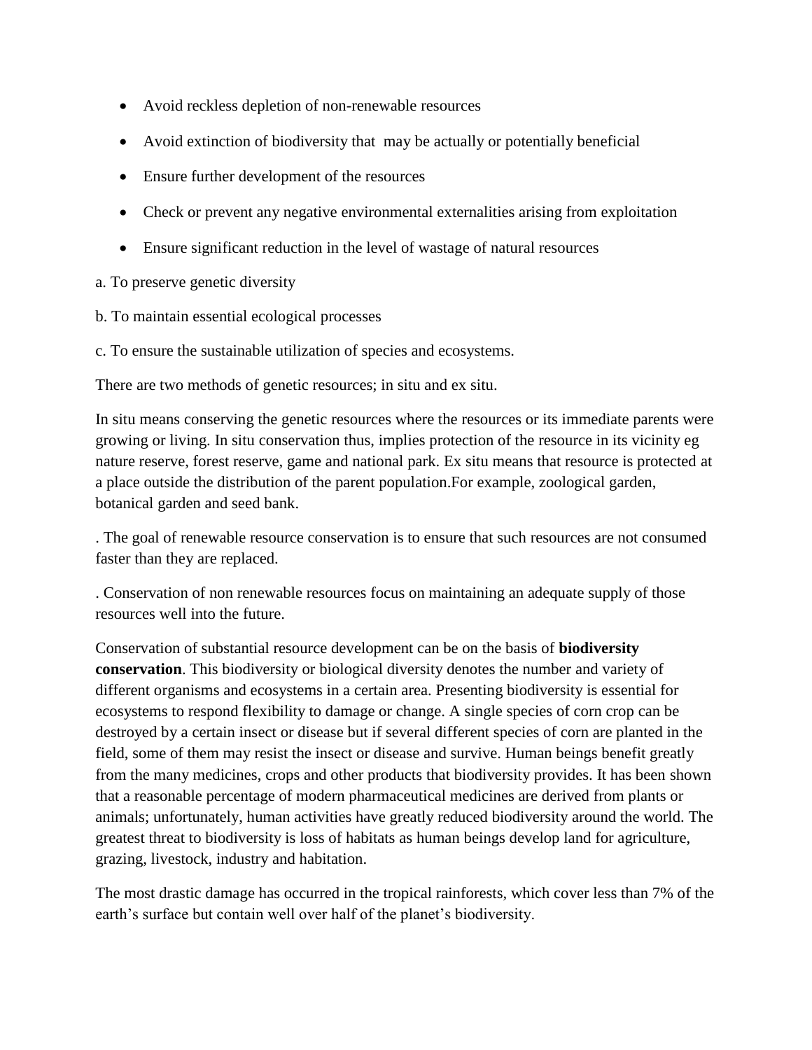- Avoid reckless depletion of non-renewable resources
- Avoid extinction of biodiversity that  may be actually or potentially beneficial
- Ensure further development of the resources
- Check or prevent any negative environmental externalities arising from exploitation
- Ensure significant reduction in the level of wastage of natural resources

a. To preserve genetic diversity

b. To maintain essential ecological processes

c. To ensure the sustainable utilization of species and ecosystems.

There are two methods of genetic resources; in situ and ex situ.

In situ means conserving the genetic resources where the resources or its immediate parents were growing or living. In situ conservation thus, implies protection of the resource in its vicinity eg nature reserve, forest reserve, game and national park. Ex situ means that resource is protected at a place outside the distribution of the parent population.For example, zoological garden, botanical garden and seed bank.

. The goal of renewable resource conservation is to ensure that such resources are not consumed faster than they are replaced.

. Conservation of non renewable resources focus on maintaining an adequate supply of those resources well into the future.

Conservation of substantial resource development can be on the basis of **biodiversity conservation**. This biodiversity or biological diversity denotes the number and variety of different organisms and ecosystems in a certain area. Presenting biodiversity is essential for ecosystems to respond flexibility to damage or change. A single species of corn crop can be destroyed by a certain insect or disease but if several different species of corn are planted in the field, some of them may resist the insect or disease and survive. Human beings benefit greatly from the many medicines, crops and other products that biodiversity provides. It has been shown that a reasonable percentage of modern pharmaceutical medicines are derived from plants or animals; unfortunately, human activities have greatly reduced biodiversity around the world. The greatest threat to biodiversity is loss of habitats as human beings develop land for agriculture, grazing, livestock, industry and habitation.

The most drastic damage has occurred in the tropical rainforests, which cover less than 7% of the earth's surface but contain well over half of the planet's biodiversity.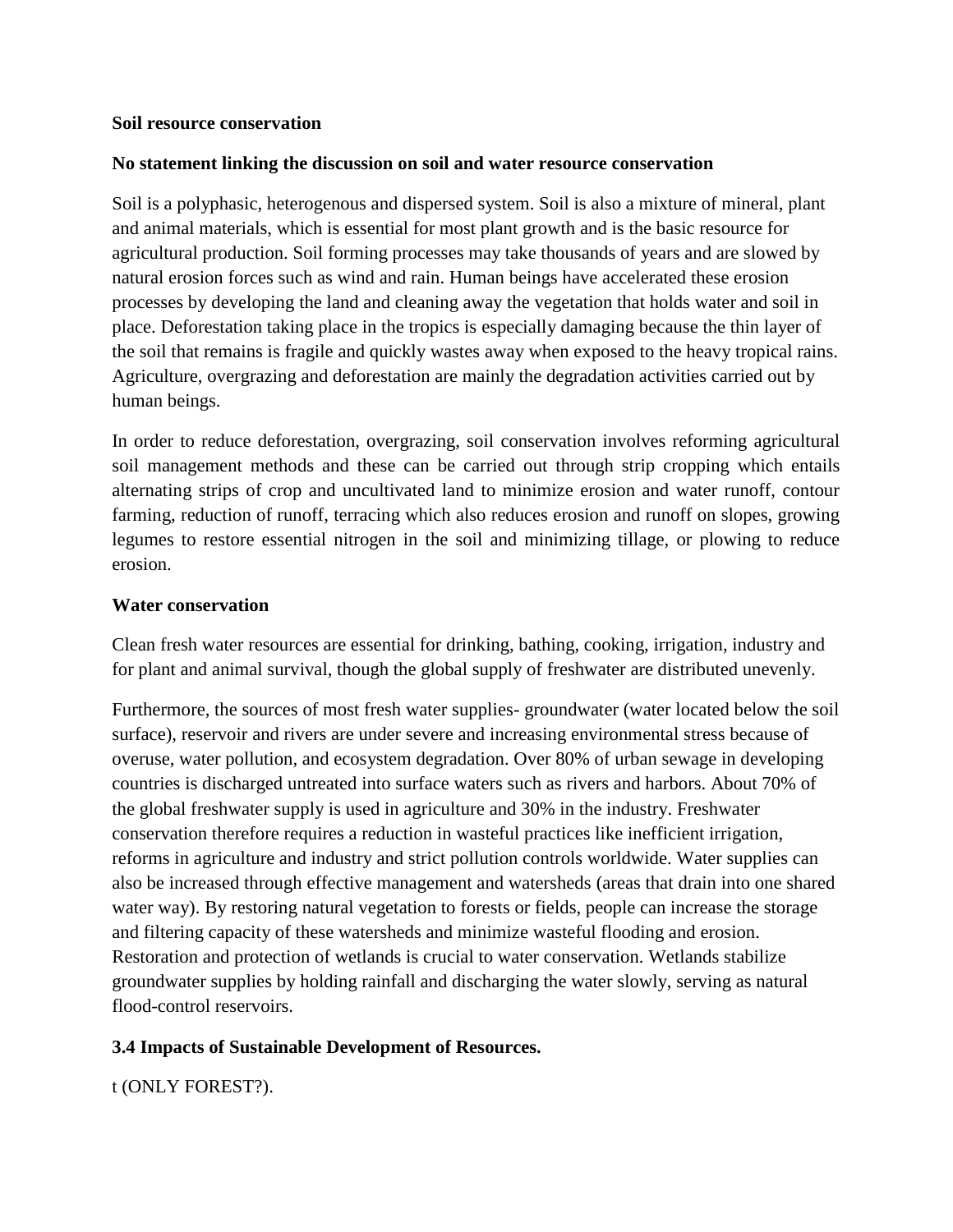**Soil resource conservation**

**No statement linking the discussion on soil and water resource conservation**

Soil is a polyphasic, heterogenous and dispersed system. Soil is also a mixture of mineral, plant and animal materials, which is essential for most plant growth and is the basic resource for agricultural production. Soil forming processes may take thousands of years and are slowed by natural erosion forces such as wind and rain. Human beings have accelerated these erosion processes by developing the land and cleaning away the vegetation that holds water and soil in place. Deforestation taking place in the tropics is especially damaging because the thin layer of the soil that remains is fragile and quickly wastes away when exposed to the heavy tropical rains. Agriculture, overgrazing and deforestation are mainly the degradation activities carried out by human beings.

In order to reduce deforestation, overgrazing, soil conservation involves reforming agricultural soil management methods and these can be carried out through strip cropping which entails alternating strips of crop and uncultivated land to minimize erosion and water runoff, contour farming, reduction of runoff, terracing which also reduces erosion and runoff on slopes, growing legumes to restore essential nitrogen in the soil and minimizing tillage, or plowing to reduce erosion.

**Water conservation**

Clean fresh water resources are essential for drinking, bathing, cooking, irrigation, industry and for plant and animal survival, though the global supply of freshwater are distributed unevenly.

Furthermore, the sources of most fresh water supplies- groundwater (water located below the soil surface), reservoir and rivers are under severe and increasing environmental stress because of overuse, water pollution, and ecosystem degradation. Over 80% of urban sewage in developing countries is discharged untreated into surface waters such as rivers and harbors. About 70% of the global freshwater supply is used in agriculture and 30% in the industry. Freshwater conservation therefore requires a reduction in wasteful practices like inefficient irrigation, reforms in agriculture and industry and strict pollution controls worldwide. Water supplies can also be increased through effective management and watersheds (areas that drain into one shared water way). By restoring natural vegetation to forests or fields, people can increase the storage and filtering capacity of these watersheds and minimize wasteful flooding and erosion. Restoration and protection of wetlands is crucial to water conservation. Wetlands stabilize groundwater supplies by holding rainfall and discharging the water slowly, serving as natural flood-control reservoirs.

**3.4 Impacts of Sustainable Development of Resources.**

t (ONLY FOREST?).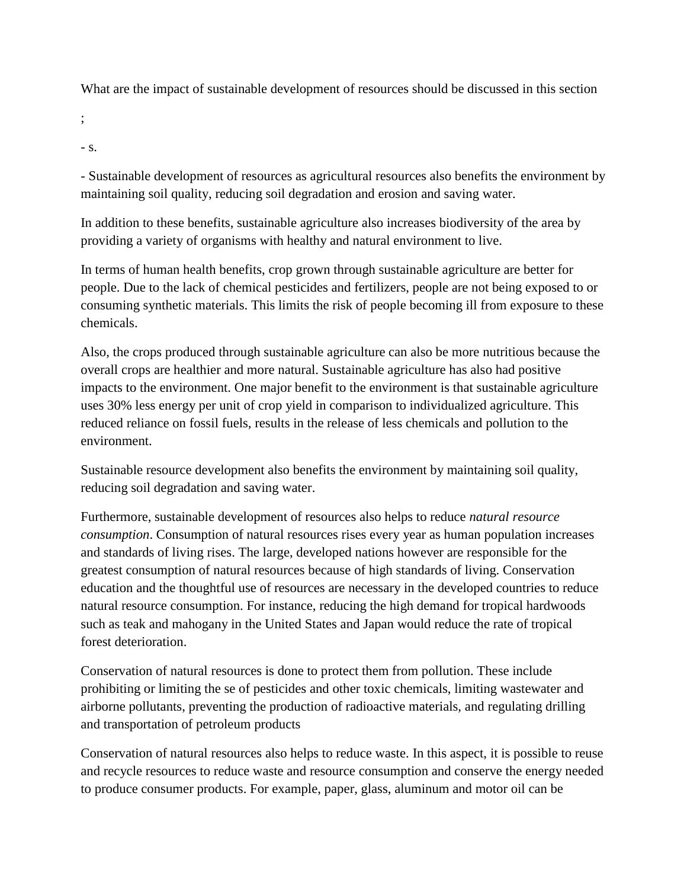What are the impact of sustainable development of resources should be discussed in this section

;

- s.

- Sustainable development of resources as agricultural resources also benefits the environment by maintaining soil quality, reducing soil degradation and erosion and saving water.

In addition to these benefits, sustainable agriculture also increases biodiversity of the area by providing a variety of organisms with healthy and natural environment to live.

In terms of human health benefits, crop grown through sustainable agriculture are better for people. Due to the lack of chemical pesticides and fertilizers, people are not being exposed to or consuming synthetic materials. This limits the risk of people becoming ill from exposure to these chemicals.

Also, the crops produced through sustainable agriculture can also be more nutritious because the overall crops are healthier and more natural. Sustainable agriculture has also had positive impacts to the environment. One major benefit to the environment is that sustainable agriculture uses 30% less energy per unit of crop yield in comparison to individualized agriculture. This reduced reliance on fossil fuels, results in the release of less chemicals and pollution to the environment.

Sustainable resource development also benefits the environment by maintaining soil quality, reducing soil degradation and saving water.

Furthermore, sustainable development of resources also helps to reduce *natural resource consumption*. Consumption of natural resources rises every year as human population increases and standards of living rises. The large, developed nations however are responsible for the greatest consumption of natural resources because of high standards of living. Conservation education and the thoughtful use of resources are necessary in the developed countries to reduce natural resource consumption. For instance, reducing the high demand for tropical hardwoods such as teak and mahogany in the United States and Japan would reduce the rate of tropical forest deterioration.

Conservation of natural resources is done to protect them from pollution. These include prohibiting or limiting the se of pesticides and other toxic chemicals, limiting wastewater and airborne pollutants, preventing the production of radioactive materials, and regulating drilling and transportation of petroleum products

Conservation of natural resources also helps to reduce waste. In this aspect, it is possible to reuse and recycle resources to reduce waste and resource consumption and conserve the energy needed to produce consumer products. For example, paper, glass, aluminum and motor oil can be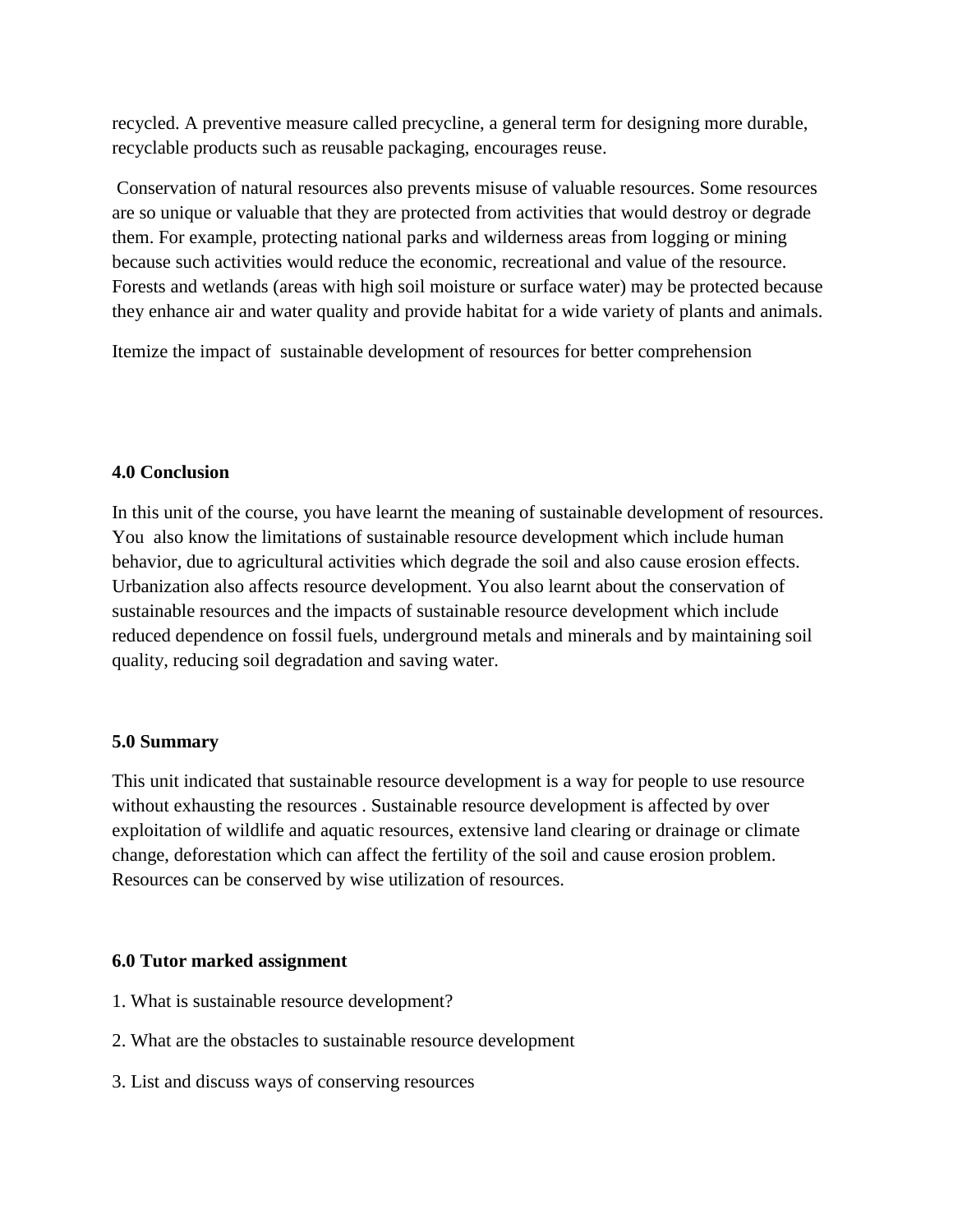recycled. A preventive measure called precycline, a general term for designing more durable, recyclable products such as reusable packaging, encourages reuse.

Conservation of natural resources also prevents misuse of valuable resources. Some resources are so unique or valuable that they are protected from activities that would destroy or degrade them. For example, protecting national parks and wilderness areas from logging or mining because such activities would reduce the economic, recreational and value of the resource. Forests and wetlands (areas with high soil moisture or surface water) may be protected because they enhance air and water quality and provide habitat for a wide variety of plants and animals.

Itemize the impact of sustainable development of resources for better comprehension

**4.0 Conclusion**

In this unit of the course, you have learnt the meaning of sustainable development of resources. You also know the limitations of sustainable resource development which include human behavior, due to agricultural activities which degrade the soil and also cause erosion effects. Urbanization also affects resource development. You also learnt about the conservation of sustainable resources and the impacts of sustainable resource development which include reduced dependence on fossil fuels, underground metals and minerals and by maintaining soil quality, reducing soil degradation and saving water.

**5.0 Summary**

This unit indicated that sustainable resource development is a way for people to use resource without exhausting the resources . Sustainable resource development is affected by over exploitation of wildlife and aquatic resources, extensive land clearing or drainage or climate change, deforestation which can affect the fertility of the soil and cause erosion problem. Resources can be conserved by wise utilization of resources.

**6.0 Tutor marked assignment**

1. What is sustainable resource development?

2. What are the obstacles to sustainable resource development

3. List and discuss ways of conserving resources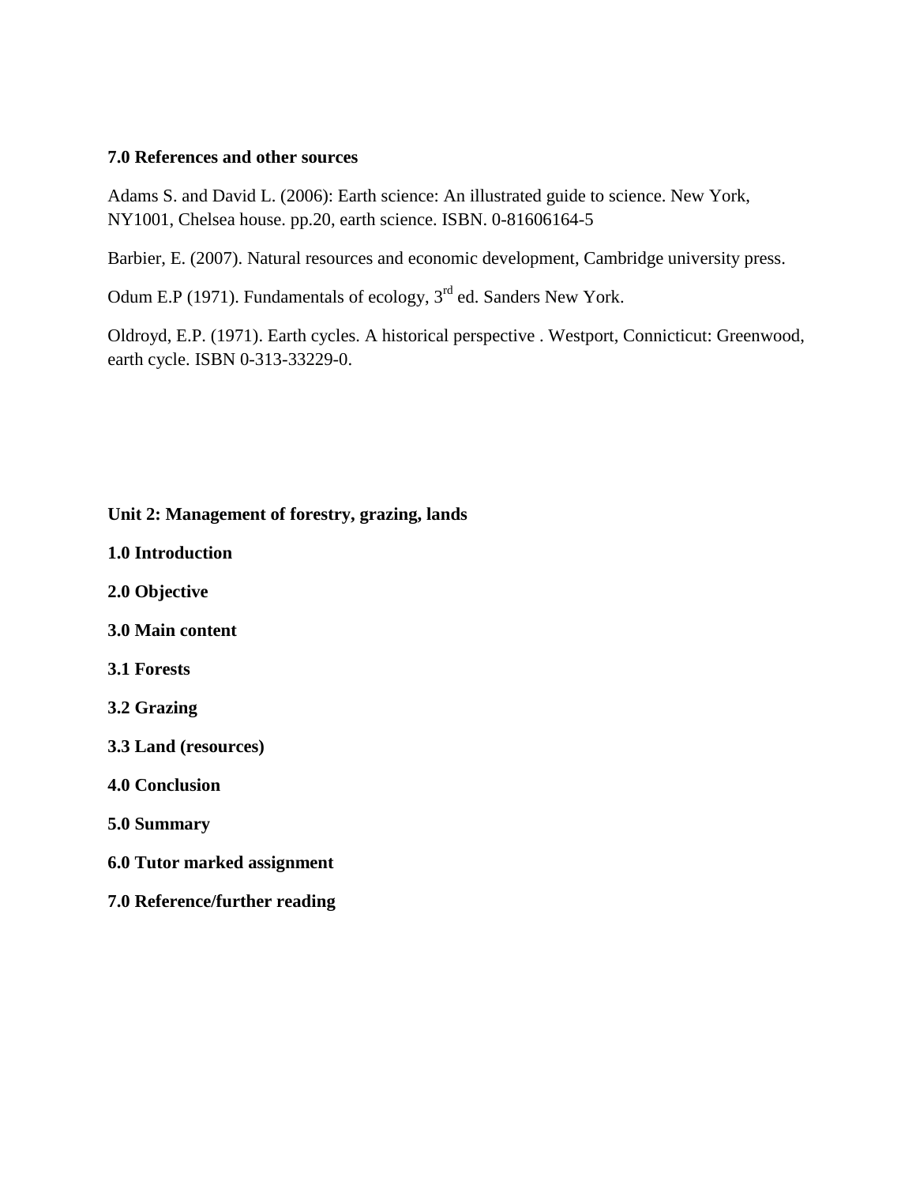**7.0 References and other sources**

Adams S. and David L. (2006): Earth science: An illustrated guide to science. New York, NY1001, Chelsea house. pp.20, earth science. ISBN. 0-81606164-5

Barbier, E. (2007). Natural resources and economic development, Cambridge university press.

Odum E.P (1971). Fundamentals of ecology, 3rd ed. Sanders New York.

Oldroyd, E.P. (1971). Earth cycles. A historical perspective . Westport, Connicticut: Greenwood, earth cycle. ISBN 0-313-33229-0.

## Unit 2: Management of forestry, grazing, lands

**1.0 Introduction**

**2.0 Objective**

**3.0 Main content**

**3.1 Forests**

**3.2 Grazing**

**3.3 Land (resources)**

**4.0 Conclusion**

**5.0 Summary**

**6.0 Tutor marked assignment**

**7.0 Reference/further reading**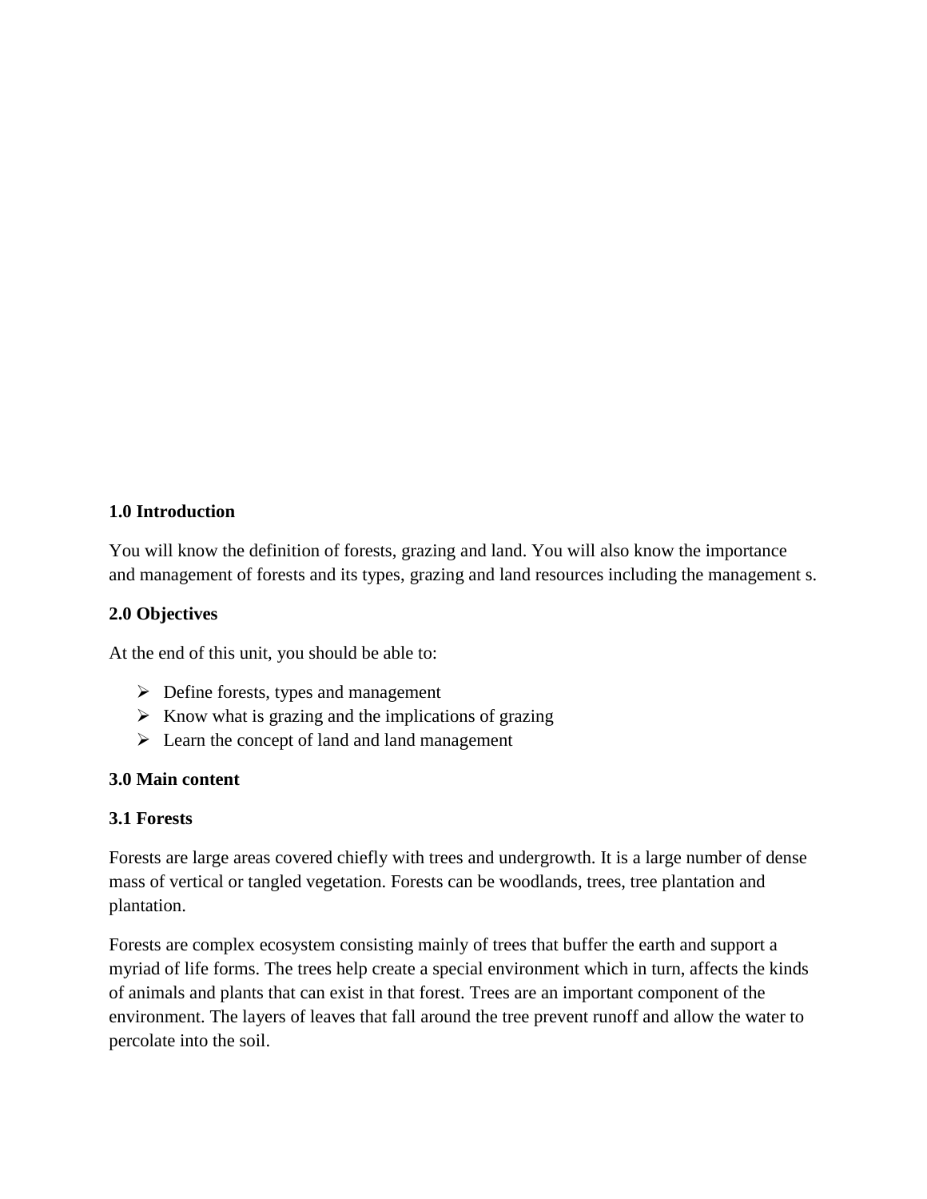## 1.0 Introduction

You will know the definition of forests, grazing and land. You will also know the importance and management of forests and its types, grazing and land resources including the management s.

## 2.0 Objectives

At the end of this unit, you should be able to:

- Define forests, types and management
- Know what is grazing and the implications of grazing
- Learn the concept of land and land management

## 3.0 Main content

### 3.1 Forests

Forests are large areas covered chiefly with trees and undergrowth. It is a large number of dense mass of vertical or tangled vegetation. Forests can be woodlands, trees, tree plantation and plantation.

Forests are complex ecosystem consisting mainly of trees that buffer the earth and support a myriad of life forms. The trees help create a special environment which in turn, affects the kinds of animals and plants that can exist in that forest. Trees are an important component of the environment. The layers of leaves that fall around the tree prevent runoff and allow the water to percolate into the soil.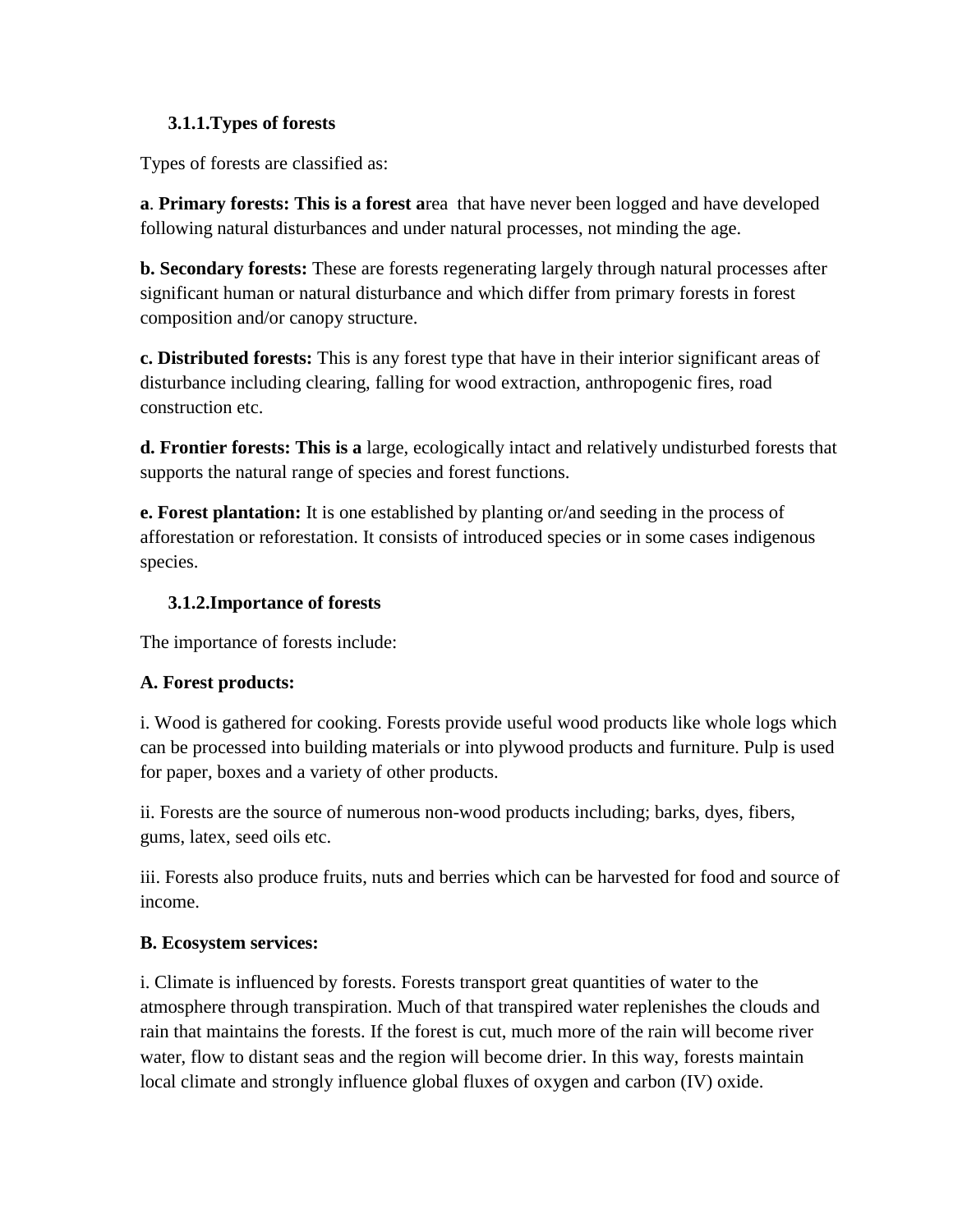### 3.1.1.Types of forests

Types of forests are classified as:

**a**. **Primary forests: This is a forest a**rea that have never been logged and have developed following natural disturbances and under natural processes, not minding the age.

**b. Secondary forests:** These are forests regenerating largely through natural processes after significant human or natural disturbance and which differ from primary forests in forest composition and/or canopy structure.

**c. Distributed forests:** This is any forest type that have in their interior significant areas of disturbance including clearing, falling for wood extraction, anthropogenic fires, road construction etc.

**d. Frontier forests: This is a** large, ecologically intact and relatively undisturbed forests that supports the natural range of species and forest functions.

**e. Forest plantation:** It is one established by planting or/and seeding in the process of afforestation or reforestation. It consists of introduced species or in some cases indigenous species.

### 3.1.2.Importance of forests

The importance of forests include:

**A. Forest products:**

i. Wood is gathered for cooking. Forests provide useful wood products like whole logs which can be processed into building materials or into plywood products and furniture. Pulp is used for paper, boxes and a variety of other products.

ii. Forests are the source of numerous non-wood products including; barks, dyes, fibers, gums, latex, seed oils etc.

iii. Forests also produce fruits, nuts and berries which can be harvested for food and source of income.

**B. Ecosystem services:**

i. Climate is influenced by forests. Forests transport great quantities of water to the atmosphere through transpiration. Much of that transpired water replenishes the clouds and rain that maintains the forests. If the forest is cut, much more of the rain will become river water, flow to distant seas and the region will become drier. In this way, forests maintain local climate and strongly influence global fluxes of oxygen and carbon (IV) oxide.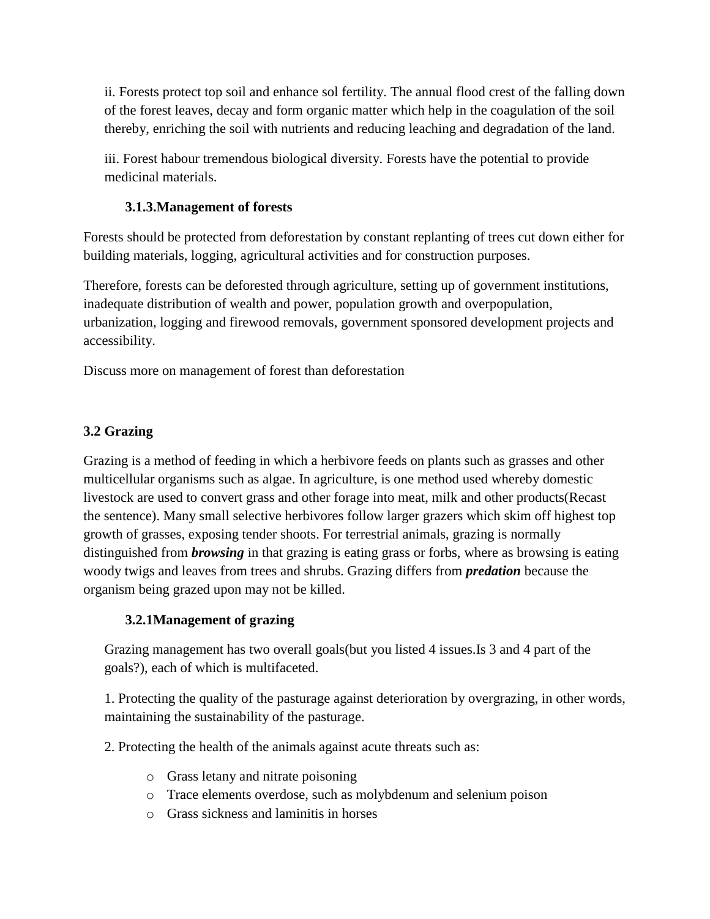ii. Forests protect top soil and enhance sol fertility. The annual flood crest of the falling down of the forest leaves, decay and form organic matter which help in the coagulation of the soil thereby, enriching the soil with nutrients and reducing leaching and degradation of the land.

iii. Forest habour tremendous biological diversity. Forests have the potential to provide medicinal materials.

### 3.1.3.Management of forests

Forests should be protected from deforestation by constant replanting of trees cut down either for building materials, logging, agricultural activities and for construction purposes.

Therefore, forests can be deforested through agriculture, setting up of government institutions, inadequate distribution of wealth and power, population growth and overpopulation, urbanization, logging and firewood removals, government sponsored development projects and accessibility.

Discuss more on management of forest than deforestation

## 3.2 Grazing

Grazing is a method of feeding in which a herbivore feeds on plants such as grasses and other multicellular organisms such as algae. In agriculture, is one method used whereby domestic livestock are used to convert grass and other forage into meat, milk and other products(Recast the sentence). Many small selective herbivores follow larger grazers which skim off highest top growth of grasses, exposing tender shoots. For terrestrial animals, grazing is normally distinguished from ***browsing*** in that grazing is eating grass or forbs, where as browsing is eating woody twigs and leaves from trees and shrubs. Grazing differs from ***predation*** because the organism being grazed upon may not be killed.

### 3.2.1Management of grazing

Grazing management has two overall goals(but you listed 4 issues.Is 3 and 4 part of the goals?), each of which is multifaceted.

1. Protecting the quality of the pasturage against deterioration by overgrazing, in other words, maintaining the sustainability of the pasturage.

2. Protecting the health of the animals against acute threats such as:

- Grass letany and nitrate poisoning
- Trace elements overdose, such as molybdenum and selenium poison
- Grass sickness and laminitis in horses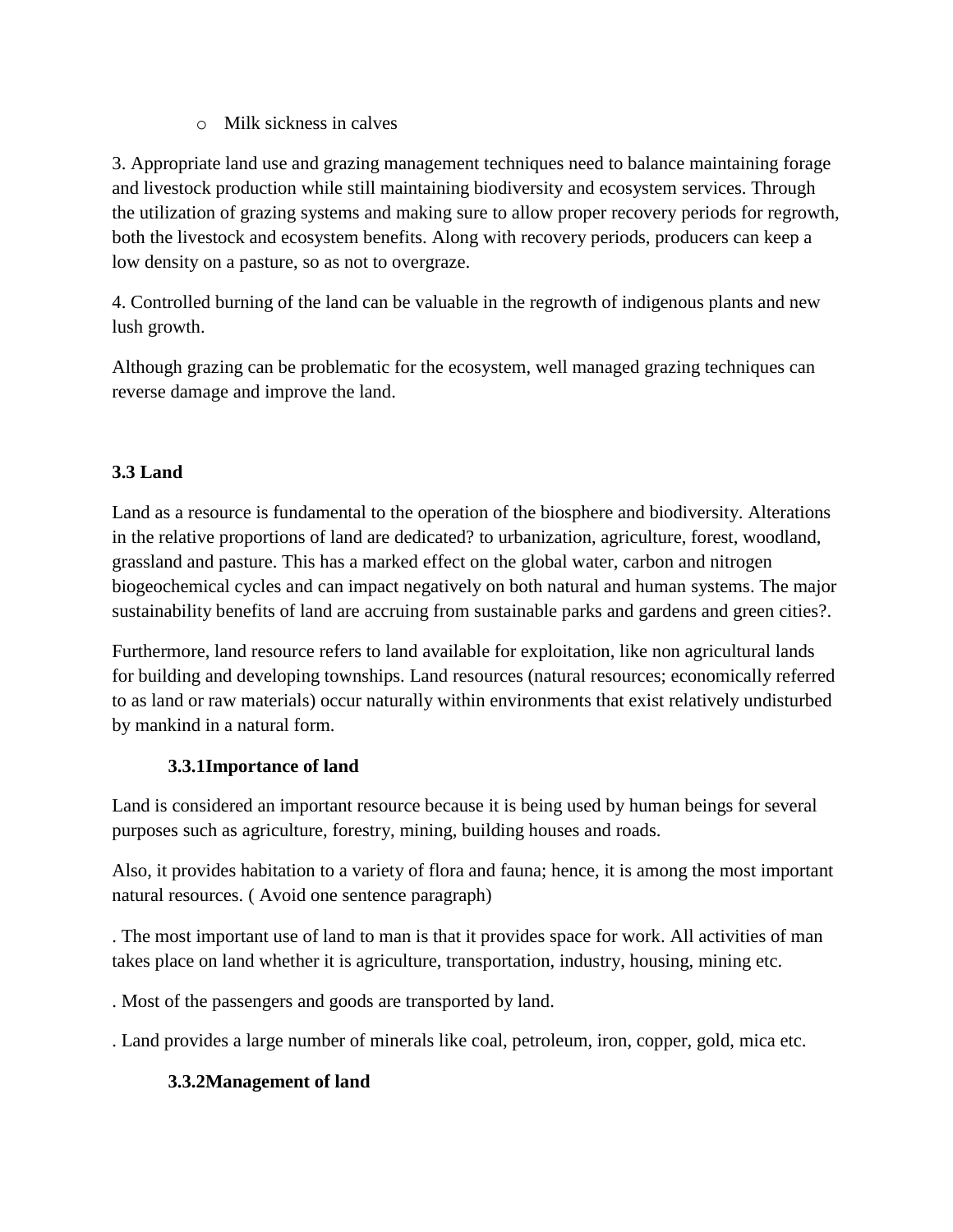- Milk sickness in calves

3. Appropriate land use and grazing management techniques need to balance maintaining forage and livestock production while still maintaining biodiversity and ecosystem services. Through the utilization of grazing systems and making sure to allow proper recovery periods for regrowth, both the livestock and ecosystem benefits. Along with recovery periods, producers can keep a low density on a pasture, so as not to overgraze.

4. Controlled burning of the land can be valuable in the regrowth of indigenous plants and new lush growth.

Although grazing can be problematic for the ecosystem, well managed grazing techniques can reverse damage and improve the land.

### 3.3 Land

Land as a resource is fundamental to the operation of the biosphere and biodiversity. Alterations in the relative proportions of land are dedicated? to urbanization, agriculture, forest, woodland, grassland and pasture. This has a marked effect on the global water, carbon and nitrogen biogeochemical cycles and can impact negatively on both natural and human systems. The major sustainability benefits of land are accruing from sustainable parks and gardens and green cities?.

Furthermore, land resource refers to land available for exploitation, like non agricultural lands for building and developing townships. Land resources (natural resources; economically referred to as land or raw materials) occur naturally within environments that exist relatively undisturbed by mankind in a natural form.

#### 3.3.1Importance of land

Land is considered an important resource because it is being used by human beings for several purposes such as agriculture, forestry, mining, building houses and roads.

Also, it provides habitation to a variety of flora and fauna; hence, it is among the most important natural resources. ( Avoid one sentence paragraph)

. The most important use of land to man is that it provides space for work. All activities of man takes place on land whether it is agriculture, transportation, industry, housing, mining etc.

. Most of the passengers and goods are transported by land.

. Land provides a large number of minerals like coal, petroleum, iron, copper, gold, mica etc.

#### 3.3.2Management of land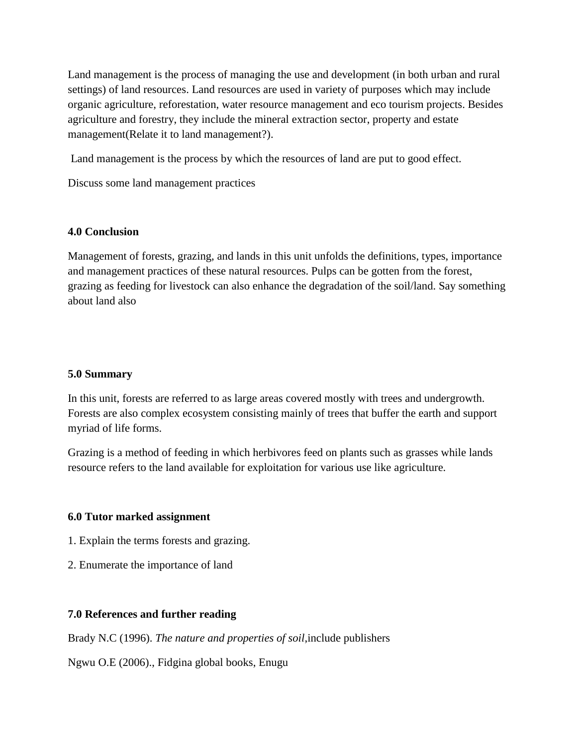Land management is the process of managing the use and development (in both urban and rural settings) of land resources. Land resources are used in variety of purposes which may include organic agriculture, reforestation, water resource management and eco tourism projects. Besides agriculture and forestry, they include the mineral extraction sector, property and estate management(Relate it to land management?).

Land management is the process by which the resources of land are put to good effect.

Discuss some land management practices

**4.0 Conclusion**

Management of forests, grazing, and lands in this unit unfolds the definitions, types, importance and management practices of these natural resources. Pulps can be gotten from the forest, grazing as feeding for livestock can also enhance the degradation of the soil/land. Say something about land also

**5.0 Summary**

In this unit, forests are referred to as large areas covered mostly with trees and undergrowth. Forests are also complex ecosystem consisting mainly of trees that buffer the earth and support myriad of life forms.

Grazing is a method of feeding in which herbivores feed on plants such as grasses while lands resource refers to the land available for exploitation for various use like agriculture.

**6.0 Tutor marked assignment**

1. Explain the terms forests and grazing.

2. Enumerate the importance of land

**7.0 References and further reading**

Brady N.C (1996). *The nature and properties of soil*,include publishers

Ngwu O.E (2006)., Fidgina global books, Enugu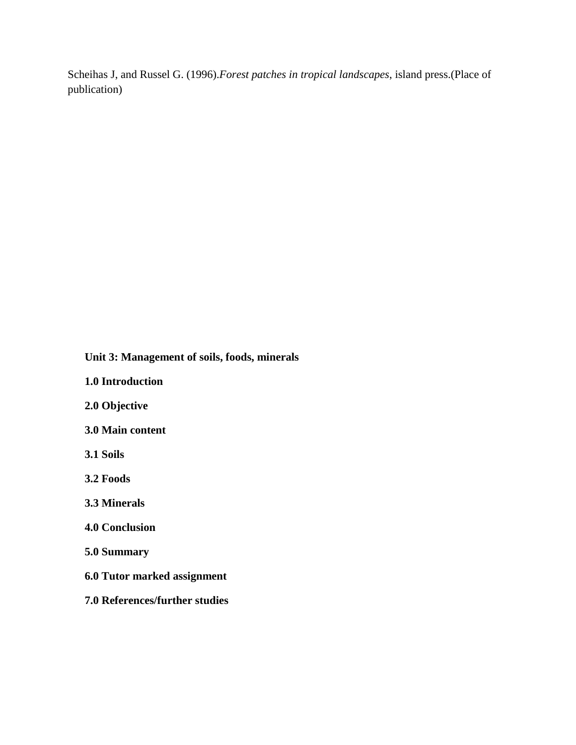Scheihas J, and Russel G. (1996).*Forest patches in tropical landscapes*, island press.(Place of publication)

**Unit 3: Management of soils, foods, minerals**

**1.0 Introduction**

**2.0 Objective**

**3.0 Main content**

**3.1 Soils**

**3.2 Foods**

**3.3 Minerals**

**4.0 Conclusion**

**5.0 Summary**

**6.0 Tutor marked assignment**

**7.0 References/further studies**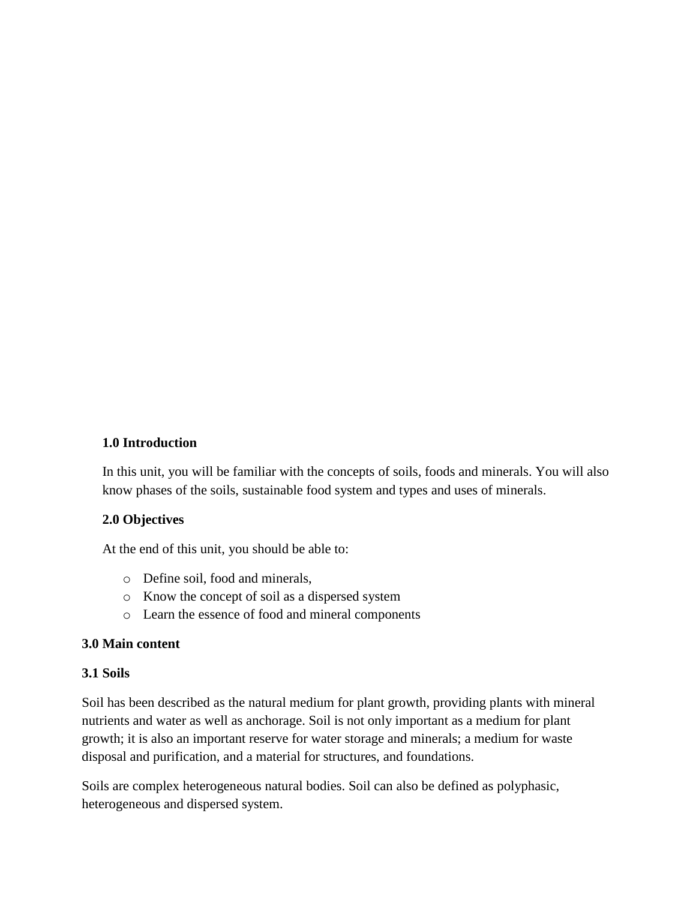## 1.0 Introduction

In this unit, you will be familiar with the concepts of soils, foods and minerals. You will also know phases of the soils, sustainable food system and types and uses of minerals.

## 2.0 Objectives

At the end of this unit, you should be able to:

- Define soil, food and minerals,
- Know the concept of soil as a dispersed system
- Learn the essence of food and mineral components

## 3.0 Main content

### 3.1 Soils

Soil has been described as the natural medium for plant growth, providing plants with mineral nutrients and water as well as anchorage. Soil is not only important as a medium for plant growth; it is also an important reserve for water storage and minerals; a medium for waste disposal and purification, and a material for structures, and foundations.

Soils are complex heterogeneous natural bodies. Soil can also be defined as polyphasic, heterogeneous and dispersed system.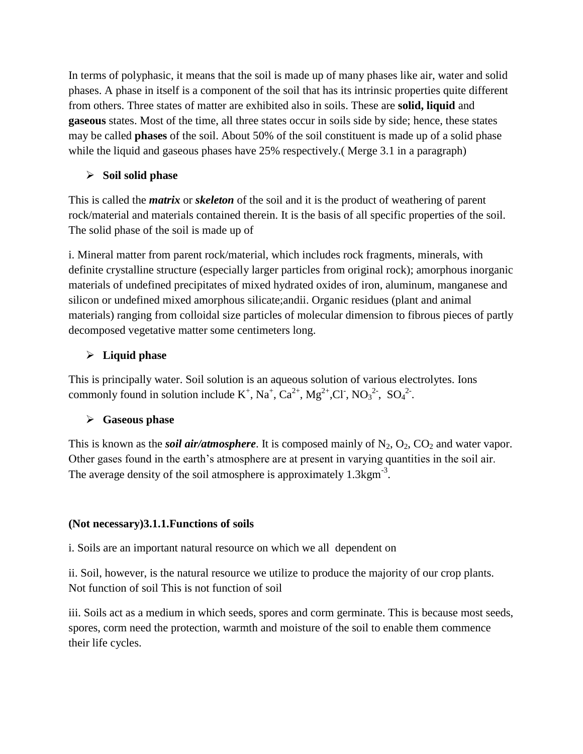In terms of polyphasic, it means that the soil is made up of many phases like air, water and solid phases. A phase in itself is a component of the soil that has its intrinsic properties quite different from others. Three states of matter are exhibited also in soils. These are **solid, liquid** and **gaseous** states. Most of the time, all three states occur in soils side by side; hence, these states may be called **phases** of the soil. About 50% of the soil constituent is made up of a solid phase while the liquid and gaseous phases have 25% respectively.( Merge 3.1 in a paragraph)

- **Soil solid phase**

This is called the ***matrix*** or ***skeleton*** of the soil and it is the product of weathering of parent rock/material and materials contained therein. It is the basis of all specific properties of the soil. The solid phase of the soil is made up of

i. Mineral matter from parent rock/material, which includes rock fragments, minerals, with definite crystalline structure (especially larger particles from original rock); amorphous inorganic materials of undefined precipitates of mixed hydrated oxides of iron, aluminum, manganese and silicon or undefined mixed amorphous silicate;andii. Organic residues (plant and animal materials) ranging from colloidal size particles of molecular dimension to fibrous pieces of partly decomposed vegetative matter some centimeters long.

- **Liquid phase**

This is principally water. Soil solution is an aqueous solution of various electrolytes. Ions commonly found in solution include $K^+$, $Na^+$, $Ca^{2+}$, $Mg^{2+}$,$Cl^-$, $NO_3^{2-}$, $SO_4^{2-}$.

- **Gaseous phase**

This is known as the ***soil air/atmosphere***. It is composed mainly of $N_2$, $O_2$, $CO_2$ and water vapor. Other gases found in the earth's atmosphere are at present in varying quantities in the soil air. The average density of the soil atmosphere is approximately $1.3kgm^{-3}$.

**(Not necessary)3.1.1.Functions of soils**

i. Soils are an important natural resource on which we all dependent on

ii. Soil, however, is the natural resource we utilize to produce the majority of our crop plants. Not function of soil This is not function of soil

iii. Soils act as a medium in which seeds, spores and corm germinate. This is because most seeds, spores, corm need the protection, warmth and moisture of the soil to enable them commence their life cycles.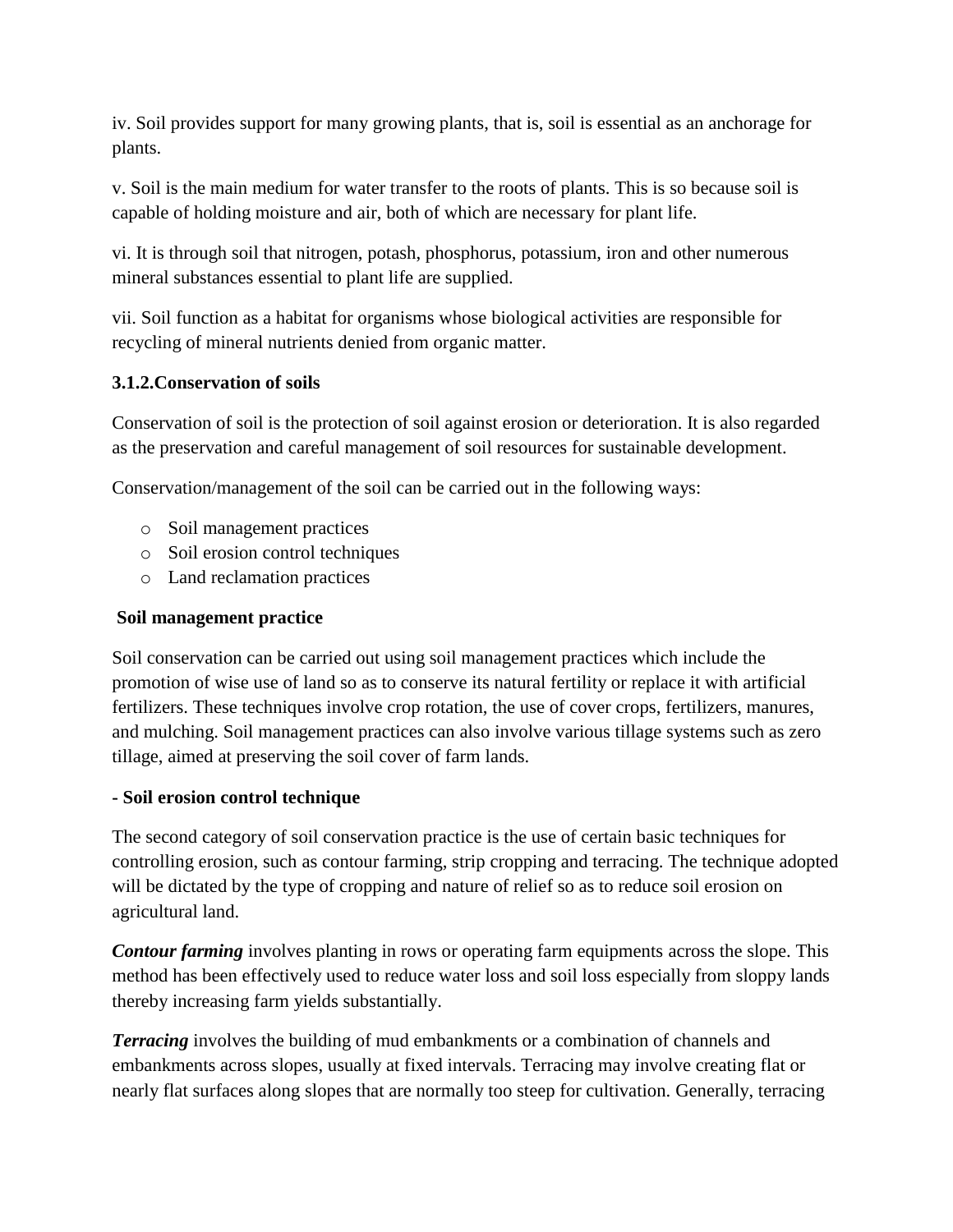iv. Soil provides support for many growing plants, that is, soil is essential as an anchorage for plants.

v. Soil is the main medium for water transfer to the roots of plants. This is so because soil is capable of holding moisture and air, both of which are necessary for plant life.

vi. It is through soil that nitrogen, potash, phosphorus, potassium, iron and other numerous mineral substances essential to plant life are supplied.

vii. Soil function as a habitat for organisms whose biological activities are responsible for recycling of mineral nutrients denied from organic matter.

### 3.1.2.Conservation of soils

Conservation of soil is the protection of soil against erosion or deterioration. It is also regarded as the preservation and careful management of soil resources for sustainable development.

Conservation/management of the soil can be carried out in the following ways:

- Soil management practices
- Soil erosion control techniques
- Land reclamation practices

**Soil management practice**

Soil conservation can be carried out using soil management practices which include the promotion of wise use of land so as to conserve its natural fertility or replace it with artificial fertilizers. These techniques involve crop rotation, the use of cover crops, fertilizers, manures, and mulching. Soil management practices can also involve various tillage systems such as zero tillage, aimed at preserving the soil cover of farm lands.

**- Soil erosion control technique**

The second category of soil conservation practice is the use of certain basic techniques for controlling erosion, such as contour farming, strip cropping and terracing. The technique adopted will be dictated by the type of cropping and nature of relief so as to reduce soil erosion on agricultural land.

***Contour farming*** involves planting in rows or operating farm equipments across the slope. This method has been effectively used to reduce water loss and soil loss especially from sloppy lands thereby increasing farm yields substantially.

***Terracing*** involves the building of mud embankments or a combination of channels and embankments across slopes, usually at fixed intervals. Terracing may involve creating flat or nearly flat surfaces along slopes that are normally too steep for cultivation. Generally, terracing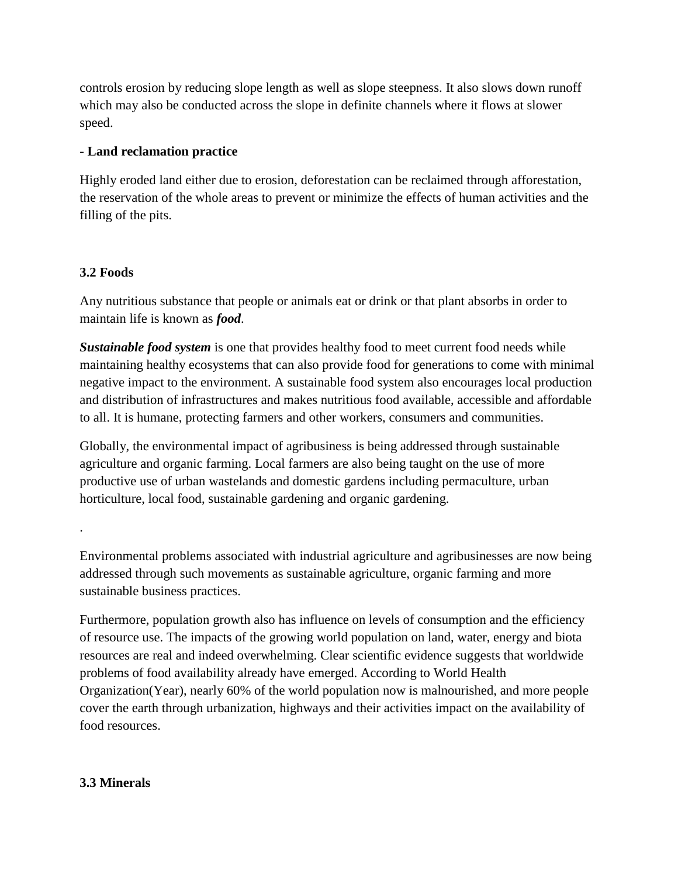controls erosion by reducing slope length as well as slope steepness. It also slows down runoff which may also be conducted across the slope in definite channels where it flows at slower speed.

**- Land reclamation practice**

Highly eroded land either due to erosion, deforestation can be reclaimed through afforestation, the reservation of the whole areas to prevent or minimize the effects of human activities and the filling of the pits.

### 3.2 Foods

Any nutritious substance that people or animals eat or drink or that plant absorbs in order to maintain life is known as ***food***.

***Sustainable food system*** is one that provides healthy food to meet current food needs while maintaining healthy ecosystems that can also provide food for generations to come with minimal negative impact to the environment. A sustainable food system also encourages local production and distribution of infrastructures and makes nutritious food available, accessible and affordable to all. It is humane, protecting farmers and other workers, consumers and communities.

Globally, the environmental impact of agribusiness is being addressed through sustainable agriculture and organic farming. Local farmers are also being taught on the use of more productive use of urban wastelands and domestic gardens including permaculture, urban horticulture, local food, sustainable gardening and organic gardening.

.

Environmental problems associated with industrial agriculture and agribusinesses are now being addressed through such movements as sustainable agriculture, organic farming and more sustainable business practices.

Furthermore, population growth also has influence on levels of consumption and the efficiency of resource use. The impacts of the growing world population on land, water, energy and biota resources are real and indeed overwhelming. Clear scientific evidence suggests that worldwide problems of food availability already have emerged. According to World Health Organization(Year), nearly 60% of the world population now is malnourished, and more people cover the earth through urbanization, highways and their activities impact on the availability of food resources.

### 3.3 Minerals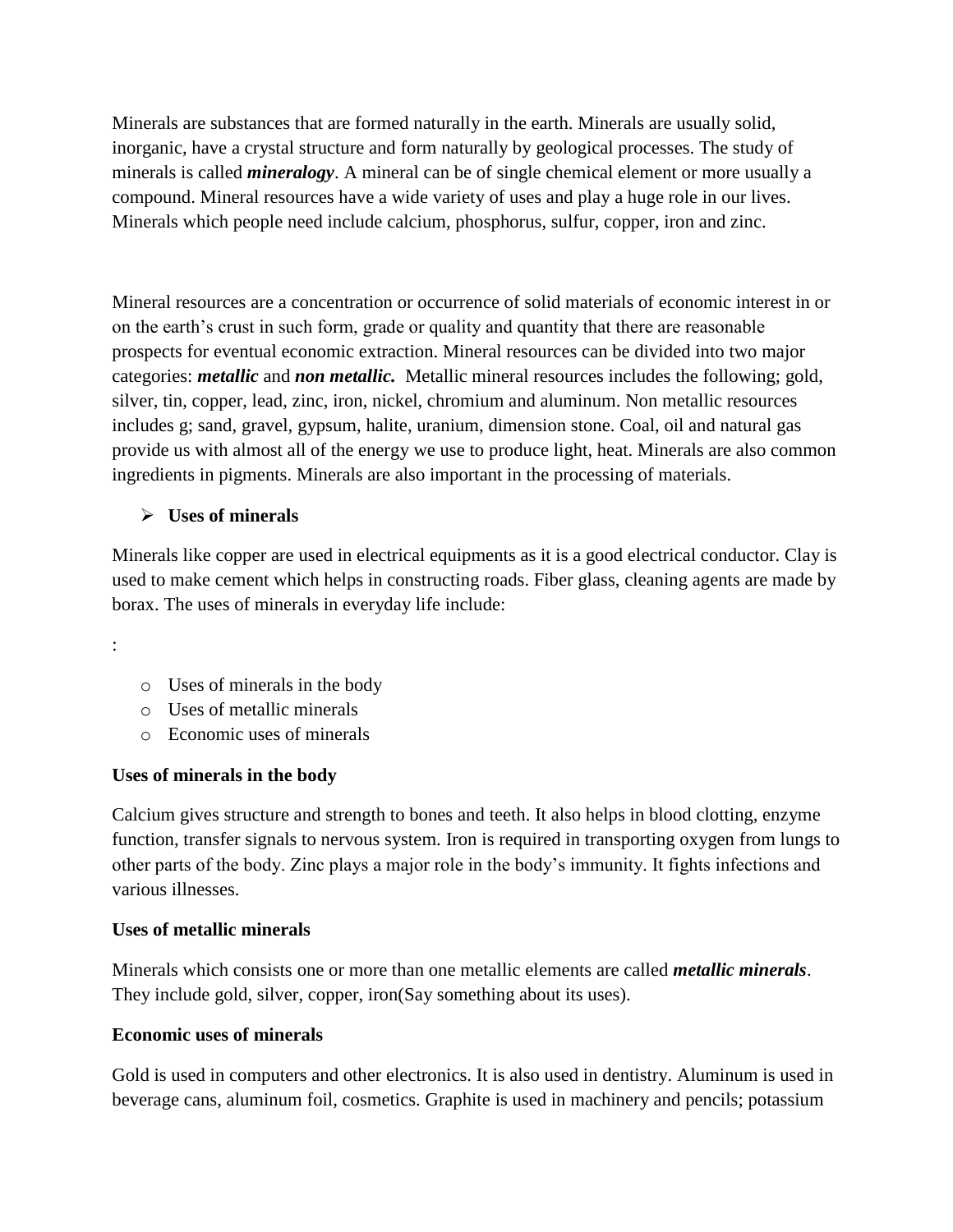Minerals are substances that are formed naturally in the earth. Minerals are usually solid, inorganic, have a crystal structure and form naturally by geological processes. The study of minerals is called ***mineralogy***. A mineral can be of single chemical element or more usually a compound. Mineral resources have a wide variety of uses and play a huge role in our lives. Minerals which people need include calcium, phosphorus, sulfur, copper, iron and zinc.

Mineral resources are a concentration or occurrence of solid materials of economic interest in or on the earth's crust in such form, grade or quality and quantity that there are reasonable prospects for eventual economic extraction. Mineral resources can be divided into two major categories: ***metallic*** and ***non metallic.*** Metallic mineral resources includes the following; gold, silver, tin, copper, lead, zinc, iron, nickel, chromium and aluminum. Non metallic resources includes g; sand, gravel, gypsum, halite, uranium, dimension stone. Coal, oil and natural gas provide us with almost all of the energy we use to produce light, heat. Minerals are also common ingredients in pigments. Minerals are also important in the processing of materials.

- **Uses of minerals**

Minerals like copper are used in electrical equipments as it is a good electrical conductor. Clay is used to make cement which helps in constructing roads. Fiber glass, cleaning agents are made by borax. The uses of minerals in everyday life include:

:

- Uses of minerals in the body
- Uses of metallic minerals
- Economic uses of minerals

**Uses of minerals in the body**

Calcium gives structure and strength to bones and teeth. It also helps in blood clotting, enzyme function, transfer signals to nervous system. Iron is required in transporting oxygen from lungs to other parts of the body. Zinc plays a major role in the body's immunity. It fights infections and various illnesses.

**Uses of metallic minerals**

Minerals which consists one or more than one metallic elements are called ***metallic minerals***. They include gold, silver, copper, iron(Say something about its uses).

**Economic uses of minerals**

Gold is used in computers and other electronics. It is also used in dentistry. Aluminum is used in beverage cans, aluminum foil, cosmetics. Graphite is used in machinery and pencils; potassium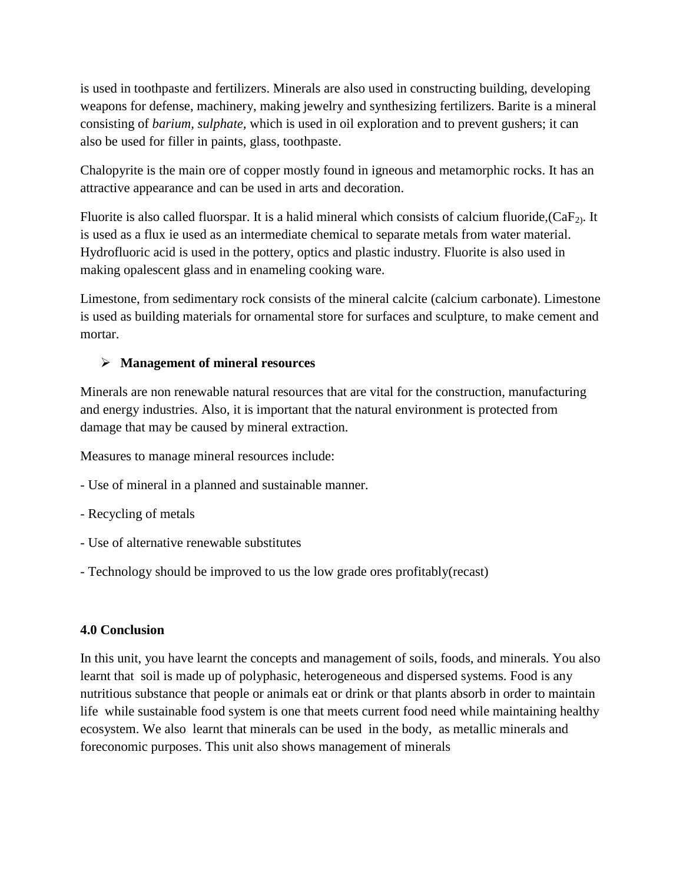is used in toothpaste and fertilizers. Minerals are also used in constructing building, developing weapons for defense, machinery, making jewelry and synthesizing fertilizers. Barite is a mineral consisting of *barium, sulphate,* which is used in oil exploration and to prevent gushers; it can also be used for filler in paints, glass, toothpaste.

Chalopyrite is the main ore of copper mostly found in igneous and metamorphic rocks. It has an attractive appearance and can be used in arts and decoration.

Fluorite is also called fluorspar. It is a halid mineral which consists of calcium fluoride,($CaF_2$). It is used as a flux ie used as an intermediate chemical to separate metals from water material. Hydrofluoric acid is used in the pottery, optics and plastic industry. Fluorite is also used in making opalescent glass and in enameling cooking ware.

Limestone, from sedimentary rock consists of the mineral calcite (calcium carbonate). Limestone is used as building materials for ornamental store for surfaces and sculpture, to make cement and mortar.

- **Management of mineral resources**

Minerals are non renewable natural resources that are vital for the construction, manufacturing and energy industries. Also, it is important that the natural environment is protected from damage that may be caused by mineral extraction.

Measures to manage mineral resources include:

- Use of mineral in a planned and sustainable manner.
- Recycling of metals
- Use of alternative renewable substitutes
- Technology should be improved to us the low grade ores profitably(recast)

## 4.0 Conclusion

In this unit, you have learnt the concepts and management of soils, foods, and minerals. You also learnt that soil is made up of polyphasic, heterogeneous and dispersed systems. Food is any nutritious substance that people or animals eat or drink or that plants absorb in order to maintain life while sustainable food system is one that meets current food need while maintaining healthy ecosystem. We also learnt that minerals can be used in the body, as metallic minerals and foreconomic purposes. This unit also shows management of minerals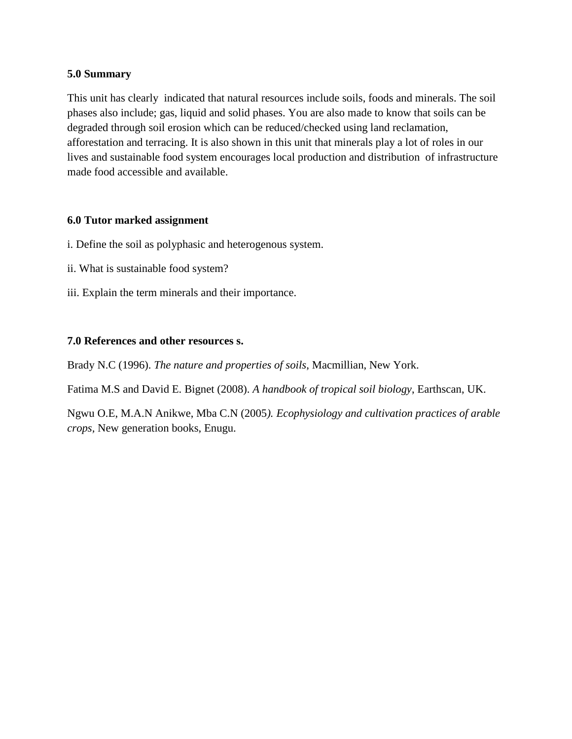## 5.0 Summary

This unit has clearly indicated that natural resources include soils, foods and minerals. The soil phases also include; gas, liquid and solid phases. You are also made to know that soils can be degraded through soil erosion which can be reduced/checked using land reclamation, afforestation and terracing. It is also shown in this unit that minerals play a lot of roles in our lives and sustainable food system encourages local production and distribution of infrastructure made food accessible and available.

## 6.0 Tutor marked assignment

i. Define the soil as polyphasic and heterogenous system.

ii. What is sustainable food system?

iii. Explain the term minerals and their importance.

## 7.0 References and other resources s.

Brady N.C (1996). *The nature and properties of soils*, Macmillian, New York.

Fatima M.S and David E. Bignet (2008). *A handbook of tropical soil biology*, Earthscan, UK.

Ngwu O.E, M.A.N Anikwe, Mba C.N (2005*). Ecophysiology and cultivation practices of arable crops*, New generation books, Enugu.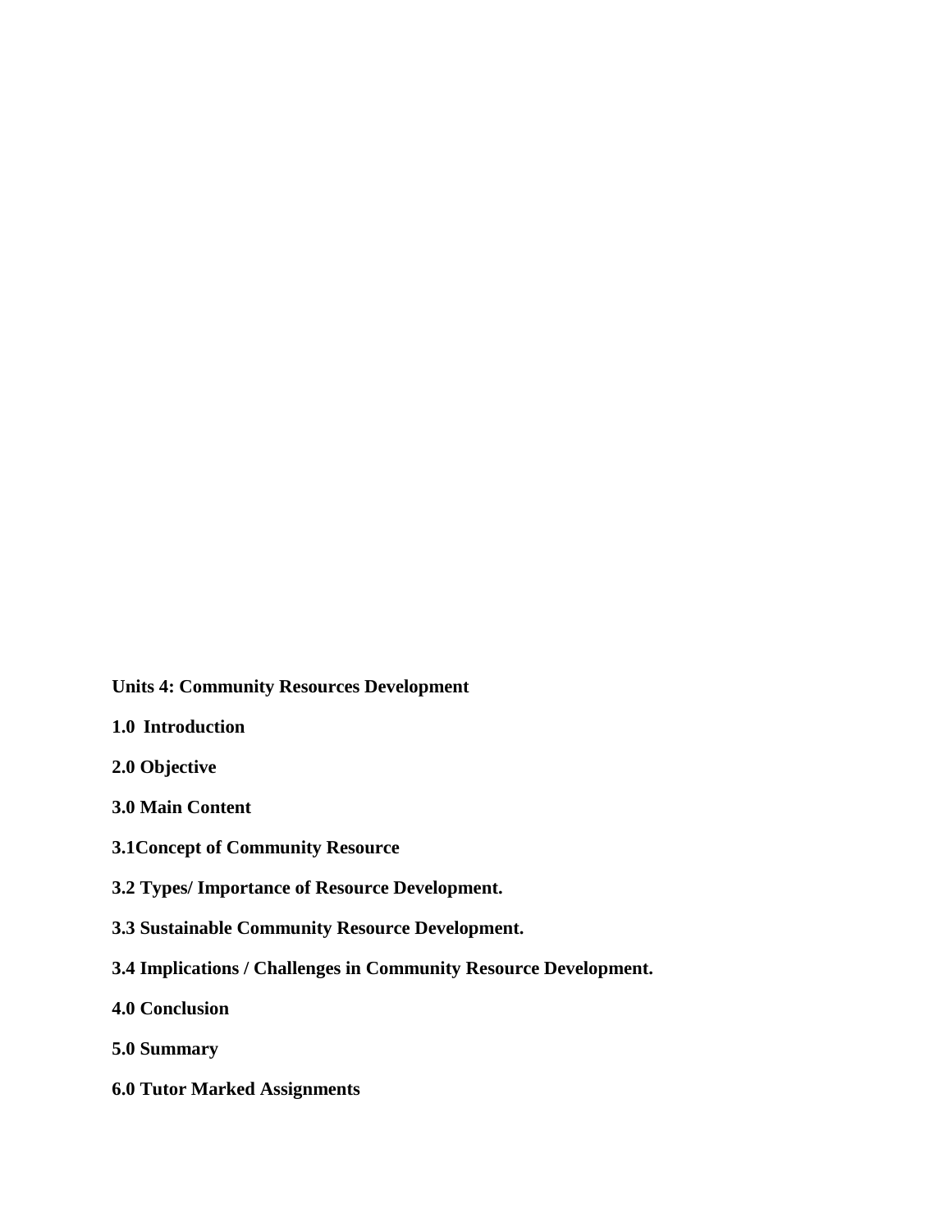**Units 4: Community Resources Development**

**1.0 Introduction**

**2.0 Objective**

**3.0 Main Content**

**3.1Concept of Community Resource**

**3.2 Types/ Importance of Resource Development.**

**3.3 Sustainable Community Resource Development.**

**3.4 Implications / Challenges in Community Resource Development.**

**4.0 Conclusion**

**5.0 Summary**

**6.0 Tutor Marked Assignments**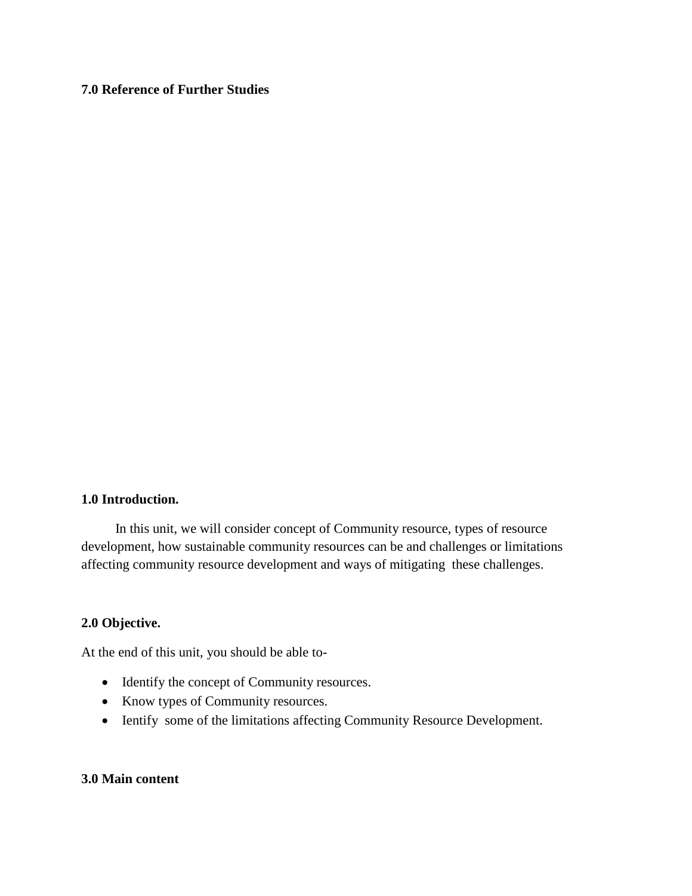**7.0 Reference of Further Studies**

**1.0 Introduction.**

In this unit, we will consider concept of Community resource, types of resource development, how sustainable community resources can be and challenges or limitations affecting community resource development and ways of mitigating these challenges.

**2.0 Objective.**

At the end of this unit, you should be able to-

- Identify the concept of Community resources.
- Know types of Community resources.
- Ientify some of the limitations affecting Community Resource Development.

**3.0 Main content**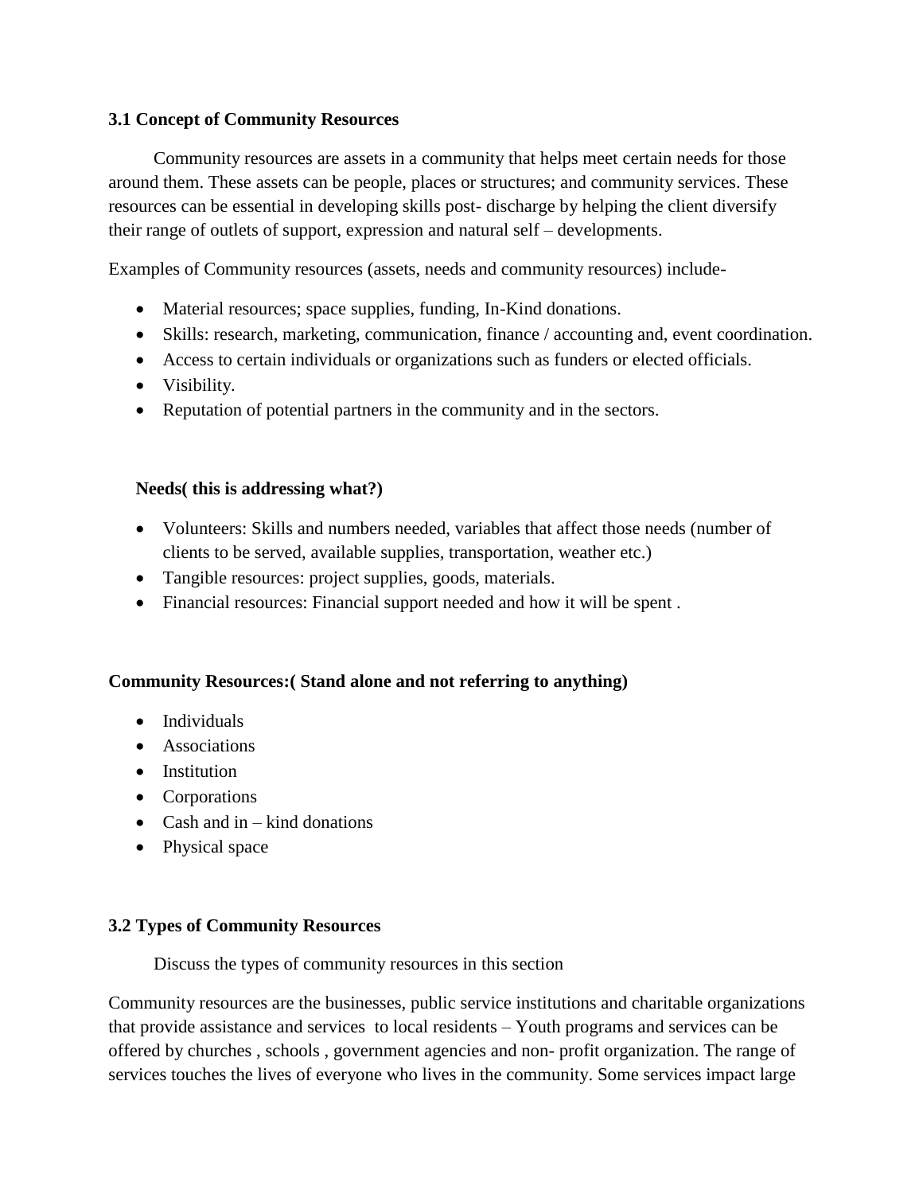### 3.1 Concept of Community Resources

Community resources are assets in a community that helps meet certain needs for those around them. These assets can be people, places or structures; and community services. These resources can be essential in developing skills post- discharge by helping the client diversify their range of outlets of support, expression and natural self – developments.

Examples of Community resources (assets, needs and community resources) include-

- Material resources; space supplies, funding, In-Kind donations.
- Skills: research, marketing, communication, finance / accounting and, event coordination.
- Access to certain individuals or organizations such as funders or elected officials.
- Visibility.
- Reputation of potential partners in the community and in the sectors.

**Needs( this is addressing what?)**

- Volunteers: Skills and numbers needed, variables that affect those needs (number of clients to be served, available supplies, transportation, weather etc.)
- Tangible resources: project supplies, goods, materials.
- Financial resources: Financial support needed and how it will be spent .

**Community Resources:( Stand alone and not referring to anything)**

- Individuals
- Associations
- Institution
- Corporations
- Cash and in – kind donations
- Physical space

### 3.2 Types of Community Resources

Discuss the types of community resources in this section

Community resources are the businesses, public service institutions and charitable organizations that provide assistance and services to local residents – Youth programs and services can be offered by churches , schools , government agencies and non- profit organization. The range of services touches the lives of everyone who lives in the community. Some services impact large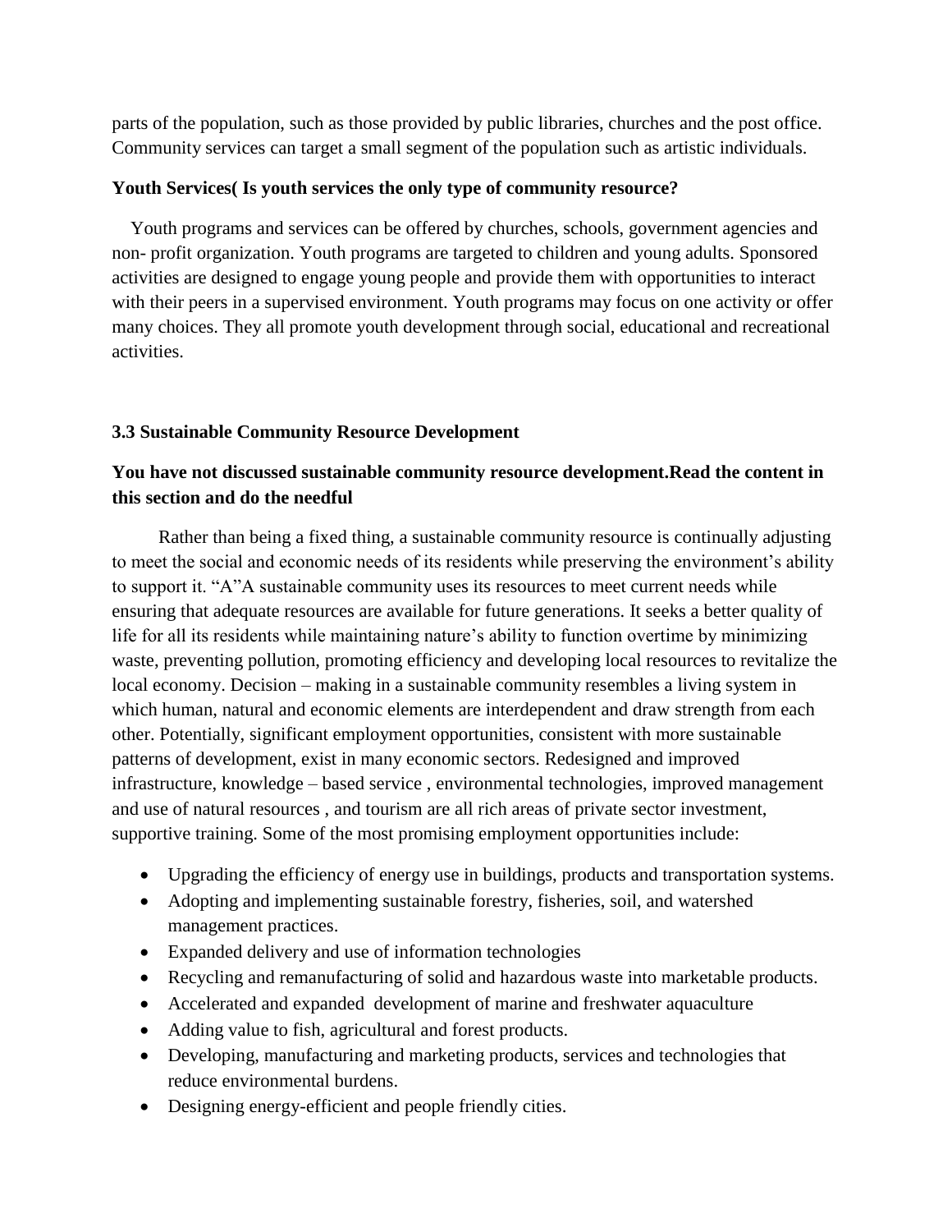parts of the population, such as those provided by public libraries, churches and the post office. Community services can target a small segment of the population such as artistic individuals.

**Youth Services( Is youth services the only type of community resource?**

Youth programs and services can be offered by churches, schools, government agencies and non- profit organization. Youth programs are targeted to children and young adults. Sponsored activities are designed to engage young people and provide them with opportunities to interact with their peers in a supervised environment. Youth programs may focus on one activity or offer many choices. They all promote youth development through social, educational and recreational activities.

### 3.3 Sustainable Community Resource Development

**You have not discussed sustainable community resource development.Read the content in this section and do the needful**

Rather than being a fixed thing, a sustainable community resource is continually adjusting to meet the social and economic needs of its residents while preserving the environment's ability to support it. "A"A sustainable community uses its resources to meet current needs while ensuring that adequate resources are available for future generations. It seeks a better quality of life for all its residents while maintaining nature's ability to function overtime by minimizing waste, preventing pollution, promoting efficiency and developing local resources to revitalize the local economy. Decision – making in a sustainable community resembles a living system in which human, natural and economic elements are interdependent and draw strength from each other. Potentially, significant employment opportunities, consistent with more sustainable patterns of development, exist in many economic sectors. Redesigned and improved infrastructure, knowledge – based service , environmental technologies, improved management and use of natural resources , and tourism are all rich areas of private sector investment, supportive training. Some of the most promising employment opportunities include:

- Upgrading the efficiency of energy use in buildings, products and transportation systems.
- Adopting and implementing sustainable forestry, fisheries, soil, and watershed management practices.
- Expanded delivery and use of information technologies
- Recycling and remanufacturing of solid and hazardous waste into marketable products.
- Accelerated and expanded development of marine and freshwater aquaculture
- Adding value to fish, agricultural and forest products.
- Developing, manufacturing and marketing products, services and technologies that reduce environmental burdens.
- Designing energy-efficient and people friendly cities.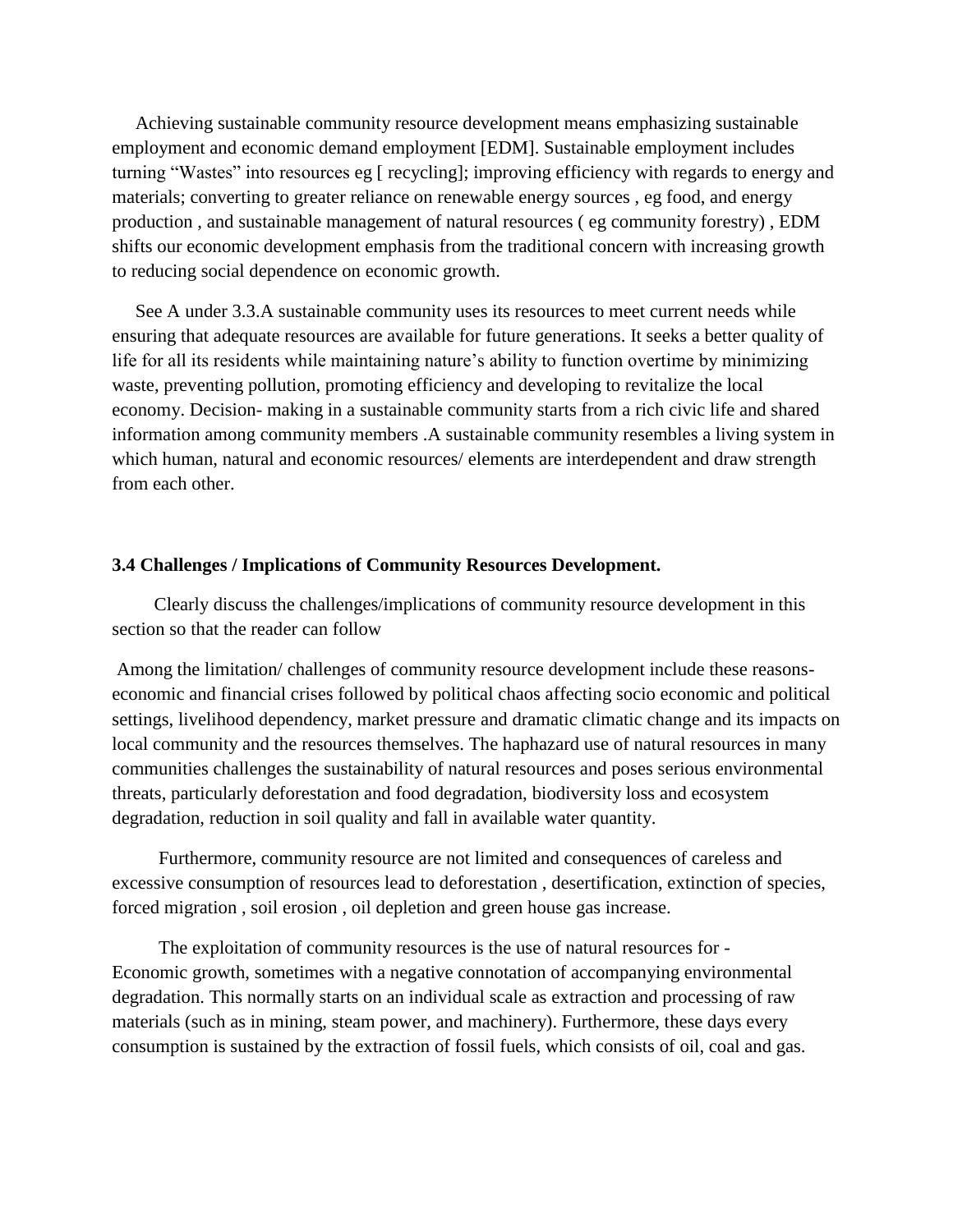Achieving sustainable community resource development means emphasizing sustainable employment and economic demand employment [EDM]. Sustainable employment includes turning “Wastes” into resources eg [ recycling]; improving efficiency with regards to energy and materials; converting to greater reliance on renewable energy sources , eg food, and energy production , and sustainable management of natural resources ( eg community forestry) , EDM shifts our economic development emphasis from the traditional concern with increasing growth to reducing social dependence on economic growth.

See A under 3.3.A sustainable community uses its resources to meet current needs while ensuring that adequate resources are available for future generations. It seeks a better quality of life for all its residents while maintaining nature’s ability to function overtime by minimizing waste, preventing pollution, promoting efficiency and developing to revitalize the local economy. Decision- making in a sustainable community starts from a rich civic life and shared information among community members .A sustainable community resembles a living system in which human, natural and economic resources/ elements are interdependent and draw strength from each other.

### 3.4 Challenges / Implications of Community Resources Development.

Clearly discuss the challenges/implications of community resource development in this section so that the reader can follow

Among the limitation/ challenges of community resource development include these reasons- economic and financial crises followed by political chaos affecting socio economic and political settings, livelihood dependency, market pressure and dramatic climatic change and its impacts on local community and the resources themselves. The haphazard use of natural resources in many communities challenges the sustainability of natural resources and poses serious environmental threats, particularly deforestation and food degradation, biodiversity loss and ecosystem degradation, reduction in soil quality and fall in available water quantity.

Furthermore, community resource are not limited and consequences of careless and excessive consumption of resources lead to deforestation , desertification, extinction of species, forced migration , soil erosion , oil depletion and green house gas increase.

The exploitation of community resources is the use of natural resources for - Economic growth, sometimes with a negative connotation of accompanying environmental degradation. This normally starts on an individual scale as extraction and processing of raw materials (such as in mining, steam power, and machinery). Furthermore, these days every consumption is sustained by the extraction of fossil fuels, which consists of oil, coal and gas.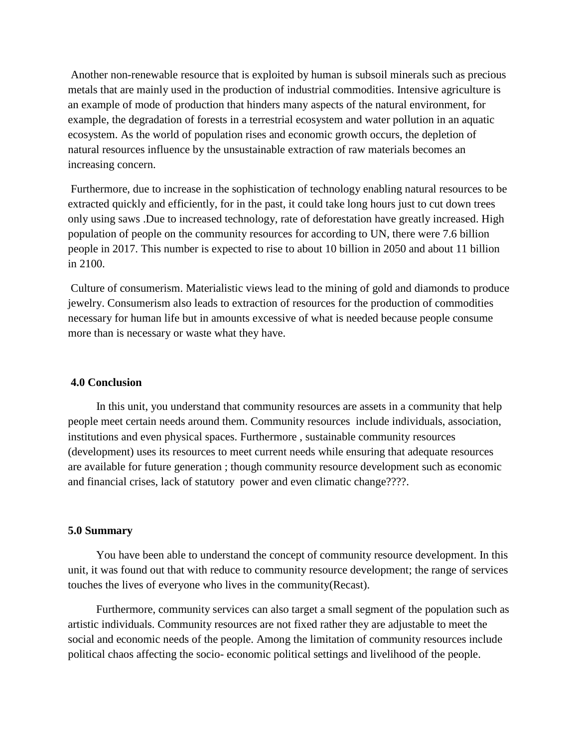Another non-renewable resource that is exploited by human is subsoil minerals such as precious metals that are mainly used in the production of industrial commodities. Intensive agriculture is an example of mode of production that hinders many aspects of the natural environment, for example, the degradation of forests in a terrestrial ecosystem and water pollution in an aquatic ecosystem. As the world of population rises and economic growth occurs, the depletion of natural resources influence by the unsustainable extraction of raw materials becomes an increasing concern.

Furthermore, due to increase in the sophistication of technology enabling natural resources to be extracted quickly and efficiently, for in the past, it could take long hours just to cut down trees only using saws .Due to increased technology, rate of deforestation have greatly increased. High population of people on the community resources for according to UN, there were 7.6 billion people in 2017. This number is expected to rise to about 10 billion in 2050 and about 11 billion in 2100.

Culture of consumerism. Materialistic views lead to the mining of gold and diamonds to produce jewelry. Consumerism also leads to extraction of resources for the production of commodities necessary for human life but in amounts excessive of what is needed because people consume more than is necessary or waste what they have.

## 4.0 Conclusion

In this unit, you understand that community resources are assets in a community that help people meet certain needs around them. Community resources include individuals, association, institutions and even physical spaces. Furthermore , sustainable community resources (development) uses its resources to meet current needs while ensuring that adequate resources are available for future generation ; though community resource development such as economic and financial crises, lack of statutory power and even climatic change????.

## 5.0 Summary

You have been able to understand the concept of community resource development. In this unit, it was found out that with reduce to community resource development; the range of services touches the lives of everyone who lives in the community(Recast).

Furthermore, community services can also target a small segment of the population such as artistic individuals. Community resources are not fixed rather they are adjustable to meet the social and economic needs of the people. Among the limitation of community resources include political chaos affecting the socio- economic political settings and livelihood of the people.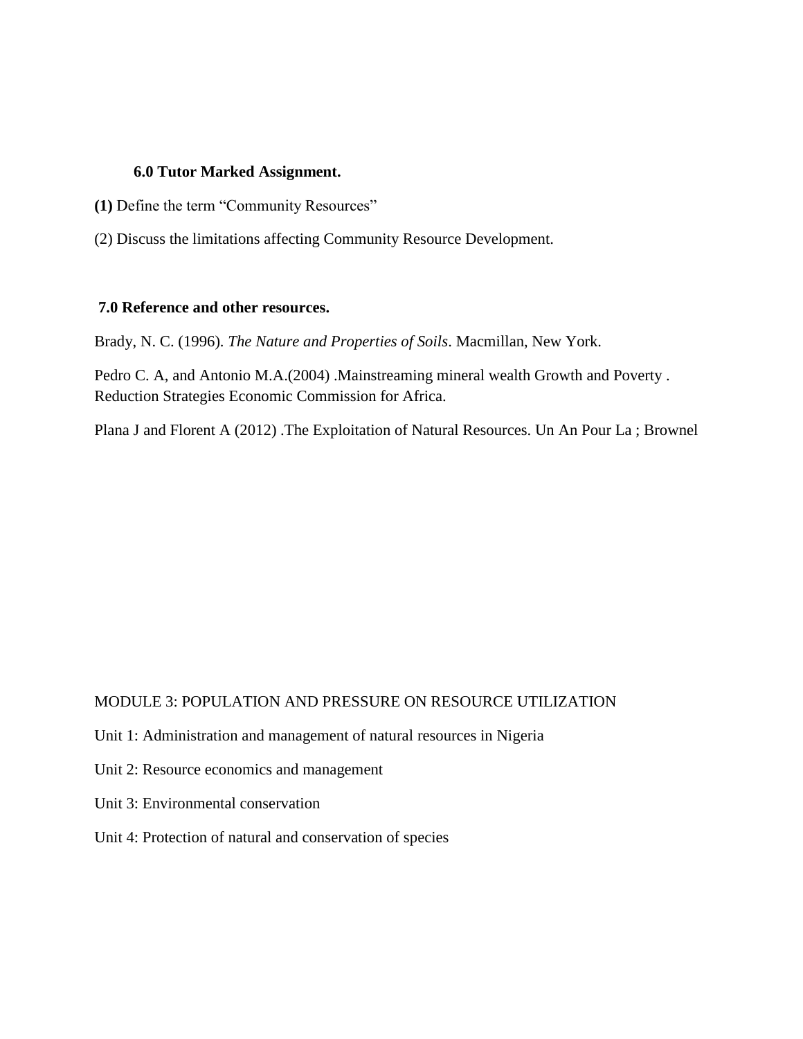### 6.0 Tutor Marked Assignment.

**(1)** Define the term “Community Resources”

(2) Discuss the limitations affecting Community Resource Development.

### 7.0 Reference and other resources.

Brady, N. C. (1996). *The Nature and Properties of Soils*. Macmillan, New York.

Pedro C. A, and Antonio M.A.(2004) .Mainstreaming mineral wealth Growth and Poverty . Reduction Strategies Economic Commission for Africa.

Plana J and Florent A (2012) .The Exploitation of Natural Resources. Un An Pour La ; Brownel

MODULE 3: POPULATION AND PRESSURE ON RESOURCE UTILIZATION

Unit 1: Administration and management of natural resources in Nigeria

Unit 2: Resource economics and management

Unit 3: Environmental conservation

Unit 4: Protection of natural and conservation of species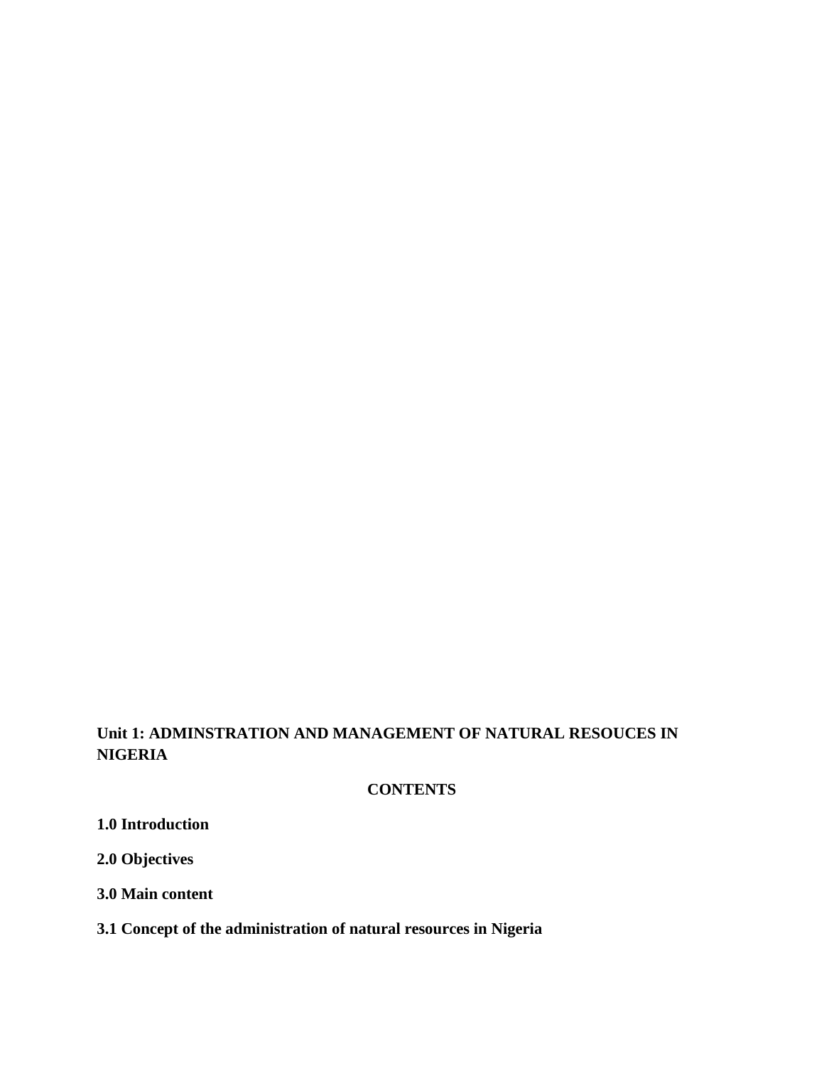**Unit 1: ADMINSTRATION AND MANAGEMENT OF NATURAL RESOUCES IN NIGERIA**

**CONTENTS**

**1.0 Introduction**

**2.0 Objectives**

**3.0 Main content**

**3.1 Concept of the administration of natural resources in Nigeria**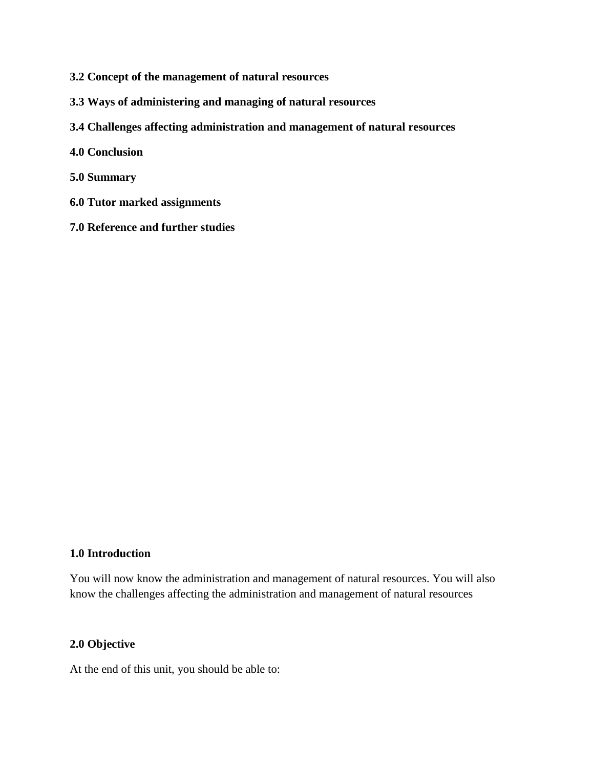**3.2 Concept of the management of natural resources**

**3.3 Ways of administering and managing of natural resources**

**3.4 Challenges affecting administration and management of natural resources**

**4.0 Conclusion**

**5.0 Summary**

**6.0 Tutor marked assignments**

**7.0 Reference and further studies**

## 1.0 Introduction

You will now know the administration and management of natural resources. You will also know the challenges affecting the administration and management of natural resources

## 2.0 Objective

At the end of this unit, you should be able to: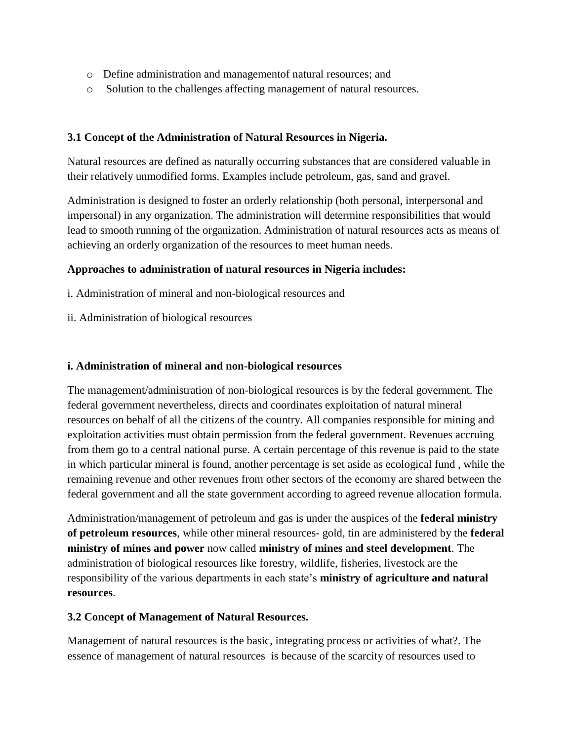- Define administration and managementof natural resources; and
- Solution to the challenges affecting management of natural resources.

**3.1 Concept of the Administration of Natural Resources in Nigeria.**

Natural resources are defined as naturally occurring substances that are considered valuable in their relatively unmodified forms. Examples include petroleum, gas, sand and gravel.

Administration is designed to foster an orderly relationship (both personal, interpersonal and impersonal) in any organization. The administration will determine responsibilities that would lead to smooth running of the organization. Administration of natural resources acts as means of achieving an orderly organization of the resources to meet human needs.

**Approaches to administration of natural resources in Nigeria includes:**

i. Administration of mineral and non-biological resources and

ii. Administration of biological resources

**i. Administration of mineral and non-biological resources**

The management/administration of non-biological resources is by the federal government. The federal government nevertheless, directs and coordinates exploitation of natural mineral resources on behalf of all the citizens of the country. All companies responsible for mining and exploitation activities must obtain permission from the federal government. Revenues accruing from them go to a central national purse. A certain percentage of this revenue is paid to the state in which particular mineral is found, another percentage is set aside as ecological fund , while the remaining revenue and other revenues from other sectors of the economy are shared between the federal government and all the state government according to agreed revenue allocation formula.

Administration/management of petroleum and gas is under the auspices of the **federal ministry of petroleum resources**, while other mineral resources- gold, tin are administered by the **federal ministry of mines and power** now called **ministry of mines and steel development**. The administration of biological resources like forestry, wildlife, fisheries, livestock are the responsibility of the various departments in each state's **ministry of agriculture and natural resources**.

**3.2 Concept of Management of Natural Resources.**

Management of natural resources is the basic, integrating process or activities of what?. The essence of management of natural resources is because of the scarcity of resources used to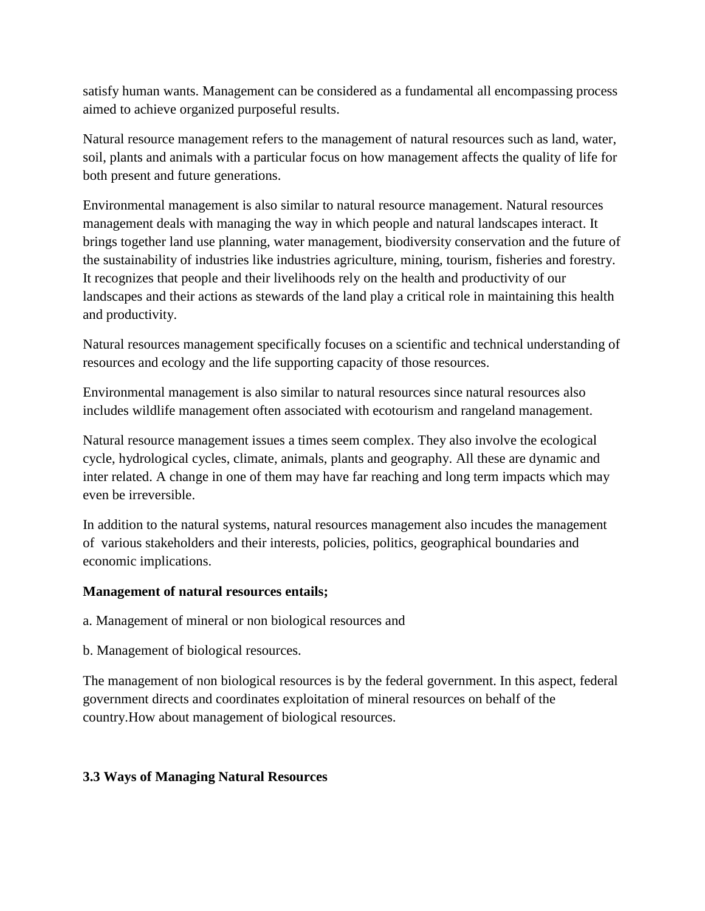satisfy human wants. Management can be considered as a fundamental all encompassing process aimed to achieve organized purposeful results.

Natural resource management refers to the management of natural resources such as land, water, soil, plants and animals with a particular focus on how management affects the quality of life for both present and future generations.

Environmental management is also similar to natural resource management. Natural resources management deals with managing the way in which people and natural landscapes interact. It brings together land use planning, water management, biodiversity conservation and the future of the sustainability of industries like industries agriculture, mining, tourism, fisheries and forestry. It recognizes that people and their livelihoods rely on the health and productivity of our landscapes and their actions as stewards of the land play a critical role in maintaining this health and productivity.

Natural resources management specifically focuses on a scientific and technical understanding of resources and ecology and the life supporting capacity of those resources.

Environmental management is also similar to natural resources since natural resources also includes wildlife management often associated with ecotourism and rangeland management.

Natural resource management issues a times seem complex. They also involve the ecological cycle, hydrological cycles, climate, animals, plants and geography. All these are dynamic and inter related. A change in one of them may have far reaching and long term impacts which may even be irreversible.

In addition to the natural systems, natural resources management also incudes the management of various stakeholders and their interests, policies, politics, geographical boundaries and economic implications.

**Management of natural resources entails;**

a. Management of mineral or non biological resources and

b. Management of biological resources.

The management of non biological resources is by the federal government. In this aspect, federal government directs and coordinates exploitation of mineral resources on behalf of the country.How about management of biological resources.

### 3.3 Ways of Managing Natural Resources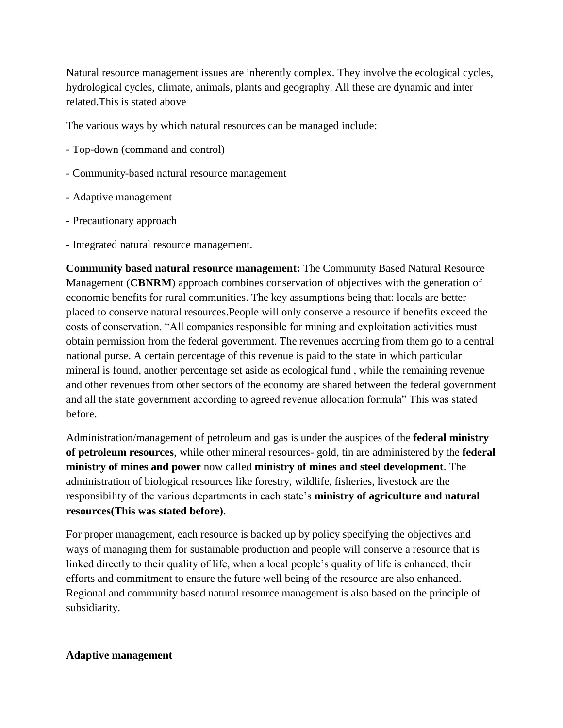Natural resource management issues are inherently complex. They involve the ecological cycles, hydrological cycles, climate, animals, plants and geography. All these are dynamic and inter related.This is stated above

The various ways by which natural resources can be managed include:

- Top-down (command and control)
- Community-based natural resource management
- Adaptive management
- Precautionary approach
- Integrated natural resource management.

**Community based natural resource management:** The Community Based Natural Resource Management (**CBNRM**) approach combines conservation of objectives with the generation of economic benefits for rural communities. The key assumptions being that: locals are better placed to conserve natural resources.People will only conserve a resource if benefits exceed the costs of conservation. "All companies responsible for mining and exploitation activities must obtain permission from the federal government. The revenues accruing from them go to a central national purse. A certain percentage of this revenue is paid to the state in which particular mineral is found, another percentage set aside as ecological fund , while the remaining revenue and other revenues from other sectors of the economy are shared between the federal government and all the state government according to agreed revenue allocation formula" This was stated before.

Administration/management of petroleum and gas is under the auspices of the **federal ministry of petroleum resources**, while other mineral resources- gold, tin are administered by the **federal ministry of mines and power** now called **ministry of mines and steel development**. The administration of biological resources like forestry, wildlife, fisheries, livestock are the responsibility of the various departments in each state's **ministry of agriculture and natural resources(This was stated before)**.

For proper management, each resource is backed up by policy specifying the objectives and ways of managing them for sustainable production and people will conserve a resource that is linked directly to their quality of life, when a local people's quality of life is enhanced, their efforts and commitment to ensure the future well being of the resource are also enhanced. Regional and community based natural resource management is also based on the principle of subsidiarity.

**Adaptive management**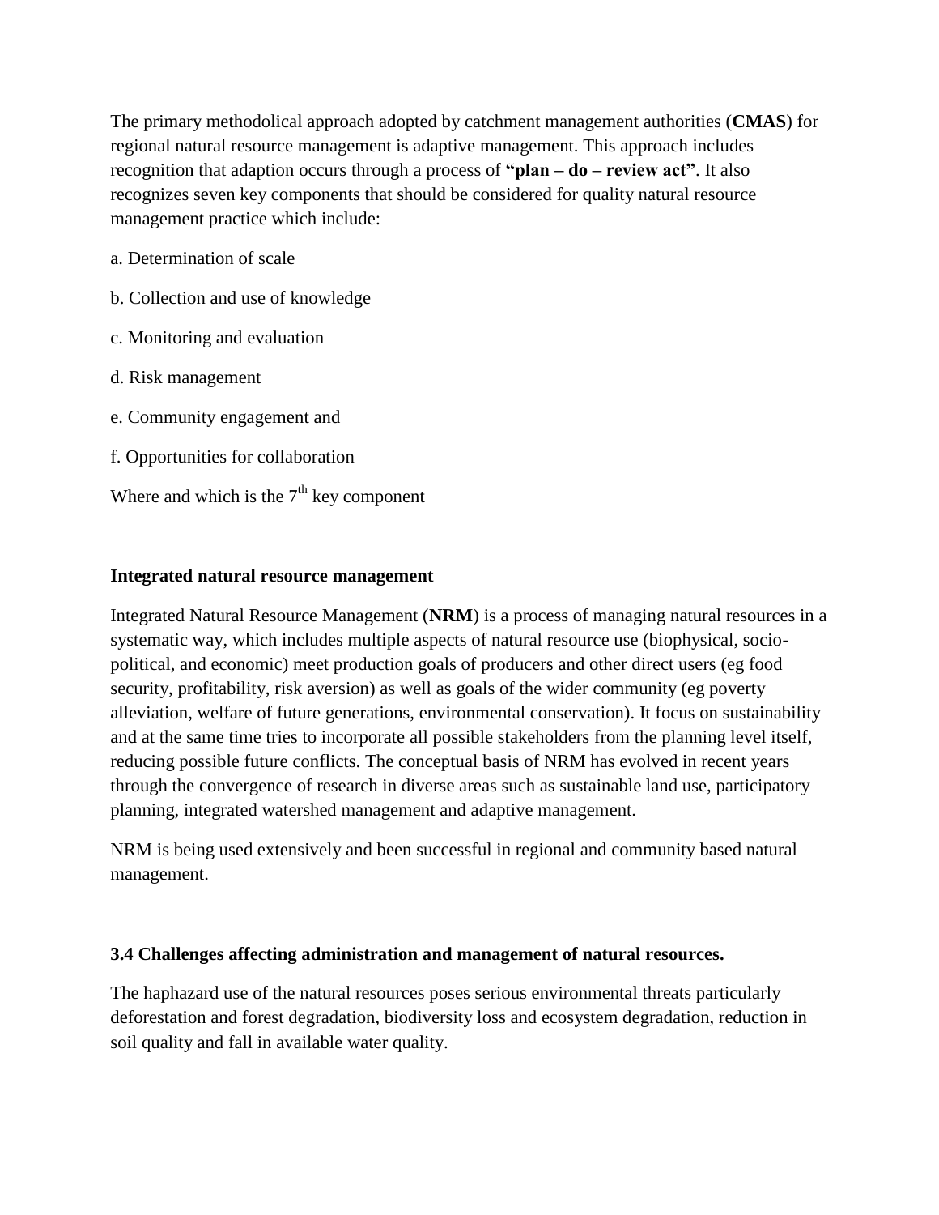The primary methodolical approach adopted by catchment management authorities (**CMAS**) for regional natural resource management is adaptive management. This approach includes recognition that adaption occurs through a process of **"plan – do – review act"**. It also recognizes seven key components that should be considered for quality natural resource management practice which include:

a. Determination of scale

b. Collection and use of knowledge

c. Monitoring and evaluation

d. Risk management

e. Community engagement and

f. Opportunities for collaboration

Where and which is the 7th key component

**Integrated natural resource management**

Integrated Natural Resource Management (**NRM**) is a process of managing natural resources in a systematic way, which includes multiple aspects of natural resource use (biophysical, socio-political, and economic) meet production goals of producers and other direct users (eg food security, profitability, risk aversion) as well as goals of the wider community (eg poverty alleviation, welfare of future generations, environmental conservation). It focus on sustainability and at the same time tries to incorporate all possible stakeholders from the planning level itself, reducing possible future conflicts. The conceptual basis of NRM has evolved in recent years through the convergence of research in diverse areas such as sustainable land use, participatory planning, integrated watershed management and adaptive management.

NRM is being used extensively and been successful in regional and community based natural management.

**3.4 Challenges affecting administration and management of natural resources.**

The haphazard use of the natural resources poses serious environmental threats particularly deforestation and forest degradation, biodiversity loss and ecosystem degradation, reduction in soil quality and fall in available water quality.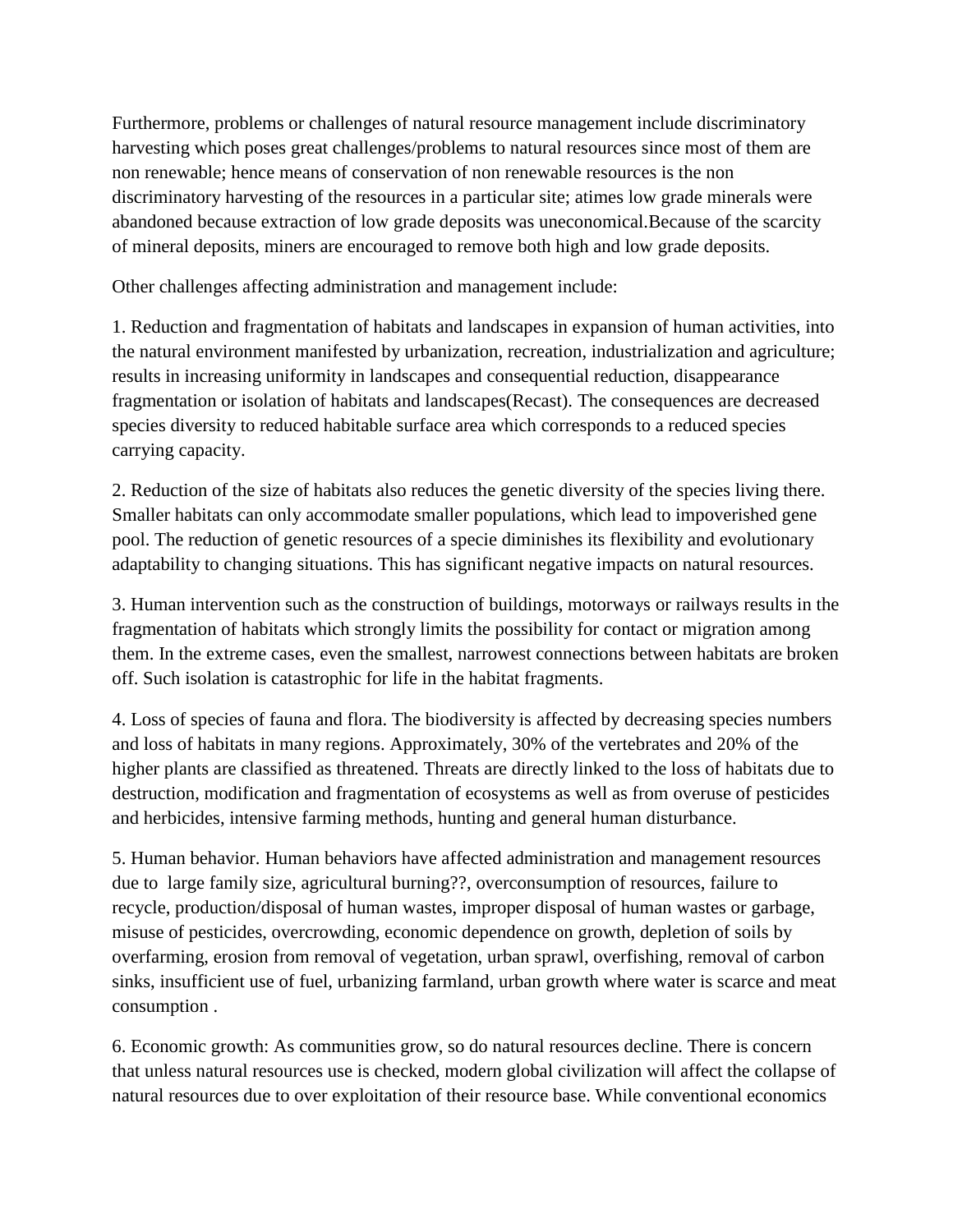Furthermore, problems or challenges of natural resource management include discriminatory harvesting which poses great challenges/problems to natural resources since most of them are non renewable; hence means of conservation of non renewable resources is the non discriminatory harvesting of the resources in a particular site; atimes low grade minerals were abandoned because extraction of low grade deposits was uneconomical.Because of the scarcity of mineral deposits, miners are encouraged to remove both high and low grade deposits.

Other challenges affecting administration and management include:

1. Reduction and fragmentation of habitats and landscapes in expansion of human activities, into the natural environment manifested by urbanization, recreation, industrialization and agriculture; results in increasing uniformity in landscapes and consequential reduction, disappearance fragmentation or isolation of habitats and landscapes(Recast). The consequences are decreased species diversity to reduced habitable surface area which corresponds to a reduced species carrying capacity.

2. Reduction of the size of habitats also reduces the genetic diversity of the species living there. Smaller habitats can only accommodate smaller populations, which lead to impoverished gene pool. The reduction of genetic resources of a specie diminishes its flexibility and evolutionary adaptability to changing situations. This has significant negative impacts on natural resources.

3. Human intervention such as the construction of buildings, motorways or railways results in the fragmentation of habitats which strongly limits the possibility for contact or migration among them. In the extreme cases, even the smallest, narrowest connections between habitats are broken off. Such isolation is catastrophic for life in the habitat fragments.

4. Loss of species of fauna and flora. The biodiversity is affected by decreasing species numbers and loss of habitats in many regions. Approximately, 30% of the vertebrates and 20% of the higher plants are classified as threatened. Threats are directly linked to the loss of habitats due to destruction, modification and fragmentation of ecosystems as well as from overuse of pesticides and herbicides, intensive farming methods, hunting and general human disturbance.

5. Human behavior. Human behaviors have affected administration and management resources due to large family size, agricultural burning??, overconsumption of resources, failure to recycle, production/disposal of human wastes, improper disposal of human wastes or garbage, misuse of pesticides, overcrowding, economic dependence on growth, depletion of soils by overfarming, erosion from removal of vegetation, urban sprawl, overfishing, removal of carbon sinks, insufficient use of fuel, urbanizing farmland, urban growth where water is scarce and meat consumption .

6. Economic growth: As communities grow, so do natural resources decline. There is concern that unless natural resources use is checked, modern global civilization will affect the collapse of natural resources due to over exploitation of their resource base. While conventional economics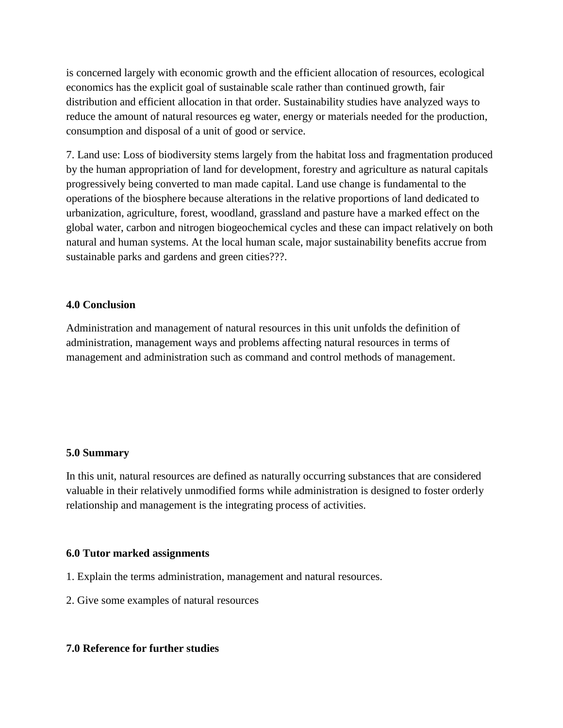is concerned largely with economic growth and the efficient allocation of resources, ecological economics has the explicit goal of sustainable scale rather than continued growth, fair distribution and efficient allocation in that order. Sustainability studies have analyzed ways to reduce the amount of natural resources eg water, energy or materials needed for the production, consumption and disposal of a unit of good or service.

7. Land use: Loss of biodiversity stems largely from the habitat loss and fragmentation produced by the human appropriation of land for development, forestry and agriculture as natural capitals progressively being converted to man made capital. Land use change is fundamental to the operations of the biosphere because alterations in the relative proportions of land dedicated to urbanization, agriculture, forest, woodland, grassland and pasture have a marked effect on the global water, carbon and nitrogen biogeochemical cycles and these can impact relatively on both natural and human systems. At the local human scale, major sustainability benefits accrue from sustainable parks and gardens and green cities???.

**4.0 Conclusion**

Administration and management of natural resources in this unit unfolds the definition of administration, management ways and problems affecting natural resources in terms of management and administration such as command and control methods of management.

**5.0 Summary**

In this unit, natural resources are defined as naturally occurring substances that are considered valuable in their relatively unmodified forms while administration is designed to foster orderly relationship and management is the integrating process of activities.

**6.0 Tutor marked assignments**

1. Explain the terms administration, management and natural resources.

2. Give some examples of natural resources

**7.0 Reference for further studies**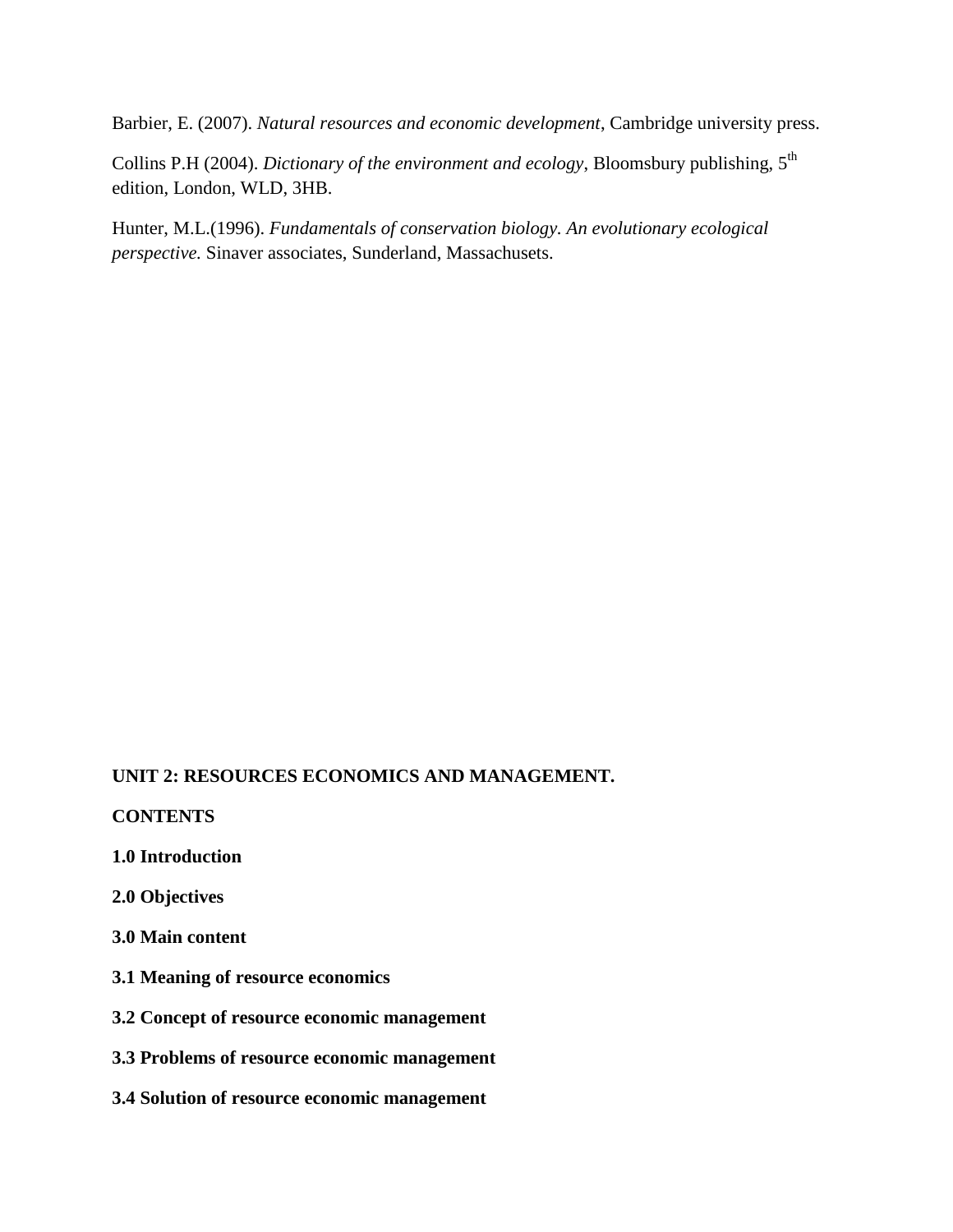Barbier, E. (2007). *Natural resources and economic development*, Cambridge university press.

Collins P.H (2004). *Dictionary of the environment and ecology*, Bloomsbury publishing, 5th edition, London, WLD, 3HB.

Hunter, M.L.(1996). *Fundamentals of conservation biology. An evolutionary ecological perspective.* Sinaver associates, Sunderland, Massachusets.

## UNIT 2: RESOURCES ECONOMICS AND MANAGEMENT.

**CONTENTS**

**1.0 Introduction**

**2.0 Objectives**

**3.0 Main content**

**3.1 Meaning of resource economics**

**3.2 Concept of resource economic management**

**3.3 Problems of resource economic management**

**3.4 Solution of resource economic management**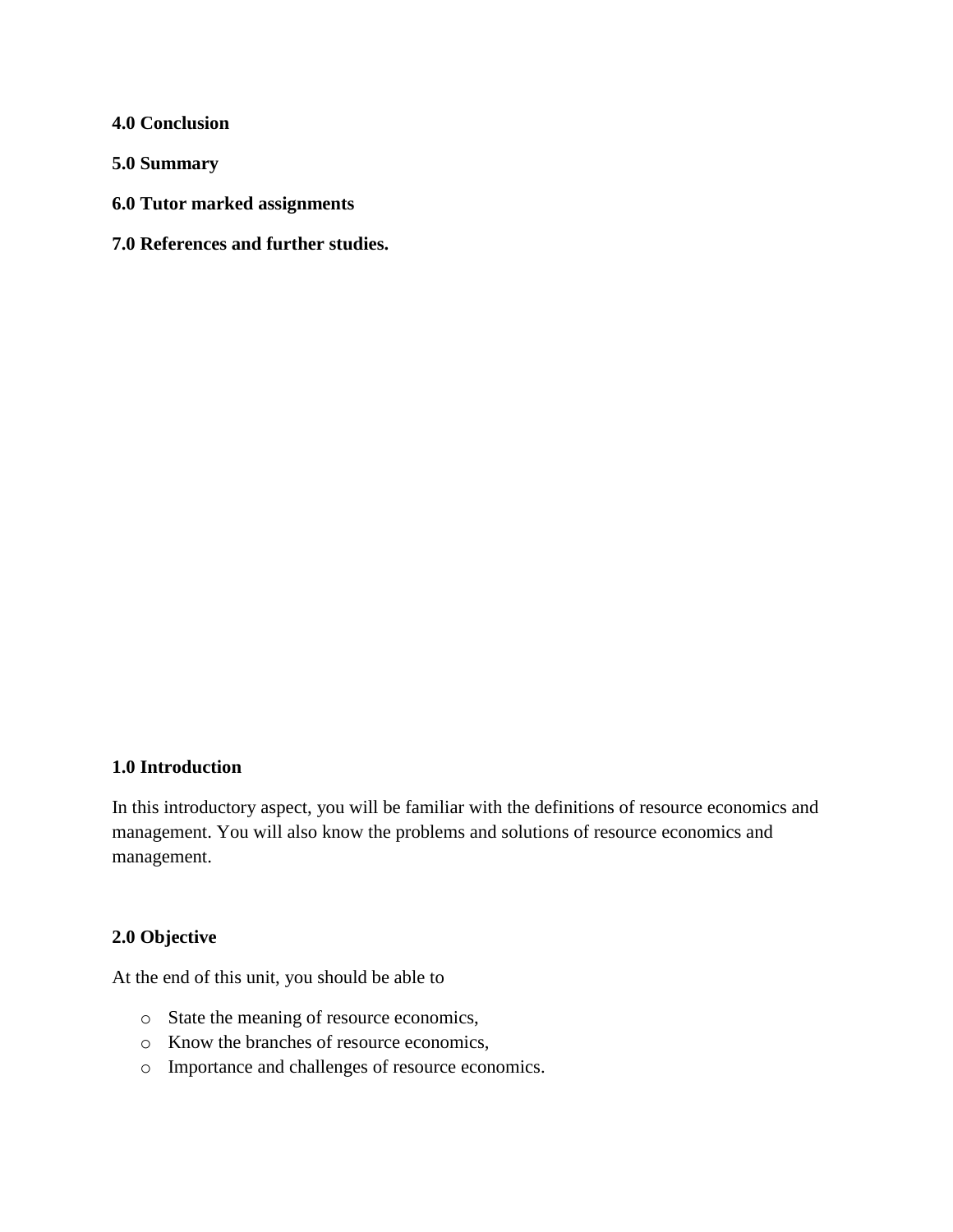**4.0 Conclusion**

**5.0 Summary**

**6.0 Tutor marked assignments**

**7.0 References and further studies.**

## 1.0 Introduction

In this introductory aspect, you will be familiar with the definitions of resource economics and management. You will also know the problems and solutions of resource economics and management.

## 2.0 Objective

At the end of this unit, you should be able to

- State the meaning of resource economics,
- Know the branches of resource economics,
- Importance and challenges of resource economics.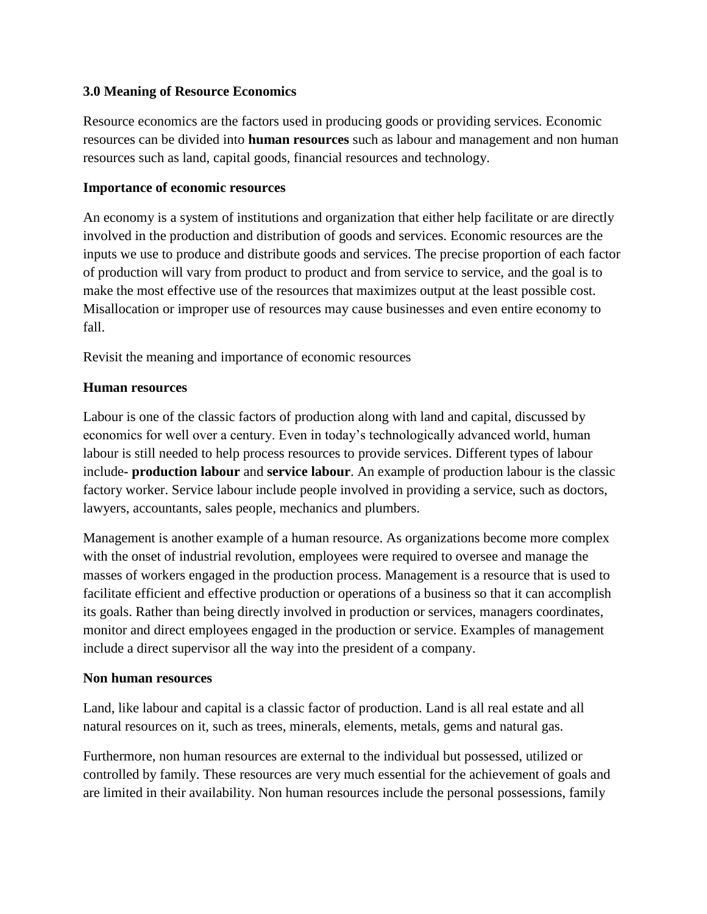**3.0 Meaning of Resource Economics**

Resource economics are the factors used in producing goods or providing services. Economic resources can be divided into **human resources** such as labour and management and non human resources such as land, capital goods, financial resources and technology.

**Importance of economic resources**

An economy is a system of institutions and organization that either help facilitate or are directly involved in the production and distribution of goods and services. Economic resources are the inputs we use to produce and distribute goods and services. The precise proportion of each factor of production will vary from product to product and from service to service, and the goal is to make the most effective use of the resources that maximizes output at the least possible cost. Misallocation or improper use of resources may cause businesses and even entire economy to fall.

Revisit the meaning and importance of economic resources

**Human resources**

Labour is one of the classic factors of production along with land and capital, discussed by economics for well over a century. Even in today's technologically advanced world, human labour is still needed to help process resources to provide services. Different types of labour include- **production labour** and **service labour**. An example of production labour is the classic factory worker. Service labour include people involved in providing a service, such as doctors, lawyers, accountants, sales people, mechanics and plumbers.

Management is another example of a human resource. As organizations become more complex with the onset of industrial revolution, employees were required to oversee and manage the masses of workers engaged in the production process. Management is a resource that is used to facilitate efficient and effective production or operations of a business so that it can accomplish its goals. Rather than being directly involved in production or services, managers coordinates, monitor and direct employees engaged in the production or service. Examples of management include a direct supervisor all the way into the president of a company.

**Non human resources**

Land, like labour and capital is a classic factor of production. Land is all real estate and all natural resources on it, such as trees, minerals, elements, metals, gems and natural gas.

Furthermore, non human resources are external to the individual but possessed, utilized or controlled by family. These resources are very much essential for the achievement of goals and are limited in their availability. Non human resources include the personal possessions, family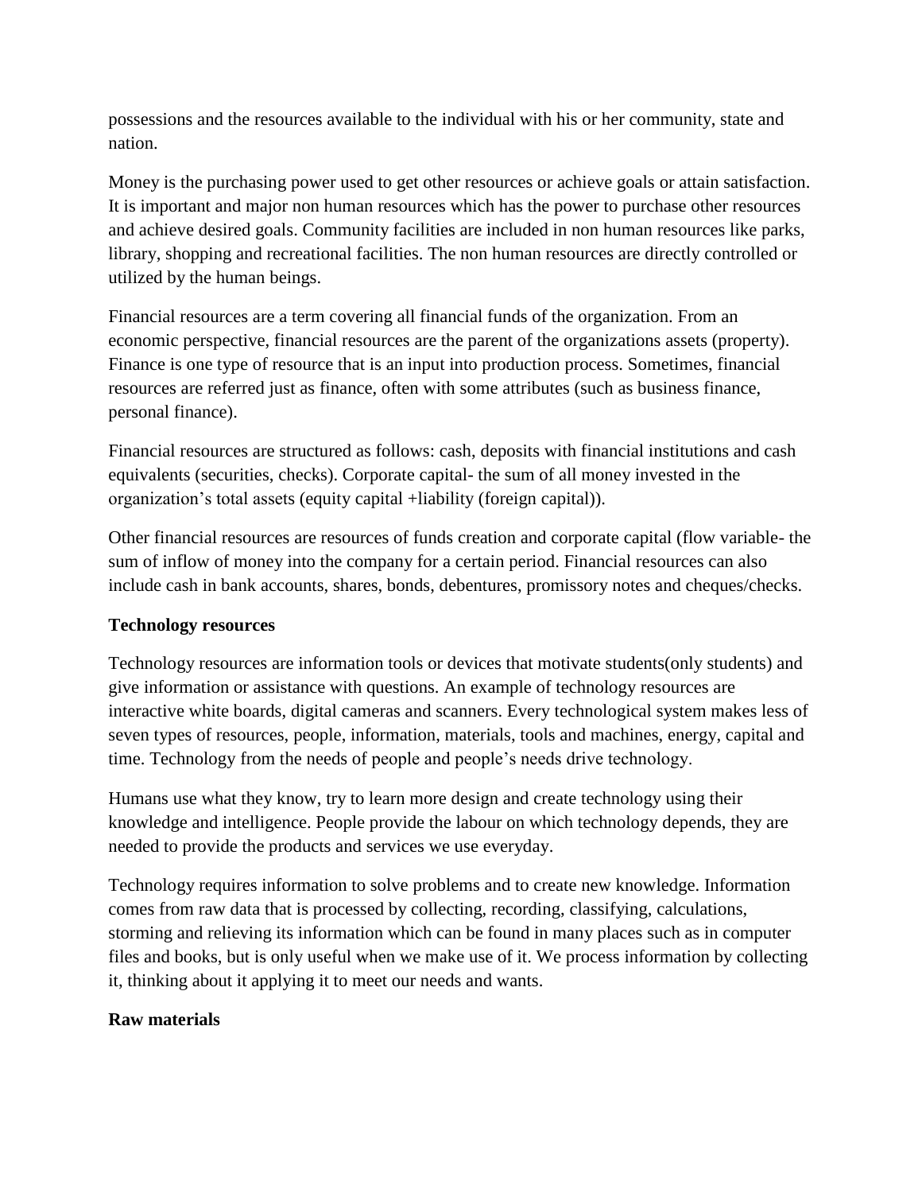possessions and the resources available to the individual with his or her community, state and nation.

Money is the purchasing power used to get other resources or achieve goals or attain satisfaction. It is important and major non human resources which has the power to purchase other resources and achieve desired goals. Community facilities are included in non human resources like parks, library, shopping and recreational facilities. The non human resources are directly controlled or utilized by the human beings.

Financial resources are a term covering all financial funds of the organization. From an economic perspective, financial resources are the parent of the organizations assets (property). Finance is one type of resource that is an input into production process. Sometimes, financial resources are referred just as finance, often with some attributes (such as business finance, personal finance).

Financial resources are structured as follows: cash, deposits with financial institutions and cash equivalents (securities, checks). Corporate capital- the sum of all money invested in the organization's total assets (equity capital +liability (foreign capital)).

Other financial resources are resources of funds creation and corporate capital (flow variable- the sum of inflow of money into the company for a certain period. Financial resources can also include cash in bank accounts, shares, bonds, debentures, promissory notes and cheques/checks.

**Technology resources**

Technology resources are information tools or devices that motivate students(only students) and give information or assistance with questions. An example of technology resources are interactive white boards, digital cameras and scanners. Every technological system makes less of seven types of resources, people, information, materials, tools and machines, energy, capital and time. Technology from the needs of people and people's needs drive technology.

Humans use what they know, try to learn more design and create technology using their knowledge and intelligence. People provide the labour on which technology depends, they are needed to provide the products and services we use everyday.

Technology requires information to solve problems and to create new knowledge. Information comes from raw data that is processed by collecting, recording, classifying, calculations, storming and relieving its information which can be found in many places such as in computer files and books, but is only useful when we make use of it. We process information by collecting it, thinking about it applying it to meet our needs and wants.

**Raw materials**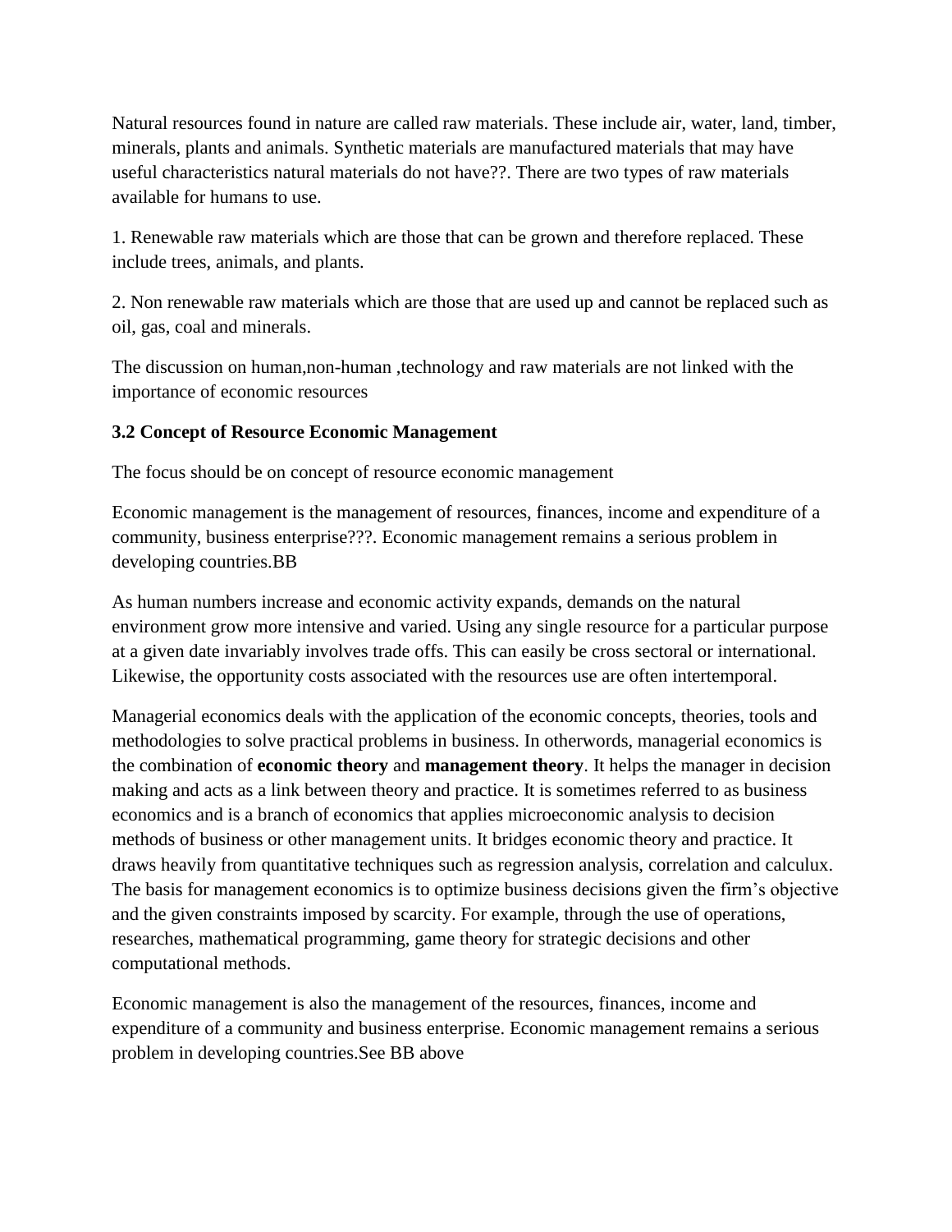Natural resources found in nature are called raw materials. These include air, water, land, timber, minerals, plants and animals. Synthetic materials are manufactured materials that may have useful characteristics natural materials do not have??. There are two types of raw materials available for humans to use.

1. Renewable raw materials which are those that can be grown and therefore replaced. These include trees, animals, and plants.

2. Non renewable raw materials which are those that are used up and cannot be replaced such as oil, gas, coal and minerals.

The discussion on human,non-human ,technology and raw materials are not linked with the importance of economic resources

### 3.2 Concept of Resource Economic Management

The focus should be on concept of resource economic management

Economic management is the management of resources, finances, income and expenditure of a community, business enterprise???. Economic management remains a serious problem in developing countries.BB

As human numbers increase and economic activity expands, demands on the natural environment grow more intensive and varied. Using any single resource for a particular purpose at a given date invariably involves trade offs. This can easily be cross sectoral or international. Likewise, the opportunity costs associated with the resources use are often intertemporal.

Managerial economics deals with the application of the economic concepts, theories, tools and methodologies to solve practical problems in business. In otherwords, managerial economics is the combination of **economic theory** and **management theory**. It helps the manager in decision making and acts as a link between theory and practice. It is sometimes referred to as business economics and is a branch of economics that applies microeconomic analysis to decision methods of business or other management units. It bridges economic theory and practice. It draws heavily from quantitative techniques such as regression analysis, correlation and calculux. The basis for management economics is to optimize business decisions given the firm's objective and the given constraints imposed by scarcity. For example, through the use of operations, researches, mathematical programming, game theory for strategic decisions and other computational methods.

Economic management is also the management of the resources, finances, income and expenditure of a community and business enterprise. Economic management remains a serious problem in developing countries.See BB above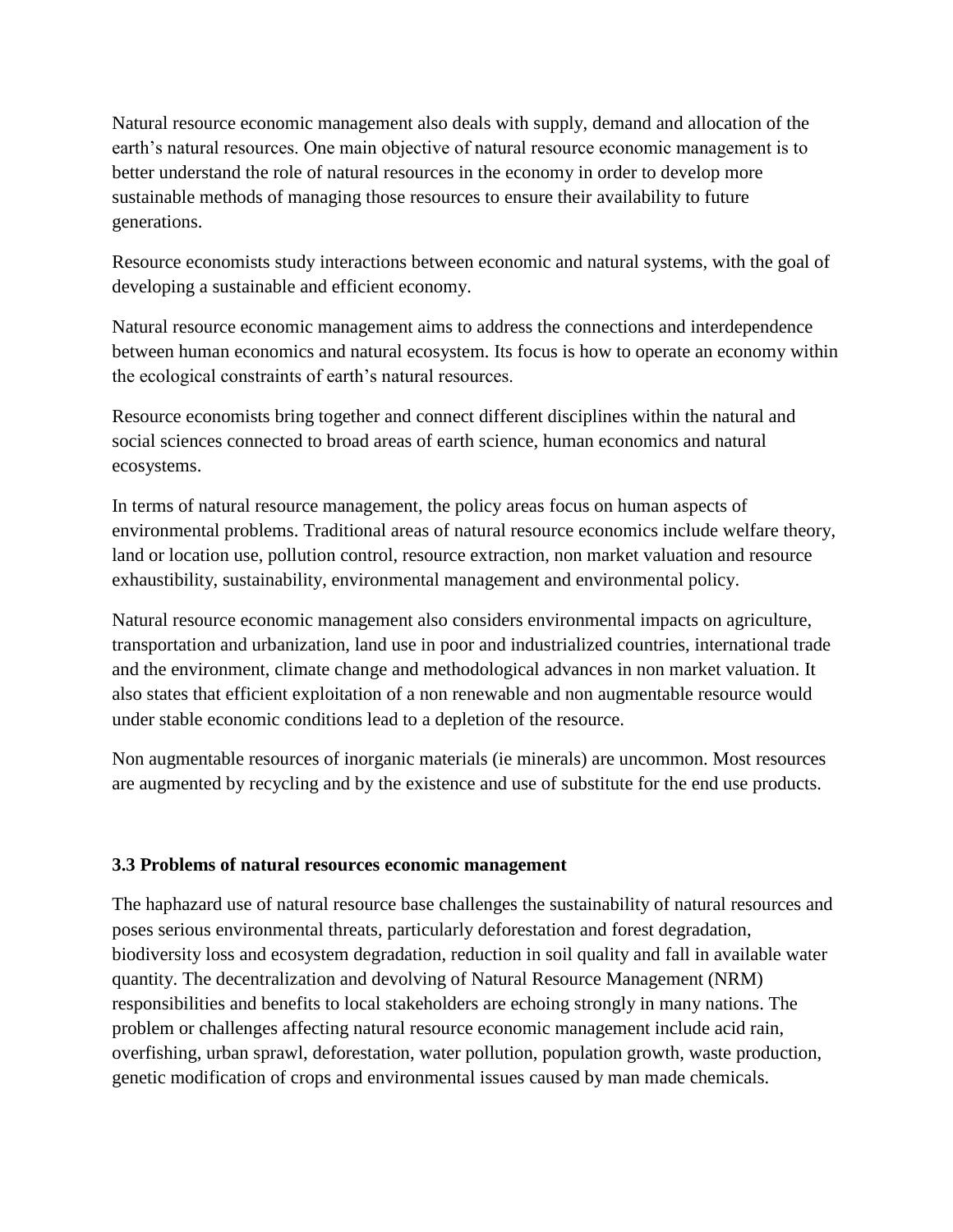Natural resource economic management also deals with supply, demand and allocation of the earth's natural resources. One main objective of natural resource economic management is to better understand the role of natural resources in the economy in order to develop more sustainable methods of managing those resources to ensure their availability to future generations.

Resource economists study interactions between economic and natural systems, with the goal of developing a sustainable and efficient economy.

Natural resource economic management aims to address the connections and interdependence between human economics and natural ecosystem. Its focus is how to operate an economy within the ecological constraints of earth's natural resources.

Resource economists bring together and connect different disciplines within the natural and social sciences connected to broad areas of earth science, human economics and natural ecosystems.

In terms of natural resource management, the policy areas focus on human aspects of environmental problems. Traditional areas of natural resource economics include welfare theory, land or location use, pollution control, resource extraction, non market valuation and resource exhaustibility, sustainability, environmental management and environmental policy.

Natural resource economic management also considers environmental impacts on agriculture, transportation and urbanization, land use in poor and industrialized countries, international trade and the environment, climate change and methodological advances in non market valuation. It also states that efficient exploitation of a non renewable and non augmentable resource would under stable economic conditions lead to a depletion of the resource.

Non augmentable resources of inorganic materials (ie minerals) are uncommon. Most resources are augmented by recycling and by the existence and use of substitute for the end use products.

### 3.3 Problems of natural resources economic management

The haphazard use of natural resource base challenges the sustainability of natural resources and poses serious environmental threats, particularly deforestation and forest degradation, biodiversity loss and ecosystem degradation, reduction in soil quality and fall in available water quantity. The decentralization and devolving of Natural Resource Management (NRM) responsibilities and benefits to local stakeholders are echoing strongly in many nations. The problem or challenges affecting natural resource economic management include acid rain, overfishing, urban sprawl, deforestation, water pollution, population growth, waste production, genetic modification of crops and environmental issues caused by man made chemicals.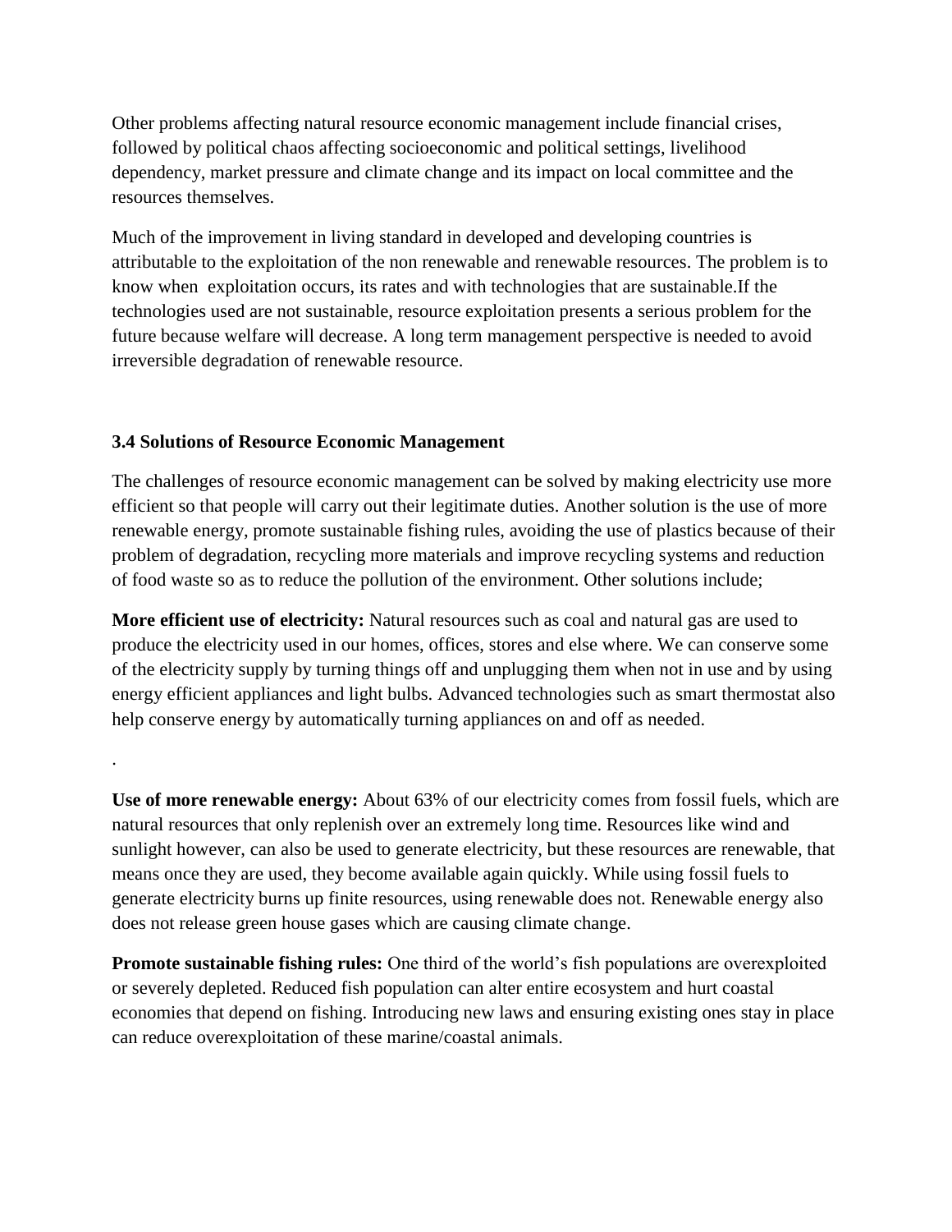Other problems affecting natural resource economic management include financial crises, followed by political chaos affecting socioeconomic and political settings, livelihood dependency, market pressure and climate change and its impact on local committee and the resources themselves.

Much of the improvement in living standard in developed and developing countries is attributable to the exploitation of the non renewable and renewable resources. The problem is to know when exploitation occurs, its rates and with technologies that are sustainable.If the technologies used are not sustainable, resource exploitation presents a serious problem for the future because welfare will decrease. A long term management perspective is needed to avoid irreversible degradation of renewable resource.

### 3.4 Solutions of Resource Economic Management

The challenges of resource economic management can be solved by making electricity use more efficient so that people will carry out their legitimate duties. Another solution is the use of more renewable energy, promote sustainable fishing rules, avoiding the use of plastics because of their problem of degradation, recycling more materials and improve recycling systems and reduction of food waste so as to reduce the pollution of the environment. Other solutions include;

**More efficient use of electricity:** Natural resources such as coal and natural gas are used to produce the electricity used in our homes, offices, stores and else where. We can conserve some of the electricity supply by turning things off and unplugging them when not in use and by using energy efficient appliances and light bulbs. Advanced technologies such as smart thermostat also help conserve energy by automatically turning appliances on and off as needed.

.

**Use of more renewable energy:** About 63% of our electricity comes from fossil fuels, which are natural resources that only replenish over an extremely long time. Resources like wind and sunlight however, can also be used to generate electricity, but these resources are renewable, that means once they are used, they become available again quickly. While using fossil fuels to generate electricity burns up finite resources, using renewable does not. Renewable energy also does not release green house gases which are causing climate change.

**Promote sustainable fishing rules:** One third of the world's fish populations are overexploited or severely depleted. Reduced fish population can alter entire ecosystem and hurt coastal economies that depend on fishing. Introducing new laws and ensuring existing ones stay in place can reduce overexploitation of these marine/coastal animals.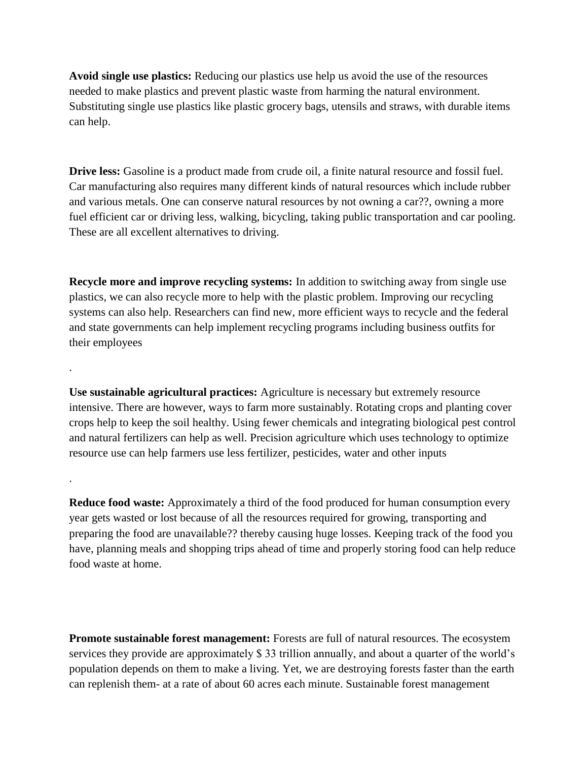**Avoid single use plastics:** Reducing our plastics use help us avoid the use of the resources needed to make plastics and prevent plastic waste from harming the natural environment. Substituting single use plastics like plastic grocery bags, utensils and straws, with durable items can help.

**Drive less:** Gasoline is a product made from crude oil, a finite natural resource and fossil fuel. Car manufacturing also requires many different kinds of natural resources which include rubber and various metals. One can conserve natural resources by not owning a car??, owning a more fuel efficient car or driving less, walking, bicycling, taking public transportation and car pooling. These are all excellent alternatives to driving.

**Recycle more and improve recycling systems:** In addition to switching away from single use plastics, we can also recycle more to help with the plastic problem. Improving our recycling systems can also help. Researchers can find new, more efficient ways to recycle and the federal and state governments can help implement recycling programs including business outfits for their employees

.

**Use sustainable agricultural practices:** Agriculture is necessary but extremely resource intensive. There are however, ways to farm more sustainably. Rotating crops and planting cover crops help to keep the soil healthy. Using fewer chemicals and integrating biological pest control and natural fertilizers can help as well. Precision agriculture which uses technology to optimize resource use can help farmers use less fertilizer, pesticides, water and other inputs

.

**Reduce food waste:** Approximately a third of the food produced for human consumption every year gets wasted or lost because of all the resources required for growing, transporting and preparing the food are unavailable?? thereby causing huge losses. Keeping track of the food you have, planning meals and shopping trips ahead of time and properly storing food can help reduce food waste at home.

**Promote sustainable forest management:** Forests are full of natural resources. The ecosystem services they provide are approximately $ 33 trillion annually, and about a quarter of the world's population depends on them to make a living. Yet, we are destroying forests faster than the earth can replenish them- at a rate of about 60 acres each minute. Sustainable forest management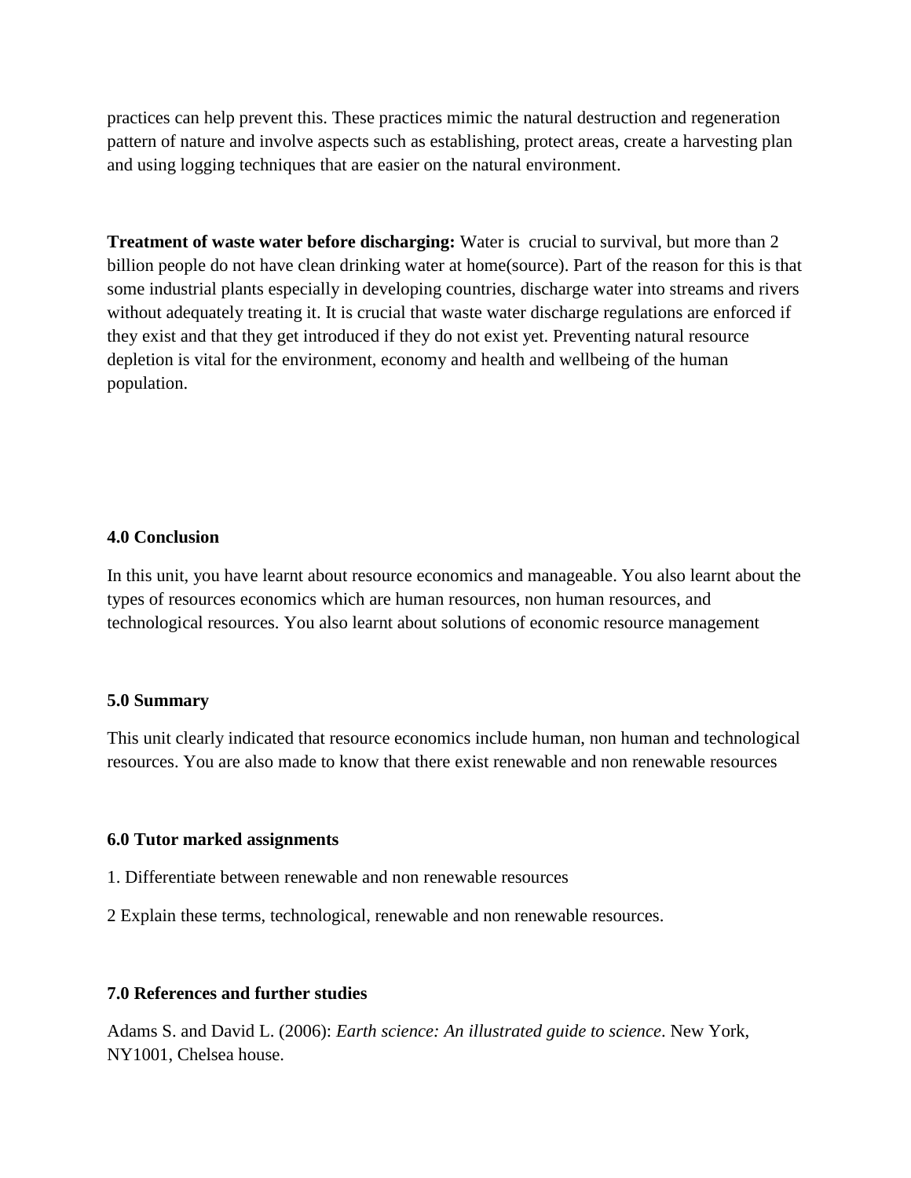practices can help prevent this. These practices mimic the natural destruction and regeneration pattern of nature and involve aspects such as establishing, protect areas, create a harvesting plan and using logging techniques that are easier on the natural environment.

**Treatment of waste water before discharging:** Water is crucial to survival, but more than 2 billion people do not have clean drinking water at home(source). Part of the reason for this is that some industrial plants especially in developing countries, discharge water into streams and rivers without adequately treating it. It is crucial that waste water discharge regulations are enforced if they exist and that they get introduced if they do not exist yet. Preventing natural resource depletion is vital for the environment, economy and health and wellbeing of the human population.

### 4.0 Conclusion

In this unit, you have learnt about resource economics and manageable. You also learnt about the types of resources economics which are human resources, non human resources, and technological resources. You also learnt about solutions of economic resource management

### 5.0 Summary

This unit clearly indicated that resource economics include human, non human and technological resources. You are also made to know that there exist renewable and non renewable resources

### 6.0 Tutor marked assignments

1. Differentiate between renewable and non renewable resources

2 Explain these terms, technological, renewable and non renewable resources.

### 7.0 References and further studies

Adams S. and David L. (2006): *Earth science: An illustrated guide to science*. New York, NY1001, Chelsea house.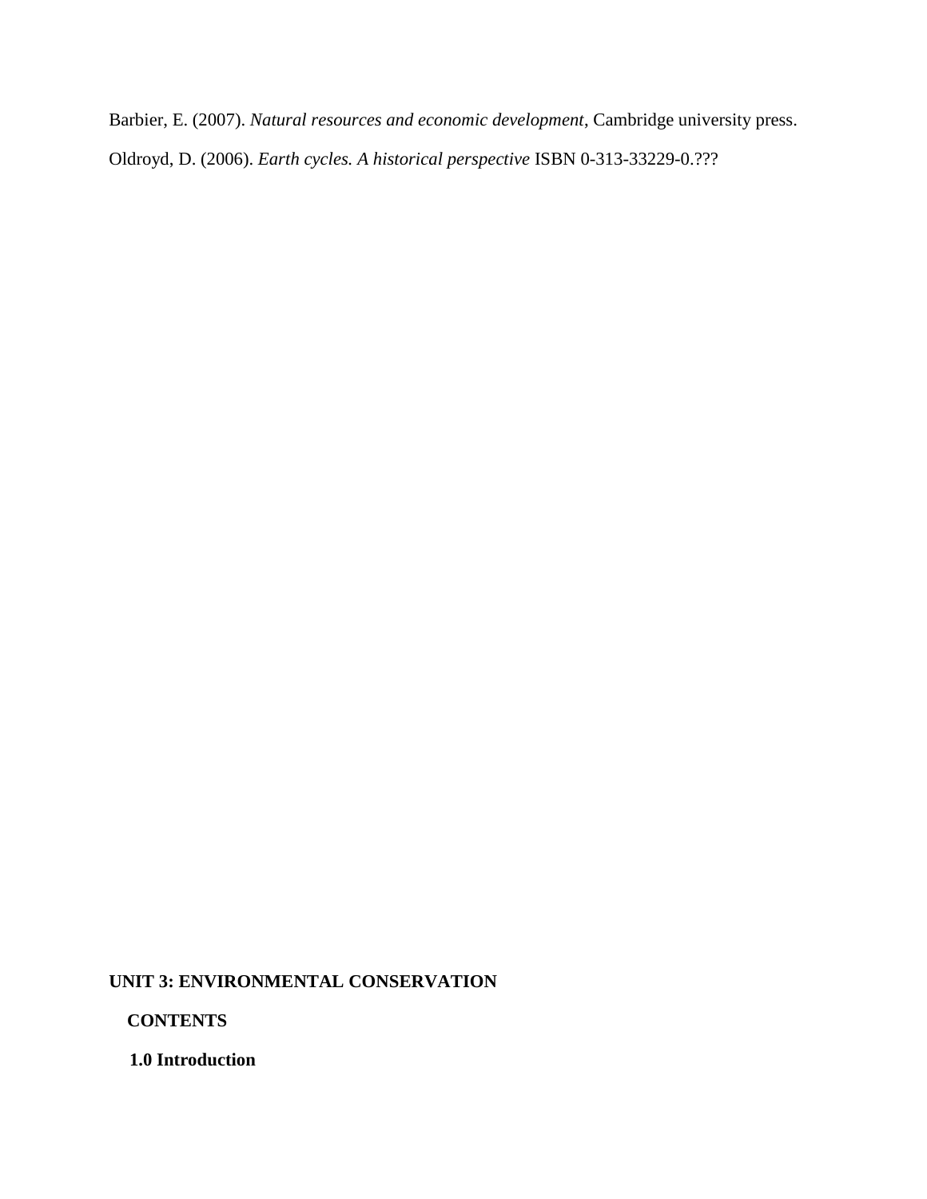Barbier, E. (2007). *Natural resources and economic development*, Cambridge university press.

Oldroyd, D. (2006). *Earth cycles. A historical perspective* ISBN 0-313-33229-0.???

## UNIT 3: ENVIRONMENTAL CONSERVATION

**CONTENTS**

**1.0 Introduction**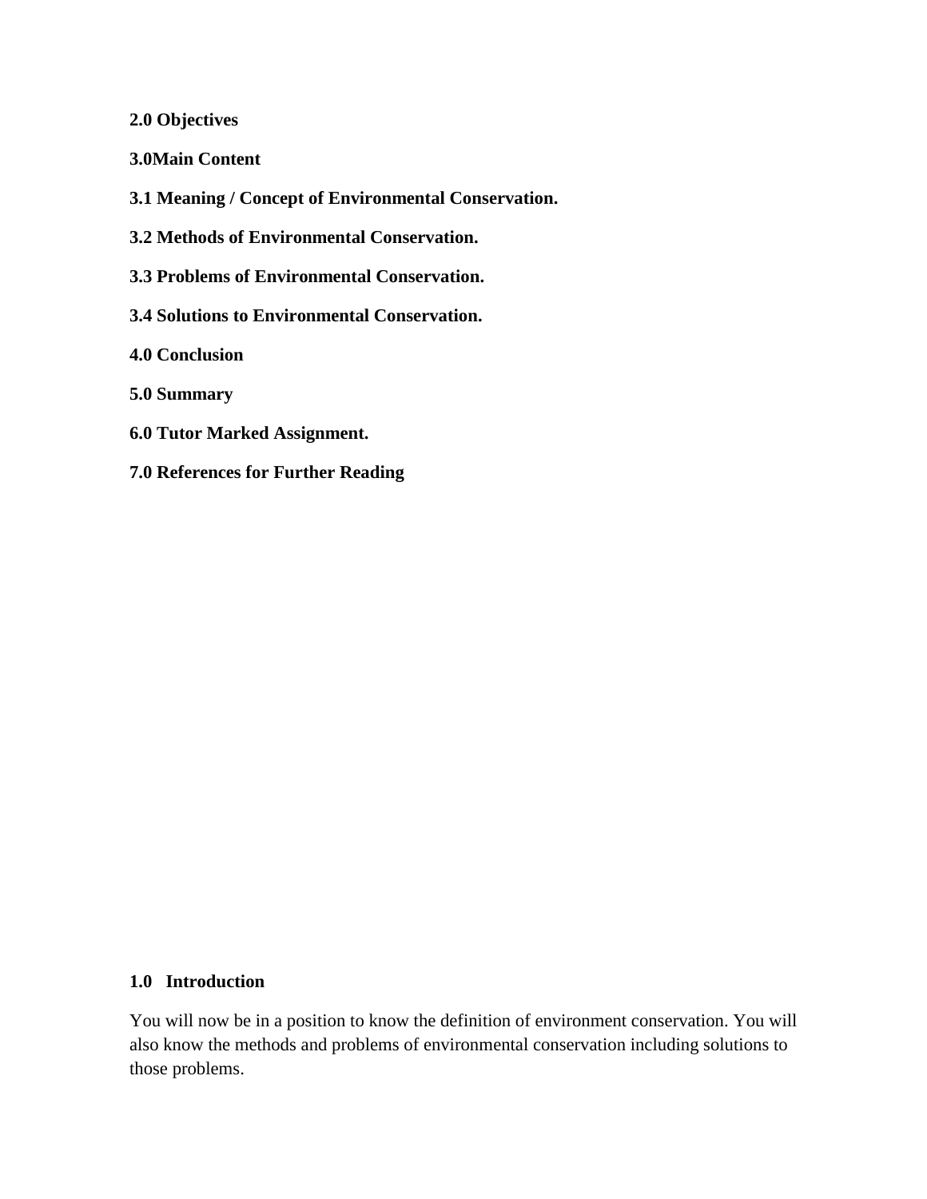**2.0 Objectives**

**3.0Main Content**

**3.1 Meaning / Concept of Environmental Conservation.**

**3.2 Methods of Environmental Conservation.**

**3.3 Problems of Environmental Conservation.**

**3.4 Solutions to Environmental Conservation.**

**4.0 Conclusion**

**5.0 Summary**

**6.0 Tutor Marked Assignment.**

**7.0 References for Further Reading**

## 1.0 Introduction

You will now be in a position to know the definition of environment conservation. You will also know the methods and problems of environmental conservation including solutions to those problems.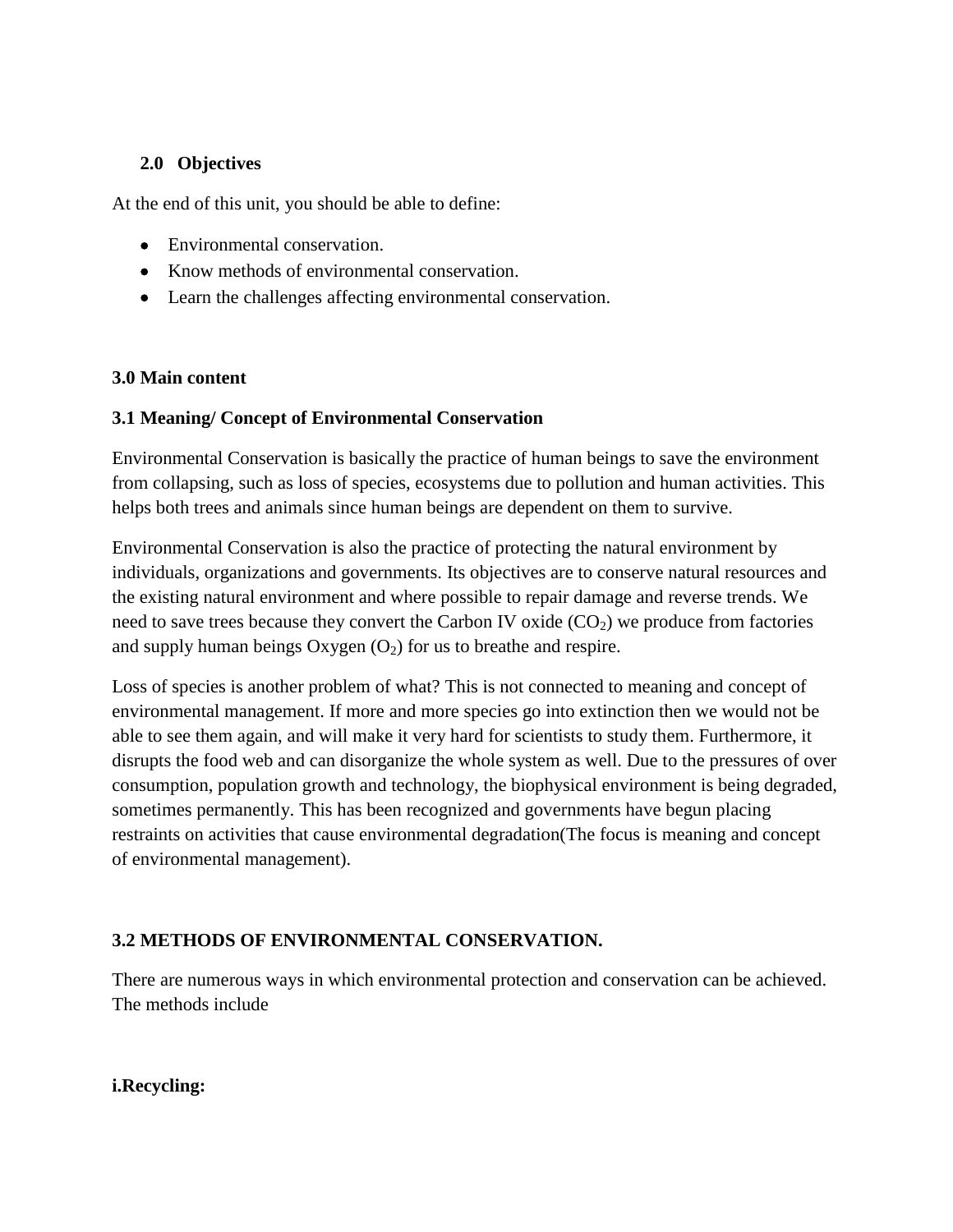### 2.0 Objectives

At the end of this unit, you should be able to define:

- Environmental conservation.
- Know methods of environmental conservation.
- Learn the challenges affecting environmental conservation.

### 3.0 Main content

### 3.1 Meaning/ Concept of Environmental Conservation

Environmental Conservation is basically the practice of human beings to save the environment from collapsing, such as loss of species, ecosystems due to pollution and human activities. This helps both trees and animals since human beings are dependent on them to survive.

Environmental Conservation is also the practice of protecting the natural environment by individuals, organizations and governments. Its objectives are to conserve natural resources and the existing natural environment and where possible to repair damage and reverse trends. We need to save trees because they convert the Carbon IV oxide ($CO_2$) we produce from factories and supply human beings Oxygen ($O_2$) for us to breathe and respire.

Loss of species is another problem of what? This is not connected to meaning and concept of environmental management. If more and more species go into extinction then we would not be able to see them again, and will make it very hard for scientists to study them. Furthermore, it disrupts the food web and can disorganize the whole system as well. Due to the pressures of over consumption, population growth and technology, the biophysical environment is being degraded, sometimes permanently. This has been recognized and governments have begun placing restraints on activities that cause environmental degradation(The focus is meaning and concept of environmental management).

### 3.2 METHODS OF ENVIRONMENTAL CONSERVATION.

There are numerous ways in which environmental protection and conservation can be achieved. The methods include

**i.Recycling:**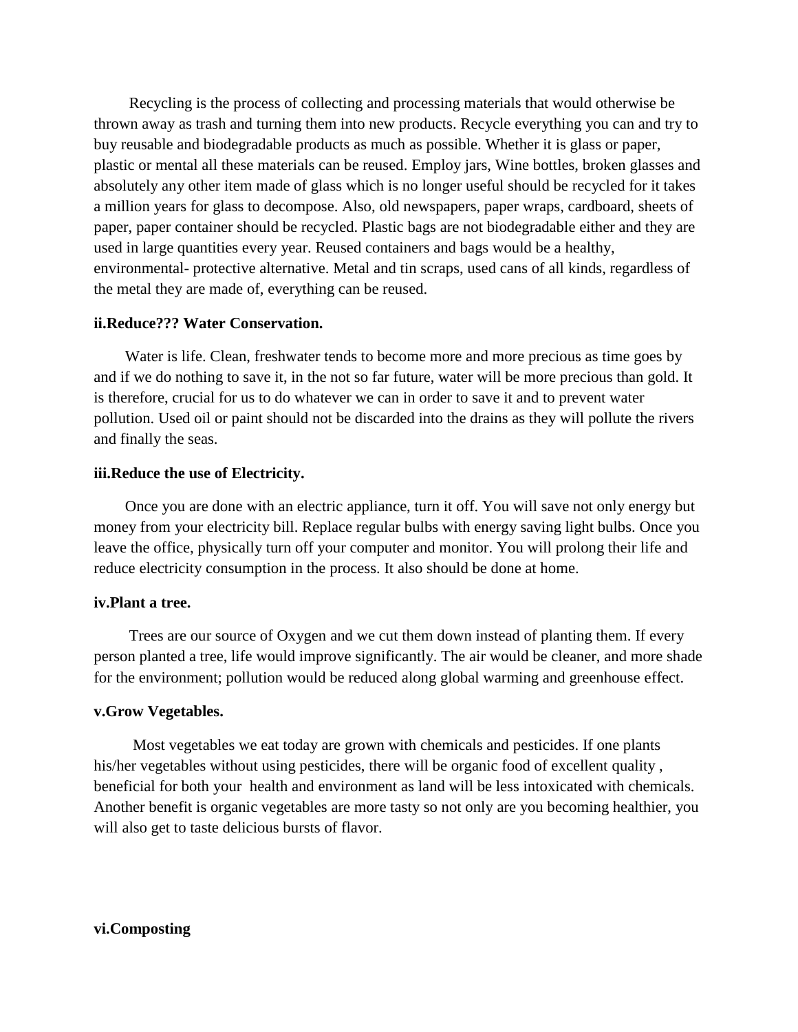Recycling is the process of collecting and processing materials that would otherwise be thrown away as trash and turning them into new products. Recycle everything you can and try to buy reusable and biodegradable products as much as possible. Whether it is glass or paper, plastic or mental all these materials can be reused. Employ jars, Wine bottles, broken glasses and absolutely any other item made of glass which is no longer useful should be recycled for it takes a million years for glass to decompose. Also, old newspapers, paper wraps, cardboard, sheets of paper, paper container should be recycled. Plastic bags are not biodegradable either and they are used in large quantities every year. Reused containers and bags would be a healthy, environmental- protective alternative. Metal and tin scraps, used cans of all kinds, regardless of the metal they are made of, everything can be reused.

**ii.Reduce??? Water Conservation.**

Water is life. Clean, freshwater tends to become more and more precious as time goes by and if we do nothing to save it, in the not so far future, water will be more precious than gold. It is therefore, crucial for us to do whatever we can in order to save it and to prevent water pollution. Used oil or paint should not be discarded into the drains as they will pollute the rivers and finally the seas.

**iii.Reduce the use of Electricity.**

Once you are done with an electric appliance, turn it off. You will save not only energy but money from your electricity bill. Replace regular bulbs with energy saving light bulbs. Once you leave the office, physically turn off your computer and monitor. You will prolong their life and reduce electricity consumption in the process. It also should be done at home.

**iv.Plant a tree.**

Trees are our source of Oxygen and we cut them down instead of planting them. If every person planted a tree, life would improve significantly. The air would be cleaner, and more shade for the environment; pollution would be reduced along global warming and greenhouse effect.

**v.Grow Vegetables.**

Most vegetables we eat today are grown with chemicals and pesticides. If one plants his/her vegetables without using pesticides, there will be organic food of excellent quality , beneficial for both your health and environment as land will be less intoxicated with chemicals. Another benefit is organic vegetables are more tasty so not only are you becoming healthier, you will also get to taste delicious bursts of flavor.

**vi.Composting**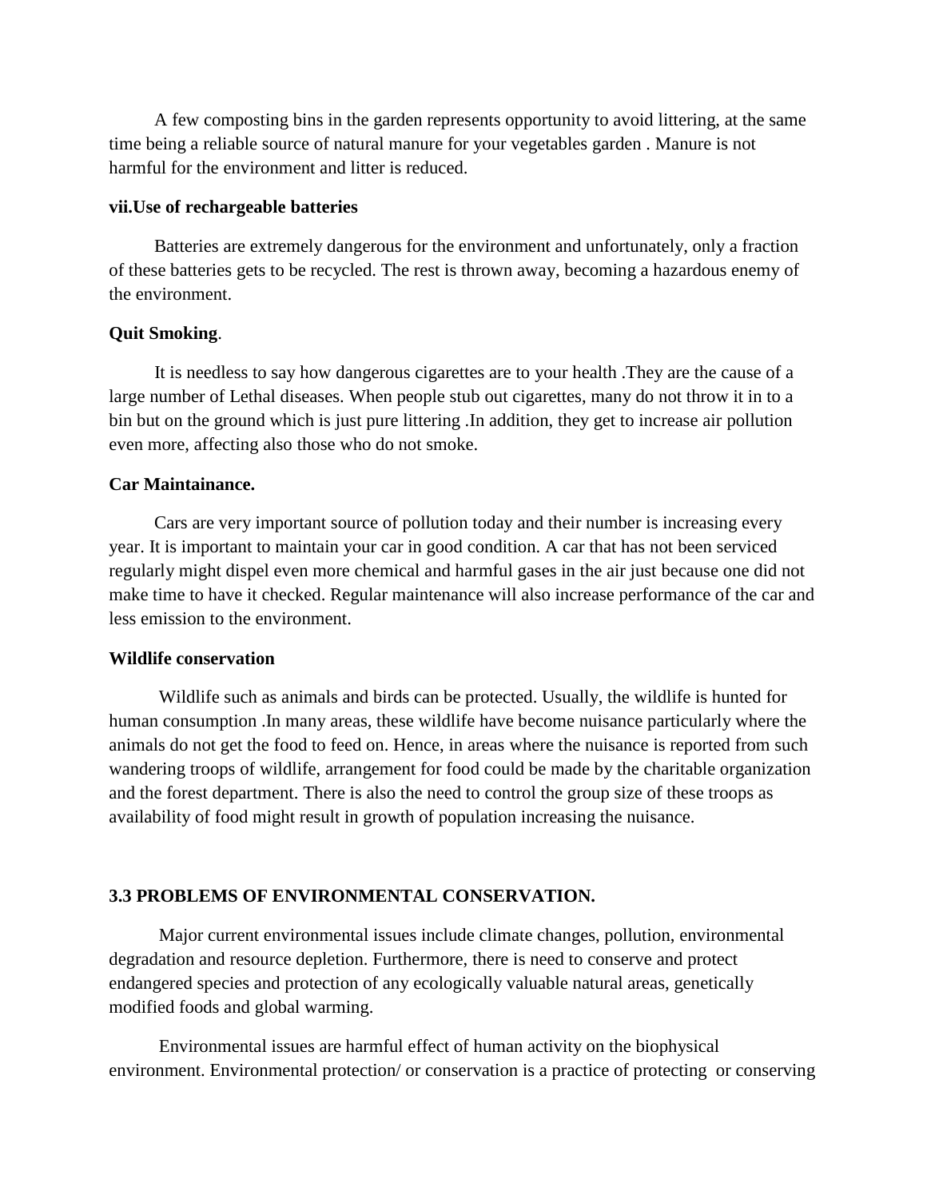A few composting bins in the garden represents opportunity to avoid littering, at the same time being a reliable source of natural manure for your vegetables garden . Manure is not harmful for the environment and litter is reduced.

**vii.Use of rechargeable batteries**

Batteries are extremely dangerous for the environment and unfortunately, only a fraction of these batteries gets to be recycled. The rest is thrown away, becoming a hazardous enemy of the environment.

**Quit Smoking**.

It is needless to say how dangerous cigarettes are to your health .They are the cause of a large number of Lethal diseases. When people stub out cigarettes, many do not throw it in to a bin but on the ground which is just pure littering .In addition, they get to increase air pollution even more, affecting also those who do not smoke.

**Car Maintainance.**

Cars are very important source of pollution today and their number is increasing every year. It is important to maintain your car in good condition. A car that has not been serviced regularly might dispel even more chemical and harmful gases in the air just because one did not make time to have it checked. Regular maintenance will also increase performance of the car and less emission to the environment.

**Wildlife conservation**

Wildlife such as animals and birds can be protected. Usually, the wildlife is hunted for human consumption .In many areas, these wildlife have become nuisance particularly where the animals do not get the food to feed on. Hence, in areas where the nuisance is reported from such wandering troops of wildlife, arrangement for food could be made by the charitable organization and the forest department. There is also the need to control the group size of these troops as availability of food might result in growth of population increasing the nuisance.

### 3.3 PROBLEMS OF ENVIRONMENTAL CONSERVATION.

Major current environmental issues include climate changes, pollution, environmental degradation and resource depletion. Furthermore, there is need to conserve and protect endangered species and protection of any ecologically valuable natural areas, genetically modified foods and global warming.

Environmental issues are harmful effect of human activity on the biophysical environment. Environmental protection/ or conservation is a practice of protecting or conserving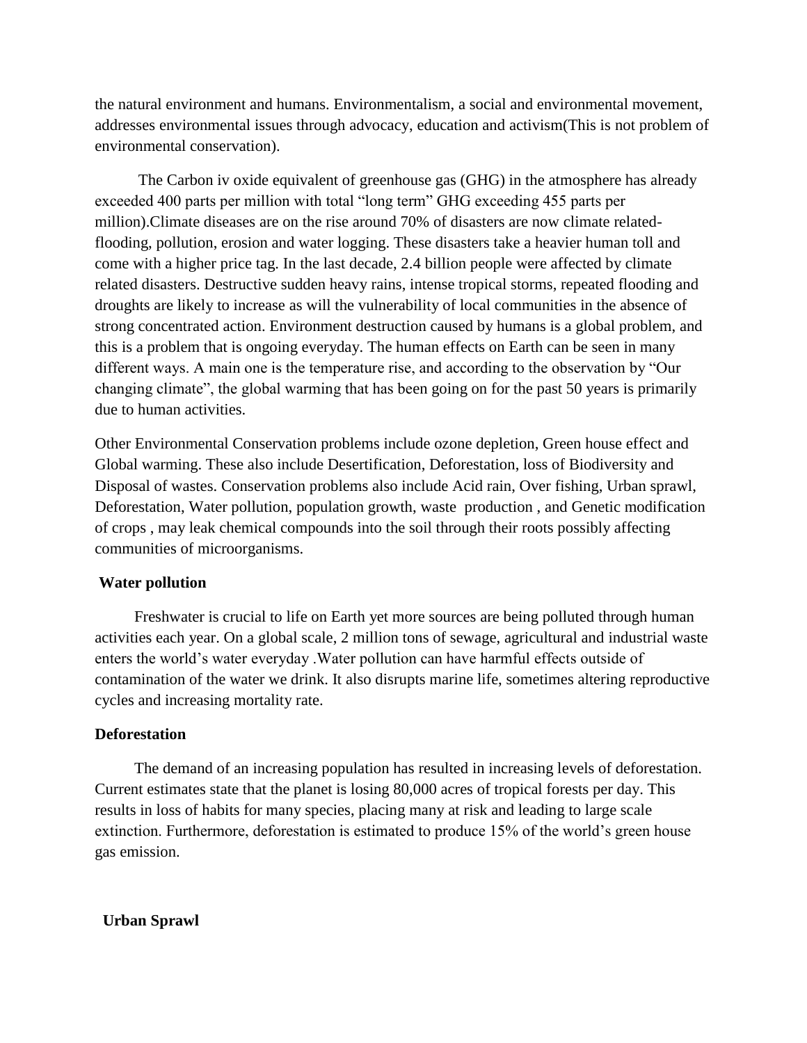the natural environment and humans. Environmentalism, a social and environmental movement, addresses environmental issues through advocacy, education and activism(This is not problem of environmental conservation).

The Carbon iv oxide equivalent of greenhouse gas (GHG) in the atmosphere has already exceeded 400 parts per million with total "long term" GHG exceeding 455 parts per million).Climate diseases are on the rise around 70% of disasters are now climate related-flooding, pollution, erosion and water logging. These disasters take a heavier human toll and come with a higher price tag. In the last decade, 2.4 billion people were affected by climate related disasters. Destructive sudden heavy rains, intense tropical storms, repeated flooding and droughts are likely to increase as will the vulnerability of local communities in the absence of strong concentrated action. Environment destruction caused by humans is a global problem, and this is a problem that is ongoing everyday. The human effects on Earth can be seen in many different ways. A main one is the temperature rise, and according to the observation by "Our changing climate", the global warming that has been going on for the past 50 years is primarily due to human activities.

Other Environmental Conservation problems include ozone depletion, Green house effect and Global warming. These also include Desertification, Deforestation, loss of Biodiversity and Disposal of wastes. Conservation problems also include Acid rain, Over fishing, Urban sprawl, Deforestation, Water pollution, population growth, waste production , and Genetic modification of crops , may leak chemical compounds into the soil through their roots possibly affecting communities of microorganisms.

**Water pollution**

Freshwater is crucial to life on Earth yet more sources are being polluted through human activities each year. On a global scale, 2 million tons of sewage, agricultural and industrial waste enters the world's water everyday .Water pollution can have harmful effects outside of contamination of the water we drink. It also disrupts marine life, sometimes altering reproductive cycles and increasing mortality rate.

**Deforestation**

The demand of an increasing population has resulted in increasing levels of deforestation. Current estimates state that the planet is losing 80,000 acres of tropical forests per day. This results in loss of habits for many species, placing many at risk and leading to large scale extinction. Furthermore, deforestation is estimated to produce 15% of the world's green house gas emission.

**Urban Sprawl**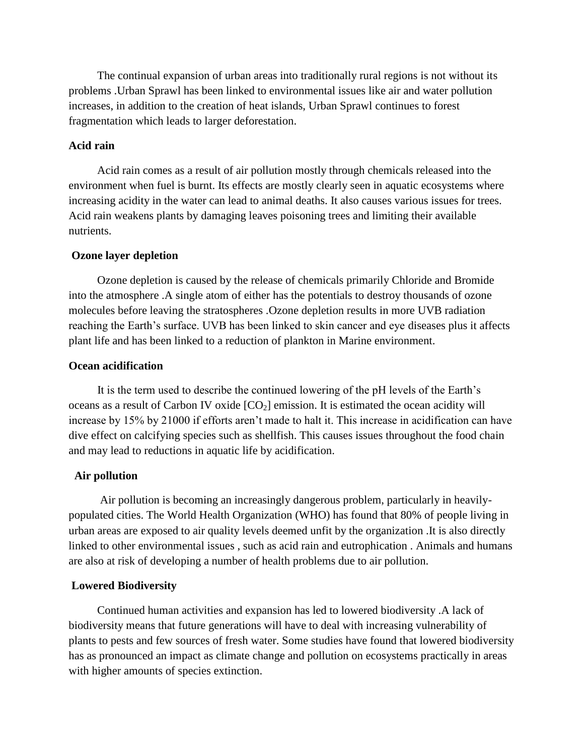The continual expansion of urban areas into traditionally rural regions is not without its problems .Urban Sprawl has been linked to environmental issues like air and water pollution increases, in addition to the creation of heat islands, Urban Sprawl continues to forest fragmentation which leads to larger deforestation.

**Acid rain**

Acid rain comes as a result of air pollution mostly through chemicals released into the environment when fuel is burnt. Its effects are mostly clearly seen in aquatic ecosystems where increasing acidity in the water can lead to animal deaths. It also causes various issues for trees. Acid rain weakens plants by damaging leaves poisoning trees and limiting their available nutrients.

**Ozone layer depletion**

Ozone depletion is caused by the release of chemicals primarily Chloride and Bromide into the atmosphere .A single atom of either has the potentials to destroy thousands of ozone molecules before leaving the stratospheres .Ozone depletion results in more UVB radiation reaching the Earth's surface. UVB has been linked to skin cancer and eye diseases plus it affects plant life and has been linked to a reduction of plankton in Marine environment.

**Ocean acidification**

It is the term used to describe the continued lowering of the pH levels of the Earth's oceans as a result of Carbon IV oxide [$CO_2$] emission. It is estimated the ocean acidity will increase by 15% by 21000 if efforts aren't made to halt it. This increase in acidification can have dive effect on calcifying species such as shellfish. This causes issues throughout the food chain and may lead to reductions in aquatic life by acidification.

**Air pollution**

Air pollution is becoming an increasingly dangerous problem, particularly in heavily-populated cities. The World Health Organization (WHO) has found that 80% of people living in urban areas are exposed to air quality levels deemed unfit by the organization .It is also directly linked to other environmental issues , such as acid rain and eutrophication . Animals and humans are also at risk of developing a number of health problems due to air pollution.

**Lowered Biodiversity**

Continued human activities and expansion has led to lowered biodiversity .A lack of biodiversity means that future generations will have to deal with increasing vulnerability of plants to pests and few sources of fresh water. Some studies have found that lowered biodiversity has as pronounced an impact as climate change and pollution on ecosystems practically in areas with higher amounts of species extinction.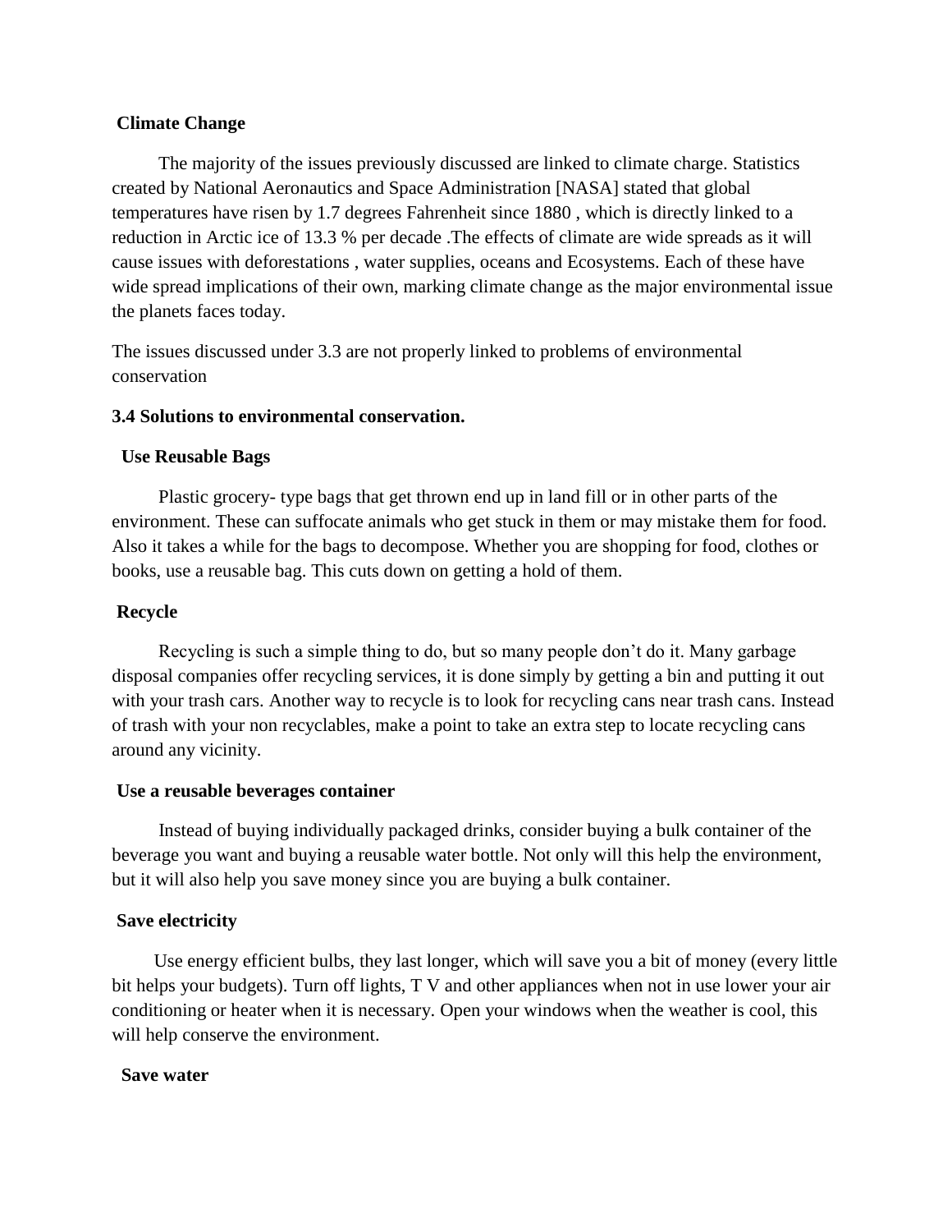**Climate Change**

The majority of the issues previously discussed are linked to climate charge. Statistics created by National Aeronautics and Space Administration [NASA] stated that global temperatures have risen by 1.7 degrees Fahrenheit since 1880 , which is directly linked to a reduction in Arctic ice of 13.3 % per decade .The effects of climate are wide spreads as it will cause issues with deforestations , water supplies, oceans and Ecosystems. Each of these have wide spread implications of their own, marking climate change as the major environmental issue the planets faces today.

The issues discussed under 3.3 are not properly linked to problems of environmental conservation

**3.4 Solutions to environmental conservation.**

**Use Reusable Bags**

Plastic grocery- type bags that get thrown end up in land fill or in other parts of the environment. These can suffocate animals who get stuck in them or may mistake them for food. Also it takes a while for the bags to decompose. Whether you are shopping for food, clothes or books, use a reusable bag. This cuts down on getting a hold of them.

**Recycle**

Recycling is such a simple thing to do, but so many people don't do it. Many garbage disposal companies offer recycling services, it is done simply by getting a bin and putting it out with your trash cars. Another way to recycle is to look for recycling cans near trash cans. Instead of trash with your non recyclables, make a point to take an extra step to locate recycling cans around any vicinity.

**Use a reusable beverages container**

Instead of buying individually packaged drinks, consider buying a bulk container of the beverage you want and buying a reusable water bottle. Not only will this help the environment, but it will also help you save money since you are buying a bulk container.

**Save electricity**

Use energy efficient bulbs, they last longer, which will save you a bit of money (every little bit helps your budgets). Turn off lights, T V and other appliances when not in use lower your air conditioning or heater when it is necessary. Open your windows when the weather is cool, this will help conserve the environment.

**Save water**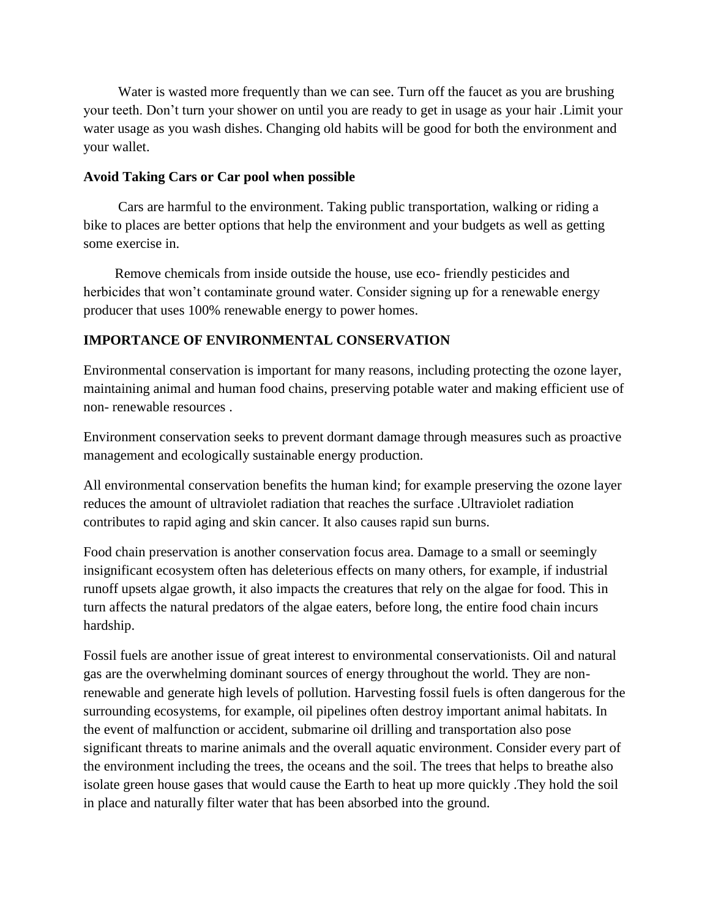Water is wasted more frequently than we can see. Turn off the faucet as you are brushing your teeth. Don't turn your shower on until you are ready to get in usage as your hair .Limit your water usage as you wash dishes. Changing old habits will be good for both the environment and your wallet.

**Avoid Taking Cars or Car pool when possible**

Cars are harmful to the environment. Taking public transportation, walking or riding a bike to places are better options that help the environment and your budgets as well as getting some exercise in.

Remove chemicals from inside outside the house, use eco- friendly pesticides and herbicides that won't contaminate ground water. Consider signing up for a renewable energy producer that uses 100% renewable energy to power homes.

**IMPORTANCE OF ENVIRONMENTAL CONSERVATION**

Environmental conservation is important for many reasons, including protecting the ozone layer, maintaining animal and human food chains, preserving potable water and making efficient use of non- renewable resources .

Environment conservation seeks to prevent dormant damage through measures such as proactive management and ecologically sustainable energy production.

All environmental conservation benefits the human kind; for example preserving the ozone layer reduces the amount of ultraviolet radiation that reaches the surface .Ultraviolet radiation contributes to rapid aging and skin cancer. It also causes rapid sun burns.

Food chain preservation is another conservation focus area. Damage to a small or seemingly insignificant ecosystem often has deleterious effects on many others, for example, if industrial runoff upsets algae growth, it also impacts the creatures that rely on the algae for food. This in turn affects the natural predators of the algae eaters, before long, the entire food chain incurs hardship.

Fossil fuels are another issue of great interest to environmental conservationists. Oil and natural gas are the overwhelming dominant sources of energy throughout the world. They are non-renewable and generate high levels of pollution. Harvesting fossil fuels is often dangerous for the surrounding ecosystems, for example, oil pipelines often destroy important animal habitats. In the event of malfunction or accident, submarine oil drilling and transportation also pose significant threats to marine animals and the overall aquatic environment. Consider every part of the environment including the trees, the oceans and the soil. The trees that helps to breathe also isolate green house gases that would cause the Earth to heat up more quickly .They hold the soil in place and naturally filter water that has been absorbed into the ground.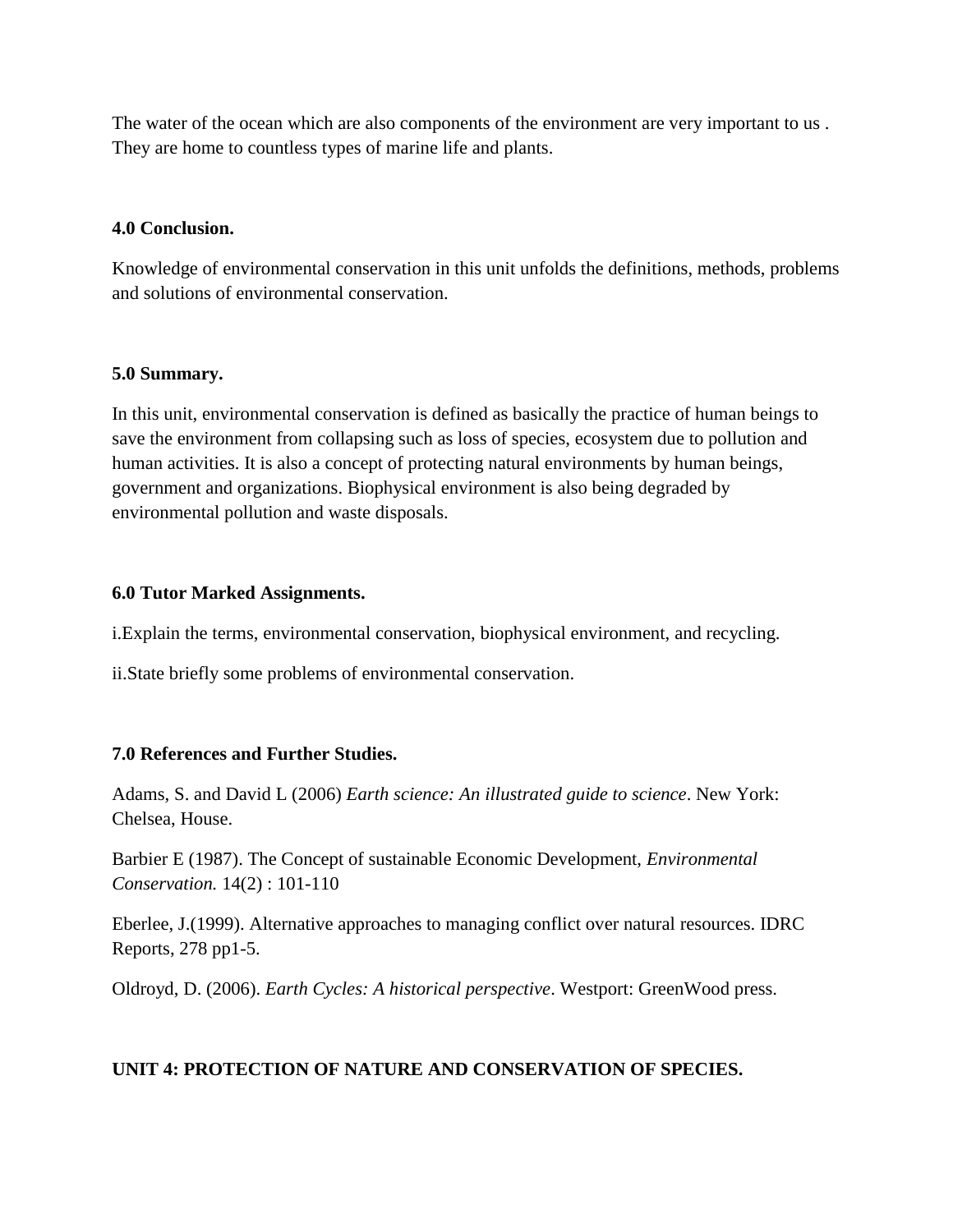The water of the ocean which are also components of the environment are very important to us . They are home to countless types of marine life and plants.

## 4.0 Conclusion.

Knowledge of environmental conservation in this unit unfolds the definitions, methods, problems and solutions of environmental conservation.

## 5.0 Summary.

In this unit, environmental conservation is defined as basically the practice of human beings to save the environment from collapsing such as loss of species, ecosystem due to pollution and human activities. It is also a concept of protecting natural environments by human beings, government and organizations. Biophysical environment is also being degraded by environmental pollution and waste disposals.

## 6.0 Tutor Marked Assignments.

i.Explain the terms, environmental conservation, biophysical environment, and recycling.

ii.State briefly some problems of environmental conservation.

## 7.0 References and Further Studies.

Adams, S. and David L (2006) *Earth science: An illustrated guide to science*. New York: Chelsea, House.

Barbier E (1987). The Concept of sustainable Economic Development, *Environmental Conservation.* 14(2) : 101-110

Eberlee, J.(1999). Alternative approaches to managing conflict over natural resources. IDRC Reports, 278 pp1-5.

Oldroyd, D. (2006). *Earth Cycles: A historical perspective*. Westport: GreenWood press.

# UNIT 4: PROTECTION OF NATURE AND CONSERVATION OF SPECIES.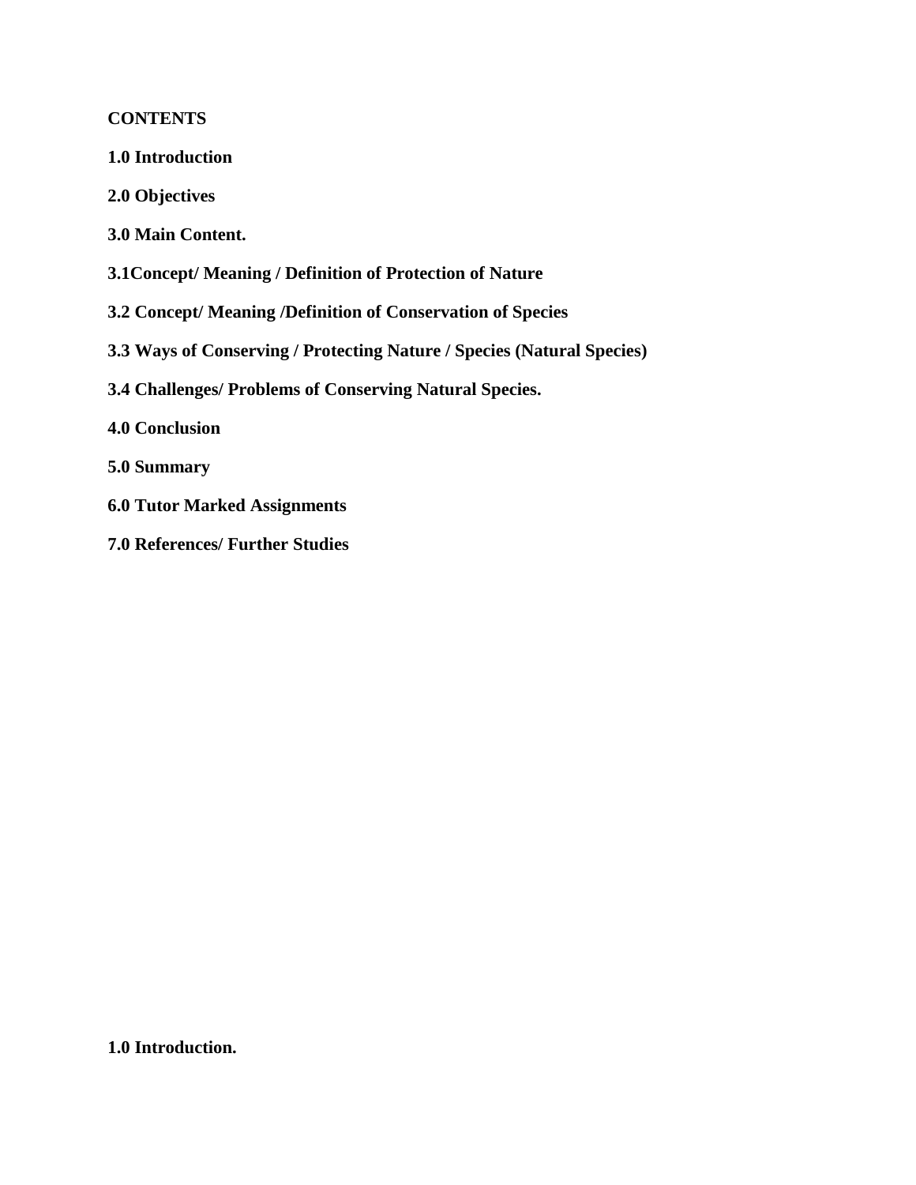**CONTENTS**

**1.0 Introduction**

**2.0 Objectives**

**3.0 Main Content.**

**3.1Concept/ Meaning / Definition of Protection of Nature**

**3.2 Concept/ Meaning /Definition of Conservation of Species**

**3.3 Ways of Conserving / Protecting Nature / Species (Natural Species)**

**3.4 Challenges/ Problems of Conserving Natural Species.**

**4.0 Conclusion**

**5.0 Summary**

**6.0 Tutor Marked Assignments**

**7.0 References/ Further Studies**

## 1.0 Introduction.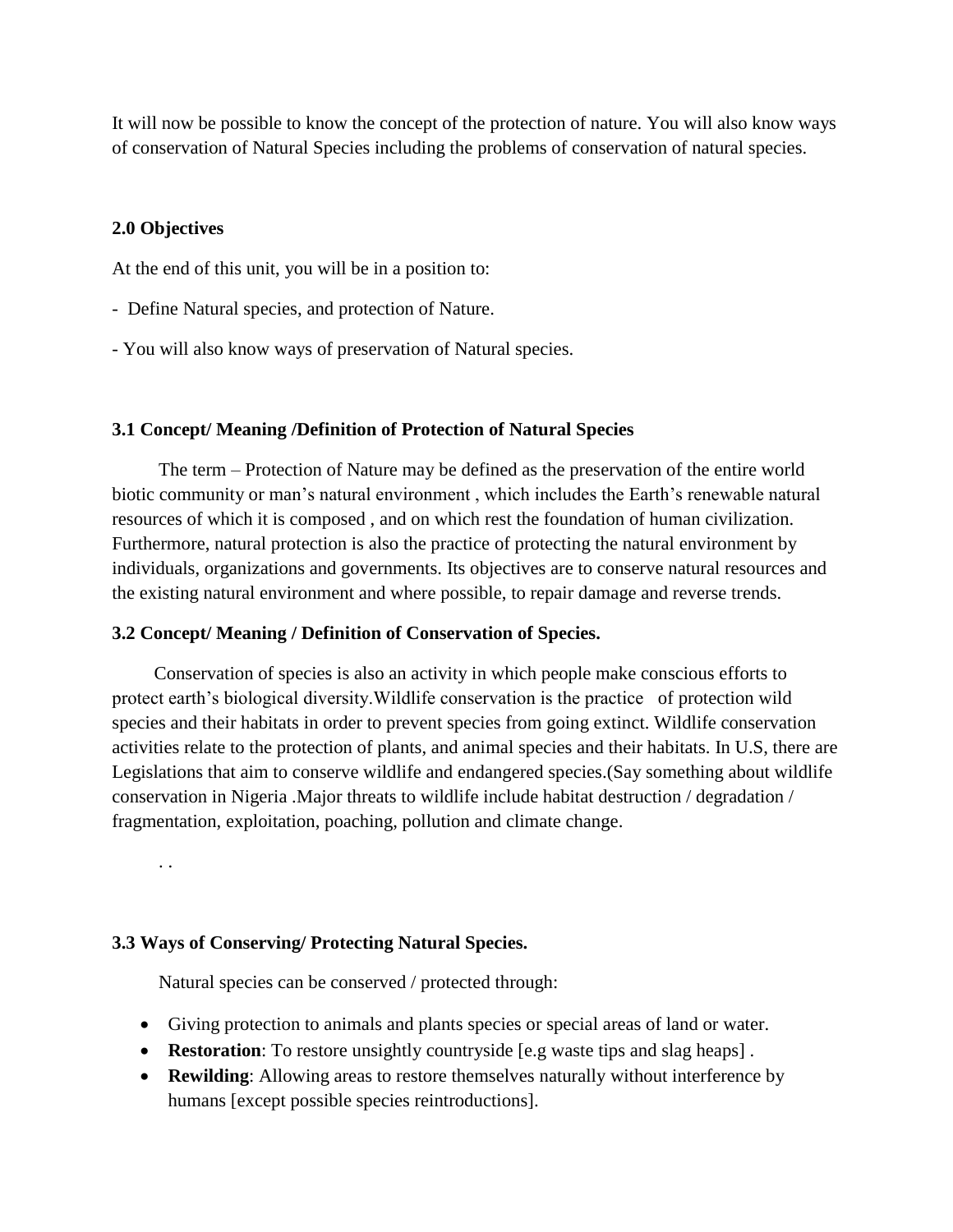It will now be possible to know the concept of the protection of nature. You will also know ways of conservation of Natural Species including the problems of conservation of natural species.

### 2.0 Objectives

At the end of this unit, you will be in a position to:

- Define Natural species, and protection of Nature.

- You will also know ways of preservation of Natural species.

### 3.1 Concept/ Meaning /Definition of Protection of Natural Species

The term – Protection of Nature may be defined as the preservation of the entire world biotic community or man's natural environment , which includes the Earth's renewable natural resources of which it is composed , and on which rest the foundation of human civilization. Furthermore, natural protection is also the practice of protecting the natural environment by individuals, organizations and governments. Its objectives are to conserve natural resources and the existing natural environment and where possible, to repair damage and reverse trends.

### 3.2 Concept/ Meaning / Definition of Conservation of Species.

Conservation of species is also an activity in which people make conscious efforts to protect earth's biological diversity.Wildlife conservation is the practice of protection wild species and their habitats in order to prevent species from going extinct. Wildlife conservation activities relate to the protection of plants, and animal species and their habitats. In U.S, there are Legislations that aim to conserve wildlife and endangered species.(Say something about wildlife conservation in Nigeria .Major threats to wildlife include habitat destruction / degradation / fragmentation, exploitation, poaching, pollution and climate change.

. .

### 3.3 Ways of Conserving/ Protecting Natural Species.

Natural species can be conserved / protected through:

- Giving protection to animals and plants species or special areas of land or water.
- **Restoration**: To restore unsightly countryside [e.g waste tips and slag heaps] .
- **Rewilding**: Allowing areas to restore themselves naturally without interference by humans [except possible species reintroductions].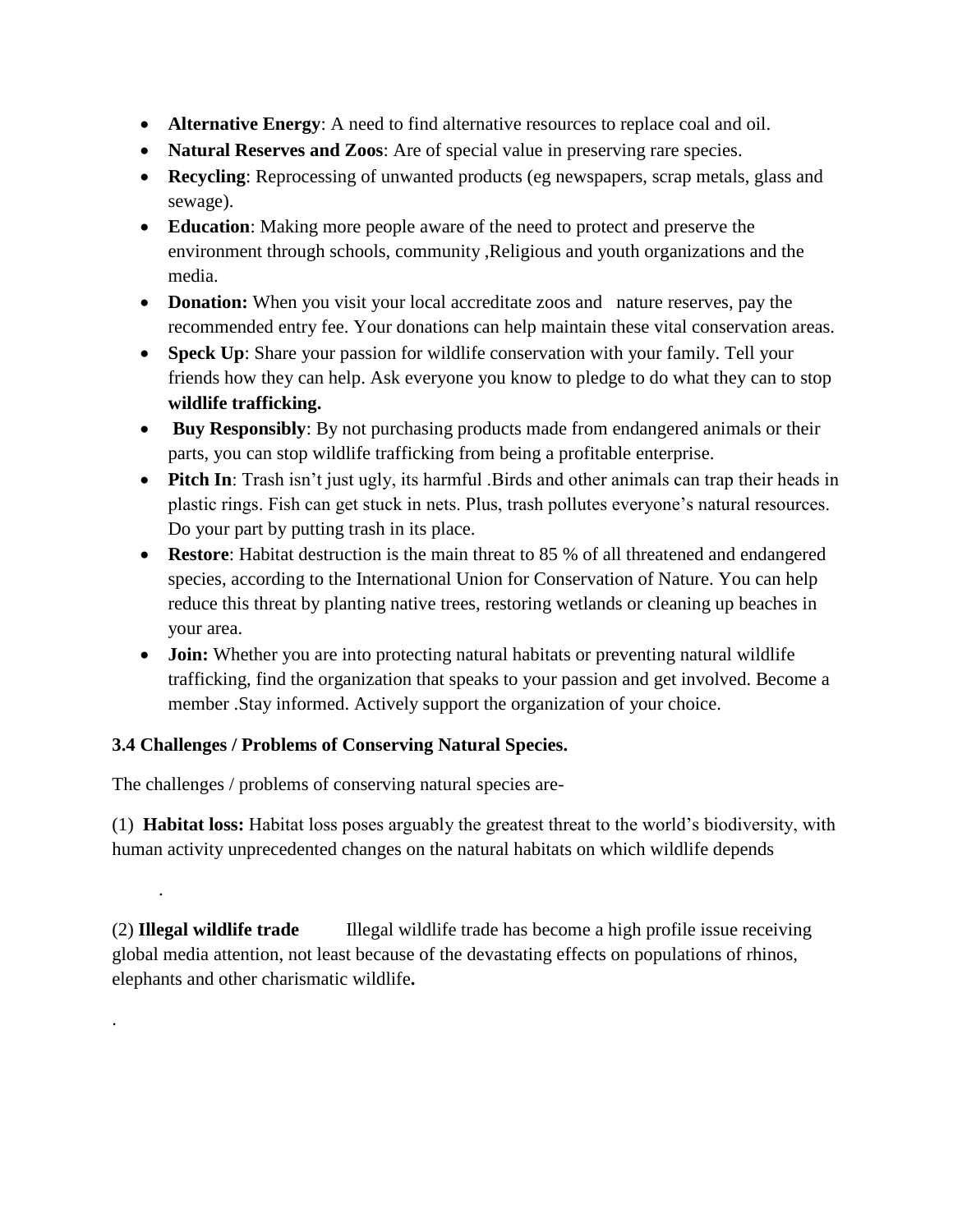- **Alternative Energy**: A need to find alternative resources to replace coal and oil.
- **Natural Reserves and Zoos**: Are of special value in preserving rare species.
- **Recycling**: Reprocessing of unwanted products (eg newspapers, scrap metals, glass and sewage).
- **Education**: Making more people aware of the need to protect and preserve the environment through schools, community ,Religious and youth organizations and the media.
- **Donation:** When you visit your local accreditate zoos and nature reserves, pay the recommended entry fee. Your donations can help maintain these vital conservation areas.
- **Speck Up**: Share your passion for wildlife conservation with your family. Tell your friends how they can help. Ask everyone you know to pledge to do what they can to stop **wildlife trafficking.**
- **Buy Responsibly**: By not purchasing products made from endangered animals or their parts, you can stop wildlife trafficking from being a profitable enterprise.
- **Pitch In**: Trash isn't just ugly, its harmful .Birds and other animals can trap their heads in plastic rings. Fish can get stuck in nets. Plus, trash pollutes everyone's natural resources. Do your part by putting trash in its place.
- **Restore**: Habitat destruction is the main threat to 85 % of all threatened and endangered species, according to the International Union for Conservation of Nature. You can help reduce this threat by planting native trees, restoring wetlands or cleaning up beaches in your area.
- **Join:** Whether you are into protecting natural habitats or preventing natural wildlife trafficking, find the organization that speaks to your passion and get involved. Become a member .Stay informed. Actively support the organization of your choice.

### 3.4 Challenges / Problems of Conserving Natural Species.

The challenges / problems of conserving natural species are-

(1) **Habitat loss:** Habitat loss poses arguably the greatest threat to the world's biodiversity, with human activity unprecedented changes on the natural habitats on which wildlife depends

.

(2) **Illegal wildlife trade** Illegal wildlife trade has become a high profile issue receiving global media attention, not least because of the devastating effects on populations of rhinos, elephants and other charismatic wildlife**.**

.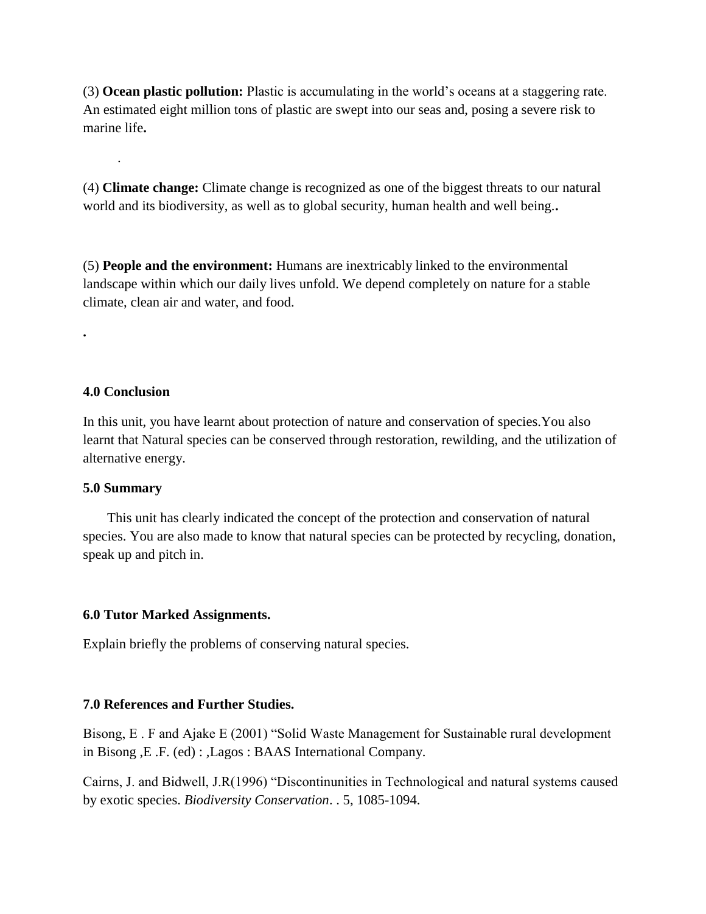(3) **Ocean plastic pollution:** Plastic is accumulating in the world's oceans at a staggering rate. An estimated eight million tons of plastic are swept into our seas and, posing a severe risk to marine life**.**

.

(4) **Climate change:** Climate change is recognized as one of the biggest threats to our natural world and its biodiversity, as well as to global security, human health and well being.**.**

(5) **People and the environment:** Humans are inextricably linked to the environmental landscape within which our daily lives unfold. We depend completely on nature for a stable climate, clean air and water, and food.

**.**

### 4.0 Conclusion

In this unit, you have learnt about protection of nature and conservation of species.You also learnt that Natural species can be conserved through restoration, rewilding, and the utilization of alternative energy.

### 5.0 Summary

This unit has clearly indicated the concept of the protection and conservation of natural species. You are also made to know that natural species can be protected by recycling, donation, speak up and pitch in.

### 6.0 Tutor Marked Assignments.

Explain briefly the problems of conserving natural species.

### 7.0 References and Further Studies.

Bisong, E . F and Ajake E (2001) "Solid Waste Management for Sustainable rural development in Bisong ,E .F. (ed) : ,Lagos : BAAS International Company.

Cairns, J. and Bidwell, J.R(1996) "Discontinunities in Technological and natural systems caused by exotic species. *Biodiversity Conservation*. . 5, 1085-1094.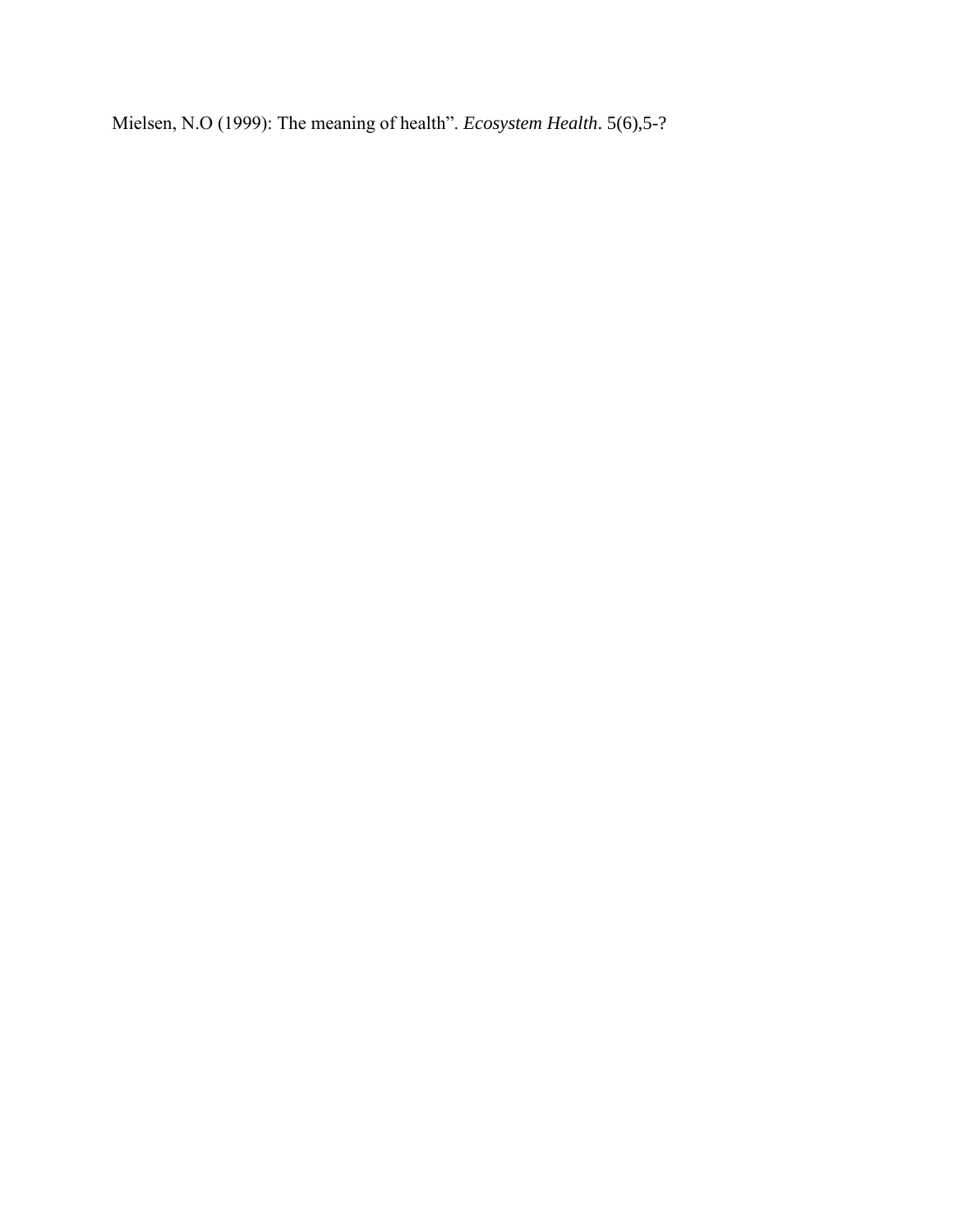Mielsen, N.O (1999): The meaning of health". *Ecosystem Health*. 5(6),5-?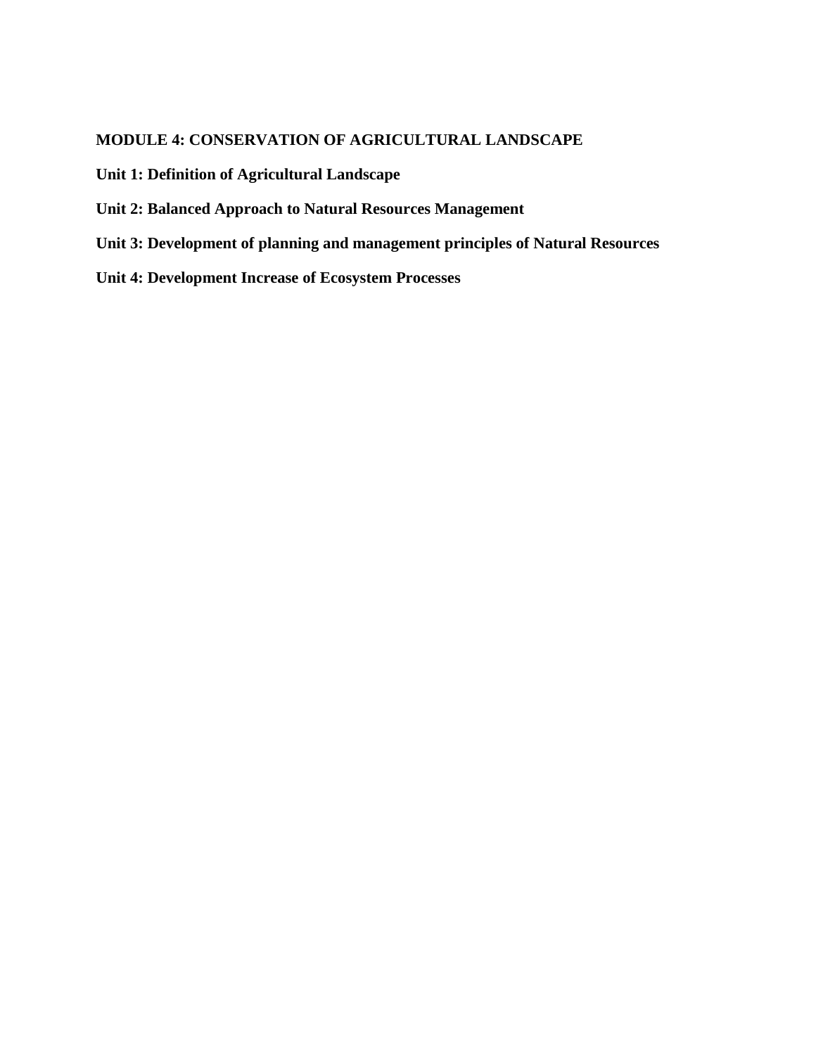**MODULE 4: CONSERVATION OF AGRICULTURAL LANDSCAPE**

**Unit 1: Definition of Agricultural Landscape**

**Unit 2: Balanced Approach to Natural Resources Management**

**Unit 3: Development of planning and management principles of Natural Resources**

**Unit 4: Development Increase of Ecosystem Processes**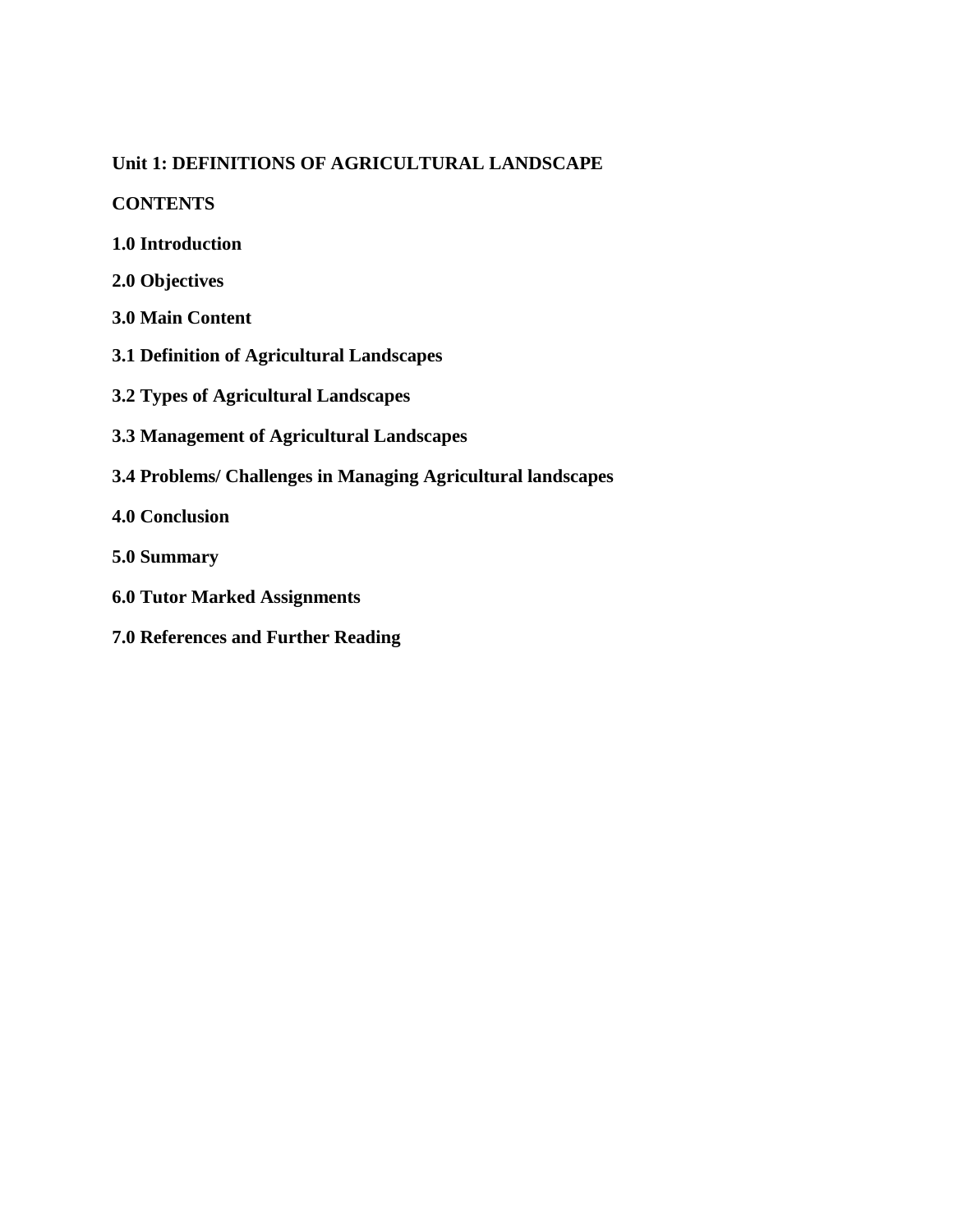## Unit 1: DEFINITIONS OF AGRICULTURAL LANDSCAPE

**CONTENTS**

**1.0 Introduction**

**2.0 Objectives**

**3.0 Main Content**

**3.1 Definition of Agricultural Landscapes**

**3.2 Types of Agricultural Landscapes**

**3.3 Management of Agricultural Landscapes**

**3.4 Problems/ Challenges in Managing Agricultural landscapes**

**4.0 Conclusion**

**5.0 Summary**

**6.0 Tutor Marked Assignments**

**7.0 References and Further Reading**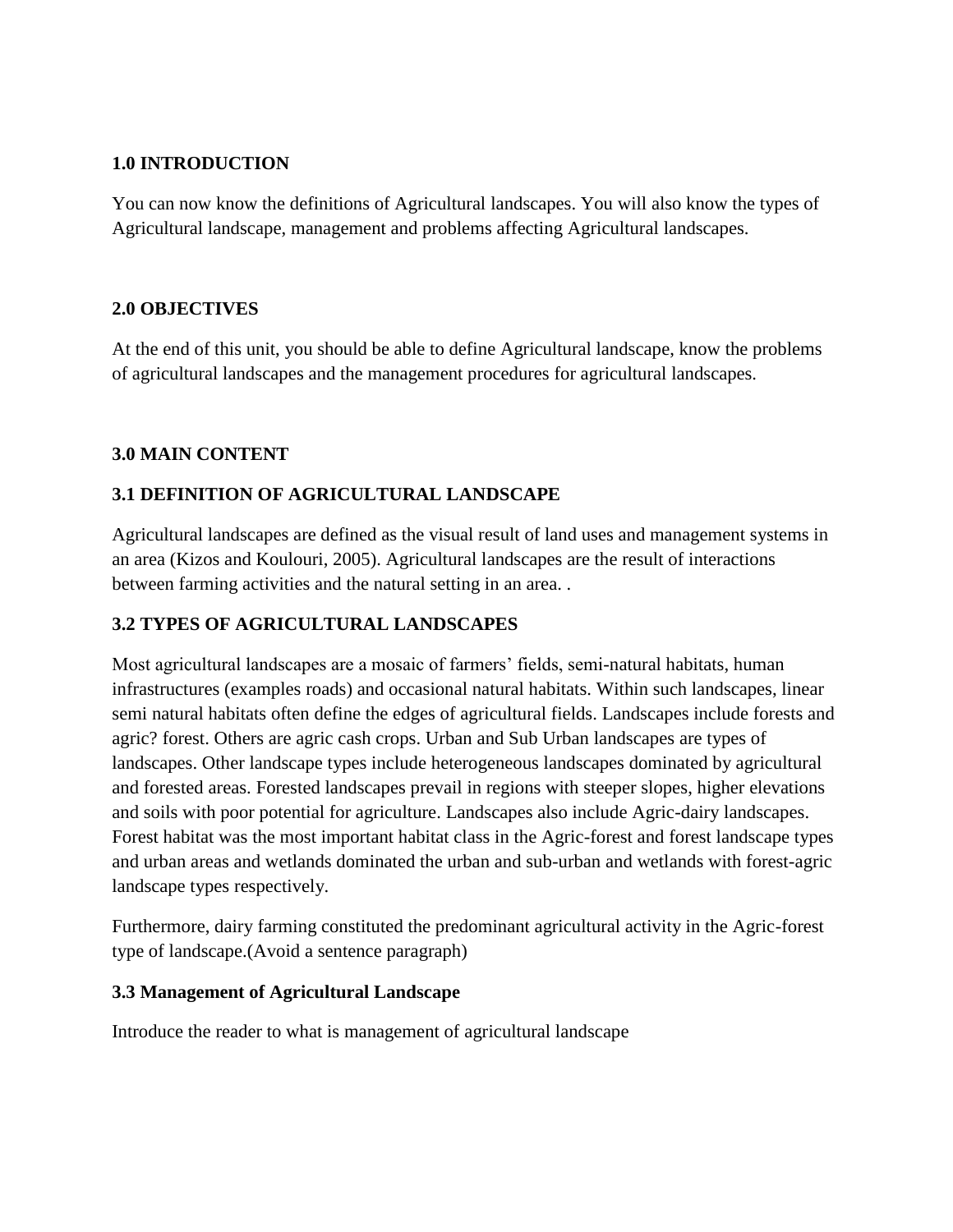**1.0 INTRODUCTION**

You can now know the definitions of Agricultural landscapes. You will also know the types of Agricultural landscape, management and problems affecting Agricultural landscapes.

**2.0 OBJECTIVES**

At the end of this unit, you should be able to define Agricultural landscape, know the problems of agricultural landscapes and the management procedures for agricultural landscapes.

**3.0 MAIN CONTENT**

**3.1 DEFINITION OF AGRICULTURAL LANDSCAPE**

Agricultural landscapes are defined as the visual result of land uses and management systems in an area (Kizos and Koulouri, 2005). Agricultural landscapes are the result of interactions between farming activities and the natural setting in an area. .

**3.2 TYPES OF AGRICULTURAL LANDSCAPES**

Most agricultural landscapes are a mosaic of farmers' fields, semi-natural habitats, human infrastructures (examples roads) and occasional natural habitats. Within such landscapes, linear semi natural habitats often define the edges of agricultural fields. Landscapes include forests and agric? forest. Others are agric cash crops. Urban and Sub Urban landscapes are types of landscapes. Other landscape types include heterogeneous landscapes dominated by agricultural and forested areas. Forested landscapes prevail in regions with steeper slopes, higher elevations and soils with poor potential for agriculture. Landscapes also include Agric-dairy landscapes. Forest habitat was the most important habitat class in the Agric-forest and forest landscape types and urban areas and wetlands dominated the urban and sub-urban and wetlands with forest-agric landscape types respectively.

Furthermore, dairy farming constituted the predominant agricultural activity in the Agric-forest type of landscape.(Avoid a sentence paragraph)

**3.3 Management of Agricultural Landscape**

Introduce the reader to what is management of agricultural landscape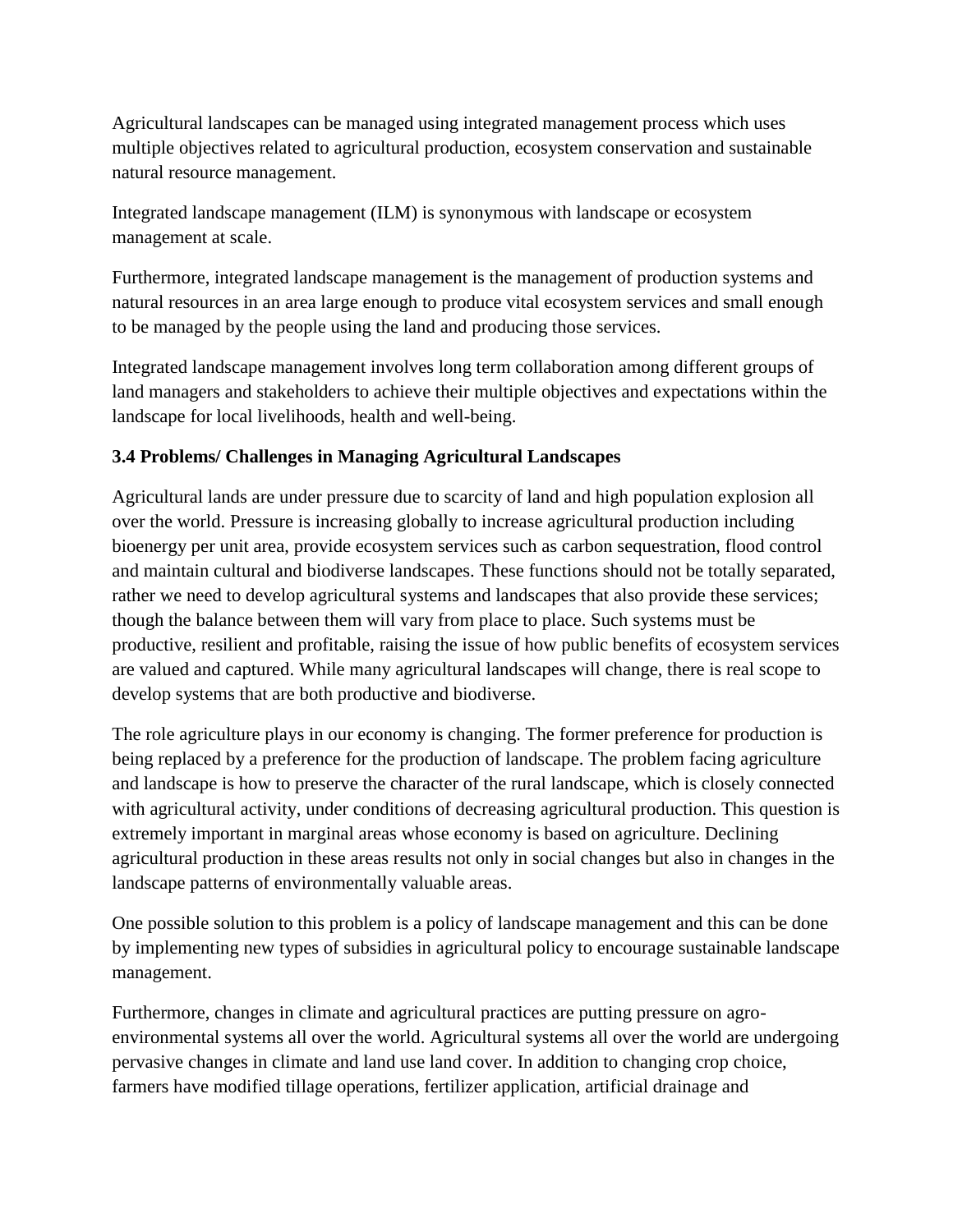Agricultural landscapes can be managed using integrated management process which uses multiple objectives related to agricultural production, ecosystem conservation and sustainable natural resource management.

Integrated landscape management (ILM) is synonymous with landscape or ecosystem management at scale.

Furthermore, integrated landscape management is the management of production systems and natural resources in an area large enough to produce vital ecosystem services and small enough to be managed by the people using the land and producing those services.

Integrated landscape management involves long term collaboration among different groups of land managers and stakeholders to achieve their multiple objectives and expectations within the landscape for local livelihoods, health and well-being.

### 3.4 Problems/ Challenges in Managing Agricultural Landscapes

Agricultural lands are under pressure due to scarcity of land and high population explosion all over the world. Pressure is increasing globally to increase agricultural production including bioenergy per unit area, provide ecosystem services such as carbon sequestration, flood control and maintain cultural and biodiverse landscapes. These functions should not be totally separated, rather we need to develop agricultural systems and landscapes that also provide these services; though the balance between them will vary from place to place. Such systems must be productive, resilient and profitable, raising the issue of how public benefits of ecosystem services are valued and captured. While many agricultural landscapes will change, there is real scope to develop systems that are both productive and biodiverse.

The role agriculture plays in our economy is changing. The former preference for production is being replaced by a preference for the production of landscape. The problem facing agriculture and landscape is how to preserve the character of the rural landscape, which is closely connected with agricultural activity, under conditions of decreasing agricultural production. This question is extremely important in marginal areas whose economy is based on agriculture. Declining agricultural production in these areas results not only in social changes but also in changes in the landscape patterns of environmentally valuable areas.

One possible solution to this problem is a policy of landscape management and this can be done by implementing new types of subsidies in agricultural policy to encourage sustainable landscape management.

Furthermore, changes in climate and agricultural practices are putting pressure on agro-environmental systems all over the world. Agricultural systems all over the world are undergoing pervasive changes in climate and land use land cover. In addition to changing crop choice, farmers have modified tillage operations, fertilizer application, artificial drainage and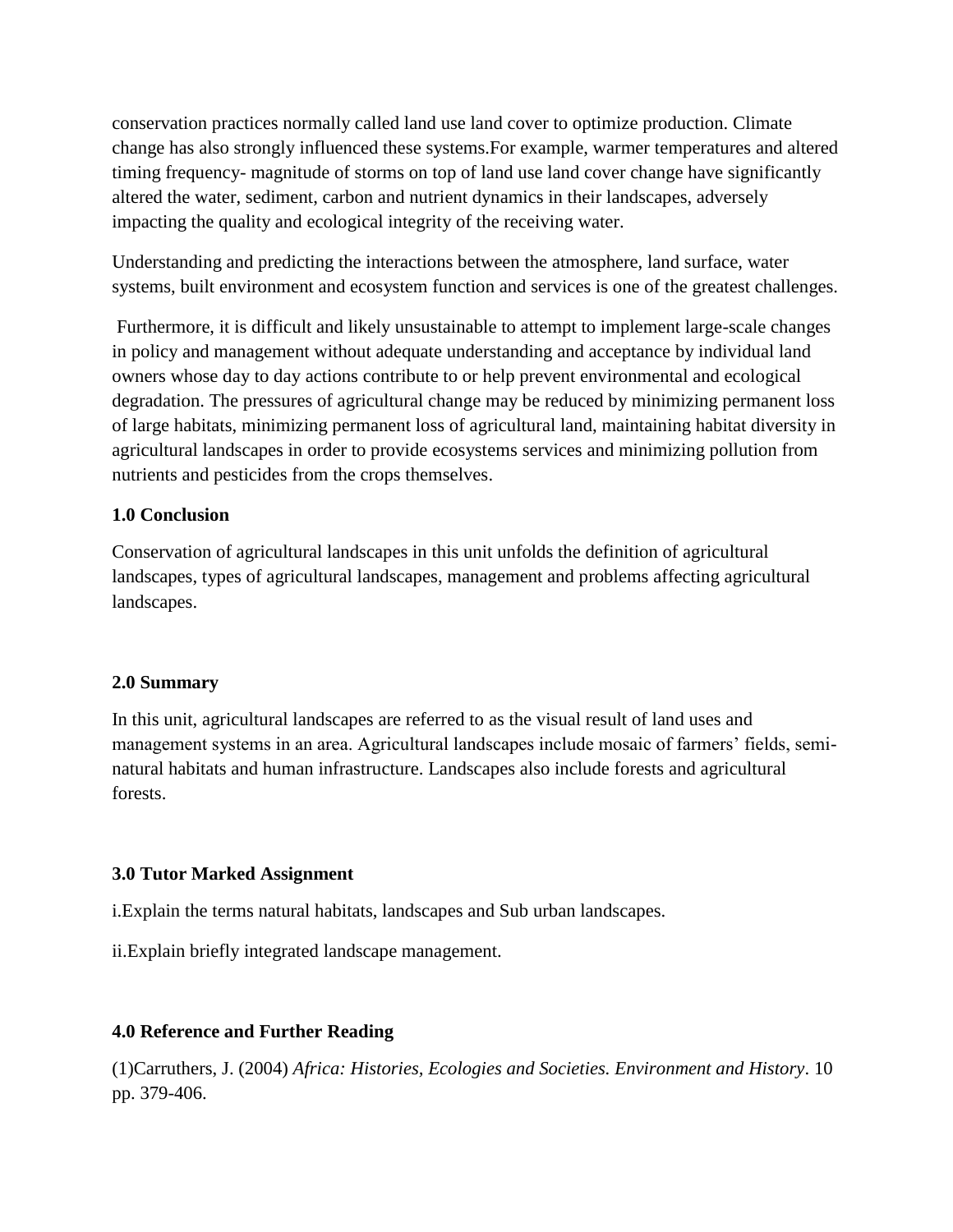conservation practices normally called land use land cover to optimize production. Climate change has also strongly influenced these systems.For example, warmer temperatures and altered timing frequency- magnitude of storms on top of land use land cover change have significantly altered the water, sediment, carbon and nutrient dynamics in their landscapes, adversely impacting the quality and ecological integrity of the receiving water.

Understanding and predicting the interactions between the atmosphere, land surface, water systems, built environment and ecosystem function and services is one of the greatest challenges.

Furthermore, it is difficult and likely unsustainable to attempt to implement large-scale changes in policy and management without adequate understanding and acceptance by individual land owners whose day to day actions contribute to or help prevent environmental and ecological degradation. The pressures of agricultural change may be reduced by minimizing permanent loss of large habitats, minimizing permanent loss of agricultural land, maintaining habitat diversity in agricultural landscapes in order to provide ecosystems services and minimizing pollution from nutrients and pesticides from the crops themselves.

**1.0 Conclusion**

Conservation of agricultural landscapes in this unit unfolds the definition of agricultural landscapes, types of agricultural landscapes, management and problems affecting agricultural landscapes.

**2.0 Summary**

In this unit, agricultural landscapes are referred to as the visual result of land uses and management systems in an area. Agricultural landscapes include mosaic of farmers' fields, semi-natural habitats and human infrastructure. Landscapes also include forests and agricultural forests.

**3.0 Tutor Marked Assignment**

i.Explain the terms natural habitats, landscapes and Sub urban landscapes.

ii.Explain briefly integrated landscape management.

**4.0 Reference and Further Reading**

(1)Carruthers, J. (2004) *Africa: Histories, Ecologies and Societies. Environment and History*. 10 pp. 379-406.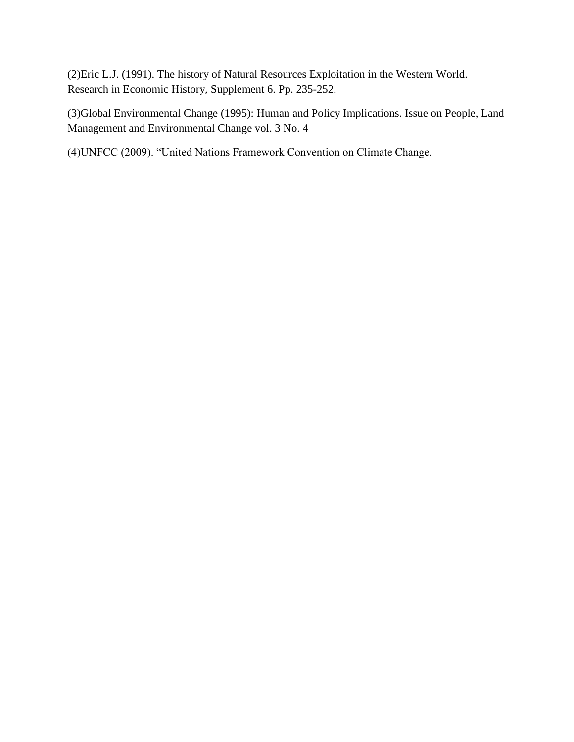(2)Eric L.J. (1991). The history of Natural Resources Exploitation in the Western World. Research in Economic History, Supplement 6. Pp. 235-252.

(3)Global Environmental Change (1995): Human and Policy Implications. Issue on People, Land Management and Environmental Change vol. 3 No. 4

(4)UNFCC (2009). "United Nations Framework Convention on Climate Change.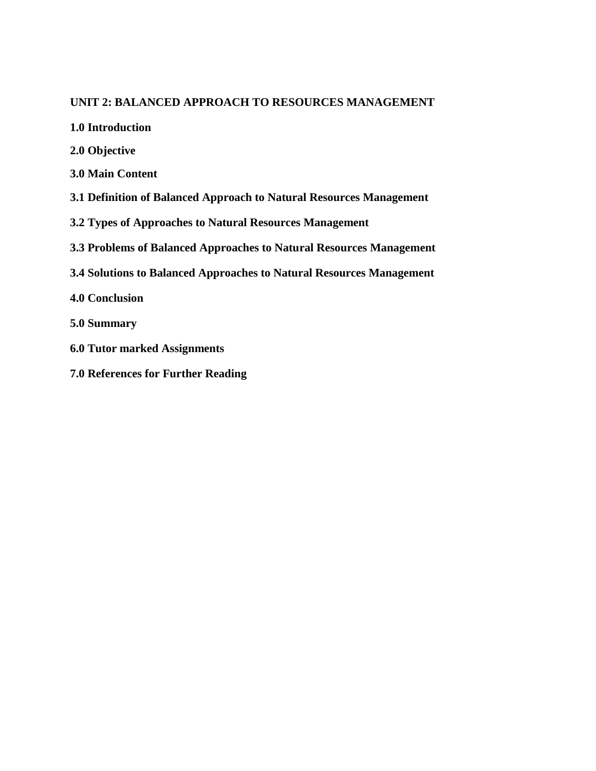**UNIT 2: BALANCED APPROACH TO RESOURCES MANAGEMENT**

**1.0 Introduction**

**2.0 Objective**

**3.0 Main Content**

**3.1 Definition of Balanced Approach to Natural Resources Management**

**3.2 Types of Approaches to Natural Resources Management**

**3.3 Problems of Balanced Approaches to Natural Resources Management**

**3.4 Solutions to Balanced Approaches to Natural Resources Management**

**4.0 Conclusion**

**5.0 Summary**

**6.0 Tutor marked Assignments**

**7.0 References for Further Reading**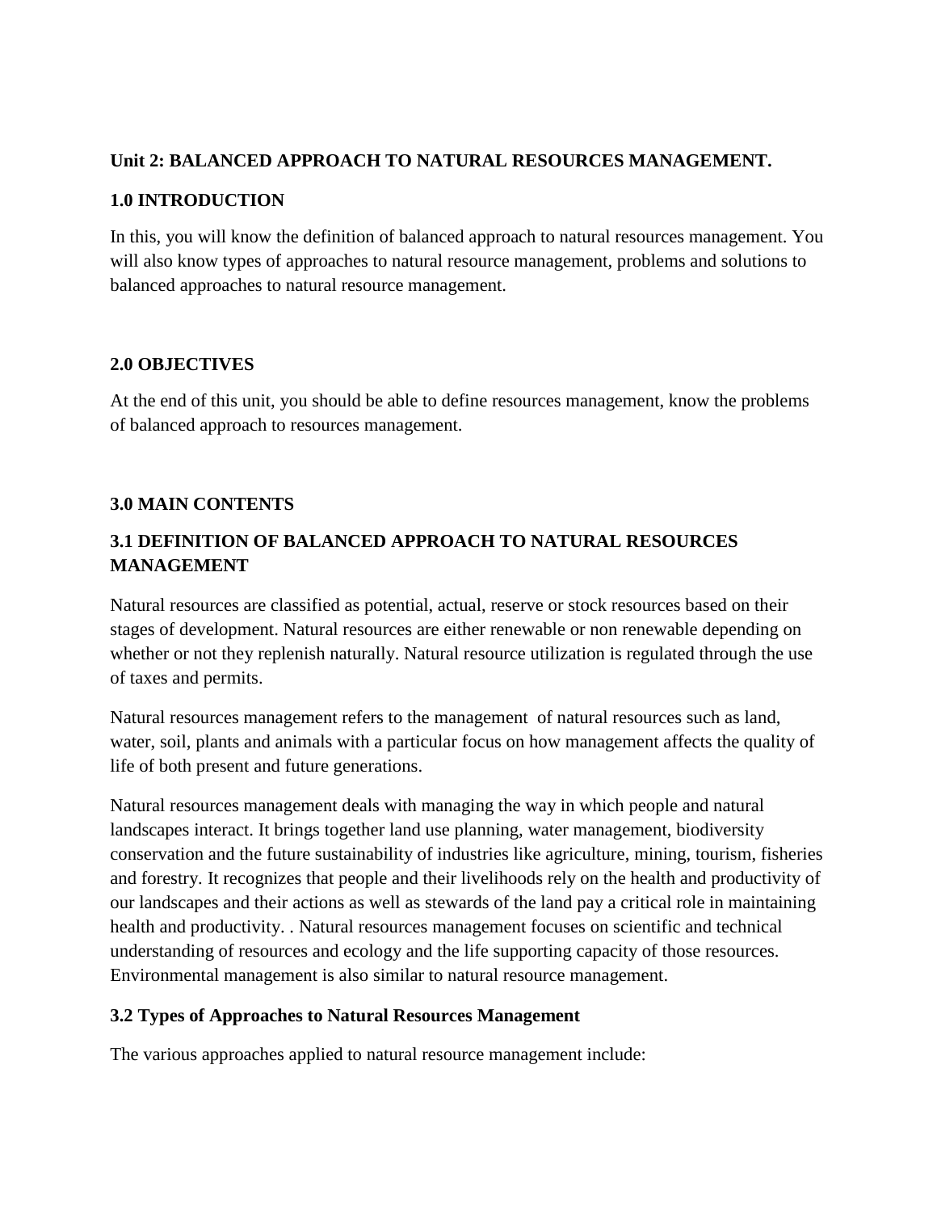**Unit 2: BALANCED APPROACH TO NATURAL RESOURCES MANAGEMENT.**

## 1.0 INTRODUCTION

In this, you will know the definition of balanced approach to natural resources management. You will also know types of approaches to natural resource management, problems and solutions to balanced approaches to natural resource management.

## 2.0 OBJECTIVES

At the end of this unit, you should be able to define resources management, know the problems of balanced approach to resources management.

## 3.0 MAIN CONTENTS

### 3.1 DEFINITION OF BALANCED APPROACH TO NATURAL RESOURCES MANAGEMENT

Natural resources are classified as potential, actual, reserve or stock resources based on their stages of development. Natural resources are either renewable or non renewable depending on whether or not they replenish naturally. Natural resource utilization is regulated through the use of taxes and permits.

Natural resources management refers to the management of natural resources such as land, water, soil, plants and animals with a particular focus on how management affects the quality of life of both present and future generations.

Natural resources management deals with managing the way in which people and natural landscapes interact. It brings together land use planning, water management, biodiversity conservation and the future sustainability of industries like agriculture, mining, tourism, fisheries and forestry. It recognizes that people and their livelihoods rely on the health and productivity of our landscapes and their actions as well as stewards of the land pay a critical role in maintaining health and productivity. . Natural resources management focuses on scientific and technical understanding of resources and ecology and the life supporting capacity of those resources. Environmental management is also similar to natural resource management.

### 3.2 Types of Approaches to Natural Resources Management

The various approaches applied to natural resource management include: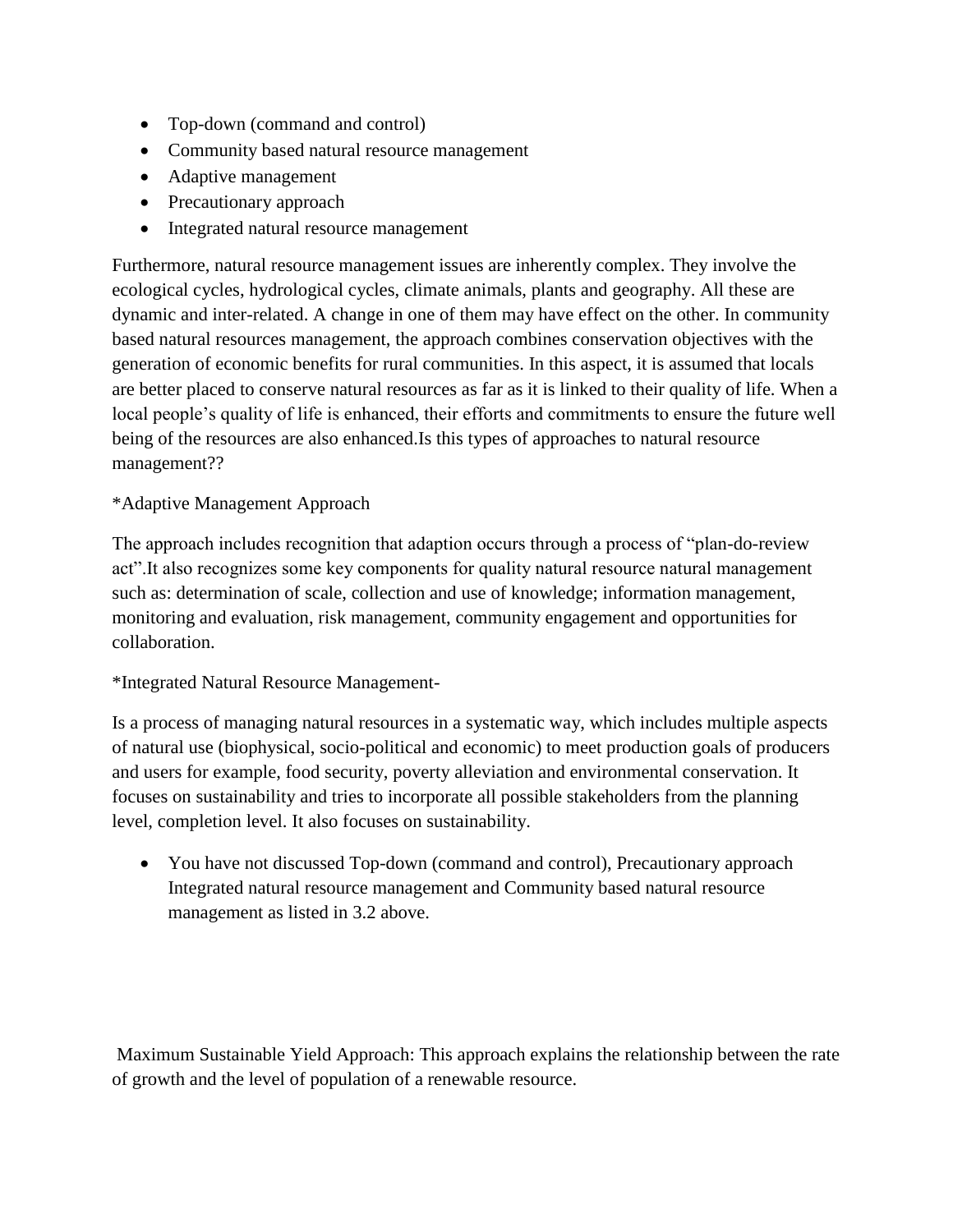- Top-down (command and control)
- Community based natural resource management
- Adaptive management
- Precautionary approach
- Integrated natural resource management

Furthermore, natural resource management issues are inherently complex. They involve the ecological cycles, hydrological cycles, climate animals, plants and geography. All these are dynamic and inter-related. A change in one of them may have effect on the other. In community based natural resources management, the approach combines conservation objectives with the generation of economic benefits for rural communities. In this aspect, it is assumed that locals are better placed to conserve natural resources as far as it is linked to their quality of life. When a local people's quality of life is enhanced, their efforts and commitments to ensure the future well being of the resources are also enhanced.Is this types of approaches to natural resource management??

*Adaptive Management Approach

The approach includes recognition that adaption occurs through a process of "plan-do-review act".It also recognizes some key components for quality natural resource natural management such as: determination of scale, collection and use of knowledge; information management, monitoring and evaluation, risk management, community engagement and opportunities for collaboration.

*Integrated Natural Resource Management-

Is a process of managing natural resources in a systematic way, which includes multiple aspects of natural use (biophysical, socio-political and economic) to meet production goals of producers and users for example, food security, poverty alleviation and environmental conservation. It focuses on sustainability and tries to incorporate all possible stakeholders from the planning level, completion level. It also focuses on sustainability.

- You have not discussed Top-down (command and control), Precautionary approach Integrated natural resource management and Community based natural resource management as listed in 3.2 above.

Maximum Sustainable Yield Approach: This approach explains the relationship between the rate of growth and the level of population of a renewable resource.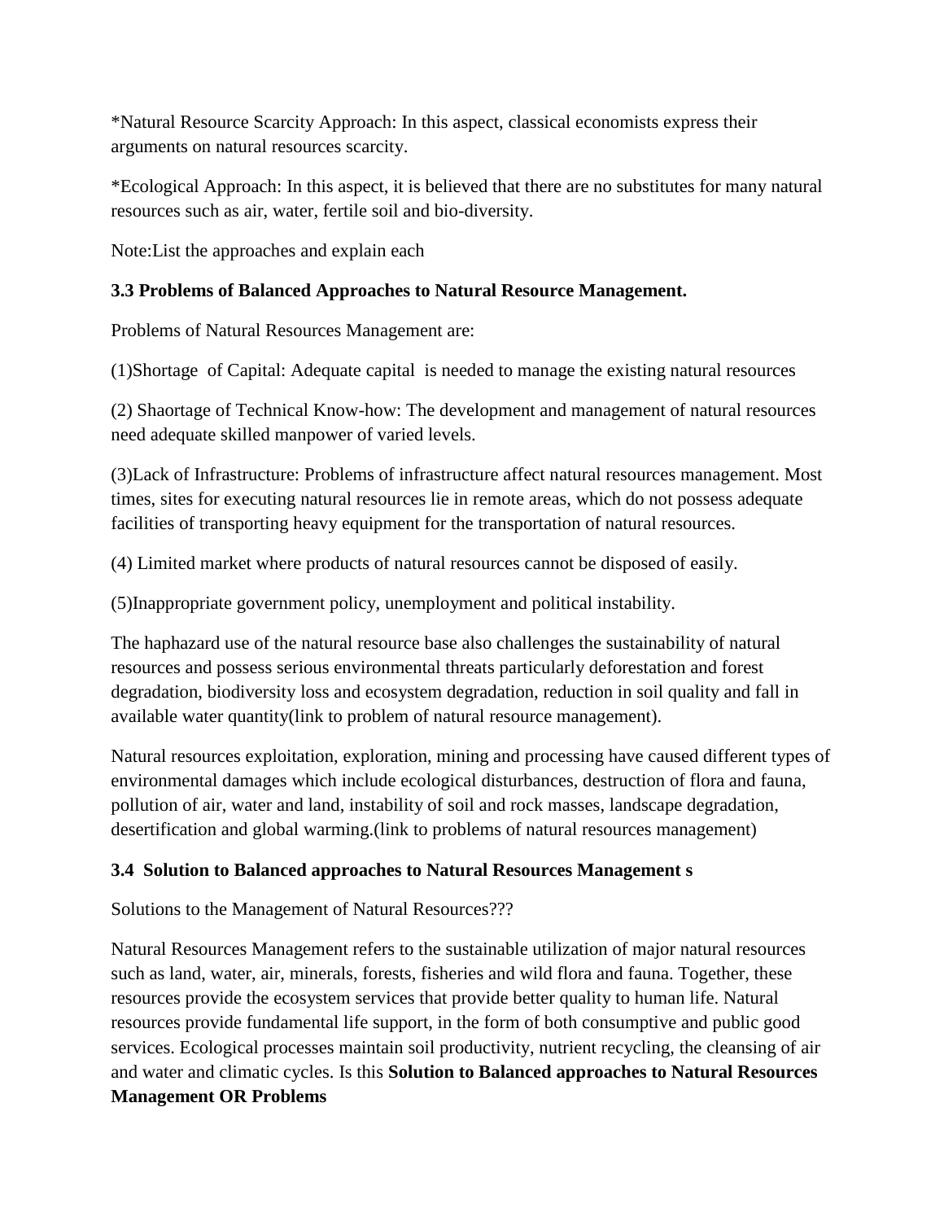*Natural Resource Scarcity Approach: In this aspect, classical economists express their arguments on natural resources scarcity.

*Ecological Approach: In this aspect, it is believed that there are no substitutes for many natural resources such as air, water, fertile soil and bio-diversity.

Note:List the approaches and explain each

### 3.3 Problems of Balanced Approaches to Natural Resource Management.

Problems of Natural Resources Management are:

(1)Shortage of Capital: Adequate capital is needed to manage the existing natural resources

(2) Shaortage of Technical Know-how: The development and management of natural resources need adequate skilled manpower of varied levels.

(3)Lack of Infrastructure: Problems of infrastructure affect natural resources management. Most times, sites for executing natural resources lie in remote areas, which do not possess adequate facilities of transporting heavy equipment for the transportation of natural resources.

(4) Limited market where products of natural resources cannot be disposed of easily.

(5)Inappropriate government policy, unemployment and political instability.

The haphazard use of the natural resource base also challenges the sustainability of natural resources and possess serious environmental threats particularly deforestation and forest degradation, biodiversity loss and ecosystem degradation, reduction in soil quality and fall in available water quantity(link to problem of natural resource management).

Natural resources exploitation, exploration, mining and processing have caused different types of environmental damages which include ecological disturbances, destruction of flora and fauna, pollution of air, water and land, instability of soil and rock masses, landscape degradation, desertification and global warming.(link to problems of natural resources management)

### 3.4 Solution to Balanced approaches to Natural Resources Management s

Solutions to the Management of Natural Resources???

Natural Resources Management refers to the sustainable utilization of major natural resources such as land, water, air, minerals, forests, fisheries and wild flora and fauna. Together, these resources provide the ecosystem services that provide better quality to human life. Natural resources provide fundamental life support, in the form of both consumptive and public good services. Ecological processes maintain soil productivity, nutrient recycling, the cleansing of air and water and climatic cycles. Is this **Solution to Balanced approaches to Natural Resources Management OR Problems**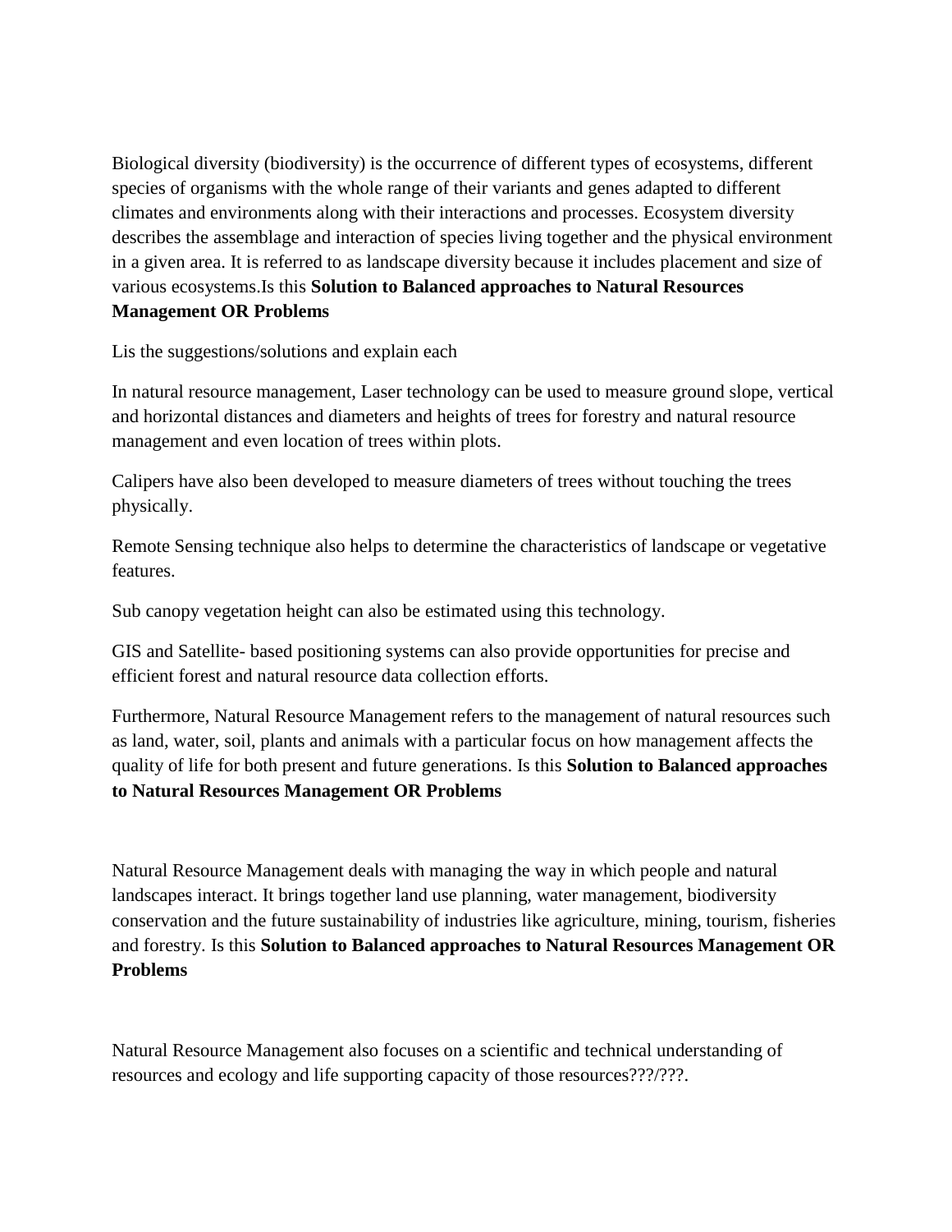Biological diversity (biodiversity) is the occurrence of different types of ecosystems, different species of organisms with the whole range of their variants and genes adapted to different climates and environments along with their interactions and processes. Ecosystem diversity describes the assemblage and interaction of species living together and the physical environment in a given area. It is referred to as landscape diversity because it includes placement and size of various ecosystems.Is this **Solution to Balanced approaches to Natural Resources Management OR Problems**

Lis the suggestions/solutions and explain each

In natural resource management, Laser technology can be used to measure ground slope, vertical and horizontal distances and diameters and heights of trees for forestry and natural resource management and even location of trees within plots.

Calipers have also been developed to measure diameters of trees without touching the trees physically.

Remote Sensing technique also helps to determine the characteristics of landscape or vegetative features.

Sub canopy vegetation height can also be estimated using this technology.

GIS and Satellite- based positioning systems can also provide opportunities for precise and efficient forest and natural resource data collection efforts.

Furthermore, Natural Resource Management refers to the management of natural resources such as land, water, soil, plants and animals with a particular focus on how management affects the quality of life for both present and future generations. Is this **Solution to Balanced approaches to Natural Resources Management OR Problems**

Natural Resource Management deals with managing the way in which people and natural landscapes interact. It brings together land use planning, water management, biodiversity conservation and the future sustainability of industries like agriculture, mining, tourism, fisheries and forestry. Is this **Solution to Balanced approaches to Natural Resources Management OR Problems**

Natural Resource Management also focuses on a scientific and technical understanding of resources and ecology and life supporting capacity of those resources???/???.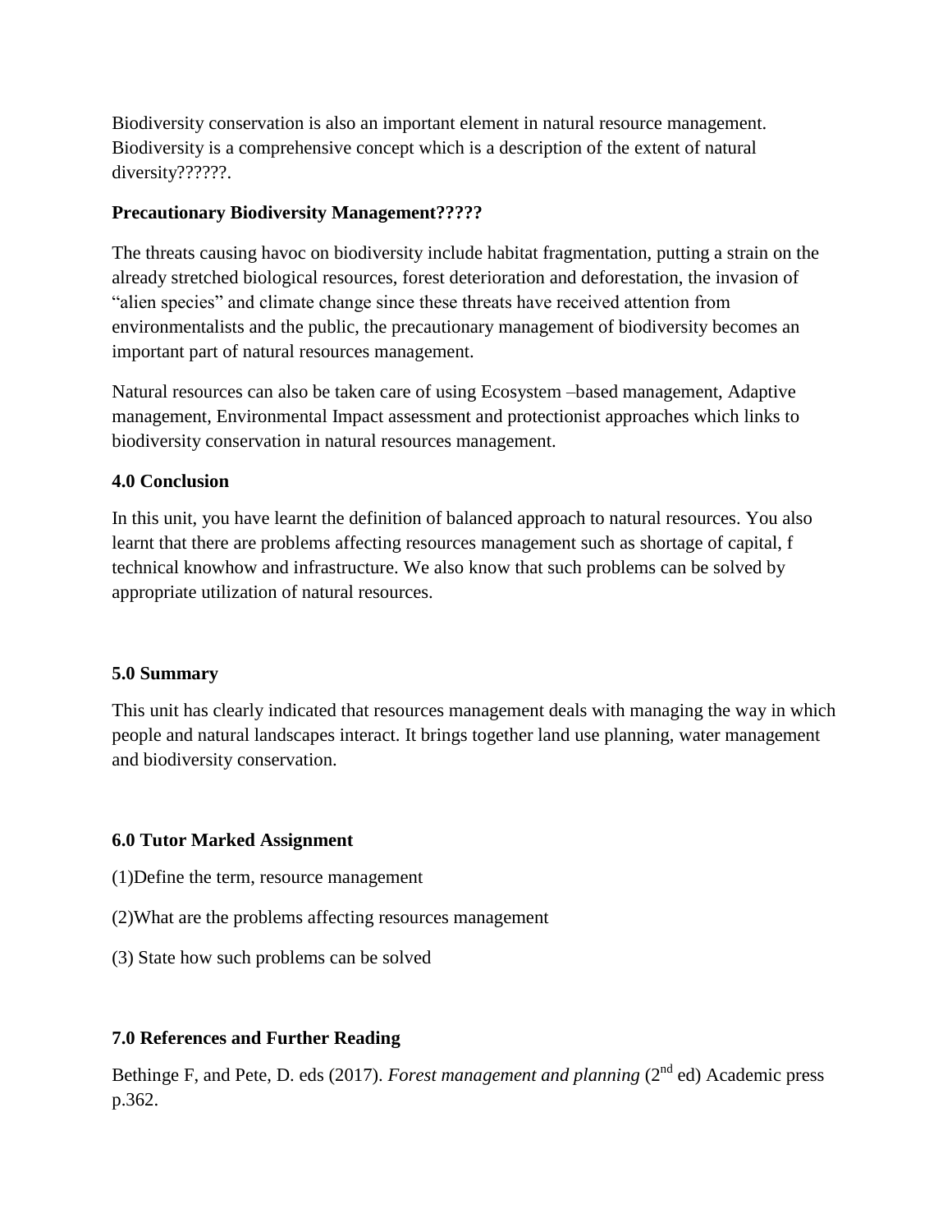Biodiversity conservation is also an important element in natural resource management. Biodiversity is a comprehensive concept which is a description of the extent of natural diversity??????.

**Precautionary Biodiversity Management?????**

The threats causing havoc on biodiversity include habitat fragmentation, putting a strain on the already stretched biological resources, forest deterioration and deforestation, the invasion of "alien species" and climate change since these threats have received attention from environmentalists and the public, the precautionary management of biodiversity becomes an important part of natural resources management.

Natural resources can also be taken care of using Ecosystem –based management, Adaptive management, Environmental Impact assessment and protectionist approaches which links to biodiversity conservation in natural resources management.

**4.0 Conclusion**

In this unit, you have learnt the definition of balanced approach to natural resources. You also learnt that there are problems affecting resources management such as shortage of capital, f technical knowhow and infrastructure. We also know that such problems can be solved by appropriate utilization of natural resources.

**5.0 Summary**

This unit has clearly indicated that resources management deals with managing the way in which people and natural landscapes interact. It brings together land use planning, water management and biodiversity conservation.

**6.0 Tutor Marked Assignment**

(1)Define the term, resource management

(2)What are the problems affecting resources management

(3) State how such problems can be solved

**7.0 References and Further Reading**

Bethinge F, and Pete, D. eds (2017). *Forest management and planning* (2nd ed) Academic press p.362.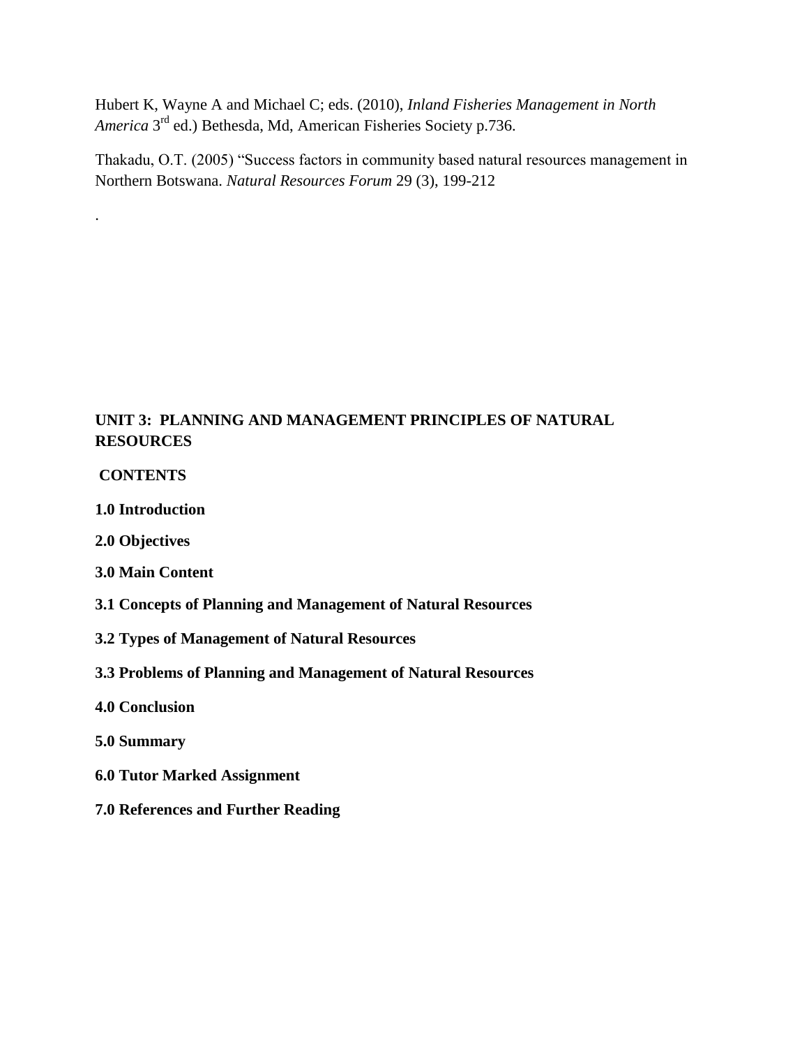Hubert K, Wayne A and Michael C; eds. (2010), *Inland Fisheries Management in North America* 3rd ed.) Bethesda, Md, American Fisheries Society p.736.

Thakadu, O.T. (2005) "Success factors in community based natural resources management in Northern Botswana. *Natural Resources Forum* 29 (3), 199-212

.

## UNIT 3: PLANNING AND MANAGEMENT PRINCIPLES OF NATURAL RESOURCES

**CONTENTS**

**1.0 Introduction**

**2.0 Objectives**

**3.0 Main Content**

**3.1 Concepts of Planning and Management of Natural Resources**

**3.2 Types of Management of Natural Resources**

**3.3 Problems of Planning and Management of Natural Resources**

**4.0 Conclusion**

**5.0 Summary**

**6.0 Tutor Marked Assignment**

**7.0 References and Further Reading**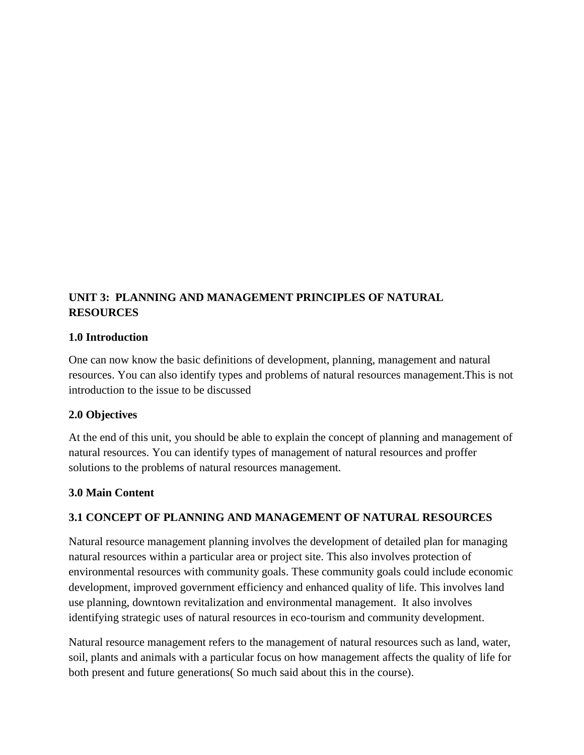**UNIT 3: PLANNING AND MANAGEMENT PRINCIPLES OF NATURAL RESOURCES**

**1.0 Introduction**

One can now know the basic definitions of development, planning, management and natural resources. You can also identify types and problems of natural resources management.This is not introduction to the issue to be discussed

**2.0 Objectives**

At the end of this unit, you should be able to explain the concept of planning and management of natural resources. You can identify types of management of natural resources and proffer solutions to the problems of natural resources management.

**3.0 Main Content**

**3.1 CONCEPT OF PLANNING AND MANAGEMENT OF NATURAL RESOURCES**

Natural resource management planning involves the development of detailed plan for managing natural resources within a particular area or project site. This also involves protection of environmental resources with community goals. These community goals could include economic development, improved government efficiency and enhanced quality of life. This involves land use planning, downtown revitalization and environmental management. It also involves identifying strategic uses of natural resources in eco-tourism and community development.

Natural resource management refers to the management of natural resources such as land, water, soil, plants and animals with a particular focus on how management affects the quality of life for both present and future generations( So much said about this in the course).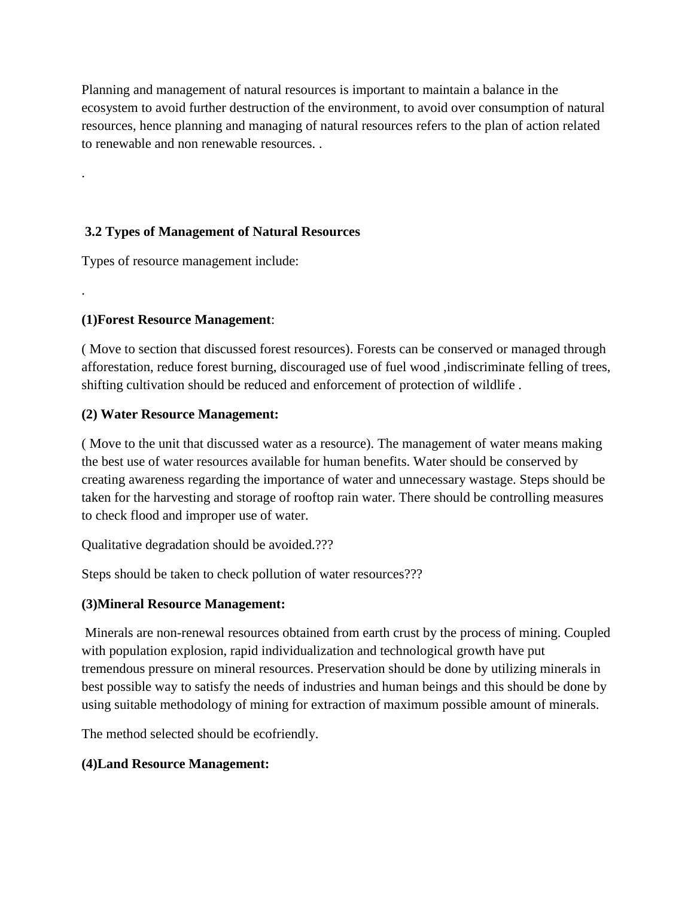Planning and management of natural resources is important to maintain a balance in the ecosystem to avoid further destruction of the environment, to avoid over consumption of natural resources, hence planning and managing of natural resources refers to the plan of action related to renewable and non renewable resources. .

.

### 3.2 Types of Management of Natural Resources

Types of resource management include:

.

**(1)Forest Resource Management**:

( Move to section that discussed forest resources). Forests can be conserved or managed through afforestation, reduce forest burning, discouraged use of fuel wood ,indiscriminate felling of trees, shifting cultivation should be reduced and enforcement of protection of wildlife .

**(2) Water Resource Management:**

( Move to the unit that discussed water as a resource). The management of water means making the best use of water resources available for human benefits. Water should be conserved by creating awareness regarding the importance of water and unnecessary wastage. Steps should be taken for the harvesting and storage of rooftop rain water. There should be controlling measures to check flood and improper use of water.

Qualitative degradation should be avoided.???

Steps should be taken to check pollution of water resources???

**(3)Mineral Resource Management:**

Minerals are non-renewal resources obtained from earth crust by the process of mining. Coupled with population explosion, rapid individualization and technological growth have put tremendous pressure on mineral resources. Preservation should be done by utilizing minerals in best possible way to satisfy the needs of industries and human beings and this should be done by using suitable methodology of mining for extraction of maximum possible amount of minerals.

The method selected should be ecofriendly.

**(4)Land Resource Management:**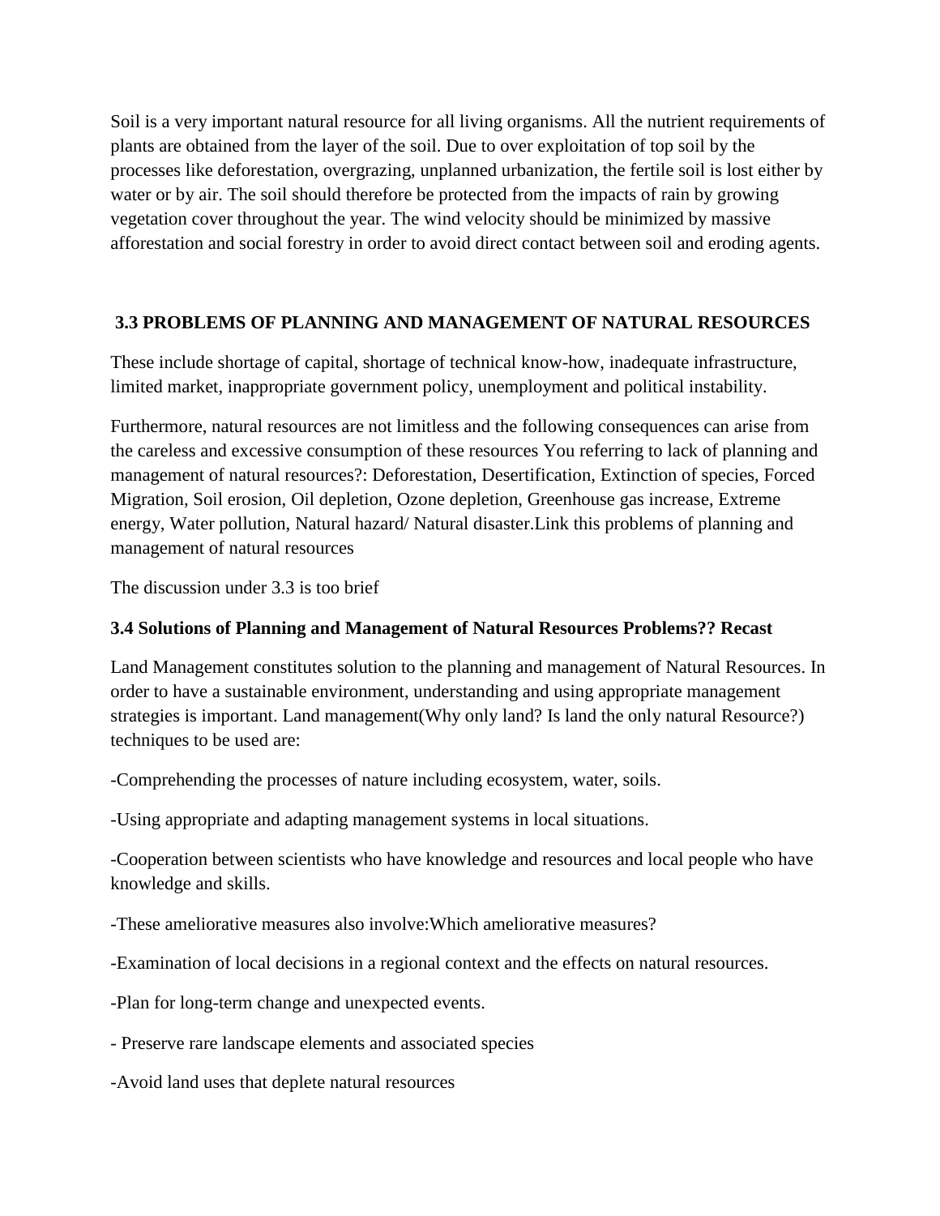Soil is a very important natural resource for all living organisms. All the nutrient requirements of plants are obtained from the layer of the soil. Due to over exploitation of top soil by the processes like deforestation, overgrazing, unplanned urbanization, the fertile soil is lost either by water or by air. The soil should therefore be protected from the impacts of rain by growing vegetation cover throughout the year. The wind velocity should be minimized by massive afforestation and social forestry in order to avoid direct contact between soil and eroding agents.

### 3.3 PROBLEMS OF PLANNING AND MANAGEMENT OF NATURAL RESOURCES

These include shortage of capital, shortage of technical know-how, inadequate infrastructure, limited market, inappropriate government policy, unemployment and political instability.

Furthermore, natural resources are not limitless and the following consequences can arise from the careless and excessive consumption of these resources You referring to lack of planning and management of natural resources?: Deforestation, Desertification, Extinction of species, Forced Migration, Soil erosion, Oil depletion, Ozone depletion, Greenhouse gas increase, Extreme energy, Water pollution, Natural hazard/ Natural disaster.Link this problems of planning and management of natural resources

The discussion under 3.3 is too brief

### 3.4 Solutions of Planning and Management of Natural Resources Problems?? Recast

Land Management constitutes solution to the planning and management of Natural Resources. In order to have a sustainable environment, understanding and using appropriate management strategies is important. Land management(Why only land? Is land the only natural Resource?) techniques to be used are:

-Comprehending the processes of nature including ecosystem, water, soils.

-Using appropriate and adapting management systems in local situations.

-Cooperation between scientists who have knowledge and resources and local people who have knowledge and skills.

-These ameliorative measures also involve:Which ameliorative measures?

-Examination of local decisions in a regional context and the effects on natural resources.

-Plan for long-term change and unexpected events.

- Preserve rare landscape elements and associated species

-Avoid land uses that deplete natural resources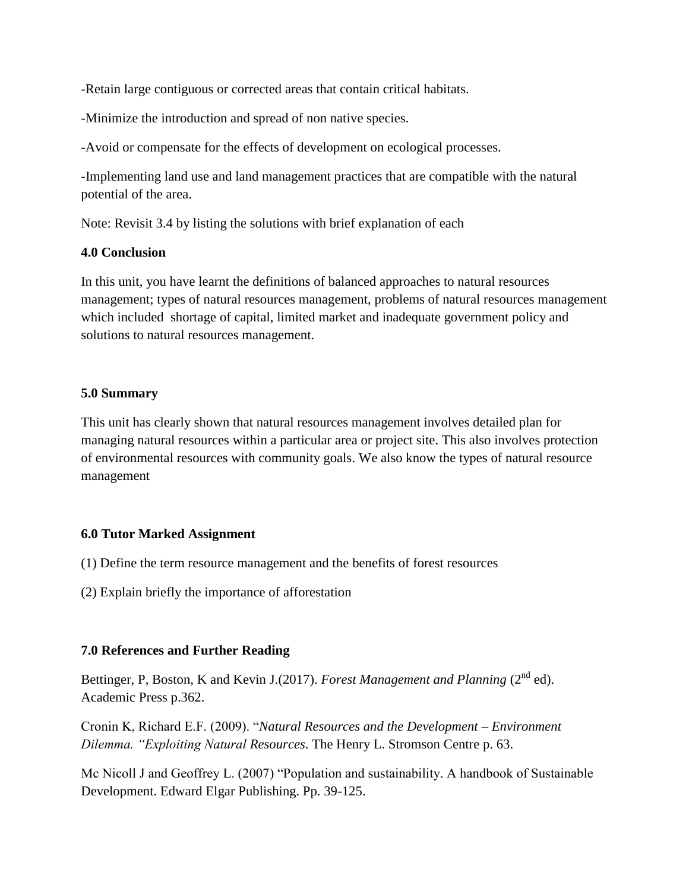-Retain large contiguous or corrected areas that contain critical habitats.

-Minimize the introduction and spread of non native species.

-Avoid or compensate for the effects of development on ecological processes.

-Implementing land use and land management practices that are compatible with the natural potential of the area.

Note: Revisit 3.4 by listing the solutions with brief explanation of each

**4.0 Conclusion**

In this unit, you have learnt the definitions of balanced approaches to natural resources management; types of natural resources management, problems of natural resources management which included shortage of capital, limited market and inadequate government policy and solutions to natural resources management.

**5.0 Summary**

This unit has clearly shown that natural resources management involves detailed plan for managing natural resources within a particular area or project site. This also involves protection of environmental resources with community goals. We also know the types of natural resource management

**6.0 Tutor Marked Assignment**

(1) Define the term resource management and the benefits of forest resources

(2) Explain briefly the importance of afforestation

**7.0 References and Further Reading**

Bettinger, P, Boston, K and Kevin J.(2017). *Forest Management and Planning* ($2^{nd}$ ed). Academic Press p.362.

Cronin K, Richard E.F. (2009). "*Natural Resources and the Development – Environment Dilemma. "Exploiting Natural Resources*. The Henry L. Stromson Centre p. 63.

Mc Nicoll J and Geoffrey L. (2007) "Population and sustainability. A handbook of Sustainable Development. Edward Elgar Publishing. Pp. 39-125.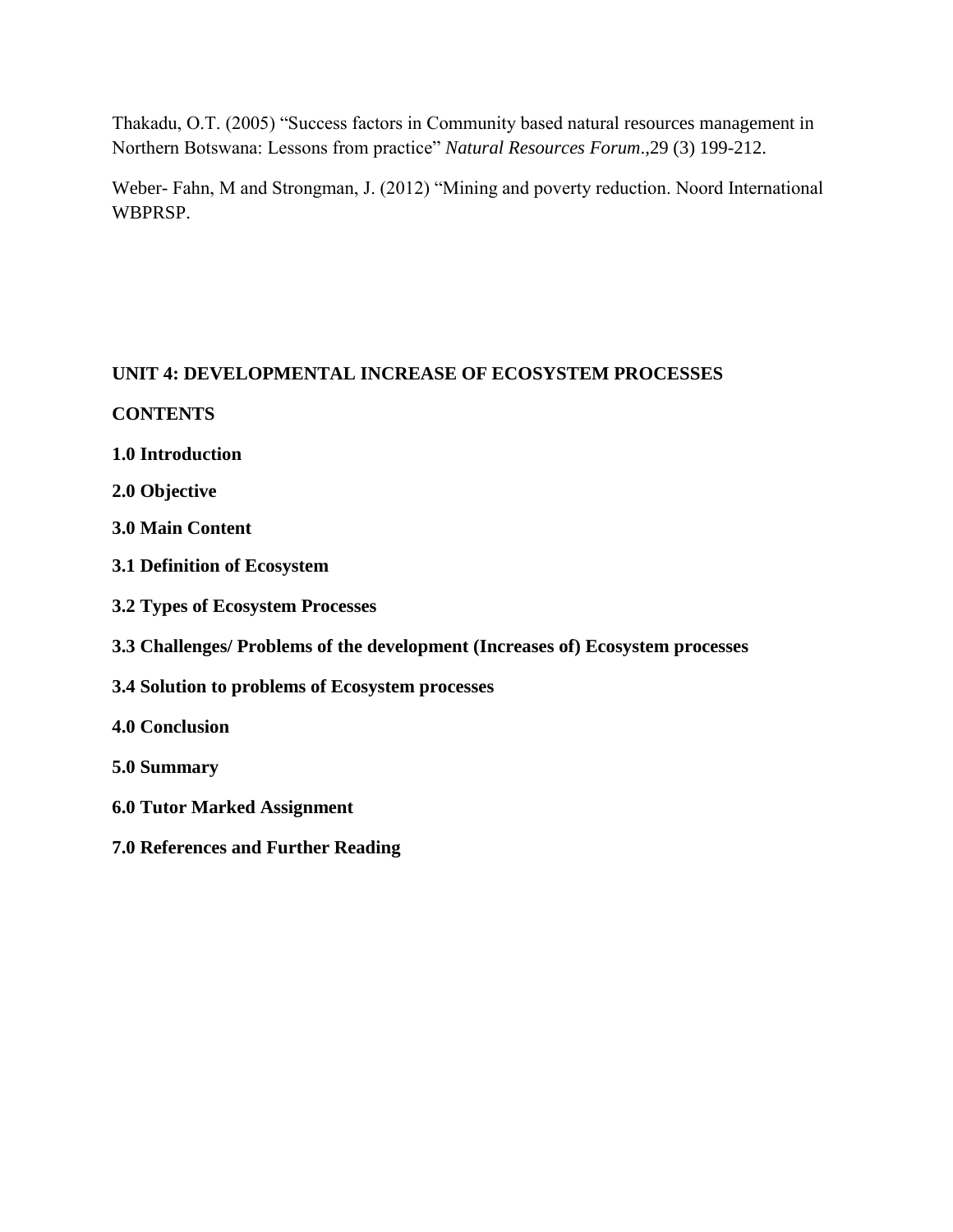Thakadu, O.T. (2005) “Success factors in Community based natural resources management in Northern Botswana: Lessons from practice” *Natural Resources Forum*.,29 (3) 199-212.

Weber- Fahn, M and Strongman, J. (2012) “Mining and poverty reduction. Noord International WBPRSP.

## UNIT 4: DEVELOPMENTAL INCREASE OF ECOSYSTEM PROCESSES

**CONTENTS**

**1.0 Introduction**

**2.0 Objective**

**3.0 Main Content**

**3.1 Definition of Ecosystem**

**3.2 Types of Ecosystem Processes**

**3.3 Challenges/ Problems of the development (Increases of) Ecosystem processes**

**3.4 Solution to problems of Ecosystem processes**

**4.0 Conclusion**

**5.0 Summary**

**6.0 Tutor Marked Assignment**

**7.0 References and Further Reading**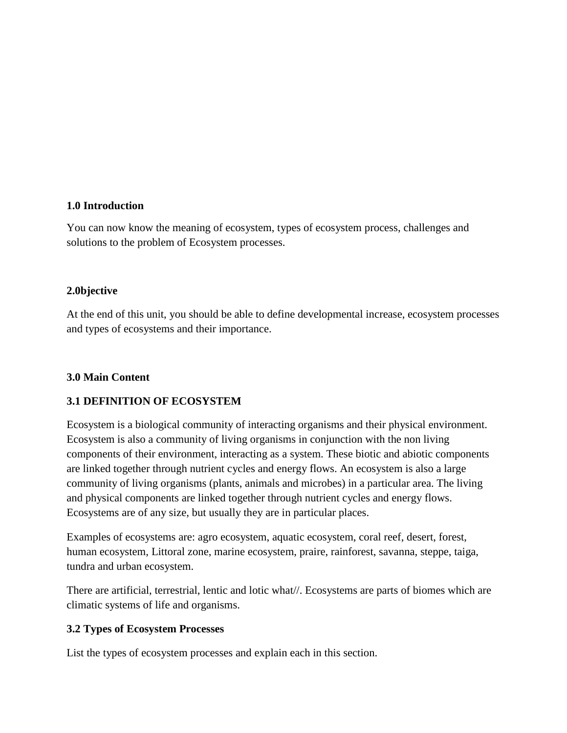**1.0 Introduction**

You can now know the meaning of ecosystem, types of ecosystem process, challenges and solutions to the problem of Ecosystem processes.

**2.0bjective**

At the end of this unit, you should be able to define developmental increase, ecosystem processes and types of ecosystems and their importance.

**3.0 Main Content**

**3.1 DEFINITION OF ECOSYSTEM**

Ecosystem is a biological community of interacting organisms and their physical environment. Ecosystem is also a community of living organisms in conjunction with the non living components of their environment, interacting as a system. These biotic and abiotic components are linked together through nutrient cycles and energy flows. An ecosystem is also a large community of living organisms (plants, animals and microbes) in a particular area. The living and physical components are linked together through nutrient cycles and energy flows. Ecosystems are of any size, but usually they are in particular places.

Examples of ecosystems are: agro ecosystem, aquatic ecosystem, coral reef, desert, forest, human ecosystem, Littoral zone, marine ecosystem, praire, rainforest, savanna, steppe, taiga, tundra and urban ecosystem.

There are artificial, terrestrial, lentic and lotic what//. Ecosystems are parts of biomes which are climatic systems of life and organisms.

**3.2 Types of Ecosystem Processes**

List the types of ecosystem processes and explain each in this section.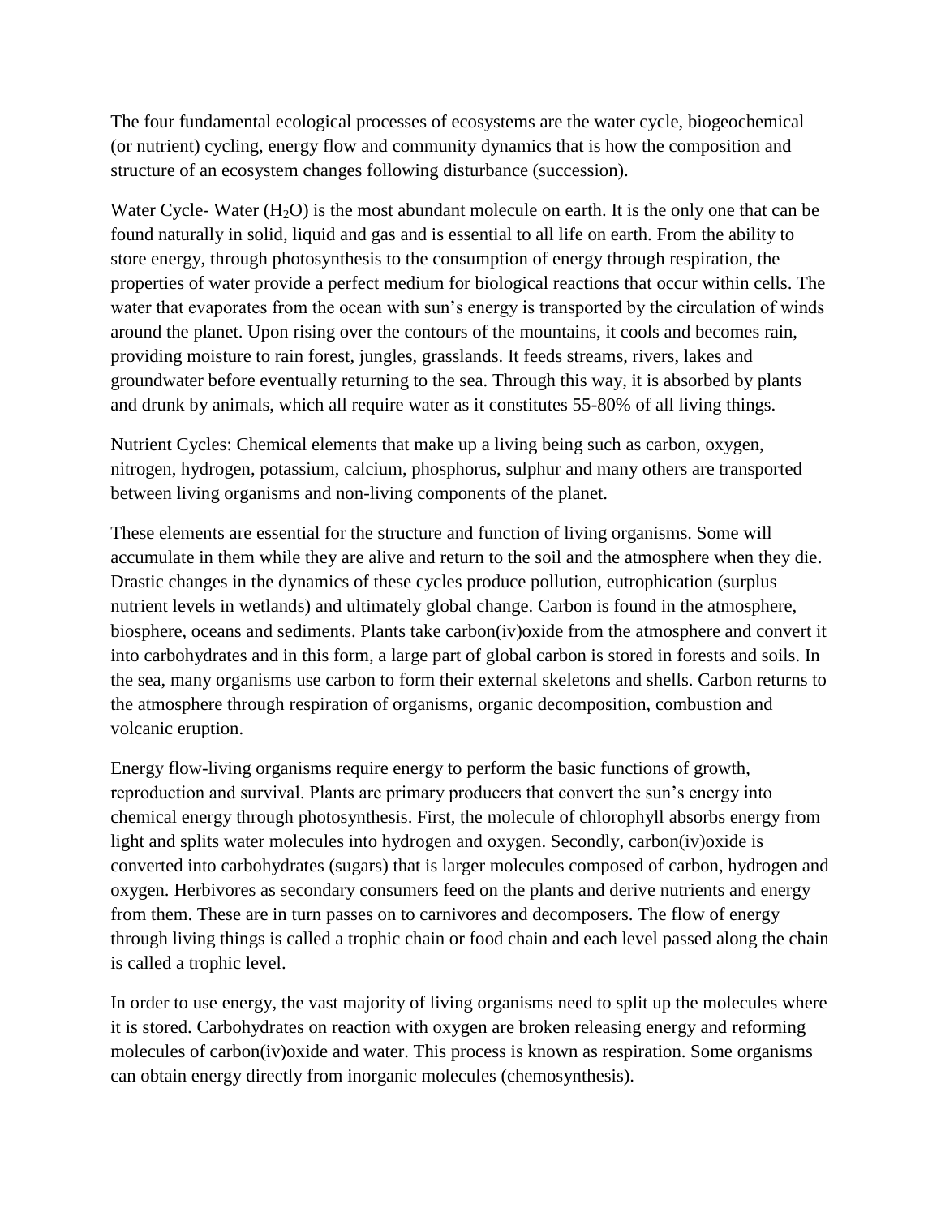The four fundamental ecological processes of ecosystems are the water cycle, biogeochemical (or nutrient) cycling, energy flow and community dynamics that is how the composition and structure of an ecosystem changes following disturbance (succession).

Water Cycle- Water ($H_2O$) is the most abundant molecule on earth. It is the only one that can be found naturally in solid, liquid and gas and is essential to all life on earth. From the ability to store energy, through photosynthesis to the consumption of energy through respiration, the properties of water provide a perfect medium for biological reactions that occur within cells. The water that evaporates from the ocean with sun's energy is transported by the circulation of winds around the planet. Upon rising over the contours of the mountains, it cools and becomes rain, providing moisture to rain forest, jungles, grasslands. It feeds streams, rivers, lakes and groundwater before eventually returning to the sea. Through this way, it is absorbed by plants and drunk by animals, which all require water as it constitutes 55-80% of all living things.

Nutrient Cycles: Chemical elements that make up a living being such as carbon, oxygen, nitrogen, hydrogen, potassium, calcium, phosphorus, sulphur and many others are transported between living organisms and non-living components of the planet.

These elements are essential for the structure and function of living organisms. Some will accumulate in them while they are alive and return to the soil and the atmosphere when they die. Drastic changes in the dynamics of these cycles produce pollution, eutrophication (surplus nutrient levels in wetlands) and ultimately global change. Carbon is found in the atmosphere, biosphere, oceans and sediments. Plants take carbon(iv)oxide from the atmosphere and convert it into carbohydrates and in this form, a large part of global carbon is stored in forests and soils. In the sea, many organisms use carbon to form their external skeletons and shells. Carbon returns to the atmosphere through respiration of organisms, organic decomposition, combustion and volcanic eruption.

Energy flow-living organisms require energy to perform the basic functions of growth, reproduction and survival. Plants are primary producers that convert the sun's energy into chemical energy through photosynthesis. First, the molecule of chlorophyll absorbs energy from light and splits water molecules into hydrogen and oxygen. Secondly, carbon(iv)oxide is converted into carbohydrates (sugars) that is larger molecules composed of carbon, hydrogen and oxygen. Herbivores as secondary consumers feed on the plants and derive nutrients and energy from them. These are in turn passes on to carnivores and decomposers. The flow of energy through living things is called a trophic chain or food chain and each level passed along the chain is called a trophic level.

In order to use energy, the vast majority of living organisms need to split up the molecules where it is stored. Carbohydrates on reaction with oxygen are broken releasing energy and reforming molecules of carbon(iv)oxide and water. This process is known as respiration. Some organisms can obtain energy directly from inorganic molecules (chemosynthesis).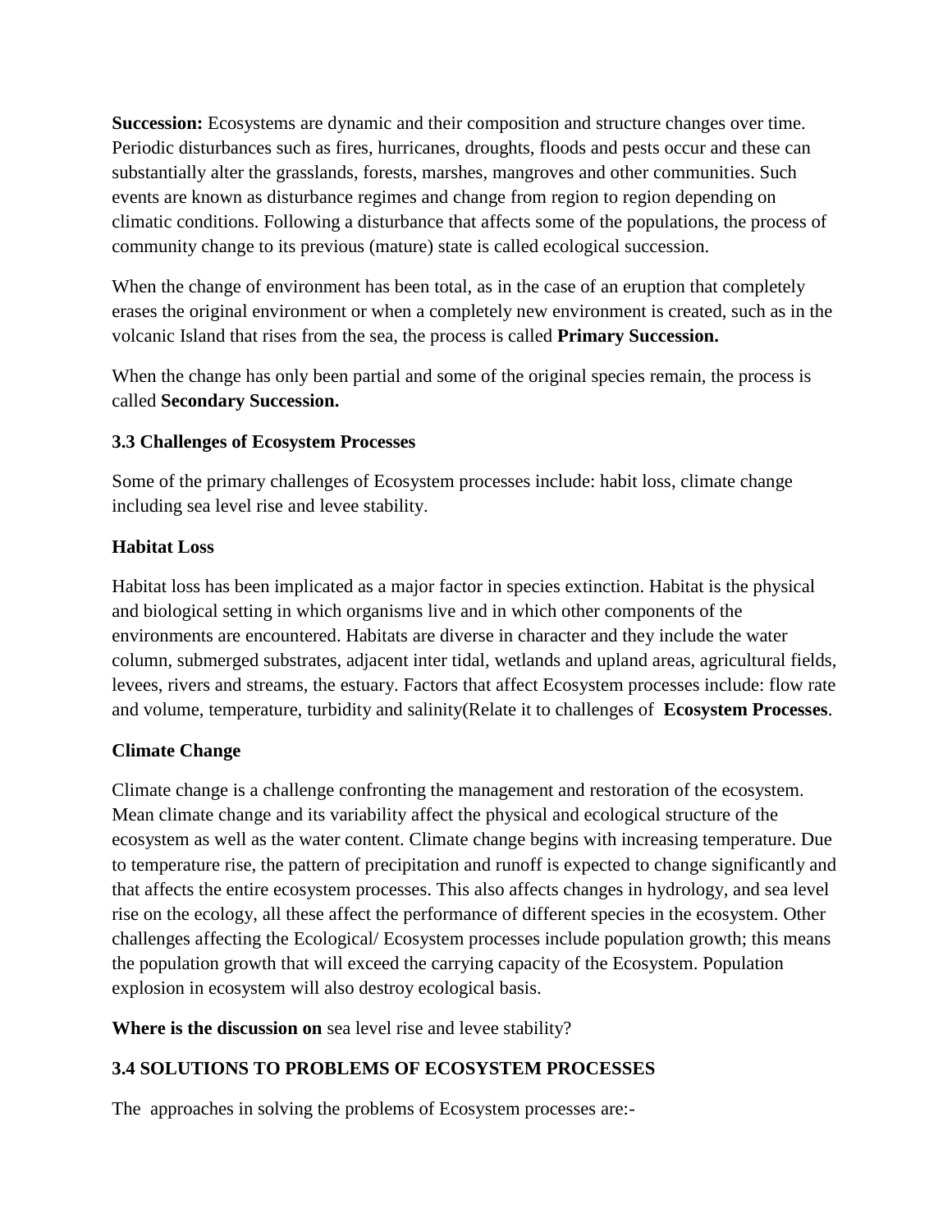**Succession:** Ecosystems are dynamic and their composition and structure changes over time. Periodic disturbances such as fires, hurricanes, droughts, floods and pests occur and these can substantially alter the grasslands, forests, marshes, mangroves and other communities. Such events are known as disturbance regimes and change from region to region depending on climatic conditions. Following a disturbance that affects some of the populations, the process of community change to its previous (mature) state is called ecological succession.

When the change of environment has been total, as in the case of an eruption that completely erases the original environment or when a completely new environment is created, such as in the volcanic Island that rises from the sea, the process is called **Primary Succession.**

When the change has only been partial and some of the original species remain, the process is called **Secondary Succession.**

### 3.3 Challenges of Ecosystem Processes

Some of the primary challenges of Ecosystem processes include: habit loss, climate change including sea level rise and levee stability.

**Habitat Loss**

Habitat loss has been implicated as a major factor in species extinction. Habitat is the physical and biological setting in which organisms live and in which other components of the environments are encountered. Habitats are diverse in character and they include the water column, submerged substrates, adjacent inter tidal, wetlands and upland areas, agricultural fields, levees, rivers and streams, the estuary. Factors that affect Ecosystem processes include: flow rate and volume, temperature, turbidity and salinity(Relate it to challenges of **Ecosystem Processes**.

**Climate Change**

Climate change is a challenge confronting the management and restoration of the ecosystem. Mean climate change and its variability affect the physical and ecological structure of the ecosystem as well as the water content. Climate change begins with increasing temperature. Due to temperature rise, the pattern of precipitation and runoff is expected to change significantly and that affects the entire ecosystem processes. This also affects changes in hydrology, and sea level rise on the ecology, all these affect the performance of different species in the ecosystem. Other challenges affecting the Ecological/ Ecosystem processes include population growth; this means the population growth that will exceed the carrying capacity of the Ecosystem. Population explosion in ecosystem will also destroy ecological basis.

**Where is the discussion on** sea level rise and levee stability?

### 3.4 SOLUTIONS TO PROBLEMS OF ECOSYSTEM PROCESSES

The approaches in solving the problems of Ecosystem processes are:-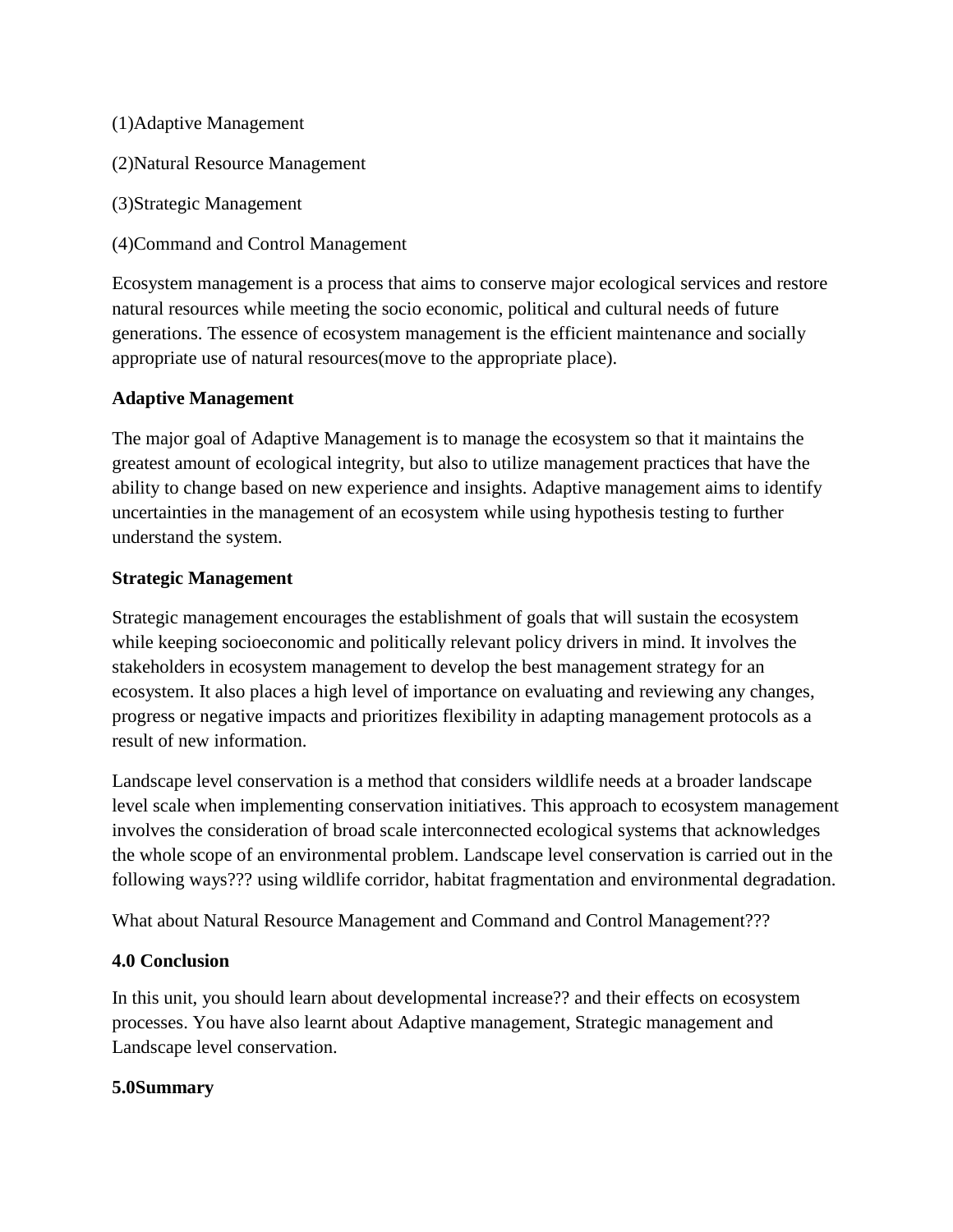(1)Adaptive Management

(2)Natural Resource Management

(3)Strategic Management

(4)Command and Control Management

Ecosystem management is a process that aims to conserve major ecological services and restore natural resources while meeting the socio economic, political and cultural needs of future generations. The essence of ecosystem management is the efficient maintenance and socially appropriate use of natural resources(move to the appropriate place).

**Adaptive Management**

The major goal of Adaptive Management is to manage the ecosystem so that it maintains the greatest amount of ecological integrity, but also to utilize management practices that have the ability to change based on new experience and insights. Adaptive management aims to identify uncertainties in the management of an ecosystem while using hypothesis testing to further understand the system.

**Strategic Management**

Strategic management encourages the establishment of goals that will sustain the ecosystem while keeping socioeconomic and politically relevant policy drivers in mind. It involves the stakeholders in ecosystem management to develop the best management strategy for an ecosystem. It also places a high level of importance on evaluating and reviewing any changes, progress or negative impacts and prioritizes flexibility in adapting management protocols as a result of new information.

Landscape level conservation is a method that considers wildlife needs at a broader landscape level scale when implementing conservation initiatives. This approach to ecosystem management involves the consideration of broad scale interconnected ecological systems that acknowledges the whole scope of an environmental problem. Landscape level conservation is carried out in the following ways??? using wildlife corridor, habitat fragmentation and environmental degradation.

What about Natural Resource Management and Command and Control Management???

**4.0 Conclusion**

In this unit, you should learn about developmental increase?? and their effects on ecosystem processes. You have also learnt about Adaptive management, Strategic management and Landscape level conservation.

**5.0Summary**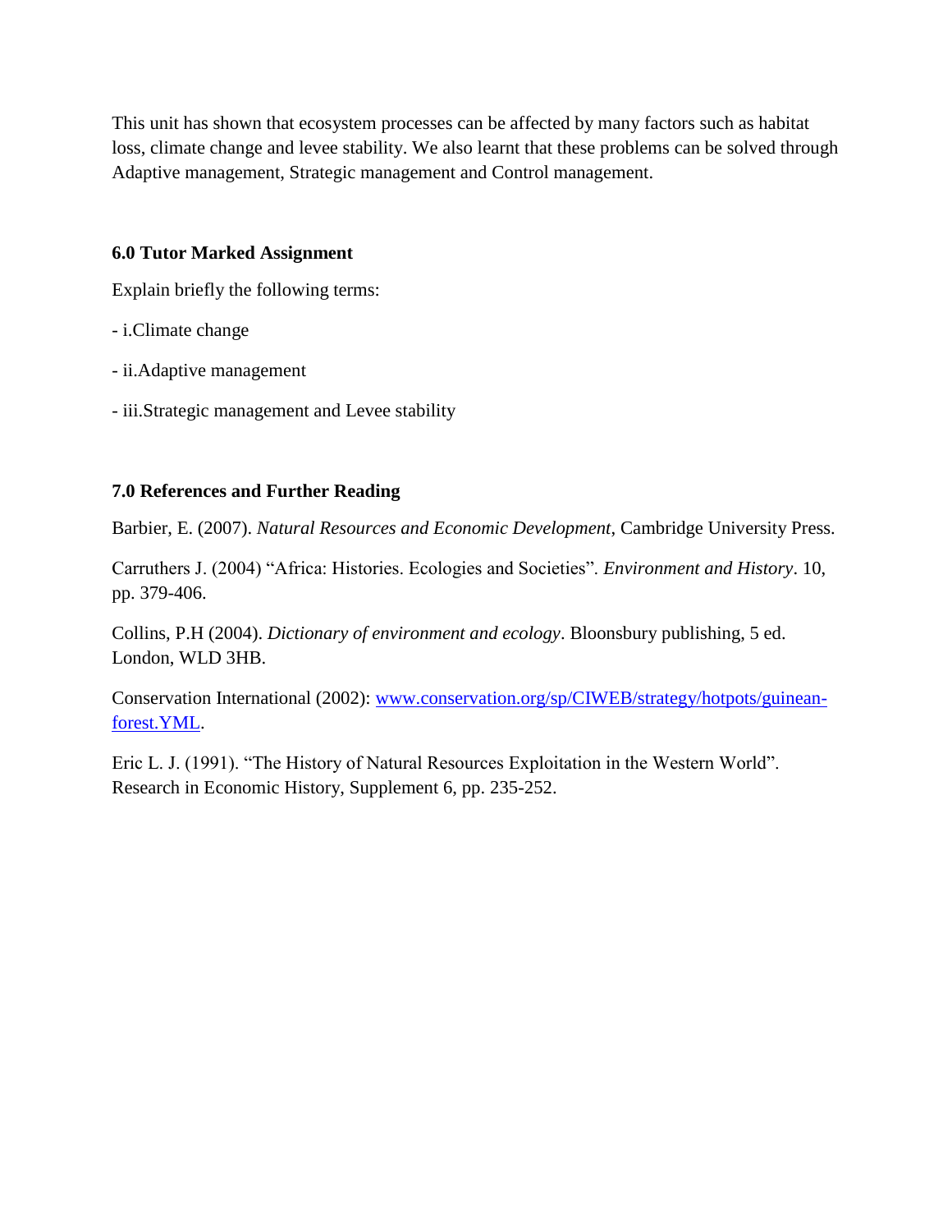This unit has shown that ecosystem processes can be affected by many factors such as habitat loss, climate change and levee stability. We also learnt that these problems can be solved through Adaptive management, Strategic management and Control management.

### 6.0 Tutor Marked Assignment

Explain briefly the following terms:

- i.Climate change
- ii.Adaptive management
- iii.Strategic management and Levee stability

### 7.0 References and Further Reading

Barbier, E. (2007). *Natural Resources and Economic Development*, Cambridge University Press.

Carruthers J. (2004) "Africa: Histories. Ecologies and Societies". *Environment and History*. 10, pp. 379-406.

Collins, P.H (2004). *Dictionary of environment and ecology*. Bloonsbury publishing, 5 ed. London, WLD 3HB.

Conservation International (2002): [www.conservation.org/sp/CIWEB/strategy/hotpots/guinean-forest.YML](www.conservation.org/sp/CIWEB/strategy/hotpots/guinean-forest.YML).

Eric L. J. (1991). "The History of Natural Resources Exploitation in the Western World". Research in Economic History, Supplement 6, pp. 235-252.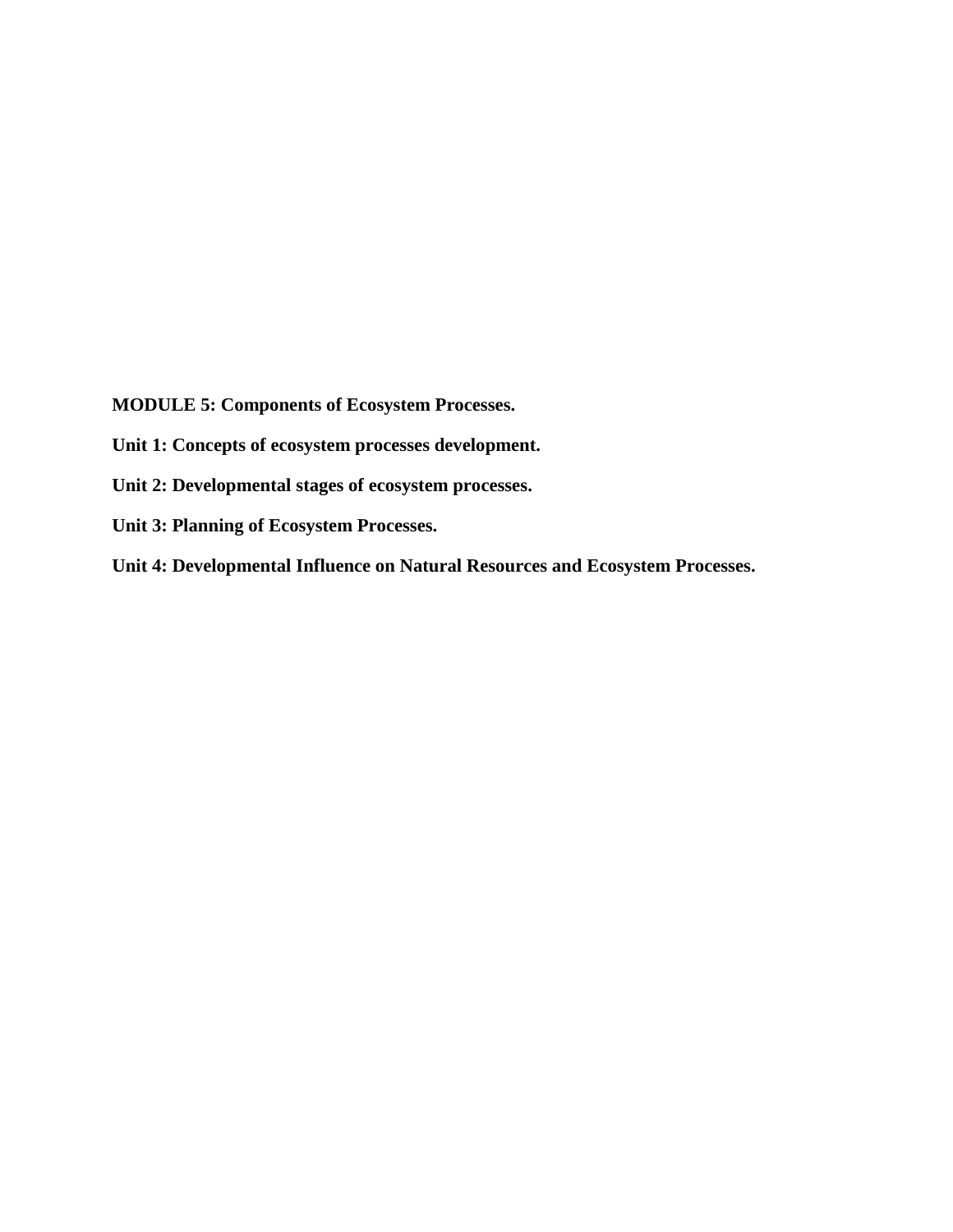**MODULE 5: Components of Ecosystem Processes.**

**Unit 1: Concepts of ecosystem processes development.**

**Unit 2: Developmental stages of ecosystem processes.**

**Unit 3: Planning of Ecosystem Processes.**

**Unit 4: Developmental Influence on Natural Resources and Ecosystem Processes.**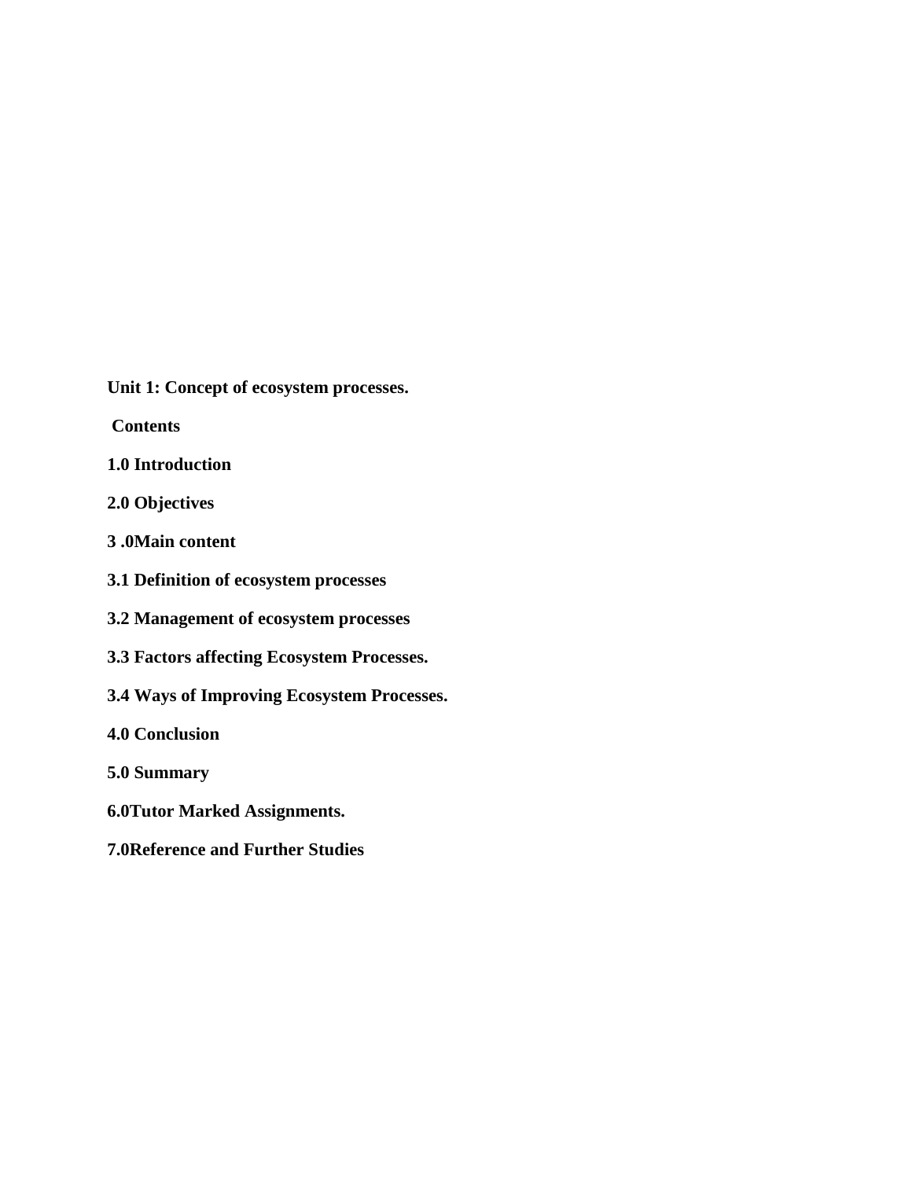**Unit 1: Concept of ecosystem processes.**

**Contents**

**1.0 Introduction**

**2.0 Objectives**

**3 .0Main content**

**3.1 Definition of ecosystem processes**

**3.2 Management of ecosystem processes**

**3.3 Factors affecting Ecosystem Processes.**

**3.4 Ways of Improving Ecosystem Processes.**

**4.0 Conclusion**

**5.0 Summary**

**6.0Tutor Marked Assignments.**

**7.0Reference and Further Studies**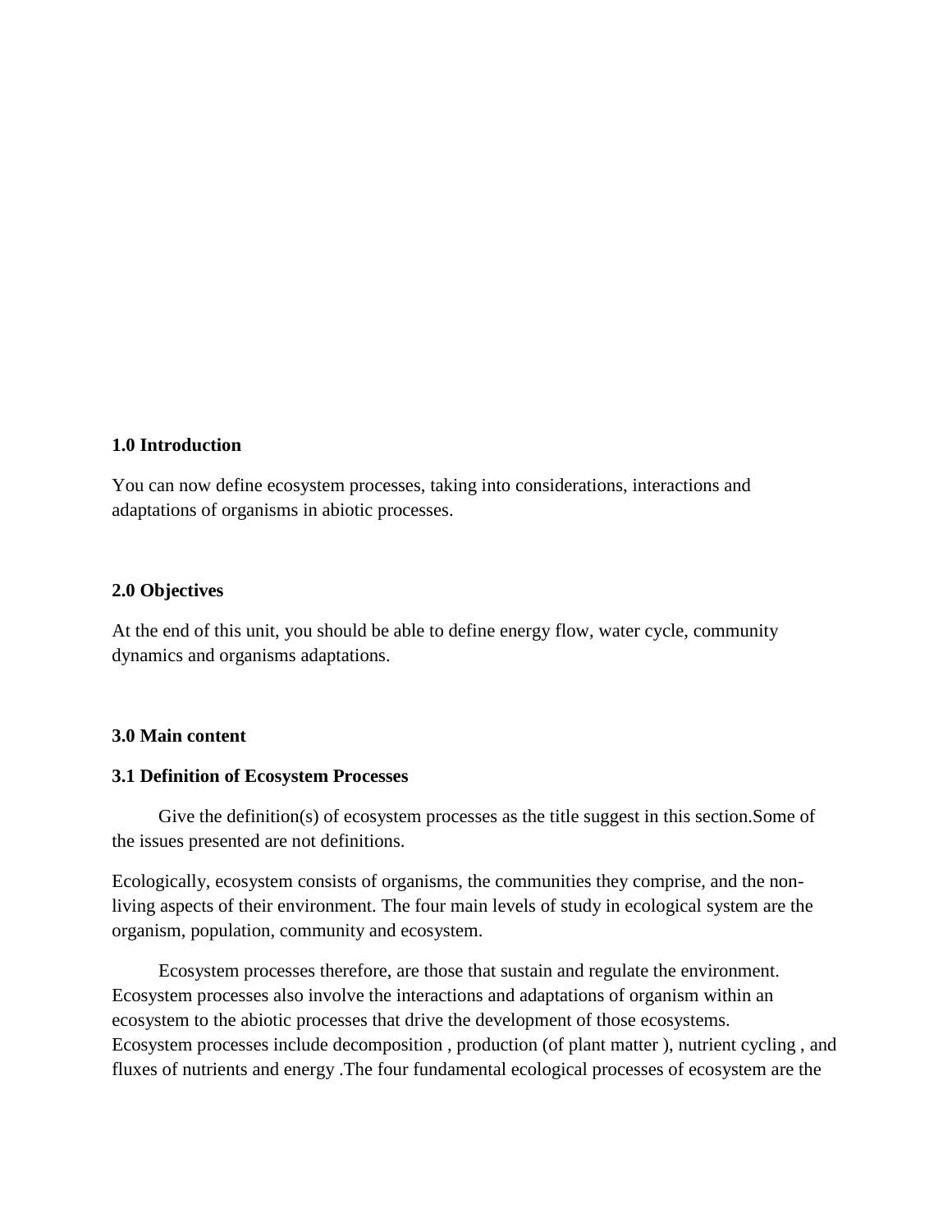## 1.0 Introduction

You can now define ecosystem processes, taking into considerations, interactions and adaptations of organisms in abiotic processes.

## 2.0 Objectives

At the end of this unit, you should be able to define energy flow, water cycle, community dynamics and organisms adaptations.

## 3.0 Main content

### 3.1 Definition of Ecosystem Processes

Give the definition(s) of ecosystem processes as the title suggest in this section.Some of the issues presented are not definitions.

Ecologically, ecosystem consists of organisms, the communities they comprise, and the non-living aspects of their environment. The four main levels of study in ecological system are the organism, population, community and ecosystem.

Ecosystem processes therefore, are those that sustain and regulate the environment. Ecosystem processes also involve the interactions and adaptations of organism within an ecosystem to the abiotic processes that drive the development of those ecosystems. Ecosystem processes include decomposition , production (of plant matter ), nutrient cycling , and fluxes of nutrients and energy .The four fundamental ecological processes of ecosystem are the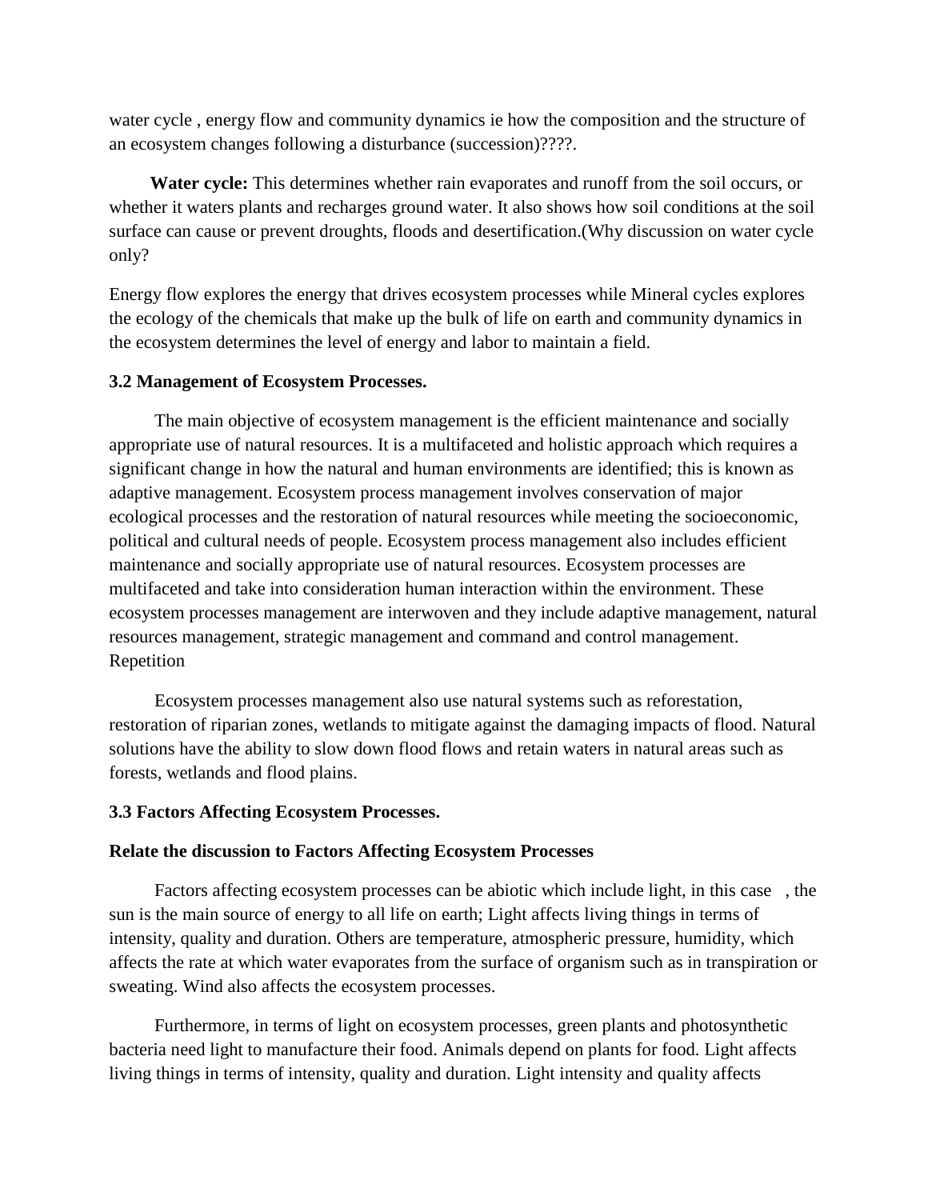water cycle , energy flow and community dynamics ie how the composition and the structure of an ecosystem changes following a disturbance (succession)????.

**Water cycle:** This determines whether rain evaporates and runoff from the soil occurs, or whether it waters plants and recharges ground water. It also shows how soil conditions at the soil surface can cause or prevent droughts, floods and desertification.(Why discussion on water cycle only?

Energy flow explores the energy that drives ecosystem processes while Mineral cycles explores the ecology of the chemicals that make up the bulk of life on earth and community dynamics in the ecosystem determines the level of energy and labor to maintain a field.

**3.2 Management of Ecosystem Processes.**

The main objective of ecosystem management is the efficient maintenance and socially appropriate use of natural resources. It is a multifaceted and holistic approach which requires a significant change in how the natural and human environments are identified; this is known as adaptive management. Ecosystem process management involves conservation of major ecological processes and the restoration of natural resources while meeting the socioeconomic, political and cultural needs of people. Ecosystem process management also includes efficient maintenance and socially appropriate use of natural resources. Ecosystem processes are multifaceted and take into consideration human interaction within the environment. These ecosystem processes management are interwoven and they include adaptive management, natural resources management, strategic management and command and control management. Repetition

Ecosystem processes management also use natural systems such as reforestation, restoration of riparian zones, wetlands to mitigate against the damaging impacts of flood. Natural solutions have the ability to slow down flood flows and retain waters in natural areas such as forests, wetlands and flood plains.

**3.3 Factors Affecting Ecosystem Processes.**

**Relate the discussion to Factors Affecting Ecosystem Processes**

Factors affecting ecosystem processes can be abiotic which include light, in this case , the sun is the main source of energy to all life on earth; Light affects living things in terms of intensity, quality and duration. Others are temperature, atmospheric pressure, humidity, which affects the rate at which water evaporates from the surface of organism such as in transpiration or sweating. Wind also affects the ecosystem processes.

Furthermore, in terms of light on ecosystem processes, green plants and photosynthetic bacteria need light to manufacture their food. Animals depend on plants for food. Light affects living things in terms of intensity, quality and duration. Light intensity and quality affects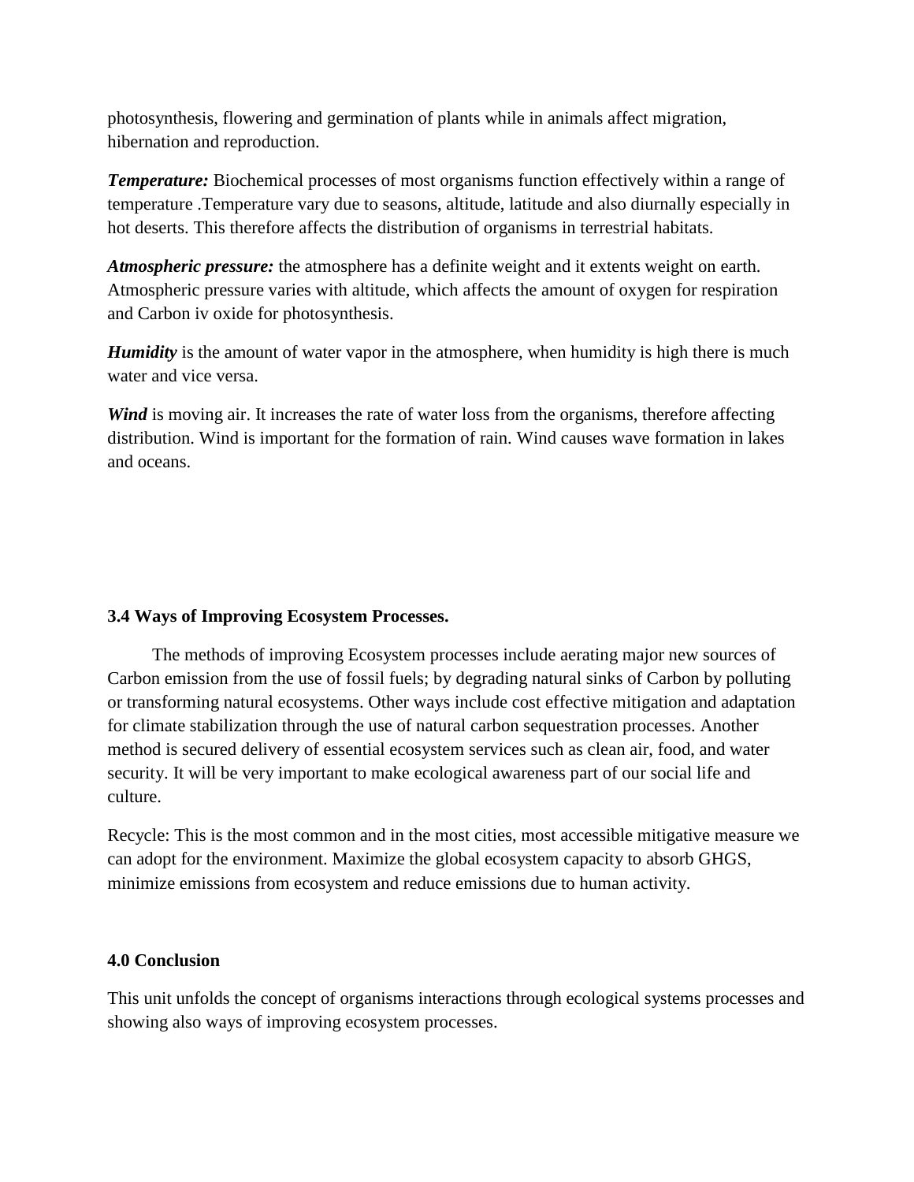photosynthesis, flowering and germination of plants while in animals affect migration, hibernation and reproduction.

***Temperature:*** Biochemical processes of most organisms function effectively within a range of temperature .Temperature vary due to seasons, altitude, latitude and also diurnally especially in hot deserts. This therefore affects the distribution of organisms in terrestrial habitats.

***Atmospheric pressure:*** the atmosphere has a definite weight and it extents weight on earth. Atmospheric pressure varies with altitude, which affects the amount of oxygen for respiration and Carbon iv oxide for photosynthesis.

***Humidity*** is the amount of water vapor in the atmosphere, when humidity is high there is much water and vice versa.

***Wind*** is moving air. It increases the rate of water loss from the organisms, therefore affecting distribution. Wind is important for the formation of rain. Wind causes wave formation in lakes and oceans.

**3.4 Ways of Improving Ecosystem Processes.**

The methods of improving Ecosystem processes include aerating major new sources of Carbon emission from the use of fossil fuels; by degrading natural sinks of Carbon by polluting or transforming natural ecosystems. Other ways include cost effective mitigation and adaptation for climate stabilization through the use of natural carbon sequestration processes. Another method is secured delivery of essential ecosystem services such as clean air, food, and water security. It will be very important to make ecological awareness part of our social life and culture.

Recycle: This is the most common and in the most cities, most accessible mitigative measure we can adopt for the environment. Maximize the global ecosystem capacity to absorb GHGS, minimize emissions from ecosystem and reduce emissions due to human activity.

**4.0 Conclusion**

This unit unfolds the concept of organisms interactions through ecological systems processes and showing also ways of improving ecosystem processes.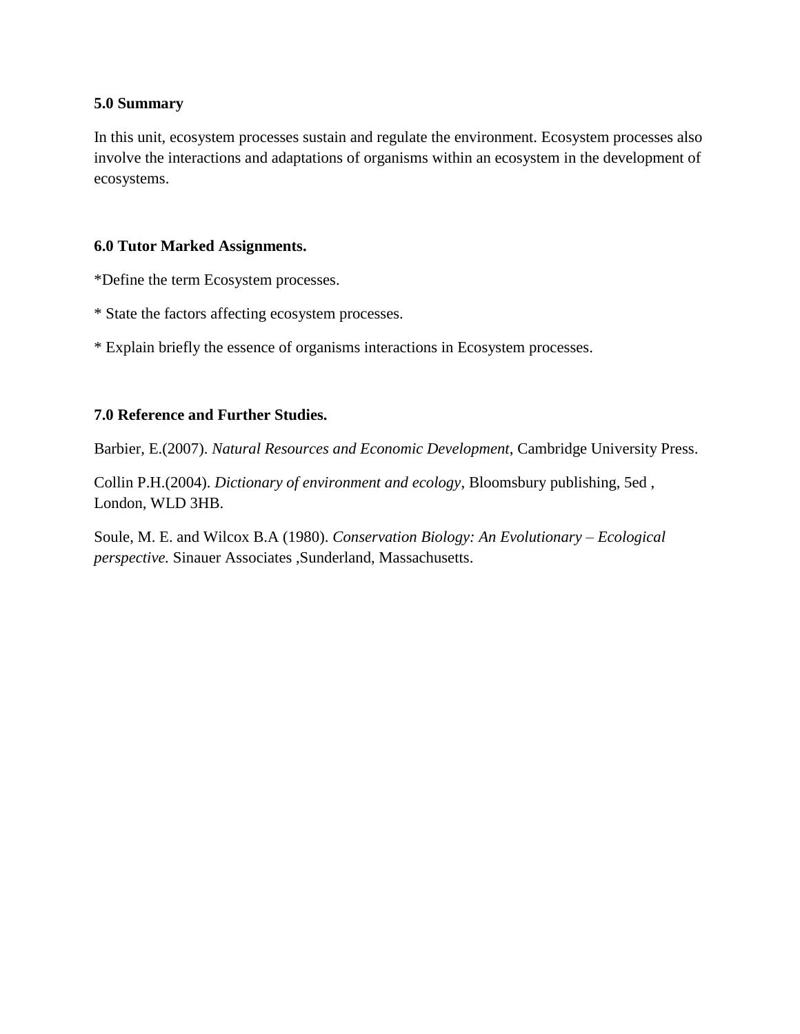**5.0 Summary**

In this unit, ecosystem processes sustain and regulate the environment. Ecosystem processes also involve the interactions and adaptations of organisms within an ecosystem in the development of ecosystems.

**6.0 Tutor Marked Assignments.**

*Define the term Ecosystem processes.

* State the factors affecting ecosystem processes.

* Explain briefly the essence of organisms interactions in Ecosystem processes.

**7.0 Reference and Further Studies.**

Barbier, E.(2007). *Natural Resources and Economic Development*, Cambridge University Press.

Collin P.H.(2004). *Dictionary of environment and ecology*, Bloomsbury publishing, 5ed , London, WLD 3HB.

Soule, M. E. and Wilcox B.A (1980). *Conservation Biology: An Evolutionary – Ecological perspective.* Sinauer Associates ,Sunderland, Massachusetts.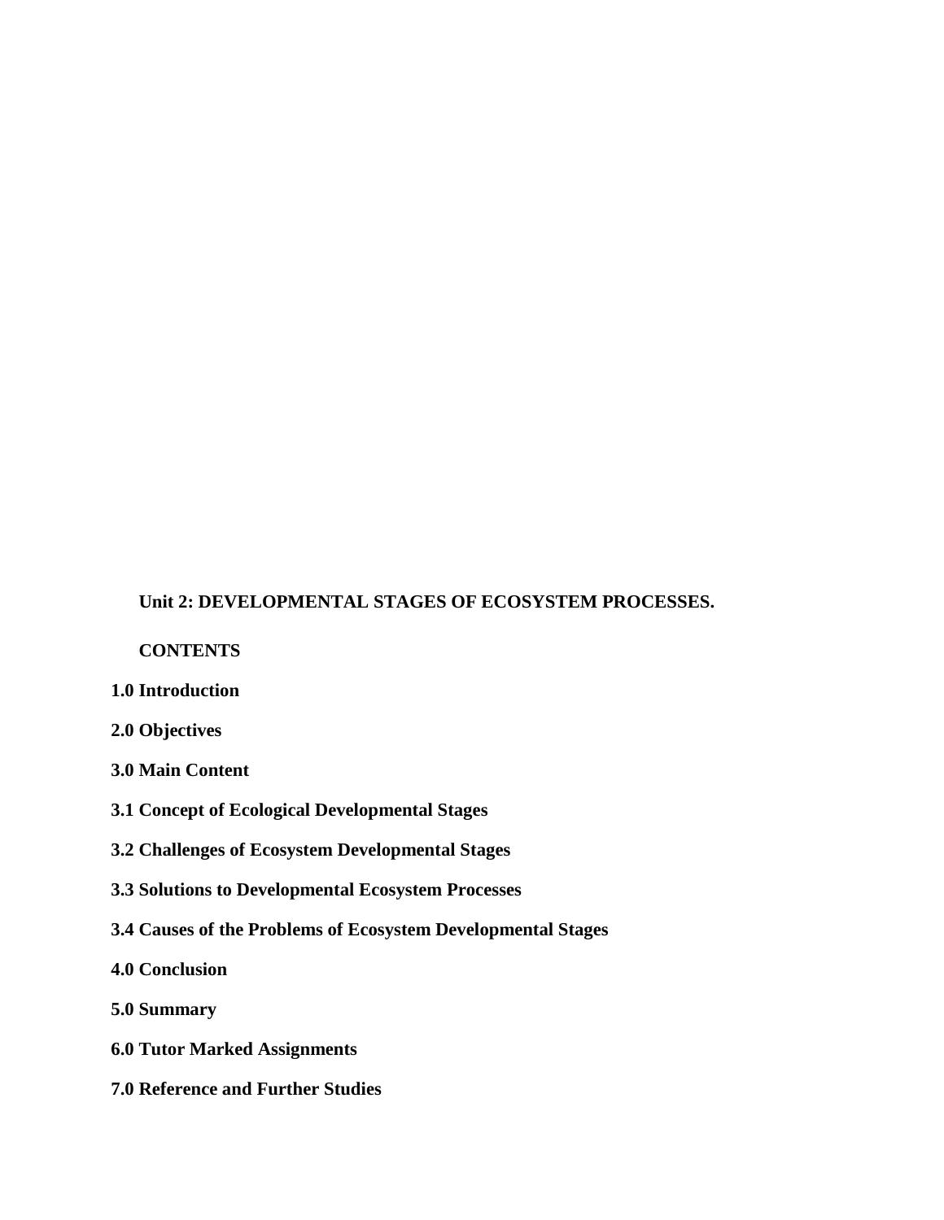## Unit 2: DEVELOPMENTAL STAGES OF ECOSYSTEM PROCESSES.

**CONTENTS**

**1.0 Introduction**

**2.0 Objectives**

**3.0 Main Content**

**3.1 Concept of Ecological Developmental Stages**

**3.2 Challenges of Ecosystem Developmental Stages**

**3.3 Solutions to Developmental Ecosystem Processes**

**3.4 Causes of the Problems of Ecosystem Developmental Stages**

**4.0 Conclusion**

**5.0 Summary**

**6.0 Tutor Marked Assignments**

**7.0 Reference and Further Studies**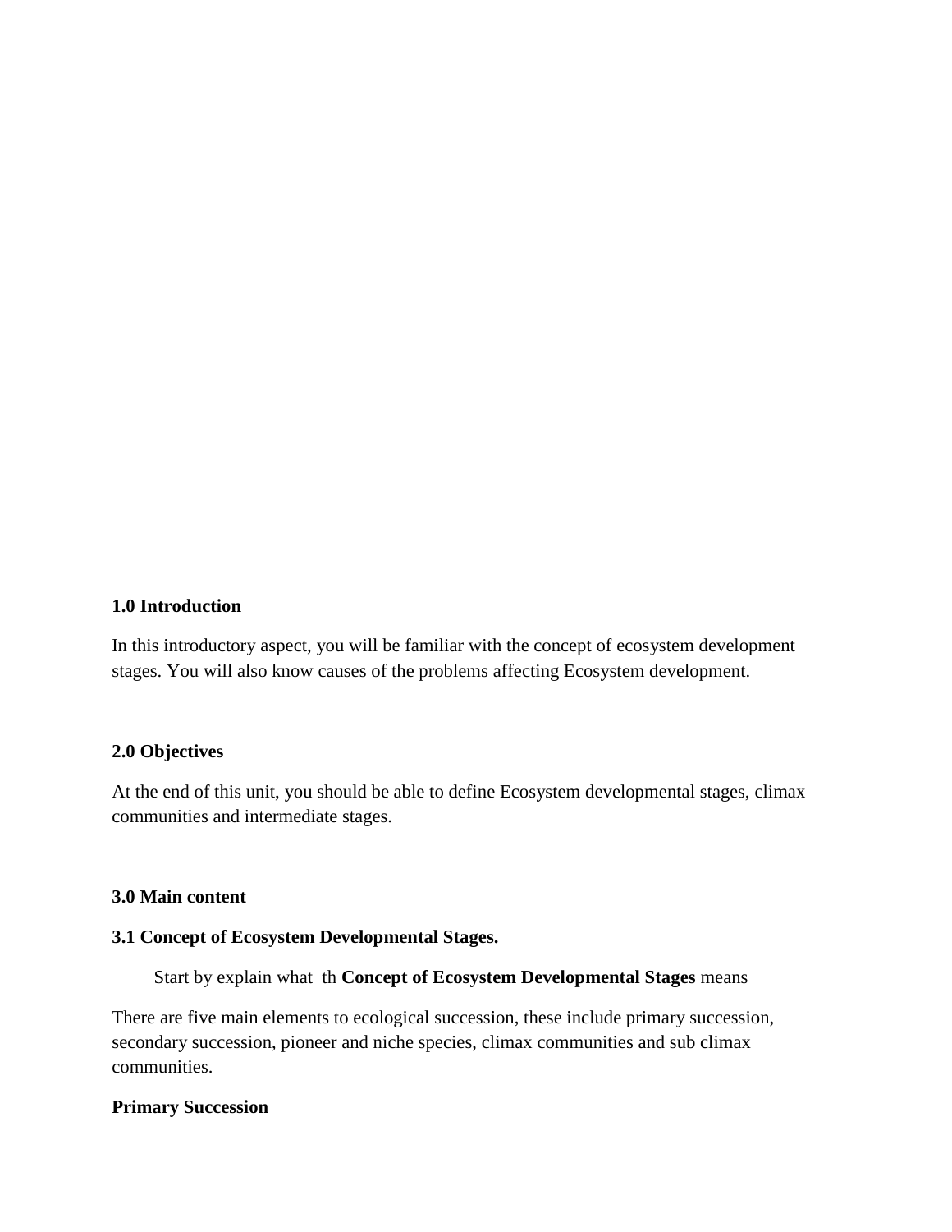**1.0 Introduction**

In this introductory aspect, you will be familiar with the concept of ecosystem development stages. You will also know causes of the problems affecting Ecosystem development.

**2.0 Objectives**

At the end of this unit, you should be able to define Ecosystem developmental stages, climax communities and intermediate stages.

**3.0 Main content**

**3.1 Concept of Ecosystem Developmental Stages.**

Start by explain what th **Concept of Ecosystem Developmental Stages** means

There are five main elements to ecological succession, these include primary succession, secondary succession, pioneer and niche species, climax communities and sub climax communities.

**Primary Succession**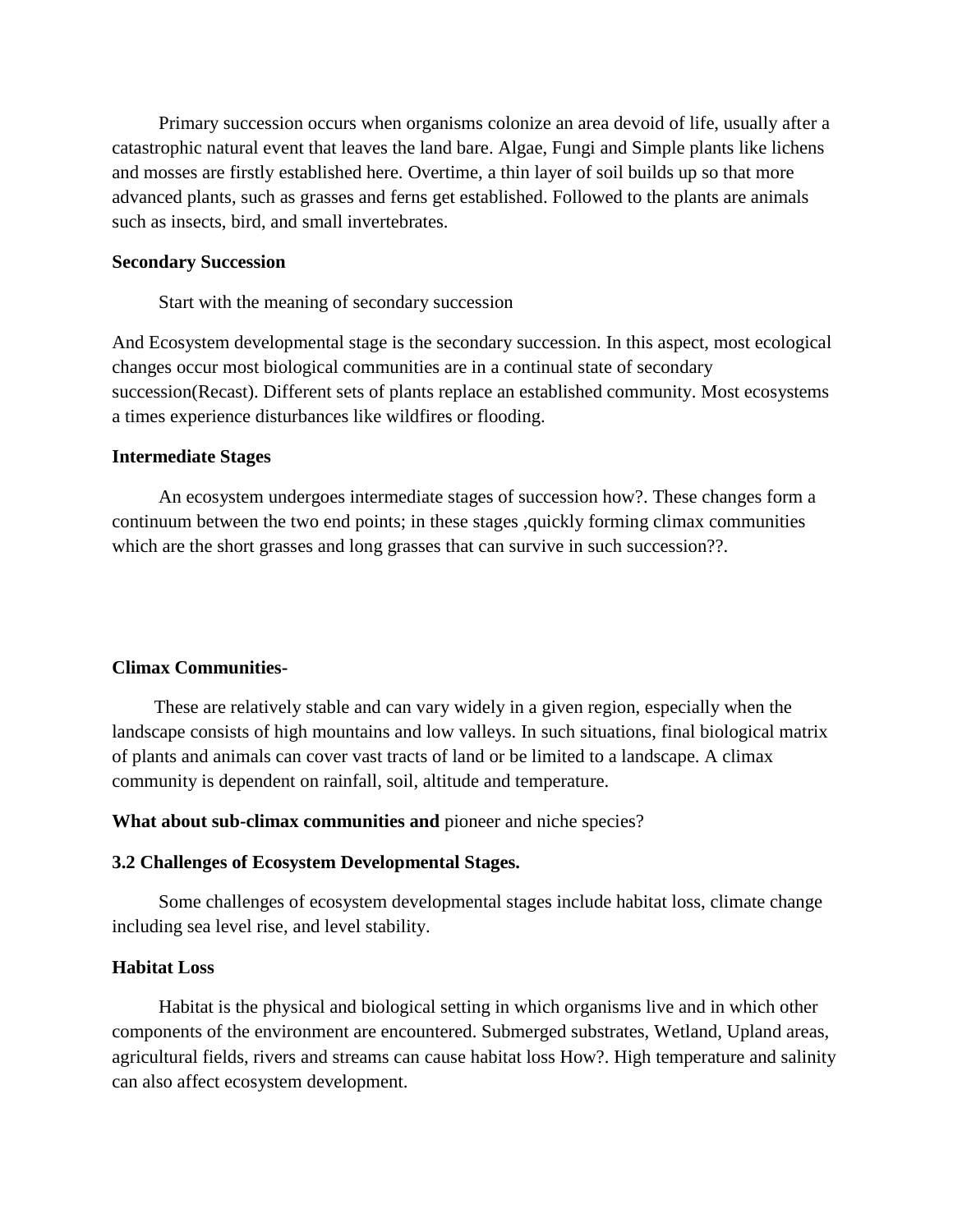Primary succession occurs when organisms colonize an area devoid of life, usually after a catastrophic natural event that leaves the land bare. Algae, Fungi and Simple plants like lichens and mosses are firstly established here. Overtime, a thin layer of soil builds up so that more advanced plants, such as grasses and ferns get established. Followed to the plants are animals such as insects, bird, and small invertebrates.

**Secondary Succession**

Start with the meaning of secondary succession

And Ecosystem developmental stage is the secondary succession. In this aspect, most ecological changes occur most biological communities are in a continual state of secondary succession(Recast). Different sets of plants replace an established community. Most ecosystems a times experience disturbances like wildfires or flooding.

**Intermediate Stages**

An ecosystem undergoes intermediate stages of succession how?. These changes form a continuum between the two end points; in these stages ,quickly forming climax communities which are the short grasses and long grasses that can survive in such succession??.

**Climax Communities-**

These are relatively stable and can vary widely in a given region, especially when the landscape consists of high mountains and low valleys. In such situations, final biological matrix of plants and animals can cover vast tracts of land or be limited to a landscape. A climax community is dependent on rainfall, soil, altitude and temperature.

**What about sub-climax communities and** pioneer and niche species?

**3.2 Challenges of Ecosystem Developmental Stages.**

Some challenges of ecosystem developmental stages include habitat loss, climate change including sea level rise, and level stability.

**Habitat Loss**

Habitat is the physical and biological setting in which organisms live and in which other components of the environment are encountered. Submerged substrates, Wetland, Upland areas, agricultural fields, rivers and streams can cause habitat loss How?. High temperature and salinity can also affect ecosystem development.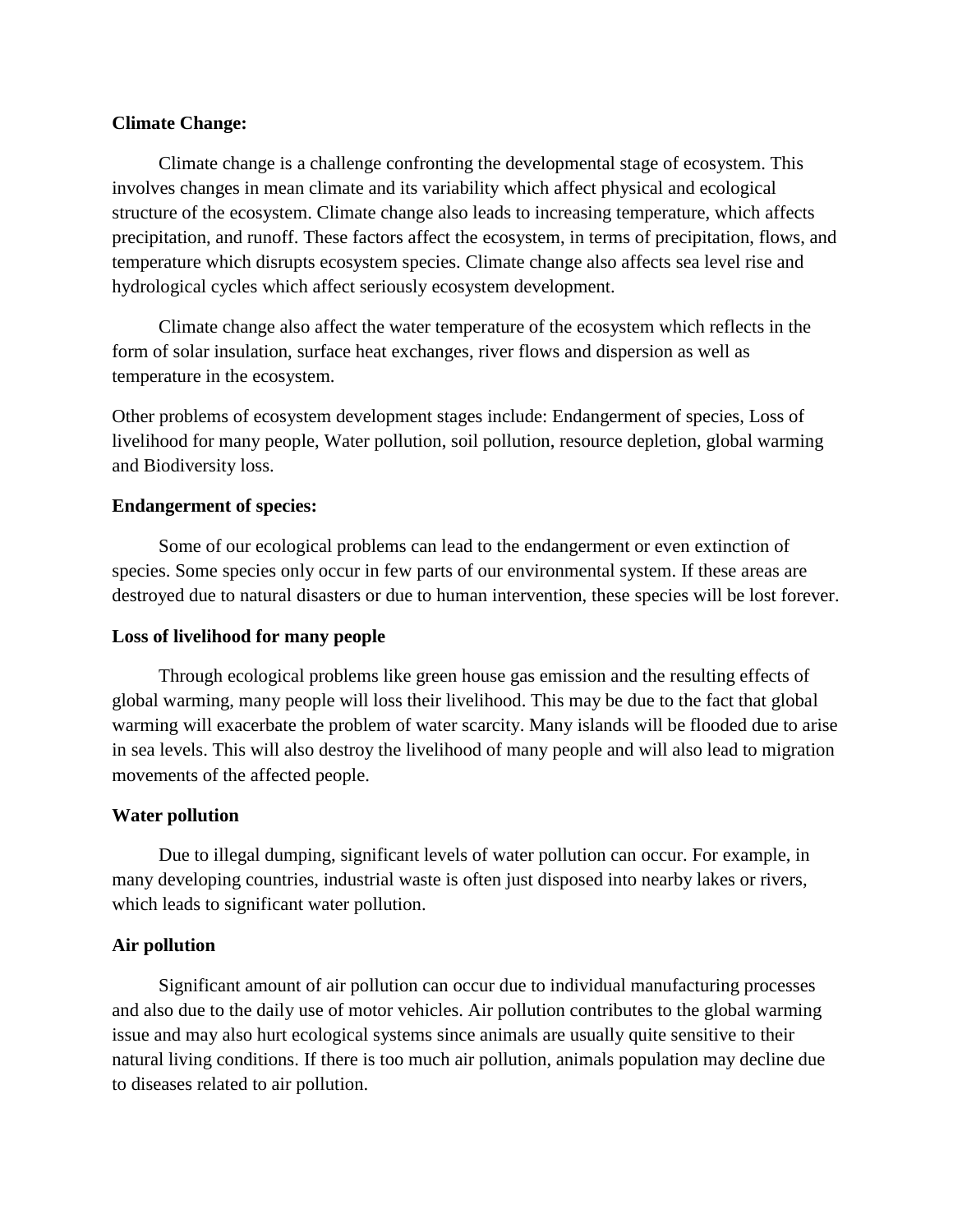**Climate Change:**

Climate change is a challenge confronting the developmental stage of ecosystem. This involves changes in mean climate and its variability which affect physical and ecological structure of the ecosystem. Climate change also leads to increasing temperature, which affects precipitation, and runoff. These factors affect the ecosystem, in terms of precipitation, flows, and temperature which disrupts ecosystem species. Climate change also affects sea level rise and hydrological cycles which affect seriously ecosystem development.

Climate change also affect the water temperature of the ecosystem which reflects in the form of solar insulation, surface heat exchanges, river flows and dispersion as well as temperature in the ecosystem.

Other problems of ecosystem development stages include: Endangerment of species, Loss of livelihood for many people, Water pollution, soil pollution, resource depletion, global warming and Biodiversity loss.

**Endangerment of species:**

Some of our ecological problems can lead to the endangerment or even extinction of species. Some species only occur in few parts of our environmental system. If these areas are destroyed due to natural disasters or due to human intervention, these species will be lost forever.

**Loss of livelihood for many people**

Through ecological problems like green house gas emission and the resulting effects of global warming, many people will loss their livelihood. This may be due to the fact that global warming will exacerbate the problem of water scarcity. Many islands will be flooded due to arise in sea levels. This will also destroy the livelihood of many people and will also lead to migration movements of the affected people.

**Water pollution**

Due to illegal dumping, significant levels of water pollution can occur. For example, in many developing countries, industrial waste is often just disposed into nearby lakes or rivers, which leads to significant water pollution.

**Air pollution**

Significant amount of air pollution can occur due to individual manufacturing processes and also due to the daily use of motor vehicles. Air pollution contributes to the global warming issue and may also hurt ecological systems since animals are usually quite sensitive to their natural living conditions. If there is too much air pollution, animals population may decline due to diseases related to air pollution.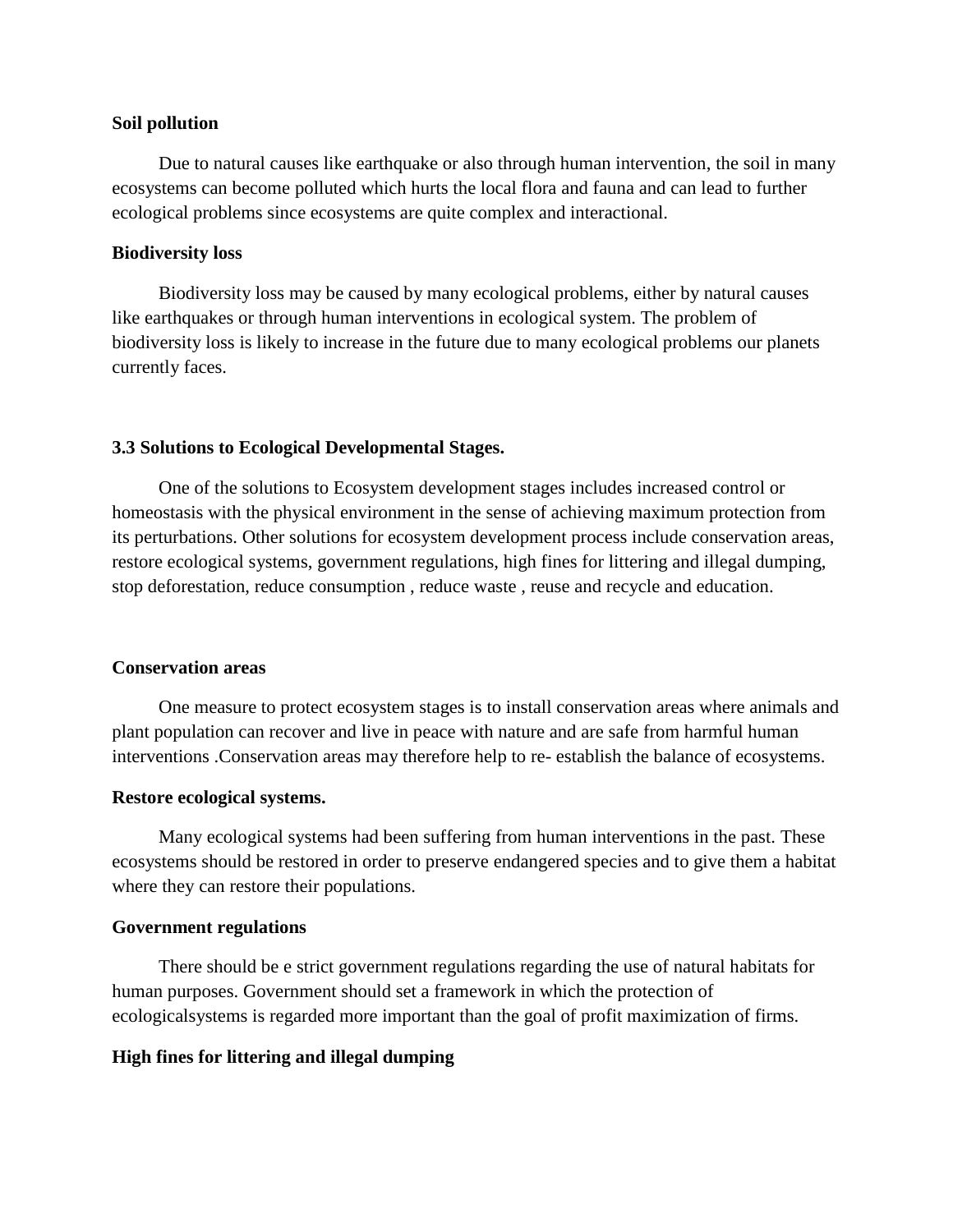**Soil pollution**

Due to natural causes like earthquake or also through human intervention, the soil in many ecosystems can become polluted which hurts the local flora and fauna and can lead to further ecological problems since ecosystems are quite complex and interactional.

**Biodiversity loss**

Biodiversity loss may be caused by many ecological problems, either by natural causes like earthquakes or through human interventions in ecological system. The problem of biodiversity loss is likely to increase in the future due to many ecological problems our planets currently faces.

**3.3 Solutions to Ecological Developmental Stages.**

One of the solutions to Ecosystem development stages includes increased control or homeostasis with the physical environment in the sense of achieving maximum protection from its perturbations. Other solutions for ecosystem development process include conservation areas, restore ecological systems, government regulations, high fines for littering and illegal dumping, stop deforestation, reduce consumption , reduce waste , reuse and recycle and education.

**Conservation areas**

One measure to protect ecosystem stages is to install conservation areas where animals and plant population can recover and live in peace with nature and are safe from harmful human interventions .Conservation areas may therefore help to re- establish the balance of ecosystems.

**Restore ecological systems.**

Many ecological systems had been suffering from human interventions in the past. These ecosystems should be restored in order to preserve endangered species and to give them a habitat where they can restore their populations.

**Government regulations**

There should be e strict government regulations regarding the use of natural habitats for human purposes. Government should set a framework in which the protection of ecologicalsystems is regarded more important than the goal of profit maximization of firms.

**High fines for littering and illegal dumping**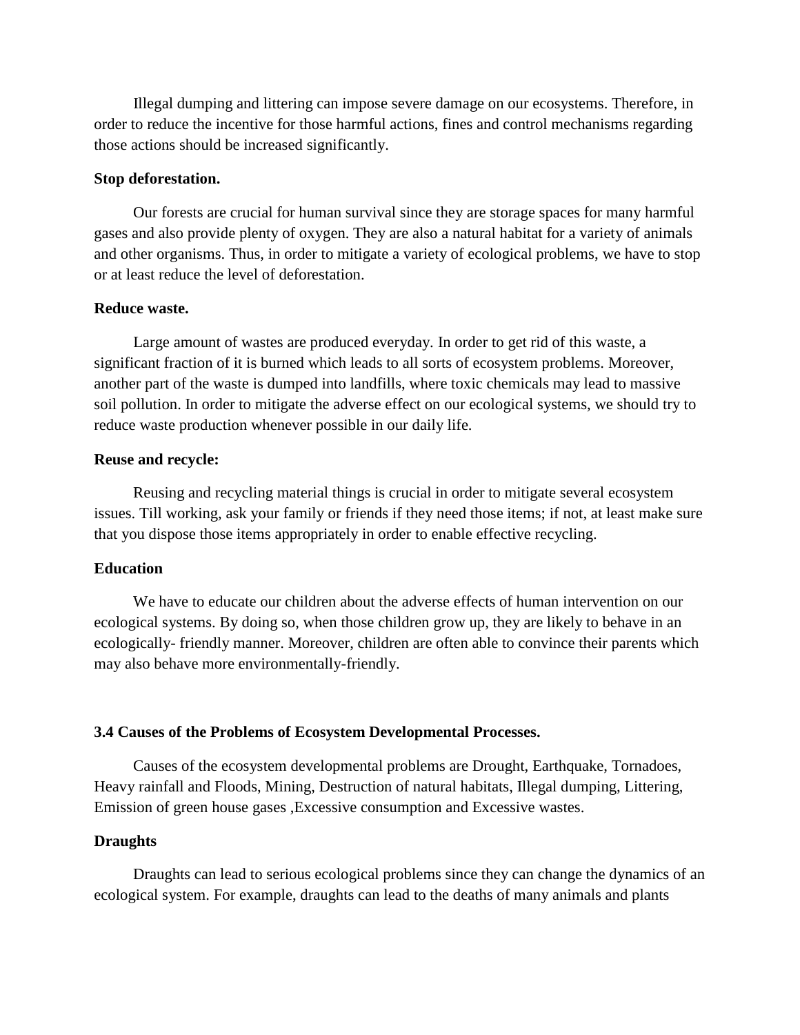Illegal dumping and littering can impose severe damage on our ecosystems. Therefore, in order to reduce the incentive for those harmful actions, fines and control mechanisms regarding those actions should be increased significantly.

**Stop deforestation.**

Our forests are crucial for human survival since they are storage spaces for many harmful gases and also provide plenty of oxygen. They are also a natural habitat for a variety of animals and other organisms. Thus, in order to mitigate a variety of ecological problems, we have to stop or at least reduce the level of deforestation.

**Reduce waste.**

Large amount of wastes are produced everyday. In order to get rid of this waste, a significant fraction of it is burned which leads to all sorts of ecosystem problems. Moreover, another part of the waste is dumped into landfills, where toxic chemicals may lead to massive soil pollution. In order to mitigate the adverse effect on our ecological systems, we should try to reduce waste production whenever possible in our daily life.

**Reuse and recycle:**

Reusing and recycling material things is crucial in order to mitigate several ecosystem issues. Till working, ask your family or friends if they need those items; if not, at least make sure that you dispose those items appropriately in order to enable effective recycling.

**Education**

We have to educate our children about the adverse effects of human intervention on our ecological systems. By doing so, when those children grow up, they are likely to behave in an ecologically- friendly manner. Moreover, children are often able to convince their parents which may also behave more environmentally-friendly.

### 3.4 Causes of the Problems of Ecosystem Developmental Processes.

Causes of the ecosystem developmental problems are Drought, Earthquake, Tornadoes, Heavy rainfall and Floods, Mining, Destruction of natural habitats, Illegal dumping, Littering, Emission of green house gases ,Excessive consumption and Excessive wastes.

**Draughts**

Draughts can lead to serious ecological problems since they can change the dynamics of an ecological system. For example, draughts can lead to the deaths of many animals and plants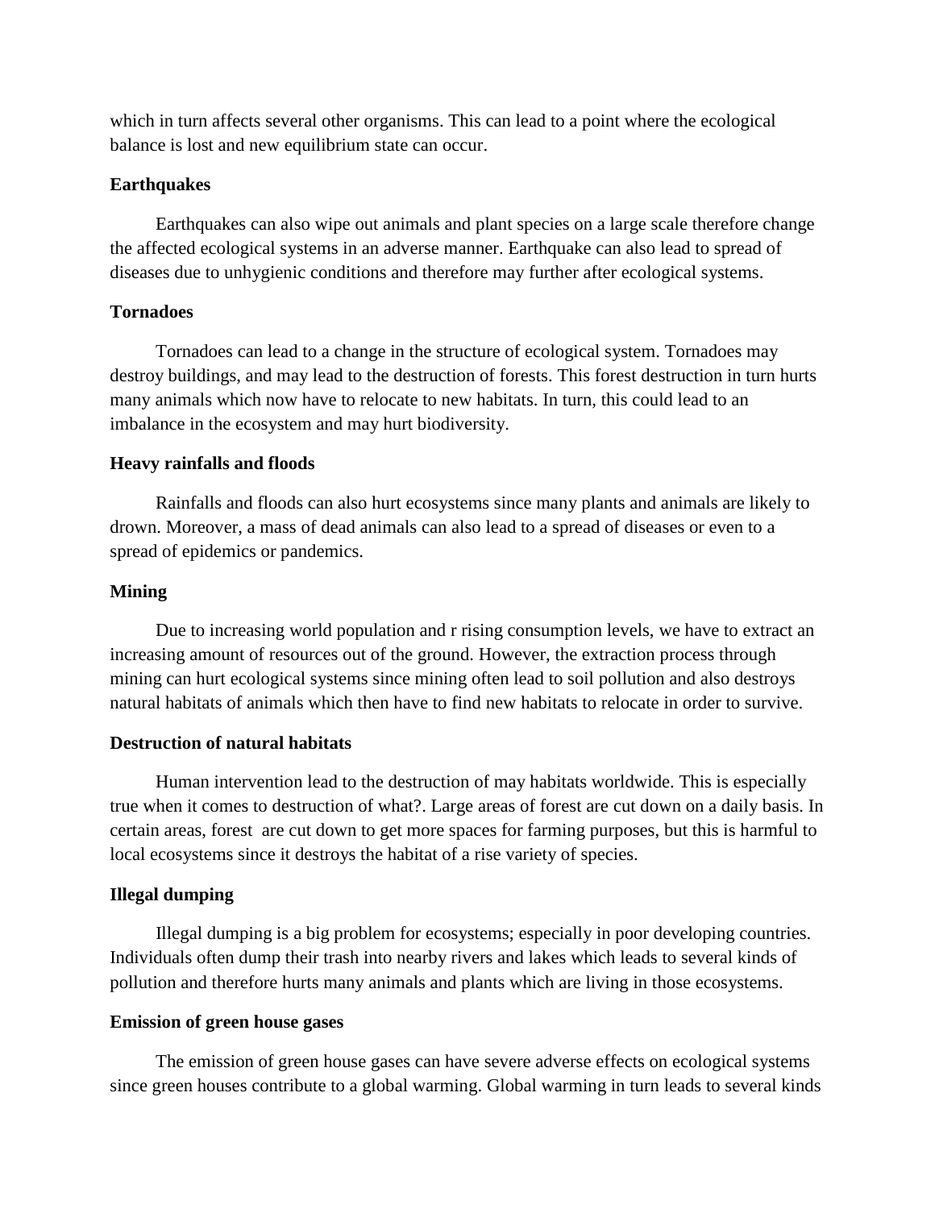which in turn affects several other organisms. This can lead to a point where the ecological balance is lost and new equilibrium state can occur.

**Earthquakes**

Earthquakes can also wipe out animals and plant species on a large scale therefore change the affected ecological systems in an adverse manner. Earthquake can also lead to spread of diseases due to unhygienic conditions and therefore may further after ecological systems.

**Tornadoes**

Tornadoes can lead to a change in the structure of ecological system. Tornadoes may destroy buildings, and may lead to the destruction of forests. This forest destruction in turn hurts many animals which now have to relocate to new habitats. In turn, this could lead to an imbalance in the ecosystem and may hurt biodiversity.

**Heavy rainfalls and floods**

Rainfalls and floods can also hurt ecosystems since many plants and animals are likely to drown. Moreover, a mass of dead animals can also lead to a spread of diseases or even to a spread of epidemics or pandemics.

**Mining**

Due to increasing world population and r rising consumption levels, we have to extract an increasing amount of resources out of the ground. However, the extraction process through mining can hurt ecological systems since mining often lead to soil pollution and also destroys natural habitats of animals which then have to find new habitats to relocate in order to survive.

**Destruction of natural habitats**

Human intervention lead to the destruction of may habitats worldwide. This is especially true when it comes to destruction of what?. Large areas of forest are cut down on a daily basis. In certain areas, forest are cut down to get more spaces for farming purposes, but this is harmful to local ecosystems since it destroys the habitat of a rise variety of species.

**Illegal dumping**

Illegal dumping is a big problem for ecosystems; especially in poor developing countries. Individuals often dump their trash into nearby rivers and lakes which leads to several kinds of pollution and therefore hurts many animals and plants which are living in those ecosystems.

**Emission of green house gases**

The emission of green house gases can have severe adverse effects on ecological systems since green houses contribute to a global warming. Global warming in turn leads to several kinds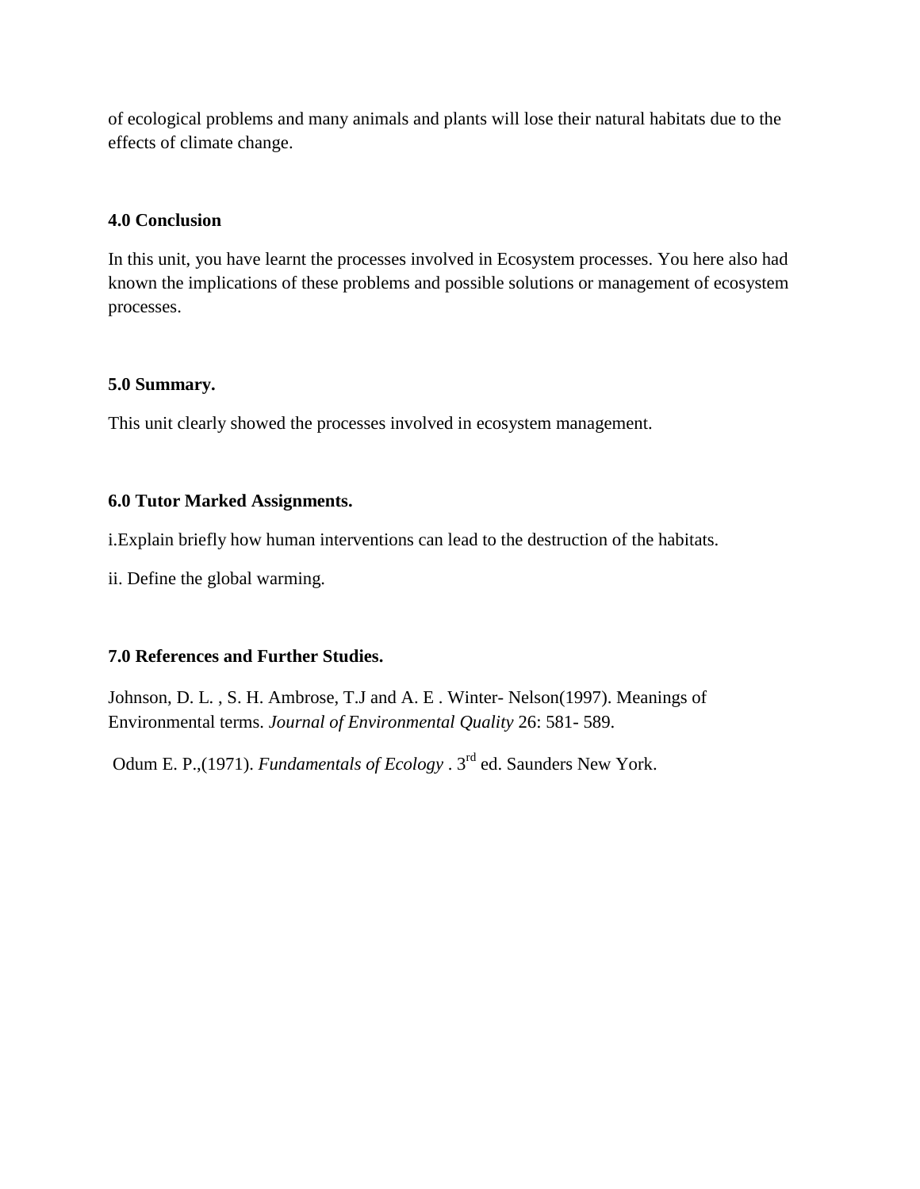of ecological problems and many animals and plants will lose their natural habitats due to the effects of climate change.

**4.0 Conclusion**

In this unit, you have learnt the processes involved in Ecosystem processes. You here also had known the implications of these problems and possible solutions or management of ecosystem processes.

**5.0 Summary.**

This unit clearly showed the processes involved in ecosystem management.

**6.0 Tutor Marked Assignments.**

i.Explain briefly how human interventions can lead to the destruction of the habitats.

ii. Define the global warming.

**7.0 References and Further Studies.**

Johnson, D. L. , S. H. Ambrose, T.J and A. E . Winter- Nelson(1997). Meanings of Environmental terms. *Journal of Environmental Quality* 26: 581- 589.

Odum E. P.,(1971). *Fundamentals of Ecology* . 3rd ed. Saunders New York.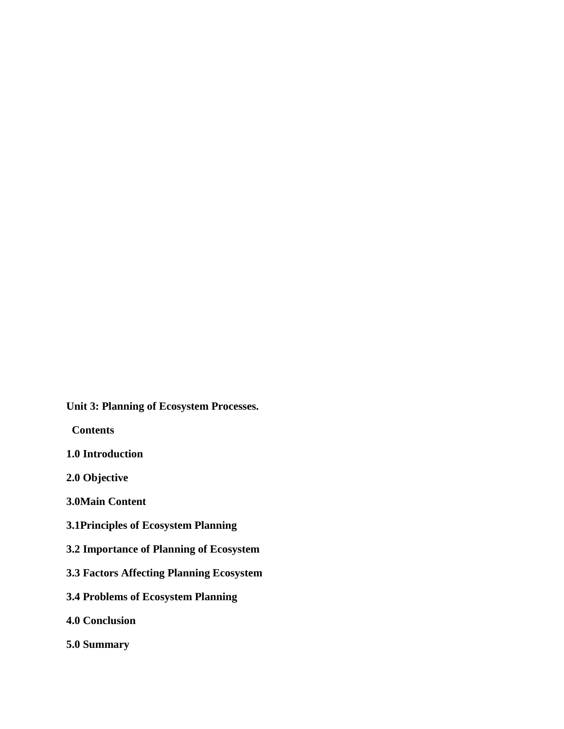## Unit 3: Planning of Ecosystem Processes.

**Contents**

**1.0 Introduction**

**2.0 Objective**

**3.0Main Content**

**3.1Principles of Ecosystem Planning**

**3.2 Importance of Planning of Ecosystem**

**3.3 Factors Affecting Planning Ecosystem**

**3.4 Problems of Ecosystem Planning**

**4.0 Conclusion**

**5.0 Summary**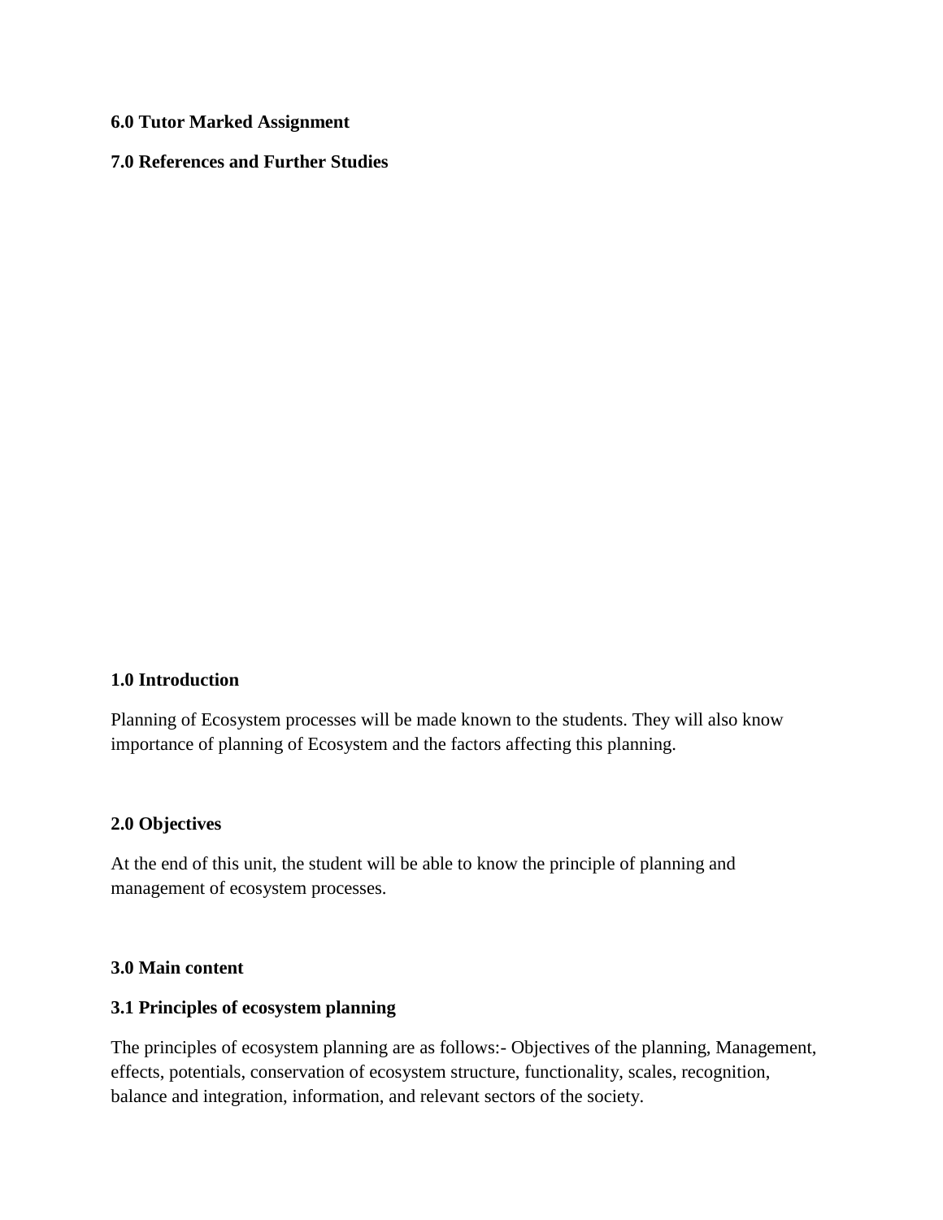**6.0 Tutor Marked Assignment**

**7.0 References and Further Studies**

**1.0 Introduction**

Planning of Ecosystem processes will be made known to the students. They will also know importance of planning of Ecosystem and the factors affecting this planning.

**2.0 Objectives**

At the end of this unit, the student will be able to know the principle of planning and management of ecosystem processes.

**3.0 Main content**

**3.1 Principles of ecosystem planning**

The principles of ecosystem planning are as follows:- Objectives of the planning, Management, effects, potentials, conservation of ecosystem structure, functionality, scales, recognition, balance and integration, information, and relevant sectors of the society.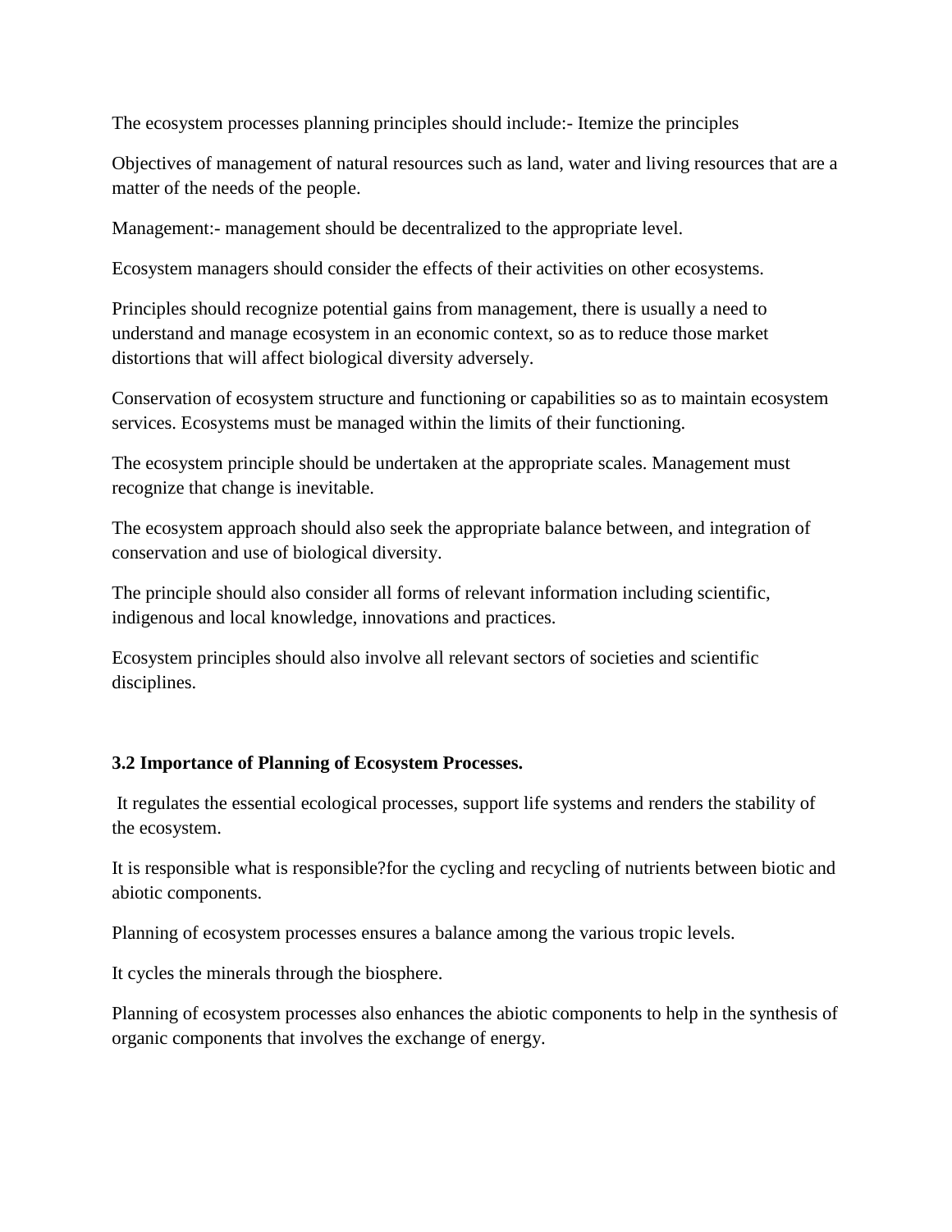The ecosystem processes planning principles should include:- Itemize the principles

Objectives of management of natural resources such as land, water and living resources that are a matter of the needs of the people.

Management:- management should be decentralized to the appropriate level.

Ecosystem managers should consider the effects of their activities on other ecosystems.

Principles should recognize potential gains from management, there is usually a need to understand and manage ecosystem in an economic context, so as to reduce those market distortions that will affect biological diversity adversely.

Conservation of ecosystem structure and functioning or capabilities so as to maintain ecosystem services. Ecosystems must be managed within the limits of their functioning.

The ecosystem principle should be undertaken at the appropriate scales. Management must recognize that change is inevitable.

The ecosystem approach should also seek the appropriate balance between, and integration of conservation and use of biological diversity.

The principle should also consider all forms of relevant information including scientific, indigenous and local knowledge, innovations and practices.

Ecosystem principles should also involve all relevant sectors of societies and scientific disciplines.

**3.2 Importance of Planning of Ecosystem Processes.**

It regulates the essential ecological processes, support life systems and renders the stability of the ecosystem.

It is responsible what is responsible?for the cycling and recycling of nutrients between biotic and abiotic components.

Planning of ecosystem processes ensures a balance among the various tropic levels.

It cycles the minerals through the biosphere.

Planning of ecosystem processes also enhances the abiotic components to help in the synthesis of organic components that involves the exchange of energy.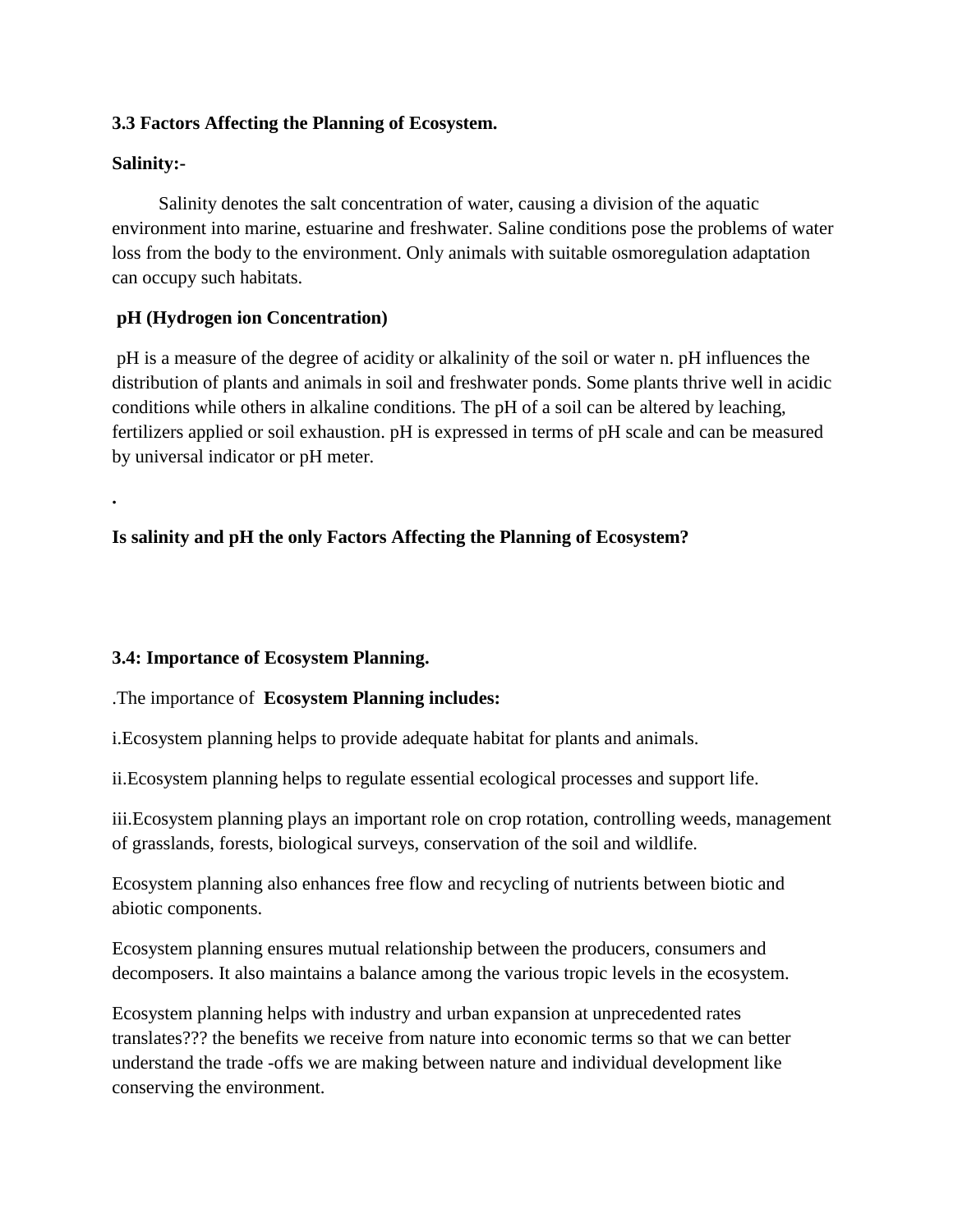**3.3 Factors Affecting the Planning of Ecosystem.**

**Salinity:-**

Salinity denotes the salt concentration of water, causing a division of the aquatic environment into marine, estuarine and freshwater. Saline conditions pose the problems of water loss from the body to the environment. Only animals with suitable osmoregulation adaptation can occupy such habitats.

**pH (Hydrogen ion Concentration)**

pH is a measure of the degree of acidity or alkalinity of the soil or water n. pH influences the distribution of plants and animals in soil and freshwater ponds. Some plants thrive well in acidic conditions while others in alkaline conditions. The pH of a soil can be altered by leaching, fertilizers applied or soil exhaustion. pH is expressed in terms of pH scale and can be measured by universal indicator or pH meter.

.

**Is salinity and pH the only Factors Affecting the Planning of Ecosystem?**

**3.4: Importance of Ecosystem Planning.**

.The importance of **Ecosystem Planning includes:**

i.Ecosystem planning helps to provide adequate habitat for plants and animals.

ii.Ecosystem planning helps to regulate essential ecological processes and support life.

iii.Ecosystem planning plays an important role on crop rotation, controlling weeds, management of grasslands, forests, biological surveys, conservation of the soil and wildlife.

Ecosystem planning also enhances free flow and recycling of nutrients between biotic and abiotic components.

Ecosystem planning ensures mutual relationship between the producers, consumers and decomposers. It also maintains a balance among the various tropic levels in the ecosystem.

Ecosystem planning helps with industry and urban expansion at unprecedented rates translates??? the benefits we receive from nature into economic terms so that we can better understand the trade -offs we are making between nature and individual development like conserving the environment.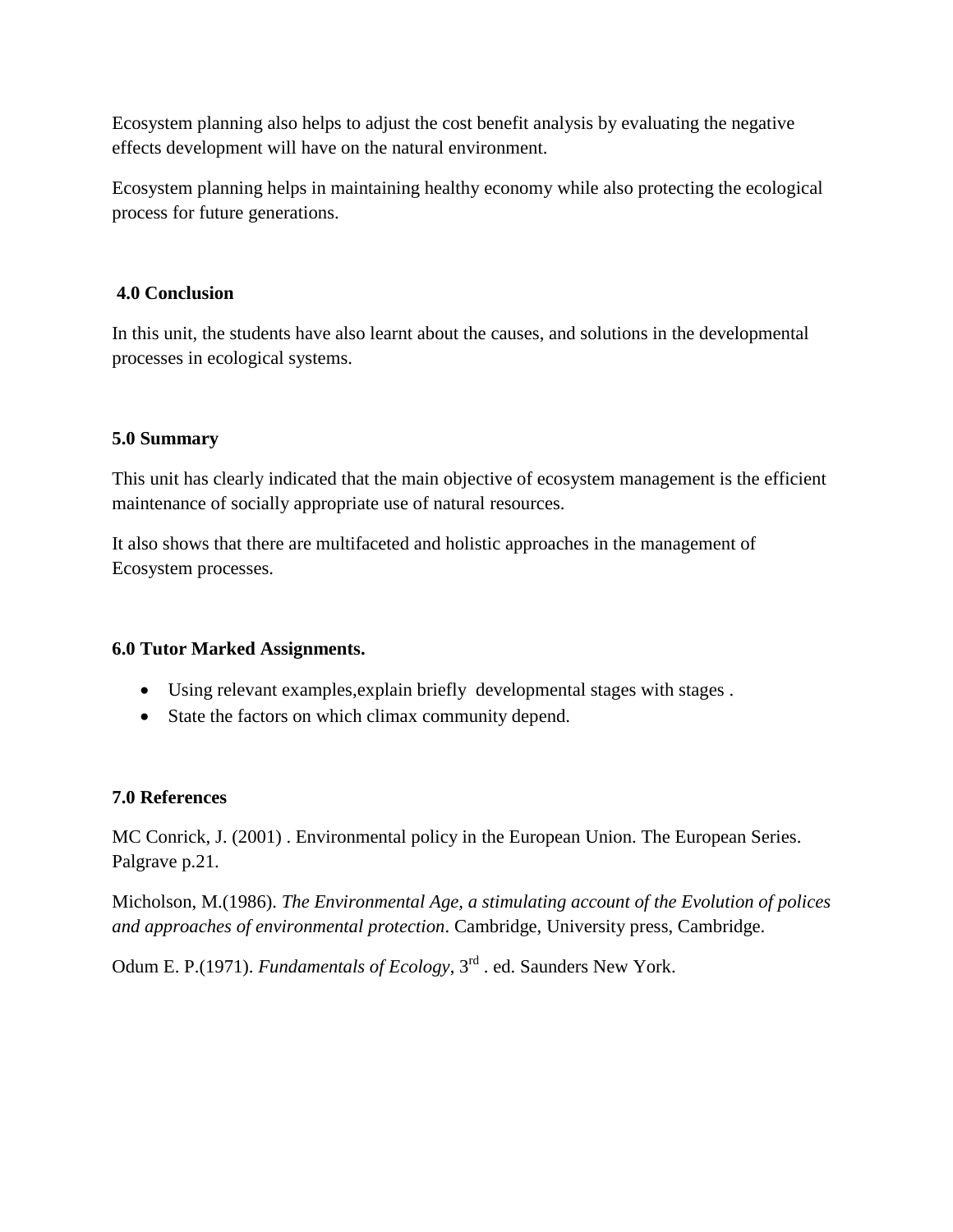Ecosystem planning also helps to adjust the cost benefit analysis by evaluating the negative effects development will have on the natural environment.

Ecosystem planning helps in maintaining healthy economy while also protecting the ecological process for future generations.

## 4.0 Conclusion

In this unit, the students have also learnt about the causes, and solutions in the developmental processes in ecological systems.

## 5.0 Summary

This unit has clearly indicated that the main objective of ecosystem management is the efficient maintenance of socially appropriate use of natural resources.

It also shows that there are multifaceted and holistic approaches in the management of Ecosystem processes.

## 6.0 Tutor Marked Assignments.

- Using relevant examples,explain briefly developmental stages with stages .
- State the factors on which climax community depend.

## 7.0 References

MC Conrick, J. (2001) . Environmental policy in the European Union. The European Series. Palgrave p.21.

Micholson, M.(1986). *The Environmental Age, a stimulating account of the Evolution of polices and approaches of environmental protection*. Cambridge, University press, Cambridge.

Odum E. P.(1971). *Fundamentals of Ecology*, 3rd . ed. Saunders New York.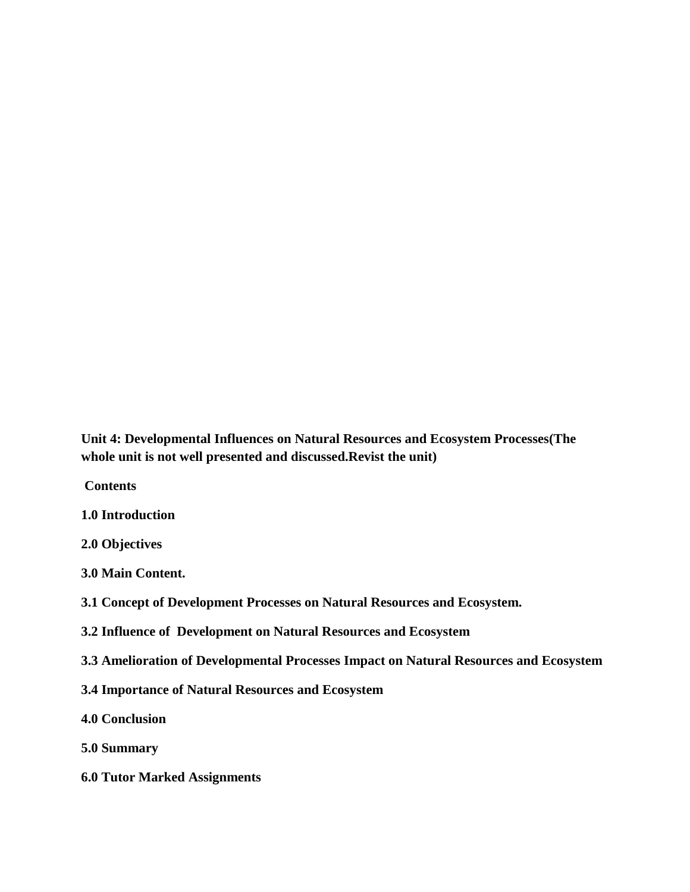**Unit 4: Developmental Influences on Natural Resources and Ecosystem Processes(The whole unit is not well presented and discussed.Revist the unit)**

**Contents**

**1.0 Introduction**

**2.0 Objectives**

**3.0 Main Content.**

**3.1 Concept of Development Processes on Natural Resources and Ecosystem.**

**3.2 Influence of Development on Natural Resources and Ecosystem**

**3.3 Amelioration of Developmental Processes Impact on Natural Resources and Ecosystem**

**3.4 Importance of Natural Resources and Ecosystem**

**4.0 Conclusion**

**5.0 Summary**

**6.0 Tutor Marked Assignments**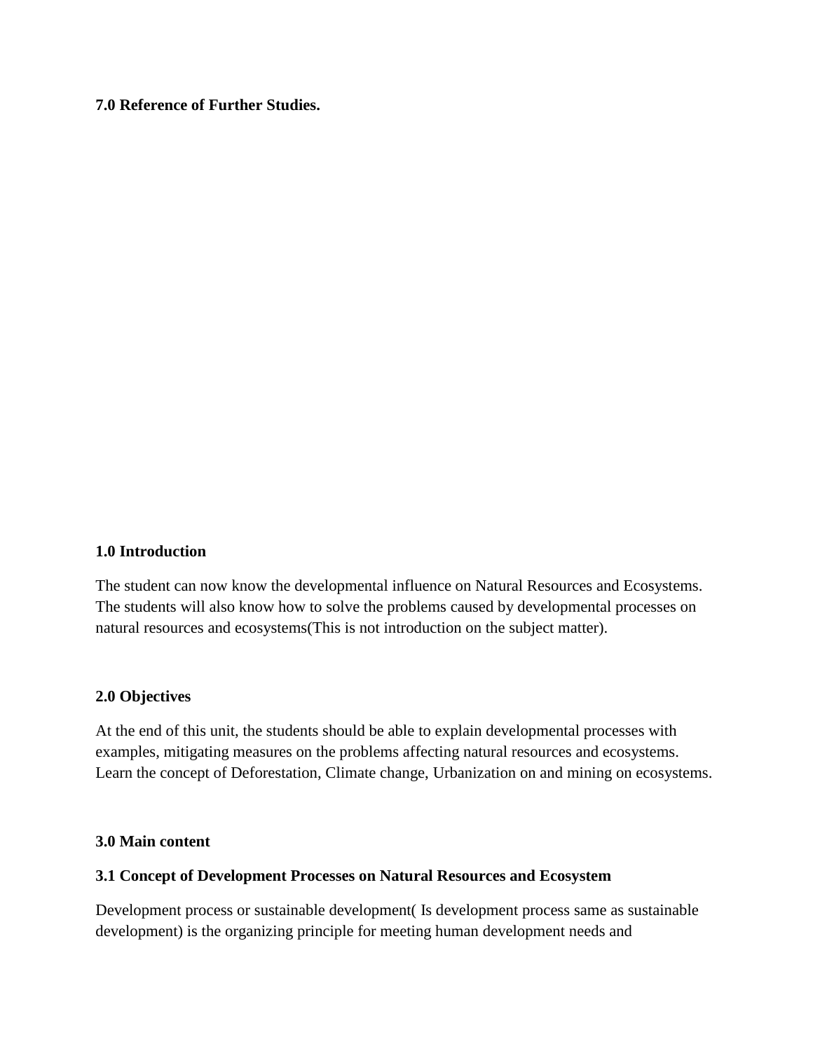**7.0 Reference of Further Studies.**

**1.0 Introduction**

The student can now know the developmental influence on Natural Resources and Ecosystems. The students will also know how to solve the problems caused by developmental processes on natural resources and ecosystems(This is not introduction on the subject matter).

**2.0 Objectives**

At the end of this unit, the students should be able to explain developmental processes with examples, mitigating measures on the problems affecting natural resources and ecosystems. Learn the concept of Deforestation, Climate change, Urbanization on and mining on ecosystems.

**3.0 Main content**

**3.1 Concept of Development Processes on Natural Resources and Ecosystem**

Development process or sustainable development( Is development process same as sustainable development) is the organizing principle for meeting human development needs and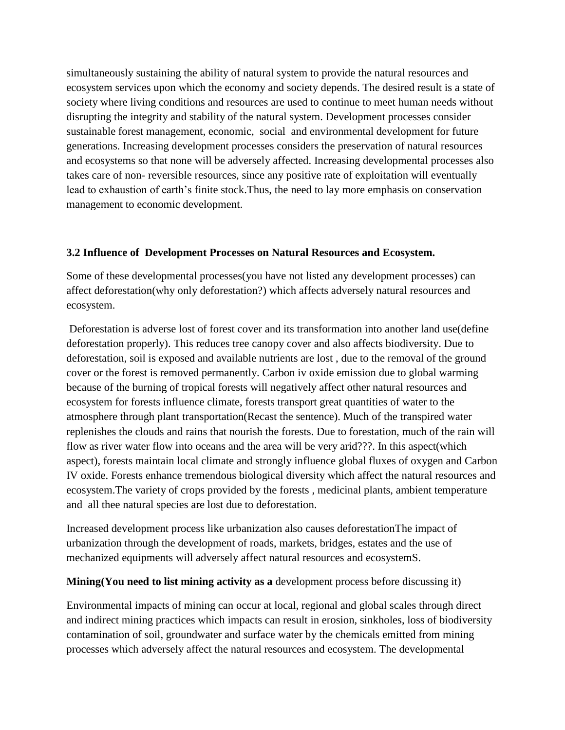simultaneously sustaining the ability of natural system to provide the natural resources and ecosystem services upon which the economy and society depends. The desired result is a state of society where living conditions and resources are used to continue to meet human needs without disrupting the integrity and stability of the natural system. Development processes consider sustainable forest management, economic, social and environmental development for future generations. Increasing development processes considers the preservation of natural resources and ecosystems so that none will be adversely affected. Increasing developmental processes also takes care of non- reversible resources, since any positive rate of exploitation will eventually lead to exhaustion of earth's finite stock.Thus, the need to lay more emphasis on conservation management to economic development.

**3.2 Influence of Development Processes on Natural Resources and Ecosystem.**

Some of these developmental processes(you have not listed any development processes) can affect deforestation(why only deforestation?) which affects adversely natural resources and ecosystem.

Deforestation is adverse lost of forest cover and its transformation into another land use(define deforestation properly). This reduces tree canopy cover and also affects biodiversity. Due to deforestation, soil is exposed and available nutrients are lost , due to the removal of the ground cover or the forest is removed permanently. Carbon iv oxide emission due to global warming because of the burning of tropical forests will negatively affect other natural resources and ecosystem for forests influence climate, forests transport great quantities of water to the atmosphere through plant transportation(Recast the sentence). Much of the transpired water replenishes the clouds and rains that nourish the forests. Due to forestation, much of the rain will flow as river water flow into oceans and the area will be very arid???. In this aspect(which aspect), forests maintain local climate and strongly influence global fluxes of oxygen and Carbon IV oxide. Forests enhance tremendous biological diversity which affect the natural resources and ecosystem.The variety of crops provided by the forests , medicinal plants, ambient temperature and all thee natural species are lost due to deforestation.

Increased development process like urbanization also causes deforestationThe impact of urbanization through the development of roads, markets, bridges, estates and the use of mechanized equipments will adversely affect natural resources and ecosystemS.

**Mining(You need to list mining activity as a** development process before discussing it)

Environmental impacts of mining can occur at local, regional and global scales through direct and indirect mining practices which impacts can result in erosion, sinkholes, loss of biodiversity contamination of soil, groundwater and surface water by the chemicals emitted from mining processes which adversely affect the natural resources and ecosystem. The developmental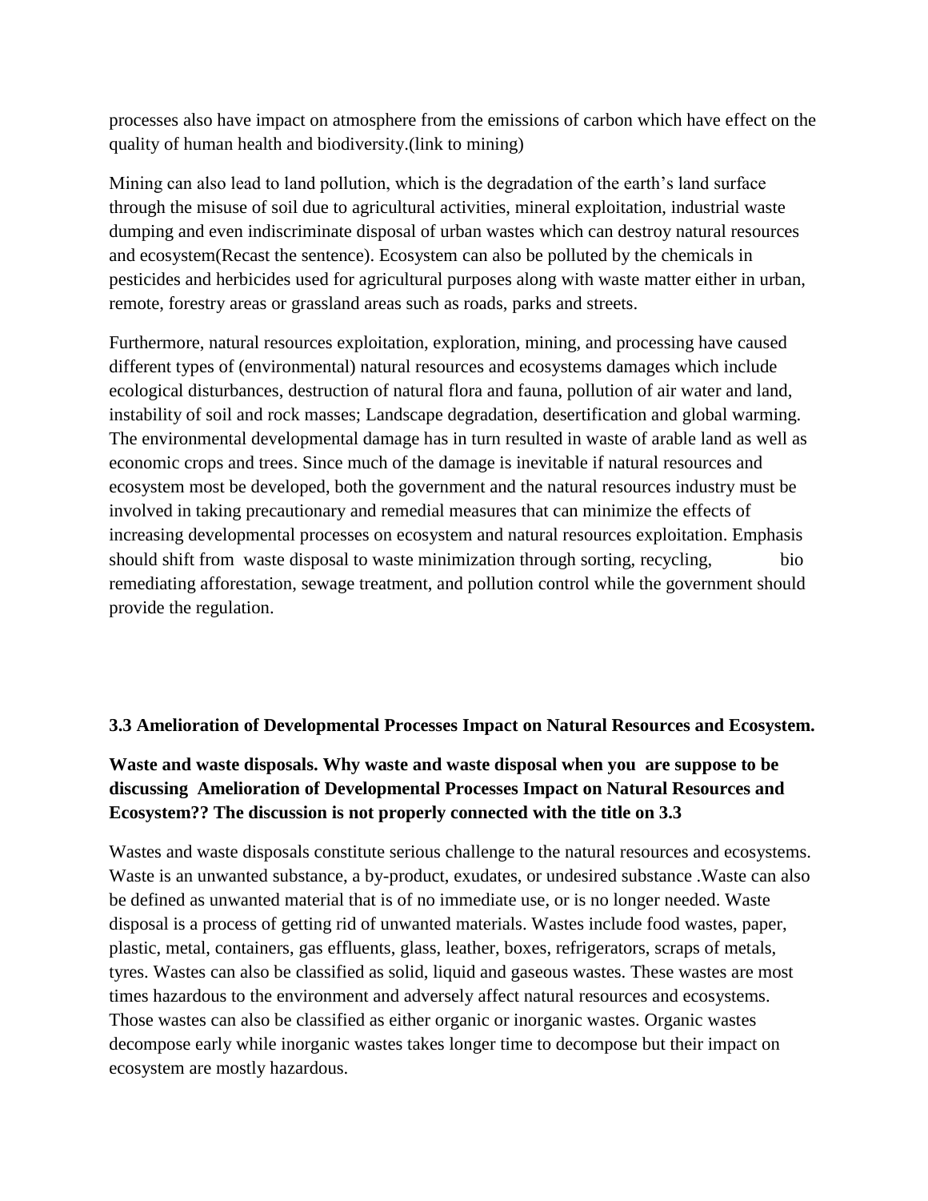processes also have impact on atmosphere from the emissions of carbon which have effect on the quality of human health and biodiversity.(link to mining)

Mining can also lead to land pollution, which is the degradation of the earth's land surface through the misuse of soil due to agricultural activities, mineral exploitation, industrial waste dumping and even indiscriminate disposal of urban wastes which can destroy natural resources and ecosystem(Recast the sentence). Ecosystem can also be polluted by the chemicals in pesticides and herbicides used for agricultural purposes along with waste matter either in urban, remote, forestry areas or grassland areas such as roads, parks and streets.

Furthermore, natural resources exploitation, exploration, mining, and processing have caused different types of (environmental) natural resources and ecosystems damages which include ecological disturbances, destruction of natural flora and fauna, pollution of air water and land, instability of soil and rock masses; Landscape degradation, desertification and global warming. The environmental developmental damage has in turn resulted in waste of arable land as well as economic crops and trees. Since much of the damage is inevitable if natural resources and ecosystem most be developed, both the government and the natural resources industry must be involved in taking precautionary and remedial measures that can minimize the effects of increasing developmental processes on ecosystem and natural resources exploitation. Emphasis should shift from waste disposal to waste minimization through sorting, recycling, bio remediating afforestation, sewage treatment, and pollution control while the government should provide the regulation.

### 3.3 Amelioration of Developmental Processes Impact on Natural Resources and Ecosystem.

**Waste and waste disposals. Why waste and waste disposal when you are suppose to be discussing Amelioration of Developmental Processes Impact on Natural Resources and Ecosystem?? The discussion is not properly connected with the title on 3.3**

Wastes and waste disposals constitute serious challenge to the natural resources and ecosystems. Waste is an unwanted substance, a by-product, exudates, or undesired substance .Waste can also be defined as unwanted material that is of no immediate use, or is no longer needed. Waste disposal is a process of getting rid of unwanted materials. Wastes include food wastes, paper, plastic, metal, containers, gas effluents, glass, leather, boxes, refrigerators, scraps of metals, tyres. Wastes can also be classified as solid, liquid and gaseous wastes. These wastes are most times hazardous to the environment and adversely affect natural resources and ecosystems. Those wastes can also be classified as either organic or inorganic wastes. Organic wastes decompose early while inorganic wastes takes longer time to decompose but their impact on ecosystem are mostly hazardous.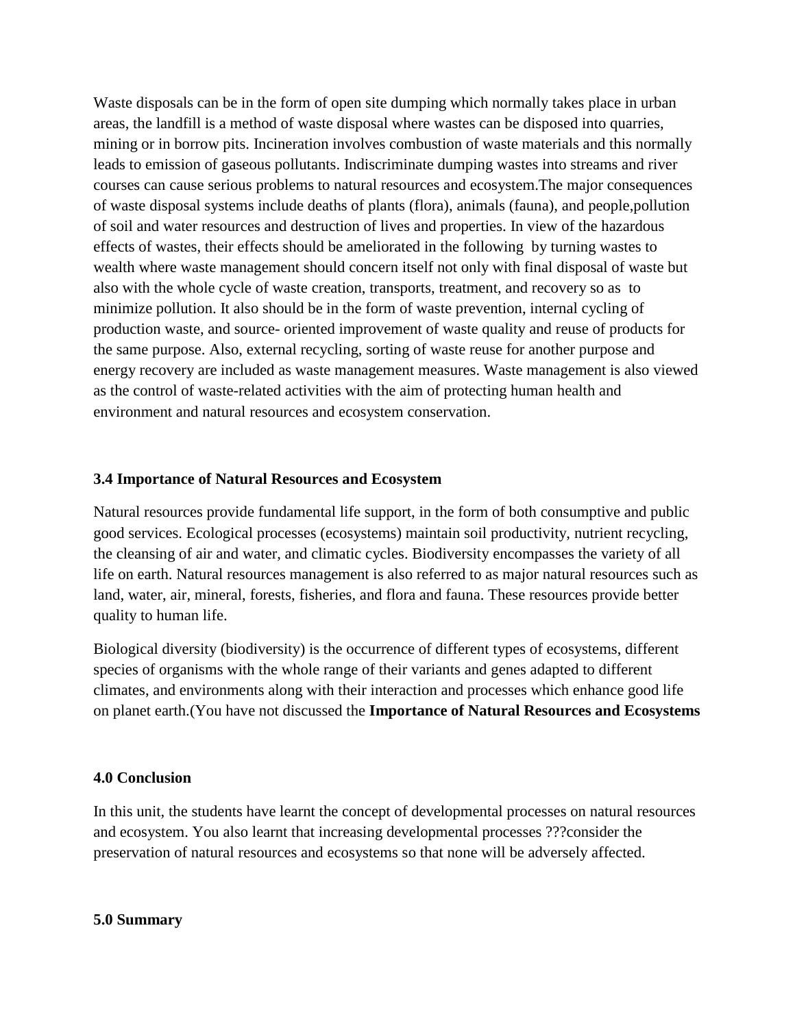Waste disposals can be in the form of open site dumping which normally takes place in urban areas, the landfill is a method of waste disposal where wastes can be disposed into quarries, mining or in borrow pits. Incineration involves combustion of waste materials and this normally leads to emission of gaseous pollutants. Indiscriminate dumping wastes into streams and river courses can cause serious problems to natural resources and ecosystem.The major consequences of waste disposal systems include deaths of plants (flora), animals (fauna), and people,pollution of soil and water resources and destruction of lives and properties. In view of the hazardous effects of wastes, their effects should be ameliorated in the following by turning wastes to wealth where waste management should concern itself not only with final disposal of waste but also with the whole cycle of waste creation, transports, treatment, and recovery so as to minimize pollution. It also should be in the form of waste prevention, internal cycling of production waste, and source- oriented improvement of waste quality and reuse of products for the same purpose. Also, external recycling, sorting of waste reuse for another purpose and energy recovery are included as waste management measures. Waste management is also viewed as the control of waste-related activities with the aim of protecting human health and environment and natural resources and ecosystem conservation.

### 3.4 Importance of Natural Resources and Ecosystem

Natural resources provide fundamental life support, in the form of both consumptive and public good services. Ecological processes (ecosystems) maintain soil productivity, nutrient recycling, the cleansing of air and water, and climatic cycles. Biodiversity encompasses the variety of all life on earth. Natural resources management is also referred to as major natural resources such as land, water, air, mineral, forests, fisheries, and flora and fauna. These resources provide better quality to human life.

Biological diversity (biodiversity) is the occurrence of different types of ecosystems, different species of organisms with the whole range of their variants and genes adapted to different climates, and environments along with their interaction and processes which enhance good life on planet earth.(You have not discussed the **Importance of Natural Resources and Ecosystems**

## 4.0 Conclusion

In this unit, the students have learnt the concept of developmental processes on natural resources and ecosystem. You also learnt that increasing developmental processes ???consider the preservation of natural resources and ecosystems so that none will be adversely affected.

## 5.0 Summary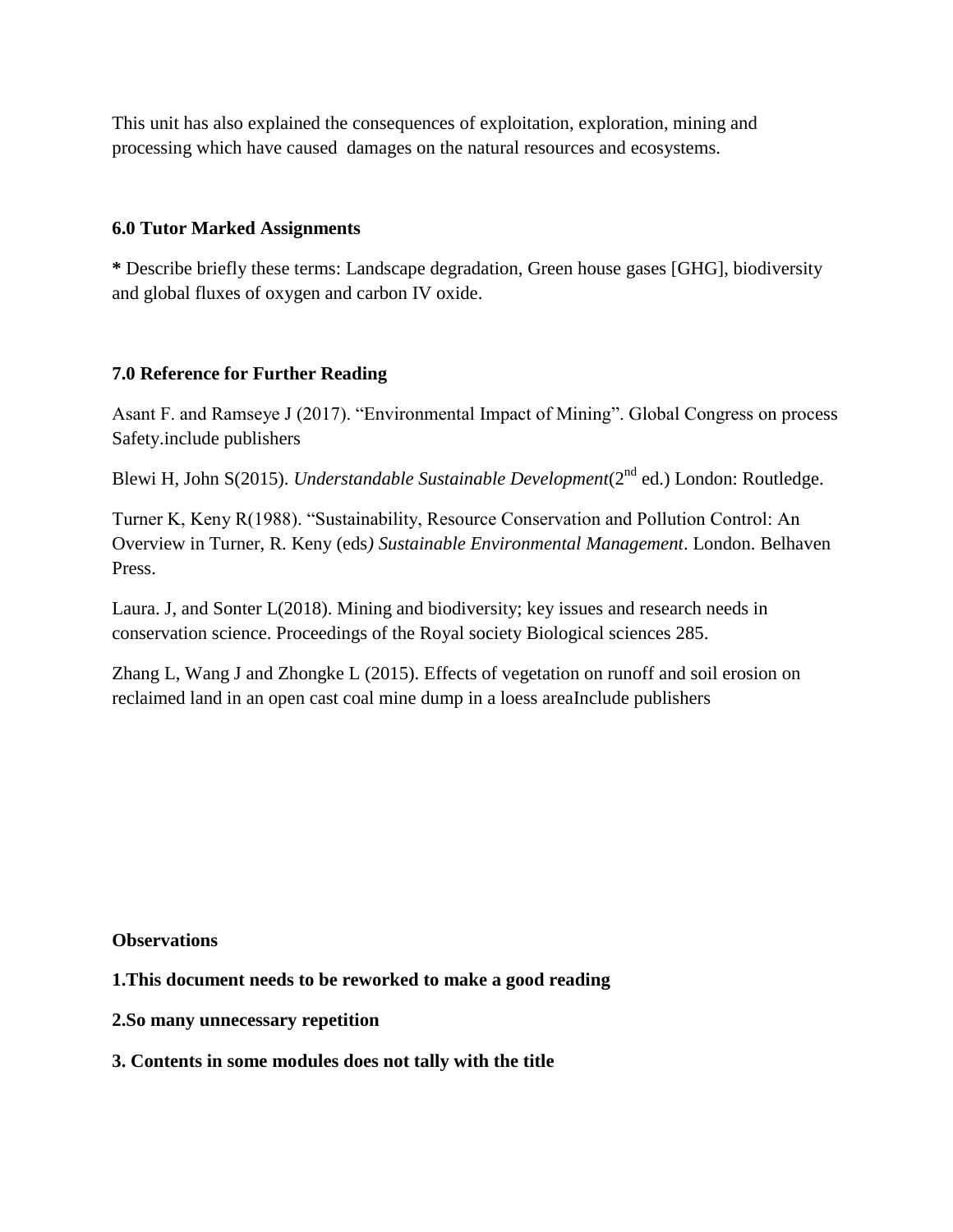This unit has also explained the consequences of exploitation, exploration, mining and processing which have caused damages on the natural resources and ecosystems.

## 6.0 Tutor Marked Assignments

**\*** Describe briefly these terms: Landscape degradation, Green house gases [GHG], biodiversity and global fluxes of oxygen and carbon IV oxide.

## 7.0 Reference for Further Reading

Asant F. and Ramseye J (2017). "Environmental Impact of Mining". Global Congress on process Safety.include publishers

Blewi H, John S(2015). *Understandable Sustainable Development*(2nd ed.) London: Routledge.

Turner K, Keny R(1988). "Sustainability, Resource Conservation and Pollution Control: An Overview in Turner, R. Keny (eds*) Sustainable Environmental Management*. London. Belhaven Press.

Laura. J, and Sonter L(2018). Mining and biodiversity; key issues and research needs in conservation science. Proceedings of the Royal society Biological sciences 285.

Zhang L, Wang J and Zhongke L (2015). Effects of vegetation on runoff and soil erosion on reclaimed land in an open cast coal mine dump in a loess areaInclude publishers

**Observations**

**1.This document needs to be reworked to make a good reading**

**2.So many unnecessary repetition**

**3. Contents in some modules does not tally with the title**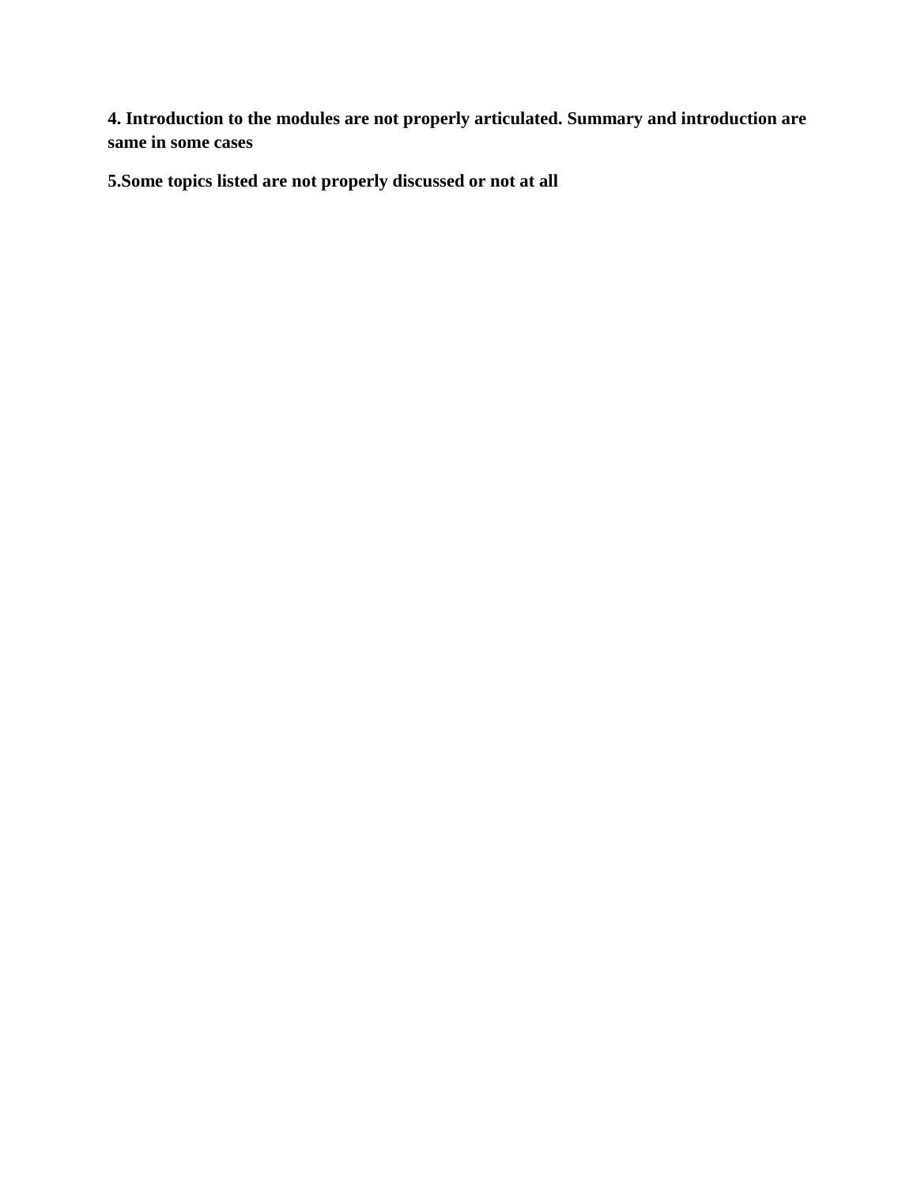**4. Introduction to the modules are not properly articulated. Summary and introduction are same in some cases**

**5.Some topics listed are not properly discussed or not at all**